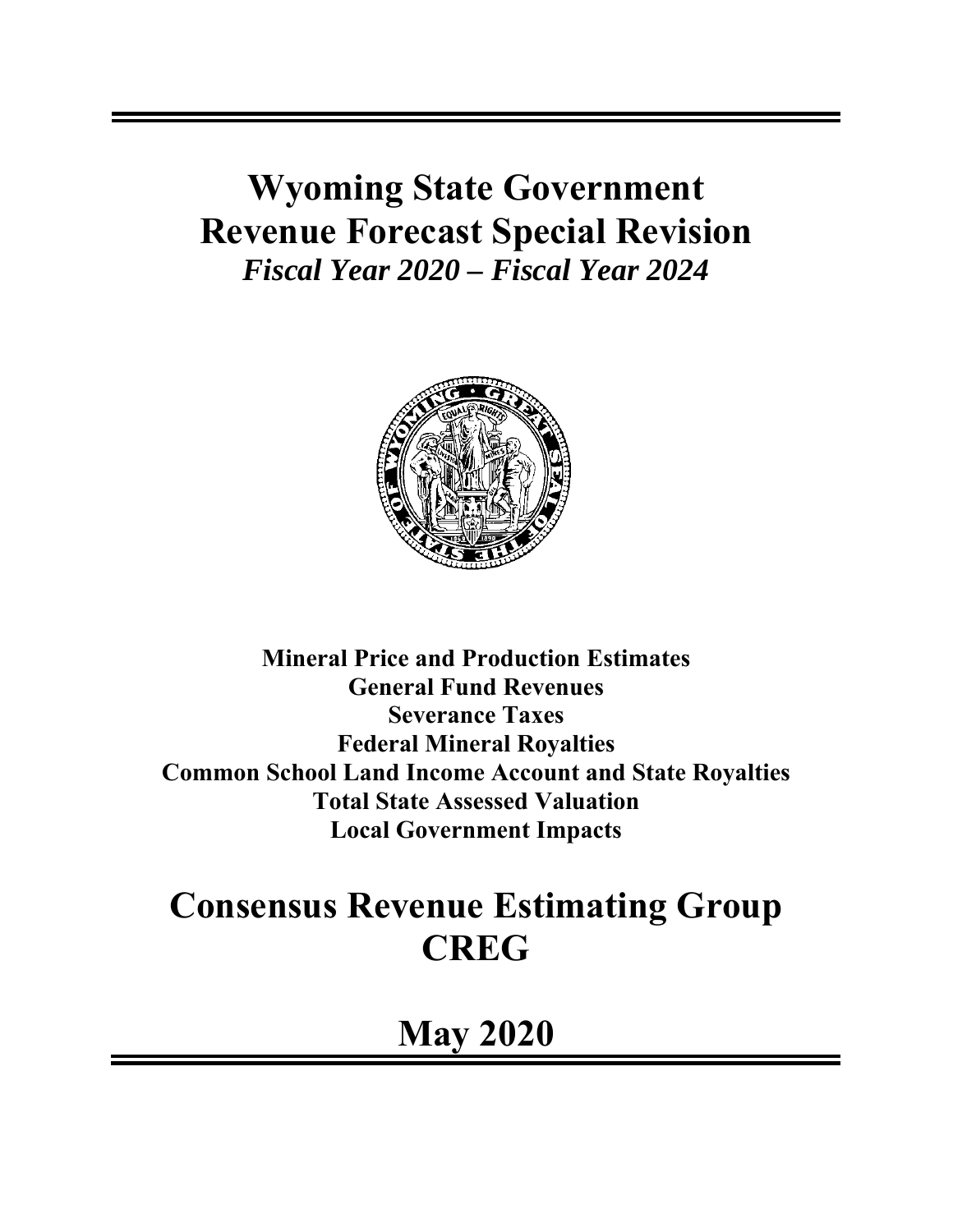# Wyoming State Government
# Revenue Forecast Special Revision
### *Fiscal Year 2020 – Fiscal Year 2024*

**Mineral Price and Production Estimates**
**General Fund Revenues**
**Severance Taxes**
**Federal Mineral Royalties**
**Common School Land Income Account and State Royalties**
**Total State Assessed Valuation**
**Local Government Impacts**

# Consensus Revenue Estimating Group
# CREG

# May 2020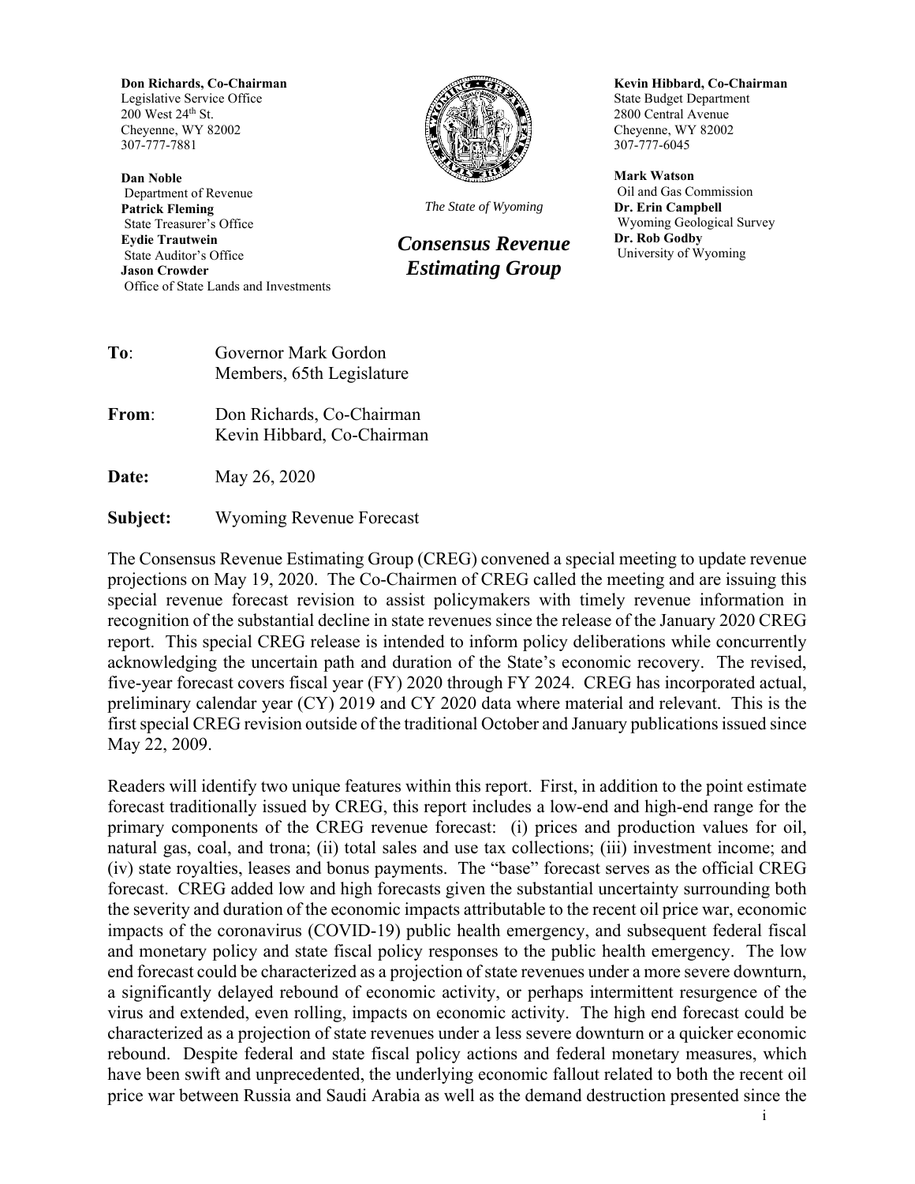**Don Richards, Co-Chairman**
Legislative Service Office
200 West 24th St.
Cheyenne, WY 82002
307-777-7881

**Dan Noble**
Department of Revenue
**Patrick Fleming**
State Treasurer's Office
**Eydie Trautwein**
State Auditor's Office
**Jason Crowder**
Office of State Lands and Investments

*The State of Wyoming*

***Consensus Revenue Estimating Group***

**Kevin Hibbard, Co-Chairman**
State Budget Department
2800 Central Avenue
Cheyenne, WY 82002
307-777-6045

**Mark Watson**
Oil and Gas Commission
**Dr. Erin Campbell**
Wyoming Geological Survey
**Dr. Rob Godby**
University of Wyoming

**To**: Governor Mark Gordon
Members, 65th Legislature

**From**: Don Richards, Co-Chairman
Kevin Hibbard, Co-Chairman

**Date:** May 26, 2020

**Subject:** Wyoming Revenue Forecast

The Consensus Revenue Estimating Group (CREG) convened a special meeting to update revenue projections on May 19, 2020. The Co-Chairmen of CREG called the meeting and are issuing this special revenue forecast revision to assist policymakers with timely revenue information in recognition of the substantial decline in state revenues since the release of the January 2020 CREG report. This special CREG release is intended to inform policy deliberations while concurrently acknowledging the uncertain path and duration of the State's economic recovery. The revised, five-year forecast covers fiscal year (FY) 2020 through FY 2024. CREG has incorporated actual, preliminary calendar year (CY) 2019 and CY 2020 data where material and relevant. This is the first special CREG revision outside of the traditional October and January publications issued since May 22, 2009.

Readers will identify two unique features within this report. First, in addition to the point estimate forecast traditionally issued by CREG, this report includes a low-end and high-end range for the primary components of the CREG revenue forecast: (i) prices and production values for oil, natural gas, coal, and trona; (ii) total sales and use tax collections; (iii) investment income; and (iv) state royalties, leases and bonus payments. The "base" forecast serves as the official CREG forecast. CREG added low and high forecasts given the substantial uncertainty surrounding both the severity and duration of the economic impacts attributable to the recent oil price war, economic impacts of the coronavirus (COVID-19) public health emergency, and subsequent federal fiscal and monetary policy and state fiscal policy responses to the public health emergency. The low end forecast could be characterized as a projection of state revenues under a more severe downturn, a significantly delayed rebound of economic activity, or perhaps intermittent resurgence of the virus and extended, even rolling, impacts on economic activity. The high end forecast could be characterized as a projection of state revenues under a less severe downturn or a quicker economic rebound. Despite federal and state fiscal policy actions and federal monetary measures, which have been swift and unprecedented, the underlying economic fallout related to both the recent oil price war between Russia and Saudi Arabia as well as the demand destruction presented since the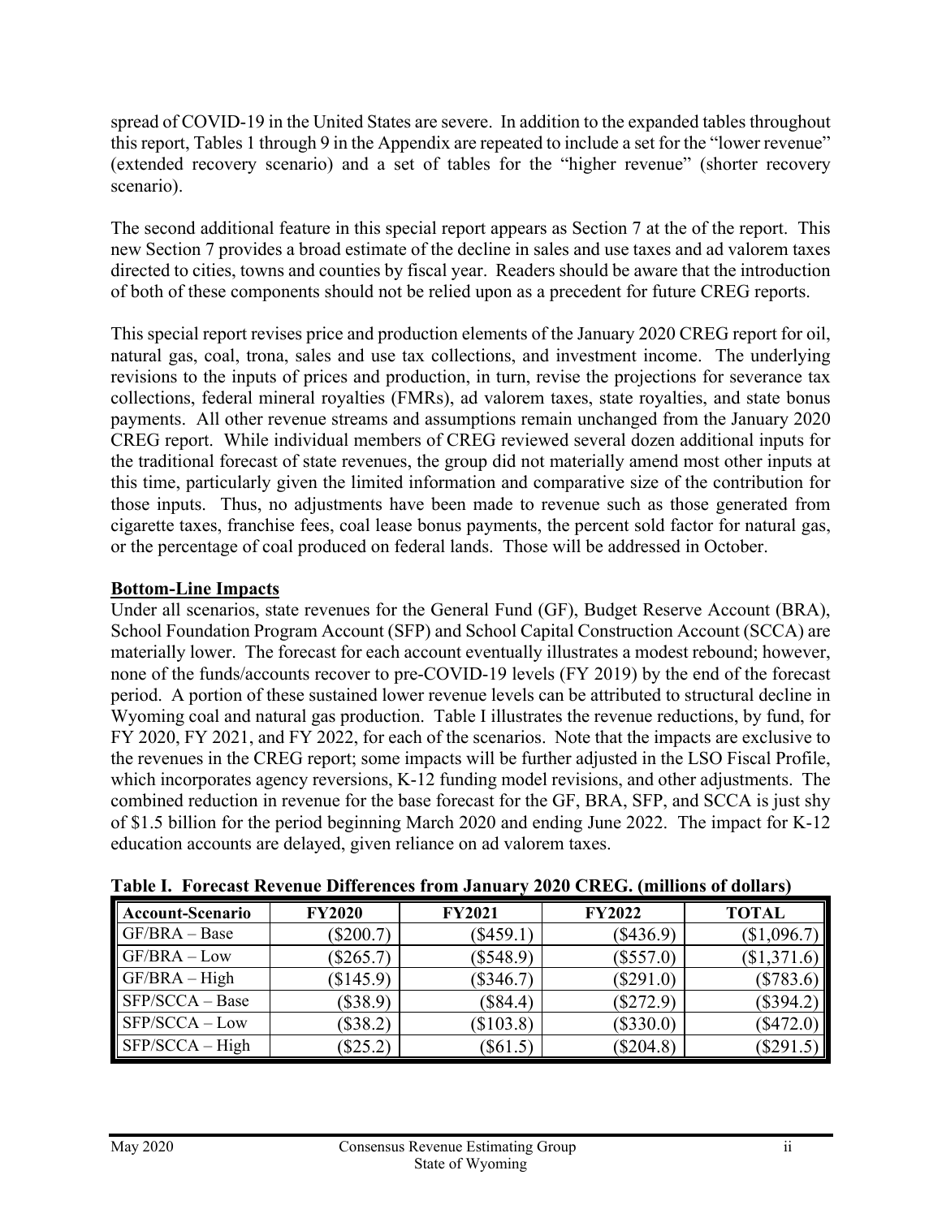spread of COVID-19 in the United States are severe. In addition to the expanded tables throughout this report, Tables 1 through 9 in the Appendix are repeated to include a set for the "lower revenue" (extended recovery scenario) and a set of tables for the "higher revenue" (shorter recovery scenario).

The second additional feature in this special report appears as Section 7 at the of the report. This new Section 7 provides a broad estimate of the decline in sales and use taxes and ad valorem taxes directed to cities, towns and counties by fiscal year. Readers should be aware that the introduction of both of these components should not be relied upon as a precedent for future CREG reports.

This special report revises price and production elements of the January 2020 CREG report for oil, natural gas, coal, trona, sales and use tax collections, and investment income. The underlying revisions to the inputs of prices and production, in turn, revise the projections for severance tax collections, federal mineral royalties (FMRs), ad valorem taxes, state royalties, and state bonus payments. All other revenue streams and assumptions remain unchanged from the January 2020 CREG report. While individual members of CREG reviewed several dozen additional inputs for the traditional forecast of state revenues, the group did not materially amend most other inputs at this time, particularly given the limited information and comparative size of the contribution for those inputs. Thus, no adjustments have been made to revenue such as those generated from cigarette taxes, franchise fees, coal lease bonus payments, the percent sold factor for natural gas, or the percentage of coal produced on federal lands. Those will be addressed in October.

## Bottom-Line Impacts

Under all scenarios, state revenues for the General Fund (GF), Budget Reserve Account (BRA), School Foundation Program Account (SFP) and School Capital Construction Account (SCCA) are materially lower. The forecast for each account eventually illustrates a modest rebound; however, none of the funds/accounts recover to pre-COVID-19 levels (FY 2019) by the end of the forecast period. A portion of these sustained lower revenue levels can be attributed to structural decline in Wyoming coal and natural gas production. Table I illustrates the revenue reductions, by fund, for FY 2020, FY 2021, and FY 2022, for each of the scenarios. Note that the impacts are exclusive to the revenues in the CREG report; some impacts will be further adjusted in the LSO Fiscal Profile, which incorporates agency reversions, K-12 funding model revisions, and other adjustments. The combined reduction in revenue for the base forecast for the GF, BRA, SFP, and SCCA is just shy of $1.5 billion for the period beginning March 2020 and ending June 2022. The impact for K-12 education accounts are delayed, given reliance on ad valorem taxes.

**Table I. Forecast Revenue Differences from January 2020 CREG. (millions of dollars)**

| Account-Scenario | FY2020 | FY2021 | FY2022 | TOTAL |
|---|---|---|---|---|
| GF/BRA – Base | ($200.7) | ($459.1) | ($436.9) | ($1,096.7) |
| GF/BRA – Low | ($265.7) | ($548.9) | ($557.0) | ($1,371.6) |
| GF/BRA – High | ($145.9) | ($346.7) | ($291.0) | ($783.6) |
| SFP/SCCA – Base | ($38.9) | ($84.4) | ($272.9) | ($394.2) |
| SFP/SCCA – Low | ($38.2) | ($103.8) | ($330.0) | ($472.0) |
| SFP/SCCA – High | ($25.2) | ($61.5) | ($204.8) | ($291.5) |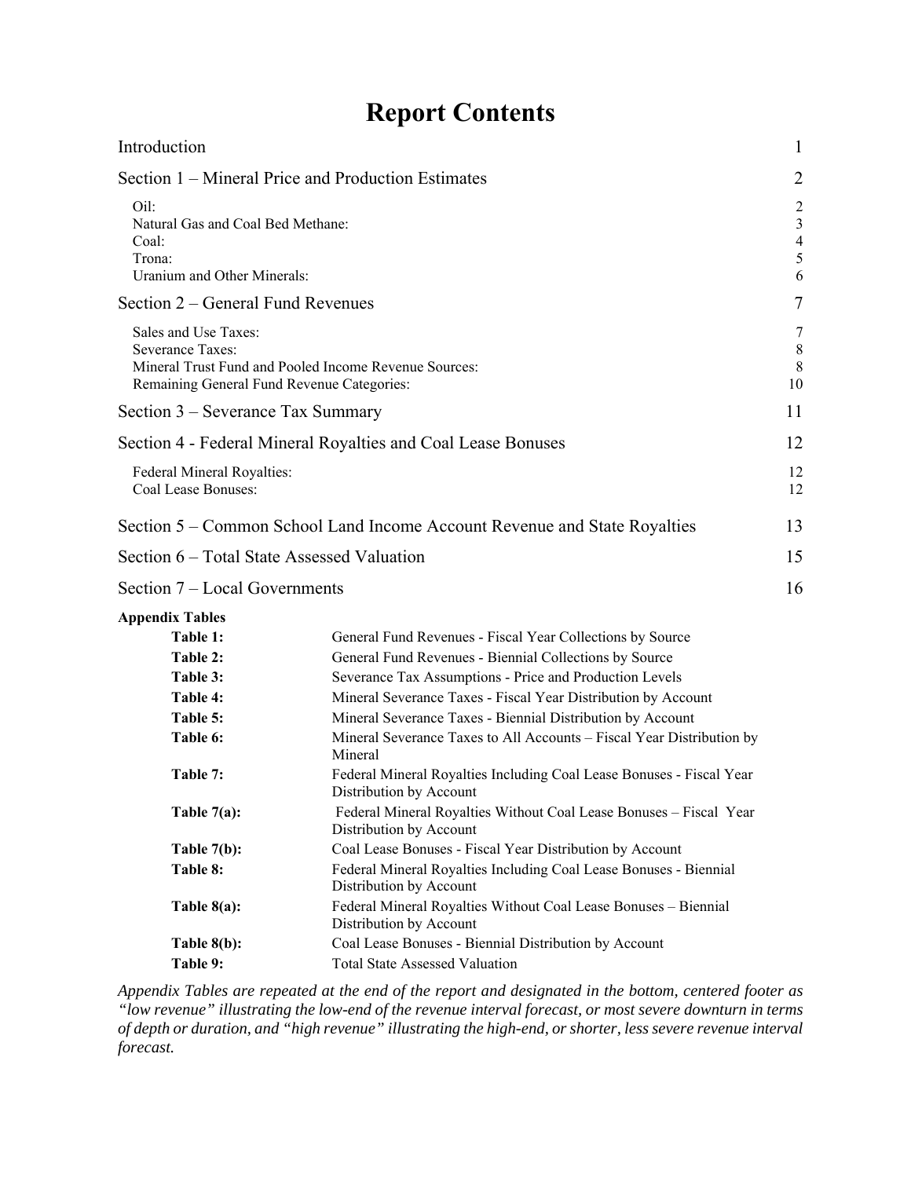# Report Contents

| | |
|---|---|
| Introduction | 1 |
| Section 1 – Mineral Price and Production Estimates | 2 |
| Oil: | 2 |
| Natural Gas and Coal Bed Methane: | 3 |
| Coal: | 4 |
| Trona: | 5 |
| Uranium and Other Minerals: | 6 |
| Section 2 – General Fund Revenues | 7 |
| Sales and Use Taxes: | 7 |
| Severance Taxes: | 8 |
| Mineral Trust Fund and Pooled Income Revenue Sources: | 8 |
| Remaining General Fund Revenue Categories: | 10 |
| Section 3 – Severance Tax Summary | 11 |
| Section 4 - Federal Mineral Royalties and Coal Lease Bonuses | 12 |
| Federal Mineral Royalties: | 12 |
| Coal Lease Bonuses: | 12 |
| Section 5 – Common School Land Income Account Revenue and State Royalties | 13 |
| Section 6 – Total State Assessed Valuation | 15 |
| Section 7 – Local Governments | 16 |

**Appendix Tables**

| | |
|---|---|
| **Table 1:** | General Fund Revenues - Fiscal Year Collections by Source |
| **Table 2:** | General Fund Revenues - Biennial Collections by Source |
| **Table 3:** | Severance Tax Assumptions - Price and Production Levels |
| **Table 4:** | Mineral Severance Taxes - Fiscal Year Distribution by Account |
| **Table 5:** | Mineral Severance Taxes - Biennial Distribution by Account |
| **Table 6:** | Mineral Severance Taxes to All Accounts – Fiscal Year Distribution by Mineral |
| **Table 7:** | Federal Mineral Royalties Including Coal Lease Bonuses - Fiscal Year Distribution by Account |
| **Table 7(a):** | Federal Mineral Royalties Without Coal Lease Bonuses – Fiscal Year Distribution by Account |
| **Table 7(b):** | Coal Lease Bonuses - Fiscal Year Distribution by Account |
| **Table 8:** | Federal Mineral Royalties Including Coal Lease Bonuses - Biennial Distribution by Account |
| **Table 8(a):** | Federal Mineral Royalties Without Coal Lease Bonuses – Biennial Distribution by Account |
| **Table 8(b):** | Coal Lease Bonuses - Biennial Distribution by Account |
| **Table 9:** | Total State Assessed Valuation |

*Appendix Tables are repeated at the end of the report and designated in the bottom, centered footer as "low revenue" illustrating the low-end of the revenue interval forecast, or most severe downturn in terms of depth or duration, and "high revenue" illustrating the high-end, or shorter, less severe revenue interval forecast.*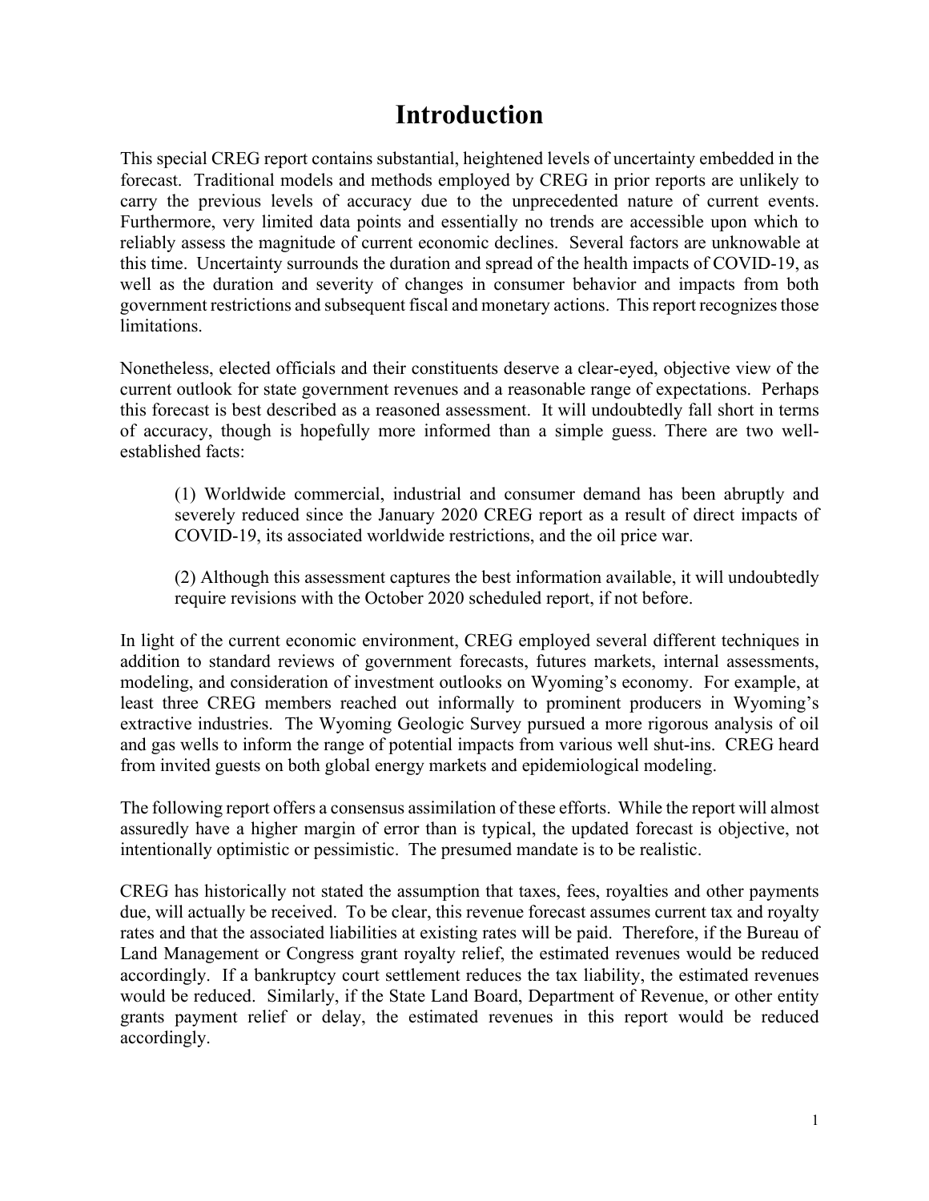# Introduction

This special CREG report contains substantial, heightened levels of uncertainty embedded in the forecast. Traditional models and methods employed by CREG in prior reports are unlikely to carry the previous levels of accuracy due to the unprecedented nature of current events. Furthermore, very limited data points and essentially no trends are accessible upon which to reliably assess the magnitude of current economic declines. Several factors are unknowable at this time. Uncertainty surrounds the duration and spread of the health impacts of COVID-19, as well as the duration and severity of changes in consumer behavior and impacts from both government restrictions and subsequent fiscal and monetary actions. This report recognizes those limitations.

Nonetheless, elected officials and their constituents deserve a clear-eyed, objective view of the current outlook for state government revenues and a reasonable range of expectations. Perhaps this forecast is best described as a reasoned assessment. It will undoubtedly fall short in terms of accuracy, though is hopefully more informed than a simple guess. There are two well-established facts:

> (1) Worldwide commercial, industrial and consumer demand has been abruptly and severely reduced since the January 2020 CREG report as a result of direct impacts of COVID-19, its associated worldwide restrictions, and the oil price war.
>
> (2) Although this assessment captures the best information available, it will undoubtedly require revisions with the October 2020 scheduled report, if not before.

In light of the current economic environment, CREG employed several different techniques in addition to standard reviews of government forecasts, futures markets, internal assessments, modeling, and consideration of investment outlooks on Wyoming's economy. For example, at least three CREG members reached out informally to prominent producers in Wyoming's extractive industries. The Wyoming Geologic Survey pursued a more rigorous analysis of oil and gas wells to inform the range of potential impacts from various well shut-ins. CREG heard from invited guests on both global energy markets and epidemiological modeling.

The following report offers a consensus assimilation of these efforts. While the report will almost assuredly have a higher margin of error than is typical, the updated forecast is objective, not intentionally optimistic or pessimistic. The presumed mandate is to be realistic.

CREG has historically not stated the assumption that taxes, fees, royalties and other payments due, will actually be received. To be clear, this revenue forecast assumes current tax and royalty rates and that the associated liabilities at existing rates will be paid. Therefore, if the Bureau of Land Management or Congress grant royalty relief, the estimated revenues would be reduced accordingly. If a bankruptcy court settlement reduces the tax liability, the estimated revenues would be reduced. Similarly, if the State Land Board, Department of Revenue, or other entity grants payment relief or delay, the estimated revenues in this report would be reduced accordingly.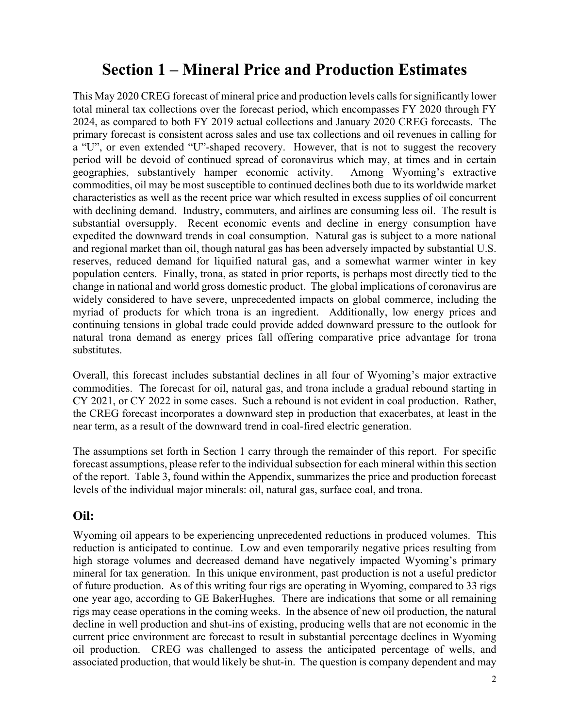# Section 1 – Mineral Price and Production Estimates

This May 2020 CREG forecast of mineral price and production levels calls for significantly lower total mineral tax collections over the forecast period, which encompasses FY 2020 through FY 2024, as compared to both FY 2019 actual collections and January 2020 CREG forecasts. The primary forecast is consistent across sales and use tax collections and oil revenues in calling for a "U", or even extended "U"-shaped recovery. However, that is not to suggest the recovery period will be devoid of continued spread of coronavirus which may, at times and in certain geographies, substantively hamper economic activity. Among Wyoming's extractive commodities, oil may be most susceptible to continued declines both due to its worldwide market characteristics as well as the recent price war which resulted in excess supplies of oil concurrent with declining demand. Industry, commuters, and airlines are consuming less oil. The result is substantial oversupply. Recent economic events and decline in energy consumption have expedited the downward trends in coal consumption. Natural gas is subject to a more national and regional market than oil, though natural gas has been adversely impacted by substantial U.S. reserves, reduced demand for liquified natural gas, and a somewhat warmer winter in key population centers. Finally, trona, as stated in prior reports, is perhaps most directly tied to the change in national and world gross domestic product. The global implications of coronavirus are widely considered to have severe, unprecedented impacts on global commerce, including the myriad of products for which trona is an ingredient. Additionally, low energy prices and continuing tensions in global trade could provide added downward pressure to the outlook for natural trona demand as energy prices fall offering comparative price advantage for trona substitutes.

Overall, this forecast includes substantial declines in all four of Wyoming's major extractive commodities. The forecast for oil, natural gas, and trona include a gradual rebound starting in CY 2021, or CY 2022 in some cases. Such a rebound is not evident in coal production. Rather, the CREG forecast incorporates a downward step in production that exacerbates, at least in the near term, as a result of the downward trend in coal-fired electric generation.

The assumptions set forth in Section 1 carry through the remainder of this report. For specific forecast assumptions, please refer to the individual subsection for each mineral within this section of the report. Table 3, found within the Appendix, summarizes the price and production forecast levels of the individual major minerals: oil, natural gas, surface coal, and trona.

## Oil:

Wyoming oil appears to be experiencing unprecedented reductions in produced volumes. This reduction is anticipated to continue. Low and even temporarily negative prices resulting from high storage volumes and decreased demand have negatively impacted Wyoming's primary mineral for tax generation. In this unique environment, past production is not a useful predictor of future production. As of this writing four rigs are operating in Wyoming, compared to 33 rigs one year ago, according to GE BakerHughes. There are indications that some or all remaining rigs may cease operations in the coming weeks. In the absence of new oil production, the natural decline in well production and shut-ins of existing, producing wells that are not economic in the current price environment are forecast to result in substantial percentage declines in Wyoming oil production. CREG was challenged to assess the anticipated percentage of wells, and associated production, that would likely be shut-in. The question is company dependent and may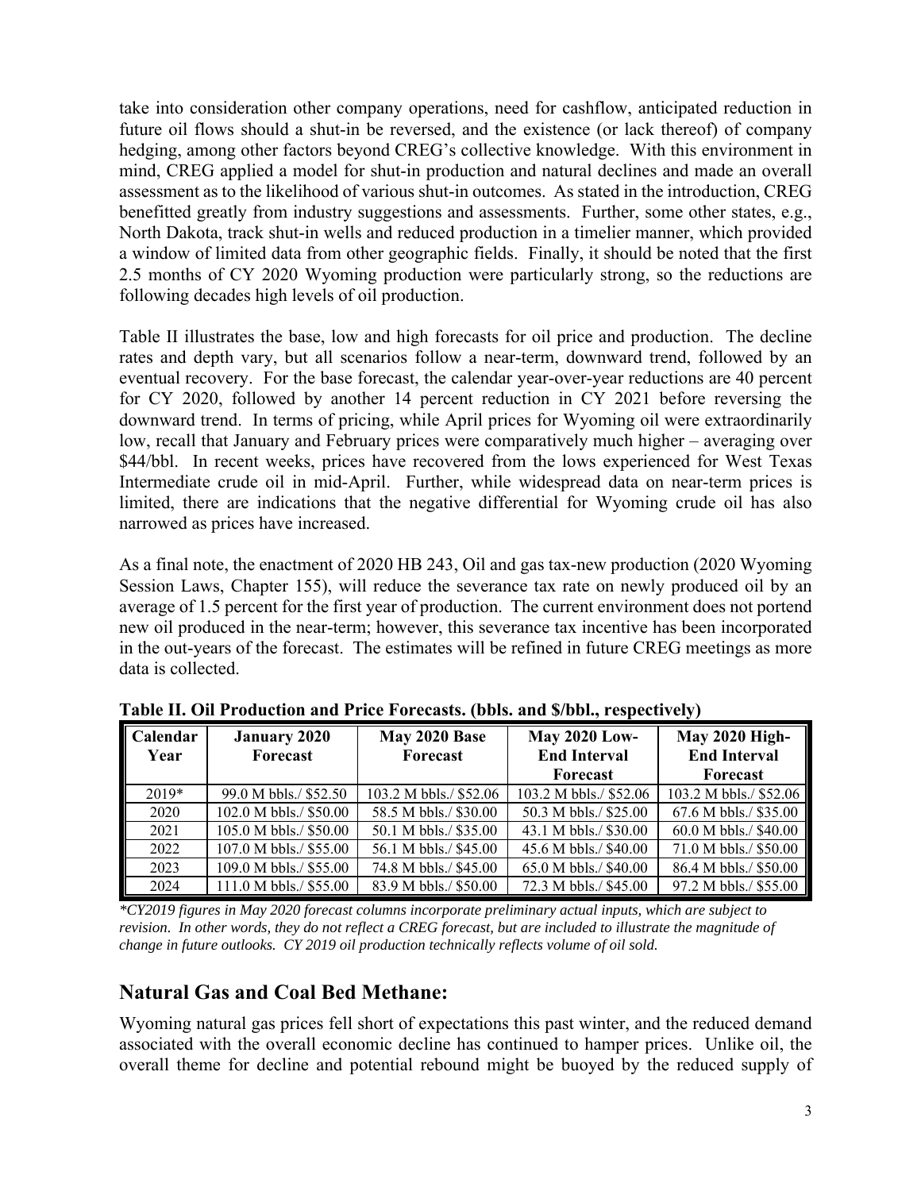take into consideration other company operations, need for cashflow, anticipated reduction in future oil flows should a shut-in be reversed, and the existence (or lack thereof) of company hedging, among other factors beyond CREG's collective knowledge. With this environment in mind, CREG applied a model for shut-in production and natural declines and made an overall assessment as to the likelihood of various shut-in outcomes. As stated in the introduction, CREG benefitted greatly from industry suggestions and assessments. Further, some other states, e.g., North Dakota, track shut-in wells and reduced production in a timelier manner, which provided a window of limited data from other geographic fields. Finally, it should be noted that the first 2.5 months of CY 2020 Wyoming production were particularly strong, so the reductions are following decades high levels of oil production.

Table II illustrates the base, low and high forecasts for oil price and production. The decline rates and depth vary, but all scenarios follow a near-term, downward trend, followed by an eventual recovery. For the base forecast, the calendar year-over-year reductions are 40 percent for CY 2020, followed by another 14 percent reduction in CY 2021 before reversing the downward trend. In terms of pricing, while April prices for Wyoming oil were extraordinarily low, recall that January and February prices were comparatively much higher – averaging over $44/bbl. In recent weeks, prices have recovered from the lows experienced for West Texas Intermediate crude oil in mid-April. Further, while widespread data on near-term prices is limited, there are indications that the negative differential for Wyoming crude oil has also narrowed as prices have increased.

As a final note, the enactment of 2020 HB 243, Oil and gas tax-new production (2020 Wyoming Session Laws, Chapter 155), will reduce the severance tax rate on newly produced oil by an average of 1.5 percent for the first year of production. The current environment does not portend new oil produced in the near-term; however, this severance tax incentive has been incorporated in the out-years of the forecast. The estimates will be refined in future CREG meetings as more data is collected.

**Table II. Oil Production and Price Forecasts. (bbls. and $/bbl., respectively)**

| Calendar Year | January 2020 Forecast | May 2020 Base Forecast | May 2020 Low-End Interval Forecast | May 2020 High-End Interval Forecast |
|---|---|---|---|---|
| 2019* | 99.0 M bbls./ $52.50 | 103.2 M bbls./ $52.06 | 103.2 M bbls./ $52.06 | 103.2 M bbls./ $52.06 |
| 2020 | 102.0 M bbls./ $50.00 | 58.5 M bbls./ $30.00 | 50.3 M bbls./ $25.00 | 67.6 M bbls./ $35.00 |
| 2021 | 105.0 M bbls./ $50.00 | 50.1 M bbls./ $35.00 | 43.1 M bbls./ $30.00 | 60.0 M bbls./ $40.00 |
| 2022 | 107.0 M bbls./ $45.00 | 56.1 M bbls./ $45.00 | 45.6 M bbls./ $40.00 | 71.0 M bbls./ $50.00 |
| 2023 | 109.0 M bbls./ $55.00 | 74.8 M bbls./ $45.00 | 65.0 M bbls./ $40.00 | 86.4 M bbls./ $50.00 |
| 2024 | 111.0 M bbls./ $55.00 | 83.9 M bbls./ $50.00 | 72.3 M bbls./ $45.00 | 97.2 M bbls./ $55.00 |

*\*CY2019 figures in May 2020 forecast columns incorporate preliminary actual inputs, which are subject to revision. In other words, they do not reflect a CREG forecast, but are included to illustrate the magnitude of change in future outlooks. CY 2019 oil production technically reflects volume of oil sold.*

## Natural Gas and Coal Bed Methane:

Wyoming natural gas prices fell short of expectations this past winter, and the reduced demand associated with the overall economic decline has continued to hamper prices. Unlike oil, the overall theme for decline and potential rebound might be buoyed by the reduced supply of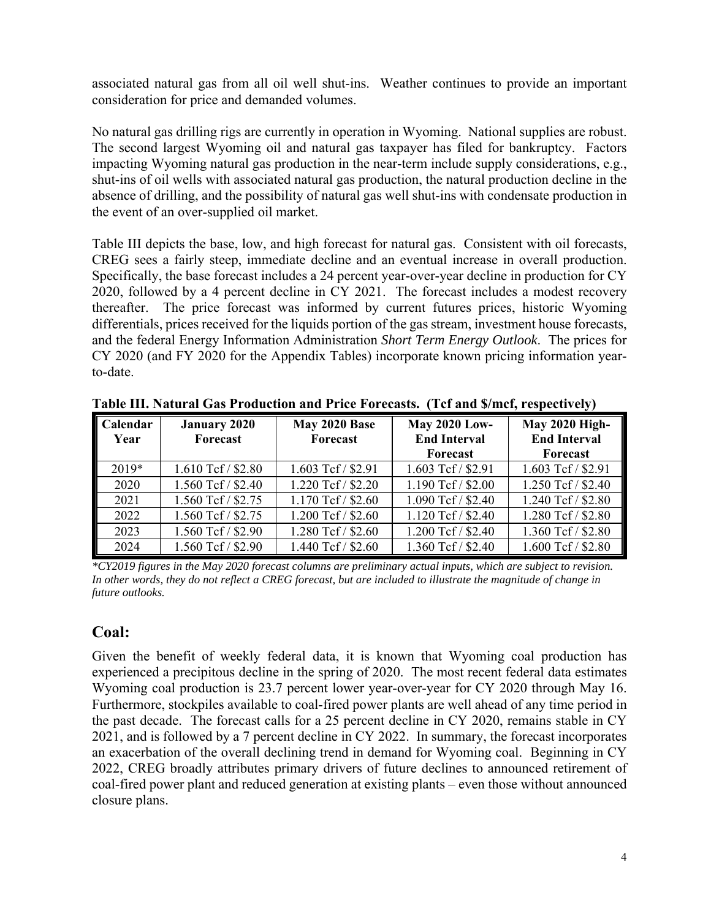associated natural gas from all oil well shut-ins. Weather continues to provide an important consideration for price and demanded volumes.

No natural gas drilling rigs are currently in operation in Wyoming. National supplies are robust. The second largest Wyoming oil and natural gas taxpayer has filed for bankruptcy. Factors impacting Wyoming natural gas production in the near-term include supply considerations, e.g., shut-ins of oil wells with associated natural gas production, the natural production decline in the absence of drilling, and the possibility of natural gas well shut-ins with condensate production in the event of an over-supplied oil market.

Table III depicts the base, low, and high forecast for natural gas. Consistent with oil forecasts, CREG sees a fairly steep, immediate decline and an eventual increase in overall production. Specifically, the base forecast includes a 24 percent year-over-year decline in production for CY 2020, followed by a 4 percent decline in CY 2021. The forecast includes a modest recovery thereafter. The price forecast was informed by current futures prices, historic Wyoming differentials, prices received for the liquids portion of the gas stream, investment house forecasts, and the federal Energy Information Administration *Short Term Energy Outlook*. The prices for CY 2020 (and FY 2020 for the Appendix Tables) incorporate known pricing information year-to-date.

**Table III. Natural Gas Production and Price Forecasts. (Tcf and $/mcf, respectively)**

| Calendar Year | January 2020 Forecast | May 2020 Base Forecast | May 2020 Low-End Interval Forecast | May 2020 High-End Interval Forecast |
|---|---|---|---|---|
| 2019* | 1.610 Tcf / $2.80 | 1.603 Tcf / $2.91 | 1.603 Tcf / $2.91 | 1.603 Tcf / $2.91 |
| 2020 | 1.560 Tcf / $2.40 | 1.220 Tcf / $2.20 | 1.190 Tcf / $2.00 | 1.250 Tcf / $2.40 |
| 2021 | 1.560 Tcf / $2.75 | 1.170 Tcf / $2.60 | 1.090 Tcf / $2.40 | 1.240 Tcf / $2.80 |
| 2022 | 1.560 Tcf / $2.75 | 1.200 Tcf / $2.60 | 1.120 Tcf / $2.40 | 1.280 Tcf / $2.80 |
| 2023 | 1.560 Tcf / $2.90 | 1.280 Tcf / $2.60 | 1.200 Tcf / $2.40 | 1.360 Tcf / $2.80 |
| 2024 | 1.560 Tcf / $2.90 | 1.440 Tcf / $2.60 | 1.360 Tcf / $2.40 | 1.600 Tcf / $2.80 |

*\*CY2019 figures in the May 2020 forecast columns are preliminary actual inputs, which are subject to revision. In other words, they do not reflect a CREG forecast, but are included to illustrate the magnitude of change in future outlooks.*

## Coal:

Given the benefit of weekly federal data, it is known that Wyoming coal production has experienced a precipitous decline in the spring of 2020. The most recent federal data estimates Wyoming coal production is 23.7 percent lower year-over-year for CY 2020 through May 16. Furthermore, stockpiles available to coal-fired power plants are well ahead of any time period in the past decade. The forecast calls for a 25 percent decline in CY 2020, remains stable in CY 2021, and is followed by a 7 percent decline in CY 2022. In summary, the forecast incorporates an exacerbation of the overall declining trend in demand for Wyoming coal. Beginning in CY 2022, CREG broadly attributes primary drivers of future declines to announced retirement of coal-fired power plant and reduced generation at existing plants – even those without announced closure plans.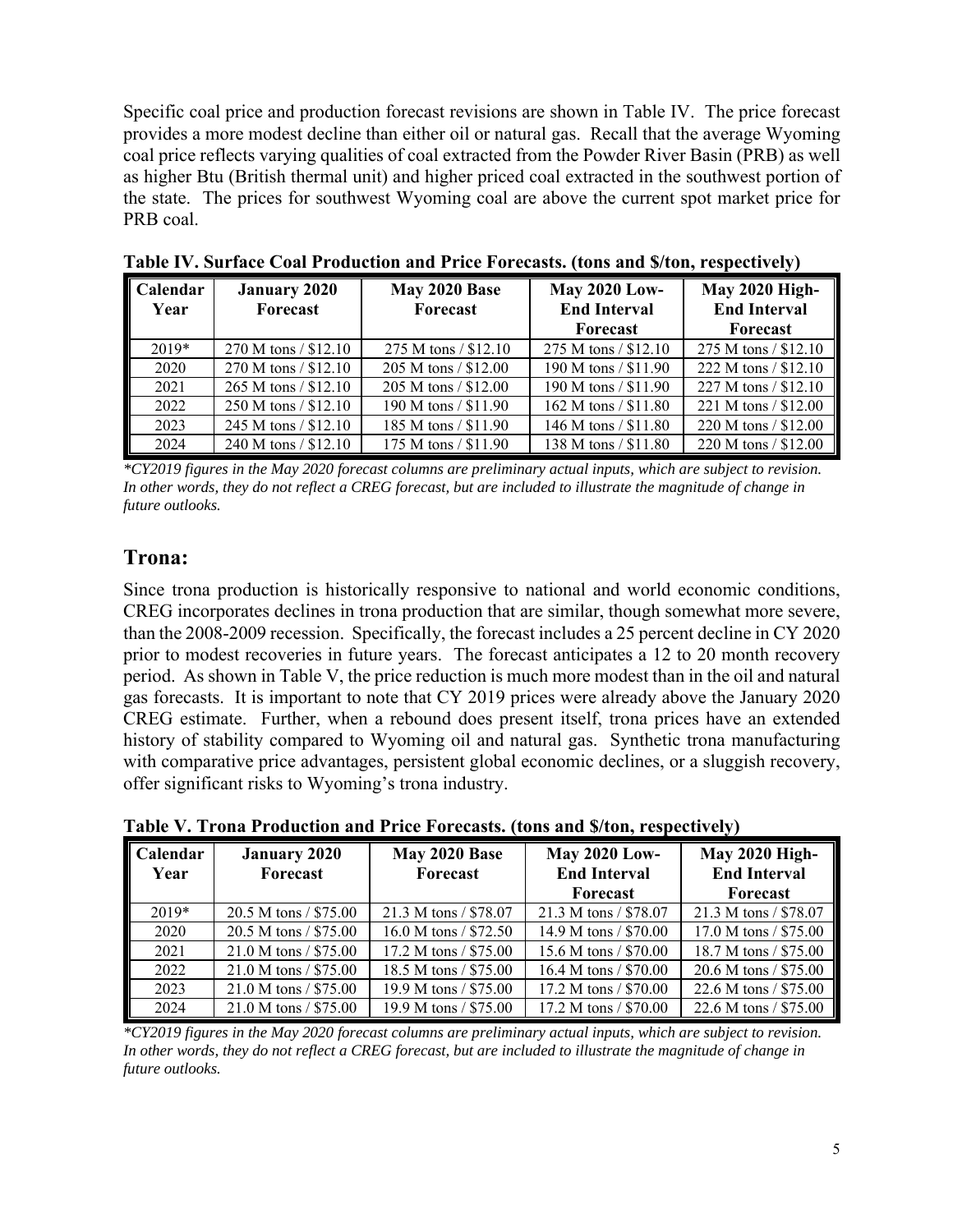Specific coal price and production forecast revisions are shown in Table IV. The price forecast provides a more modest decline than either oil or natural gas. Recall that the average Wyoming coal price reflects varying qualities of coal extracted from the Powder River Basin (PRB) as well as higher Btu (British thermal unit) and higher priced coal extracted in the southwest portion of the state. The prices for southwest Wyoming coal are above the current spot market price for PRB coal.

**Table IV. Surface Coal Production and Price Forecasts. (tons and $/ton, respectively)**

| Calendar Year | January 2020 Forecast | May 2020 Base Forecast | May 2020 Low-End Interval Forecast | May 2020 High-End Interval Forecast |
|---|---|---|---|---|
| 2019* | 270 M tons / $12.10 | 275 M tons / $12.10 | 275 M tons / $12.10 | 275 M tons / $12.10 |
| 2020 | 270 M tons / $12.10 | 205 M tons / $12.00 | 190 M tons / $11.90 | 222 M tons / $12.10 |
| 2021 | 265 M tons / $12.10 | 205 M tons / $12.00 | 190 M tons / $11.90 | 227 M tons / $12.10 |
| 2022 | 250 M tons / $12.10 | 190 M tons / $11.90 | 162 M tons / $11.80 | 221 M tons / $12.00 |
| 2023 | 245 M tons / $12.10 | 185 M tons / $11.90 | 146 M tons / $11.80 | 220 M tons / $12.00 |
| 2024 | 240 M tons / $12.10 | 175 M tons / $11.90 | 138 M tons / $11.80 | 220 M tons / $12.00 |

*\*CY2019 figures in the May 2020 forecast columns are preliminary actual inputs, which are subject to revision. In other words, they do not reflect a CREG forecast, but are included to illustrate the magnitude of change in future outlooks.*

## Trona:

Since trona production is historically responsive to national and world economic conditions, CREG incorporates declines in trona production that are similar, though somewhat more severe, than the 2008-2009 recession. Specifically, the forecast includes a 25 percent decline in CY 2020 prior to modest recoveries in future years. The forecast anticipates a 12 to 20 month recovery period. As shown in Table V, the price reduction is much more modest than in the oil and natural gas forecasts. It is important to note that CY 2019 prices were already above the January 2020 CREG estimate. Further, when a rebound does present itself, trona prices have an extended history of stability compared to Wyoming oil and natural gas. Synthetic trona manufacturing with comparative price advantages, persistent global economic declines, or a sluggish recovery, offer significant risks to Wyoming's trona industry.

**Table V. Trona Production and Price Forecasts. (tons and $/ton, respectively)**

| Calendar Year | January 2020 Forecast | May 2020 Base Forecast | May 2020 Low-End Interval Forecast | May 2020 High-End Interval Forecast |
|---|---|---|---|---|
| 2019* | 20.5 M tons / $75.00 | 21.3 M tons / $78.07 | 21.3 M tons / $78.07 | 21.3 M tons / $78.07 |
| 2020 | 20.5 M tons / $75.00 | 16.0 M tons / $72.50 | 14.9 M tons / $70.00 | 17.0 M tons / $75.00 |
| 2021 | 21.0 M tons / $75.00 | 17.2 M tons / $75.00 | 15.6 M tons / $70.00 | 18.7 M tons / $75.00 |
| 2022 | 21.0 M tons / $75.00 | 18.5 M tons / $75.00 | 16.4 M tons / $70.00 | 20.6 M tons / $75.00 |
| 2023 | 21.0 M tons / $75.00 | 19.9 M tons / $75.00 | 17.2 M tons / $70.00 | 22.6 M tons / $75.00 |
| 2024 | 21.0 M tons / $75.00 | 19.9 M tons / $75.00 | 17.2 M tons / $70.00 | 22.6 M tons / $75.00 |

*\*CY2019 figures in the May 2020 forecast columns are preliminary actual inputs, which are subject to revision. In other words, they do not reflect a CREG forecast, but are included to illustrate the magnitude of change in future outlooks.*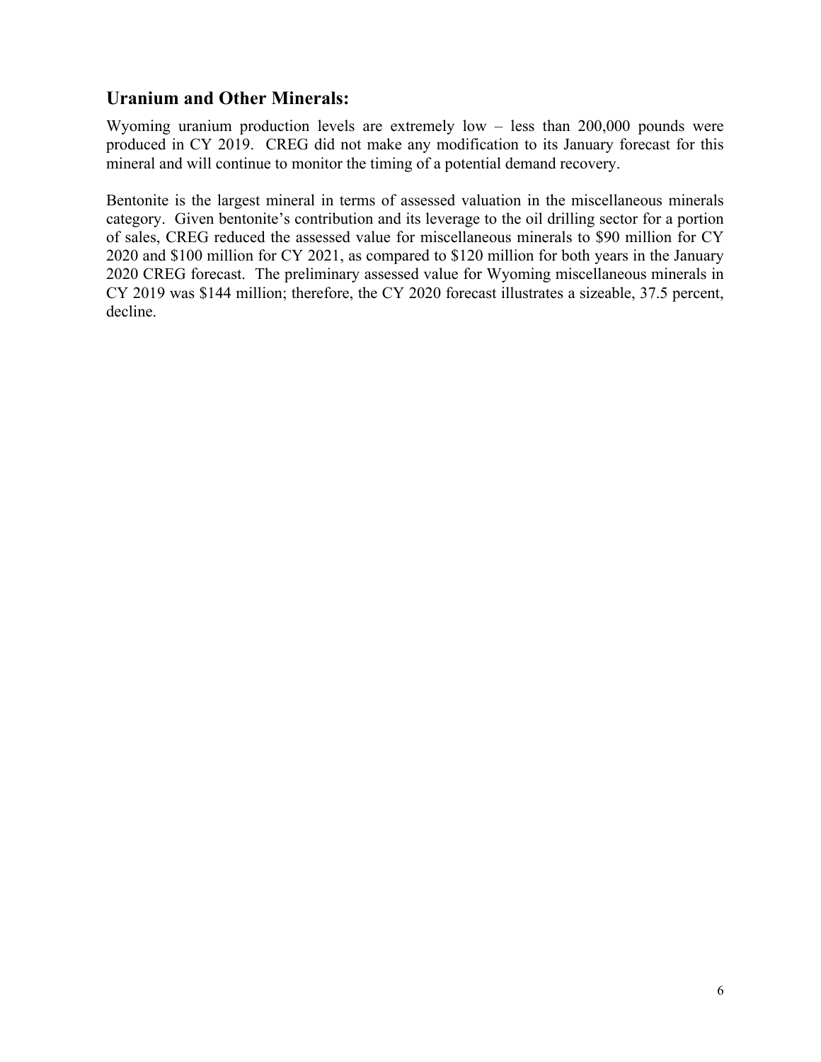## Uranium and Other Minerals:

Wyoming uranium production levels are extremely low – less than 200,000 pounds were produced in CY 2019. CREG did not make any modification to its January forecast for this mineral and will continue to monitor the timing of a potential demand recovery.

Bentonite is the largest mineral in terms of assessed valuation in the miscellaneous minerals category. Given bentonite's contribution and its leverage to the oil drilling sector for a portion of sales, CREG reduced the assessed value for miscellaneous minerals to $90 million for CY 2020 and $100 million for CY 2021, as compared to $120 million for both years in the January 2020 CREG forecast. The preliminary assessed value for Wyoming miscellaneous minerals in CY 2019 was $144 million; therefore, the CY 2020 forecast illustrates a sizeable, 37.5 percent, decline.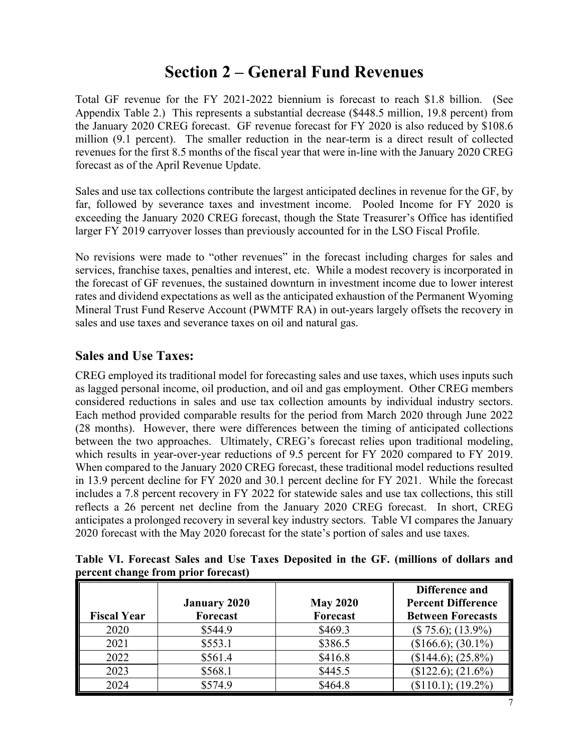# Section 2 – General Fund Revenues

Total GF revenue for the FY 2021-2022 biennium is forecast to reach $1.8 billion. (See Appendix Table 2.) This represents a substantial decrease ($448.5 million, 19.8 percent) from the January 2020 CREG forecast. GF revenue forecast for FY 2020 is also reduced by $108.6 million (9.1 percent). The smaller reduction in the near-term is a direct result of collected revenues for the first 8.5 months of the fiscal year that were in-line with the January 2020 CREG forecast as of the April Revenue Update.

Sales and use tax collections contribute the largest anticipated declines in revenue for the GF, by far, followed by severance taxes and investment income. Pooled Income for FY 2020 is exceeding the January 2020 CREG forecast, though the State Treasurer's Office has identified larger FY 2019 carryover losses than previously accounted for in the LSO Fiscal Profile.

No revisions were made to "other revenues" in the forecast including charges for sales and services, franchise taxes, penalties and interest, etc. While a modest recovery is incorporated in the forecast of GF revenues, the sustained downturn in investment income due to lower interest rates and dividend expectations as well as the anticipated exhaustion of the Permanent Wyoming Mineral Trust Fund Reserve Account (PWMTF RA) in out-years largely offsets the recovery in sales and use taxes and severance taxes on oil and natural gas.

## Sales and Use Taxes:

CREG employed its traditional model for forecasting sales and use taxes, which uses inputs such as lagged personal income, oil production, and oil and gas employment. Other CREG members considered reductions in sales and use tax collection amounts by individual industry sectors. Each method provided comparable results for the period from March 2020 through June 2022 (28 months). However, there were differences between the timing of anticipated collections between the two approaches. Ultimately, CREG's forecast relies upon traditional modeling, which results in year-over-year reductions of 9.5 percent for FY 2020 compared to FY 2019. When compared to the January 2020 CREG forecast, these traditional model reductions resulted in 13.9 percent decline for FY 2020 and 30.1 percent decline for FY 2021. While the forecast includes a 7.8 percent recovery in FY 2022 for statewide sales and use tax collections, this still reflects a 26 percent net decline from the January 2020 CREG forecast. In short, CREG anticipates a prolonged recovery in several key industry sectors. Table VI compares the January 2020 forecast with the May 2020 forecast for the state's portion of sales and use taxes.

**Table VI. Forecast Sales and Use Taxes Deposited in the GF. (millions of dollars and percent change from prior forecast)**

| Fiscal Year | January 2020 Forecast | May 2020 Forecast | Difference and Percent Difference Between Forecasts |
|---|---|---|---|
| 2020 | $544.9 | $469.3 | ($ 75.6); (13.9%) |
| 2021 | $553.1 | $386.5 | ($166.6); (30.1%) |
| 2022 | $561.4 | $416.8 | ($144.6); (25.8%) |
| 2023 | $568.1 | $445.5 | ($122.6); (21.6%) |
| 2024 | $574.9 | $464.8 | ($110.1); (19.2%) |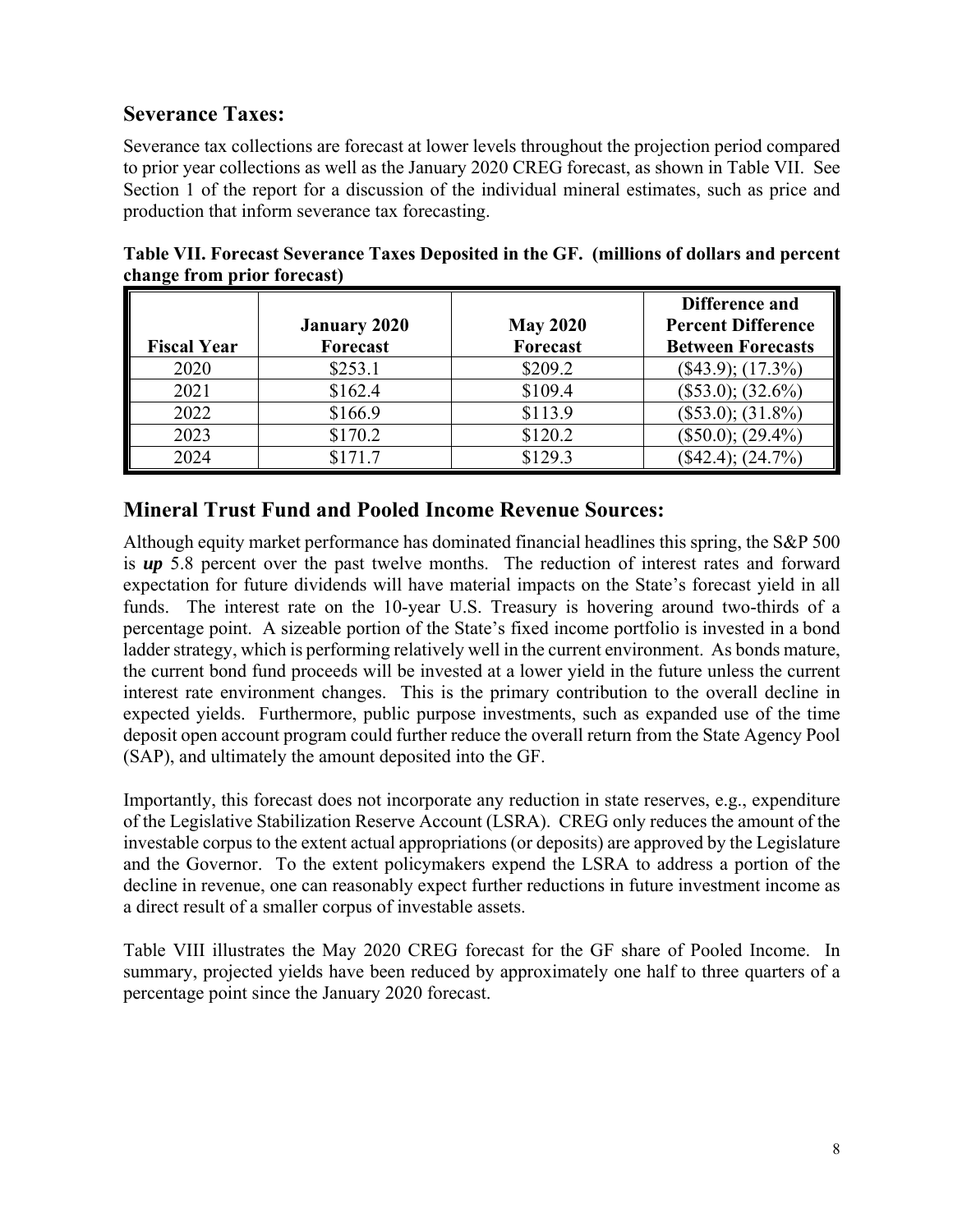## Severance Taxes:

Severance tax collections are forecast at lower levels throughout the projection period compared to prior year collections as well as the January 2020 CREG forecast, as shown in Table VII. See Section 1 of the report for a discussion of the individual mineral estimates, such as price and production that inform severance tax forecasting.

**Table VII. Forecast Severance Taxes Deposited in the GF. (millions of dollars and percent change from prior forecast)**

| Fiscal Year | January 2020 Forecast | May 2020 Forecast | Difference and Percent Difference Between Forecasts |
|---|---|---|---|
| 2020 | $253.1 | $209.2 | ($43.9); (17.3%) |
| 2021 | $162.4 | $109.4 | ($53.0); (32.6%) |
| 2022 | $166.9 | $113.9 | ($53.0); (31.8%) |
| 2023 | $170.2 | $120.2 | ($50.0); (29.4%) |
| 2024 | $171.7 | $129.3 | ($42.4); (24.7%) |

## Mineral Trust Fund and Pooled Income Revenue Sources:

Although equity market performance has dominated financial headlines this spring, the S&P 500 is ***up*** 5.8 percent over the past twelve months. The reduction of interest rates and forward expectation for future dividends will have material impacts on the State's forecast yield in all funds. The interest rate on the 10-year U.S. Treasury is hovering around two-thirds of a percentage point. A sizeable portion of the State's fixed income portfolio is invested in a bond ladder strategy, which is performing relatively well in the current environment. As bonds mature, the current bond fund proceeds will be invested at a lower yield in the future unless the current interest rate environment changes. This is the primary contribution to the overall decline in expected yields. Furthermore, public purpose investments, such as expanded use of the time deposit open account program could further reduce the overall return from the State Agency Pool (SAP), and ultimately the amount deposited into the GF.

Importantly, this forecast does not incorporate any reduction in state reserves, e.g., expenditure of the Legislative Stabilization Reserve Account (LSRA). CREG only reduces the amount of the investable corpus to the extent actual appropriations (or deposits) are approved by the Legislature and the Governor. To the extent policymakers expend the LSRA to address a portion of the decline in revenue, one can reasonably expect further reductions in future investment income as a direct result of a smaller corpus of investable assets.

Table VIII illustrates the May 2020 CREG forecast for the GF share of Pooled Income. In summary, projected yields have been reduced by approximately one half to three quarters of a percentage point since the January 2020 forecast.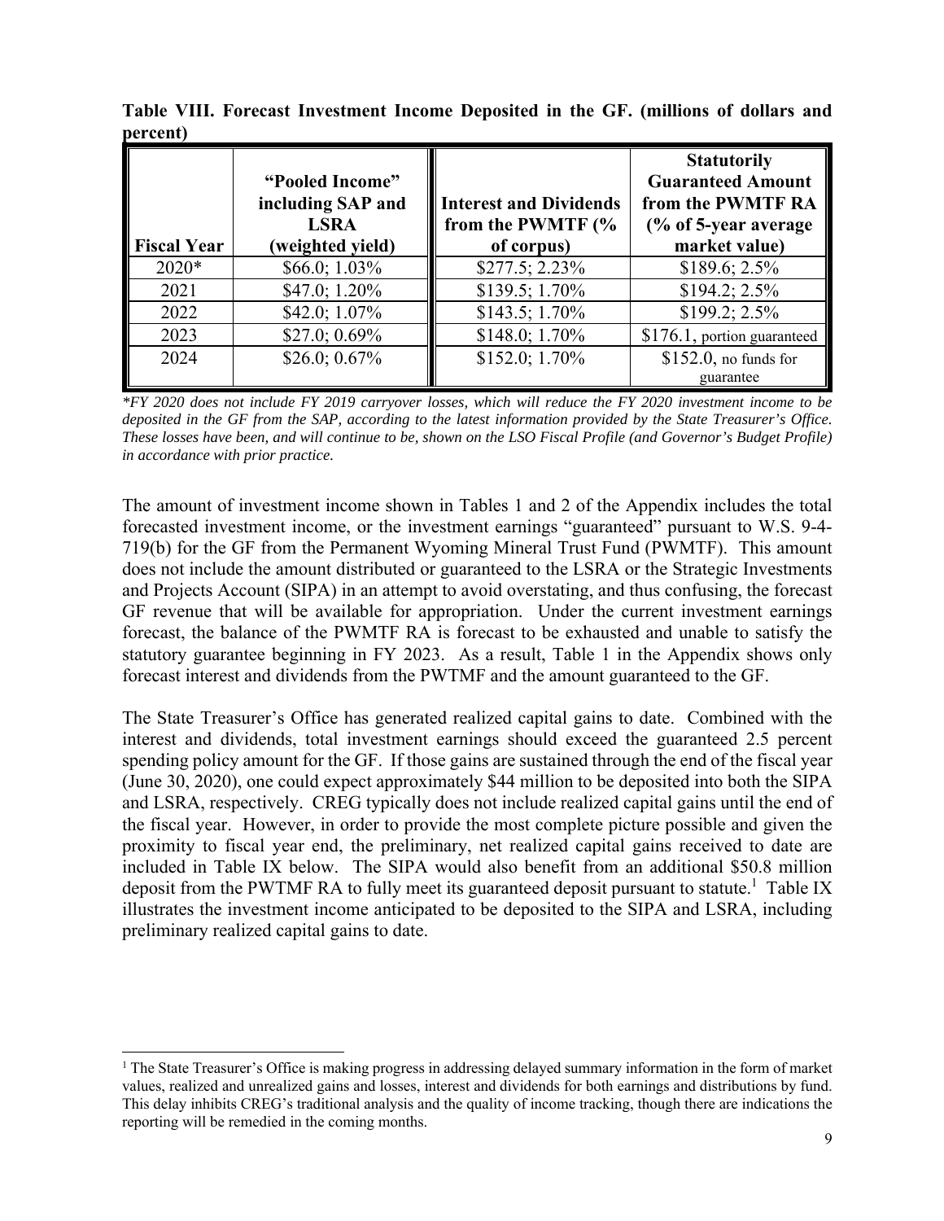**Table VIII. Forecast Investment Income Deposited in the GF. (millions of dollars and percent)**

| Fiscal Year | "Pooled Income" including SAP and LSRA (weighted yield) | Interest and Dividends from the PWMTF (% of corpus) | Statutorily Guaranteed Amount from the PWMTF RA (% of 5-year average market value) |
|---|---|---|---|
| 2020* | $66.0; 1.03% | $277.5; 2.23% | $189.6; 2.5% |
| 2021 | $47.0; 1.20% | $139.5; 1.70% | $194.2; 2.5% |
| 2022 | $42.0; 1.07% | $143.5; 1.70% | $199.2; 2.5% |
| 2023 | $27.0; 0.69% | $148.0; 1.70% | $176.1, portion guaranteed |
| 2024 | $26.0; 0.67% | $152.0; 1.70% | $152.0, no funds for guarantee |

*\*FY 2020 does not include FY 2019 carryover losses, which will reduce the FY 2020 investment income to be deposited in the GF from the SAP, according to the latest information provided by the State Treasurer's Office. These losses have been, and will continue to be, shown on the LSO Fiscal Profile (and Governor's Budget Profile) in accordance with prior practice.*

The amount of investment income shown in Tables 1 and 2 of the Appendix includes the total forecasted investment income, or the investment earnings "guaranteed" pursuant to W.S. 9-4-719(b) for the GF from the Permanent Wyoming Mineral Trust Fund (PWMTF). This amount does not include the amount distributed or guaranteed to the LSRA or the Strategic Investments and Projects Account (SIPA) in an attempt to avoid overstating, and thus confusing, the forecast GF revenue that will be available for appropriation. Under the current investment earnings forecast, the balance of the PWMTF RA is forecast to be exhausted and unable to satisfy the statutory guarantee beginning in FY 2023. As a result, Table 1 in the Appendix shows only forecast interest and dividends from the PWTMF and the amount guaranteed to the GF.

The State Treasurer's Office has generated realized capital gains to date. Combined with the interest and dividends, total investment earnings should exceed the guaranteed 2.5 percent spending policy amount for the GF. If those gains are sustained through the end of the fiscal year (June 30, 2020), one could expect approximately $44 million to be deposited into both the SIPA and LSRA, respectively. CREG typically does not include realized capital gains until the end of the fiscal year. However, in order to provide the most complete picture possible and given the proximity to fiscal year end, the preliminary, net realized capital gains received to date are included in Table IX below. The SIPA would also benefit from an additional $50.8 million deposit from the PWTMF RA to fully meet its guaranteed deposit pursuant to statute.[1] Table IX illustrates the investment income anticipated to be deposited to the SIPA and LSRA, including preliminary realized capital gains to date.

[1] The State Treasurer's Office is making progress in addressing delayed summary information in the form of market values, realized and unrealized gains and losses, interest and dividends for both earnings and distributions by fund. This delay inhibits CREG's traditional analysis and the quality of income tracking, though there are indications the reporting will be remedied in the coming months.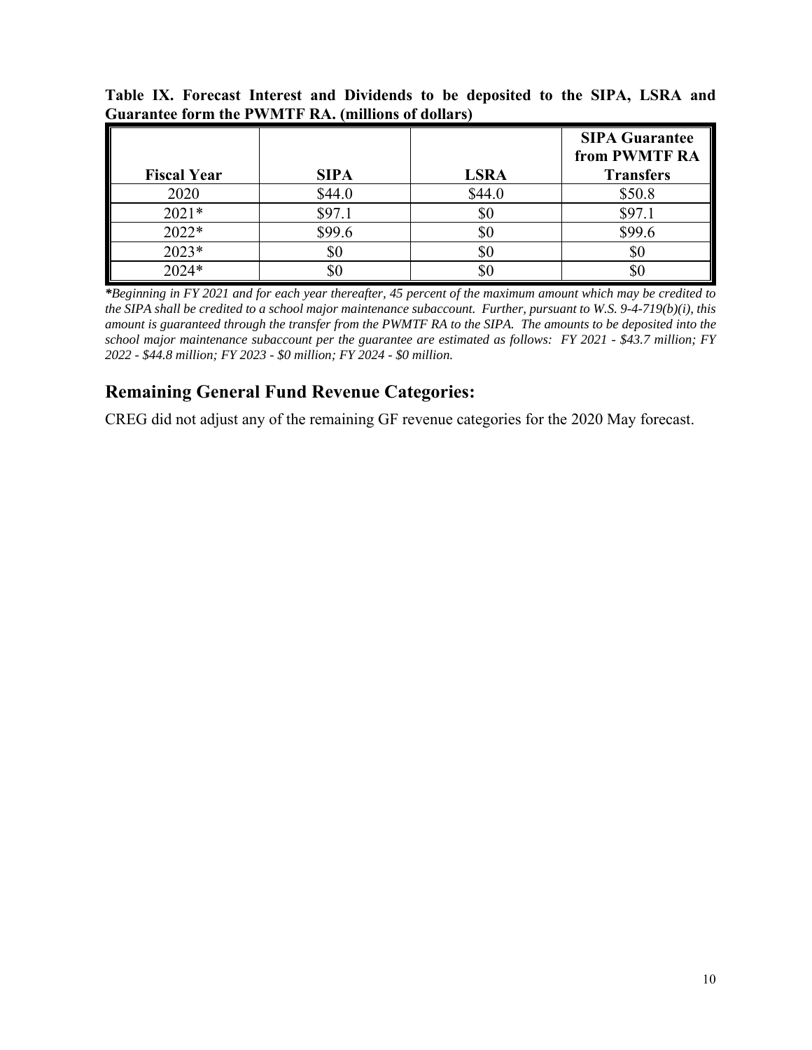**Table IX. Forecast Interest and Dividends to be deposited to the SIPA, LSRA and Guarantee form the PWMTF RA. (millions of dollars)**

| Fiscal Year | SIPA | LSRA | SIPA Guarantee from PWMTF RA Transfers |
|---|---|---|---|
| 2020 | $44.0 | $44.0 | $50.8 |
| 2021* | $97.1 | $0 | $97.1 |
| 2022* | $99.6 | $0 | $99.6 |
| 2023* | $0 | $0 | $0 |
| 2024* | $0 | $0 | $0 |

****Beginning in FY 2021 and for each year thereafter, 45 percent of the maximum amount which may be credited to the SIPA shall be credited to a school major maintenance subaccount. Further, pursuant to W.S. 9-4-719(b)(i), this amount is guaranteed through the transfer from the PWMTF RA to the SIPA. The amounts to be deposited into the school major maintenance subaccount per the guarantee are estimated as follows: FY 2021 - $43.7 million; FY 2022 - $44.8 million; FY 2023 - $0 million; FY 2024 - $0 million.*

## Remaining General Fund Revenue Categories:

CREG did not adjust any of the remaining GF revenue categories for the 2020 May forecast.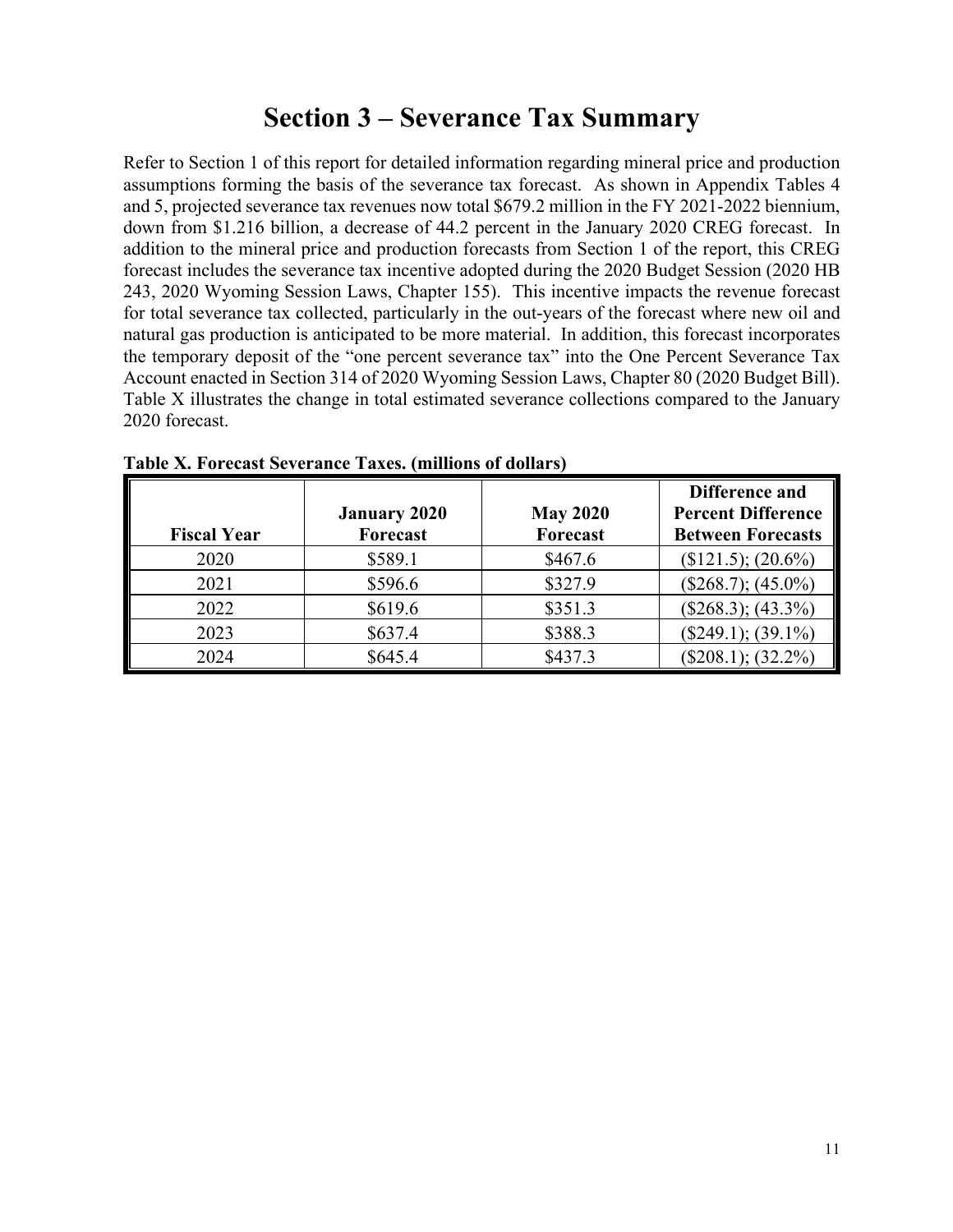# Section 3 – Severance Tax Summary

Refer to Section 1 of this report for detailed information regarding mineral price and production assumptions forming the basis of the severance tax forecast. As shown in Appendix Tables 4 and 5, projected severance tax revenues now total $679.2 million in the FY 2021-2022 biennium, down from $1.216 billion, a decrease of 44.2 percent in the January 2020 CREG forecast. In addition to the mineral price and production forecasts from Section 1 of the report, this CREG forecast includes the severance tax incentive adopted during the 2020 Budget Session (2020 HB 243, 2020 Wyoming Session Laws, Chapter 155). This incentive impacts the revenue forecast for total severance tax collected, particularly in the out-years of the forecast where new oil and natural gas production is anticipated to be more material. In addition, this forecast incorporates the temporary deposit of the "one percent severance tax" into the One Percent Severance Tax Account enacted in Section 314 of 2020 Wyoming Session Laws, Chapter 80 (2020 Budget Bill). Table X illustrates the change in total estimated severance collections compared to the January 2020 forecast.

**Table X. Forecast Severance Taxes. (millions of dollars)**

| Fiscal Year | January 2020 Forecast | May 2020 Forecast | Difference and Percent Difference Between Forecasts |
|---|---|---|---|
| 2020 | $589.1 | $467.6 | ($121.5); (20.6%) |
| 2021 | $596.6 | $327.9 | ($268.7); (45.0%) |
| 2022 | $619.6 | $351.3 | ($268.3); (43.3%) |
| 2023 | $637.4 | $388.3 | ($249.1); (39.1%) |
| 2024 | $645.4 | $437.3 | ($208.1); (32.2%) |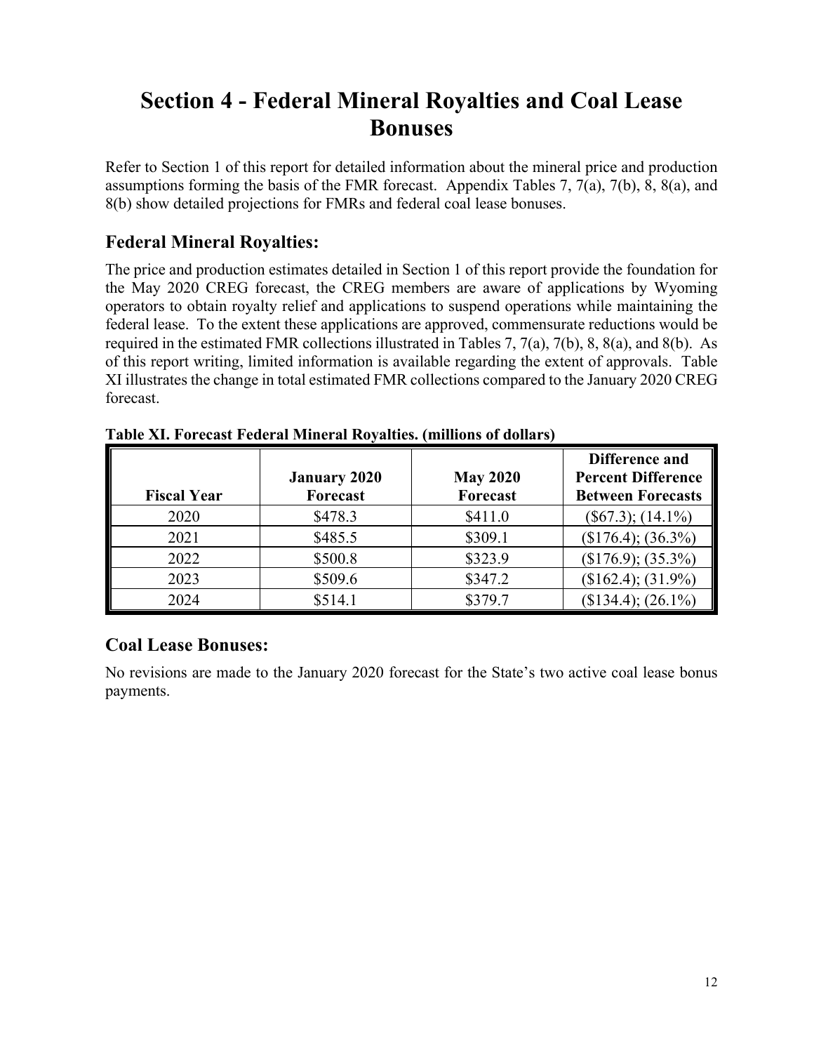# Section 4 - Federal Mineral Royalties and Coal Lease Bonuses

Refer to Section 1 of this report for detailed information about the mineral price and production assumptions forming the basis of the FMR forecast. Appendix Tables 7, 7(a), 7(b), 8, 8(a), and 8(b) show detailed projections for FMRs and federal coal lease bonuses.

## Federal Mineral Royalties:

The price and production estimates detailed in Section 1 of this report provide the foundation for the May 2020 CREG forecast, the CREG members are aware of applications by Wyoming operators to obtain royalty relief and applications to suspend operations while maintaining the federal lease. To the extent these applications are approved, commensurate reductions would be required in the estimated FMR collections illustrated in Tables 7, 7(a), 7(b), 8, 8(a), and 8(b). As of this report writing, limited information is available regarding the extent of approvals. Table XI illustrates the change in total estimated FMR collections compared to the January 2020 CREG forecast.

**Table XI. Forecast Federal Mineral Royalties. (millions of dollars)**

| Fiscal Year | January 2020 Forecast | May 2020 Forecast | Difference and Percent Difference Between Forecasts |
|---|---|---|---|
| 2020 | $478.3 | $411.0 | ($67.3); (14.1%) |
| 2021 | $485.5 | $309.1 | ($176.4); (36.3%) |
| 2022 | $500.8 | $323.9 | ($176.9); (35.3%) |
| 2023 | $509.6 | $347.2 | ($162.4); (31.9%) |
| 2024 | $514.1 | $379.7 | ($134.4); (26.1%) |

## Coal Lease Bonuses:

No revisions are made to the January 2020 forecast for the State's two active coal lease bonus payments.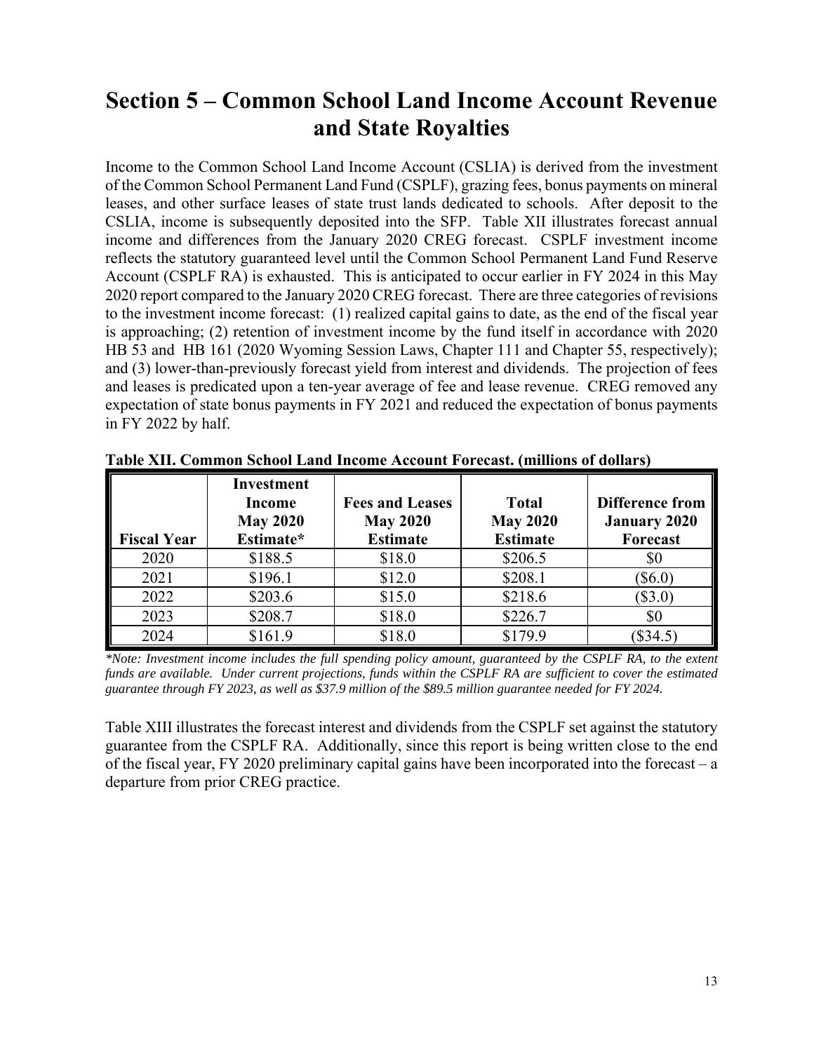# Section 5 – Common School Land Income Account Revenue and State Royalties

Income to the Common School Land Income Account (CSLIA) is derived from the investment of the Common School Permanent Land Fund (CSPLF), grazing fees, bonus payments on mineral leases, and other surface leases of state trust lands dedicated to schools. After deposit to the CSLIA, income is subsequently deposited into the SFP. Table XII illustrates forecast annual income and differences from the January 2020 CREG forecast. CSPLF investment income reflects the statutory guaranteed level until the Common School Permanent Land Fund Reserve Account (CSPLF RA) is exhausted. This is anticipated to occur earlier in FY 2024 in this May 2020 report compared to the January 2020 CREG forecast. There are three categories of revisions to the investment income forecast: (1) realized capital gains to date, as the end of the fiscal year is approaching; (2) retention of investment income by the fund itself in accordance with 2020 HB 53 and HB 161 (2020 Wyoming Session Laws, Chapter 111 and Chapter 55, respectively); and (3) lower-than-previously forecast yield from interest and dividends. The projection of fees and leases is predicated upon a ten-year average of fee and lease revenue. CREG removed any expectation of state bonus payments in FY 2021 and reduced the expectation of bonus payments in FY 2022 by half.

**Table XII. Common School Land Income Account Forecast. (millions of dollars)**

| Fiscal Year | Investment Income May 2020 Estimate* | Fees and Leases May 2020 Estimate | Total May 2020 Estimate | Difference from January 2020 Forecast |
|---|---|---|---|---|
| 2020 | $188.5 | $18.0 | $206.5 | $0 |
| 2021 | $196.1 | $12.0 | $208.1 | ($6.0) |
| 2022 | $203.6 | $15.0 | $218.6 | ($3.0) |
| 2023 | $208.7 | $18.0 | $226.7 | $0 |
| 2024 | $161.9 | $18.0 | $179.9 | ($34.5) |

*\*Note: Investment income includes the full spending policy amount, guaranteed by the CSPLF RA, to the extent funds are available. Under current projections, funds within the CSPLF RA are sufficient to cover the estimated guarantee through FY 2023, as well as $37.9 million of the $89.5 million guarantee needed for FY 2024.*

Table XIII illustrates the forecast interest and dividends from the CSPLF set against the statutory guarantee from the CSPLF RA. Additionally, since this report is being written close to the end of the fiscal year, FY 2020 preliminary capital gains have been incorporated into the forecast – a departure from prior CREG practice.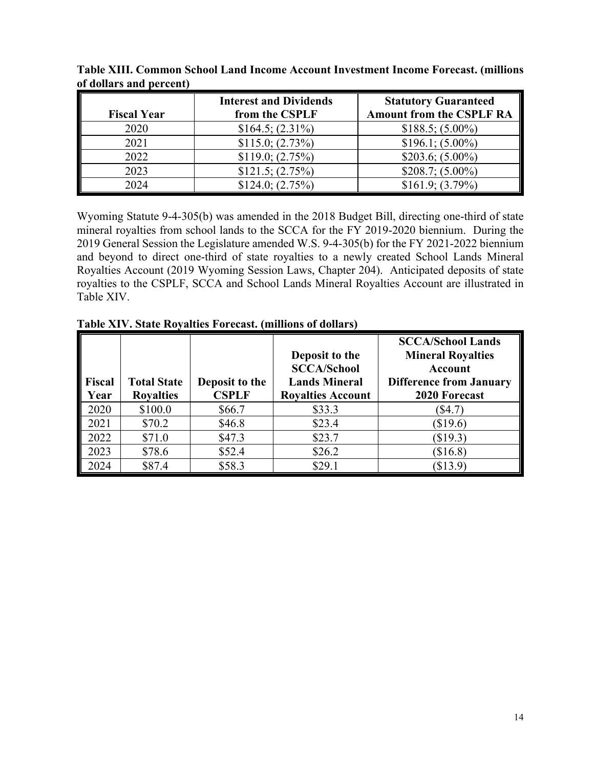**Table XIII. Common School Land Income Account Investment Income Forecast. (millions of dollars and percent)**

| Fiscal Year | Interest and Dividends from the CSPLF | Statutory Guaranteed Amount from the CSPLF RA |
|---|---|---|
| 2020 | $164.5; (2.31%) | $188.5; (5.00%) |
| 2021 | $115.0; (2.73%) | $196.1; (5.00%) |
| 2022 | $119.0; (2.75%) | $203.6; (5.00%) |
| 2023 | $121.5; (2.75%) | $208.7; (5.00%) |
| 2024 | $124.0; (2.75%) | $161.9; (3.79%) |

Wyoming Statute 9-4-305(b) was amended in the 2018 Budget Bill, directing one-third of state mineral royalties from school lands to the SCCA for the FY 2019-2020 biennium. During the 2019 General Session the Legislature amended W.S. 9-4-305(b) for the FY 2021-2022 biennium and beyond to direct one-third of state royalties to a newly created School Lands Mineral Royalties Account (2019 Wyoming Session Laws, Chapter 204). Anticipated deposits of state royalties to the CSPLF, SCCA and School Lands Mineral Royalties Account are illustrated in Table XIV.

**Table XIV. State Royalties Forecast. (millions of dollars)**

| Fiscal Year | Total State Royalties | Deposit to the CSPLF | Deposit to the SCCA/School Lands Mineral Royalties Account | SCCA/School Lands Mineral Royalties Account Difference from January 2020 Forecast |
|---|---|---|---|---|
| 2020 | $100.0 | $66.7 | $33.3 | ($4.7) |
| 2021 | $70.2 | $46.8 | $23.4 | ($19.6) |
| 2022 | $71.0 | $47.3 | $23.7 | ($19.3) |
| 2023 | $78.6 | $52.4 | $26.2 | ($16.8) |
| 2024 | $87.4 | $58.3 | $29.1 | ($13.9) |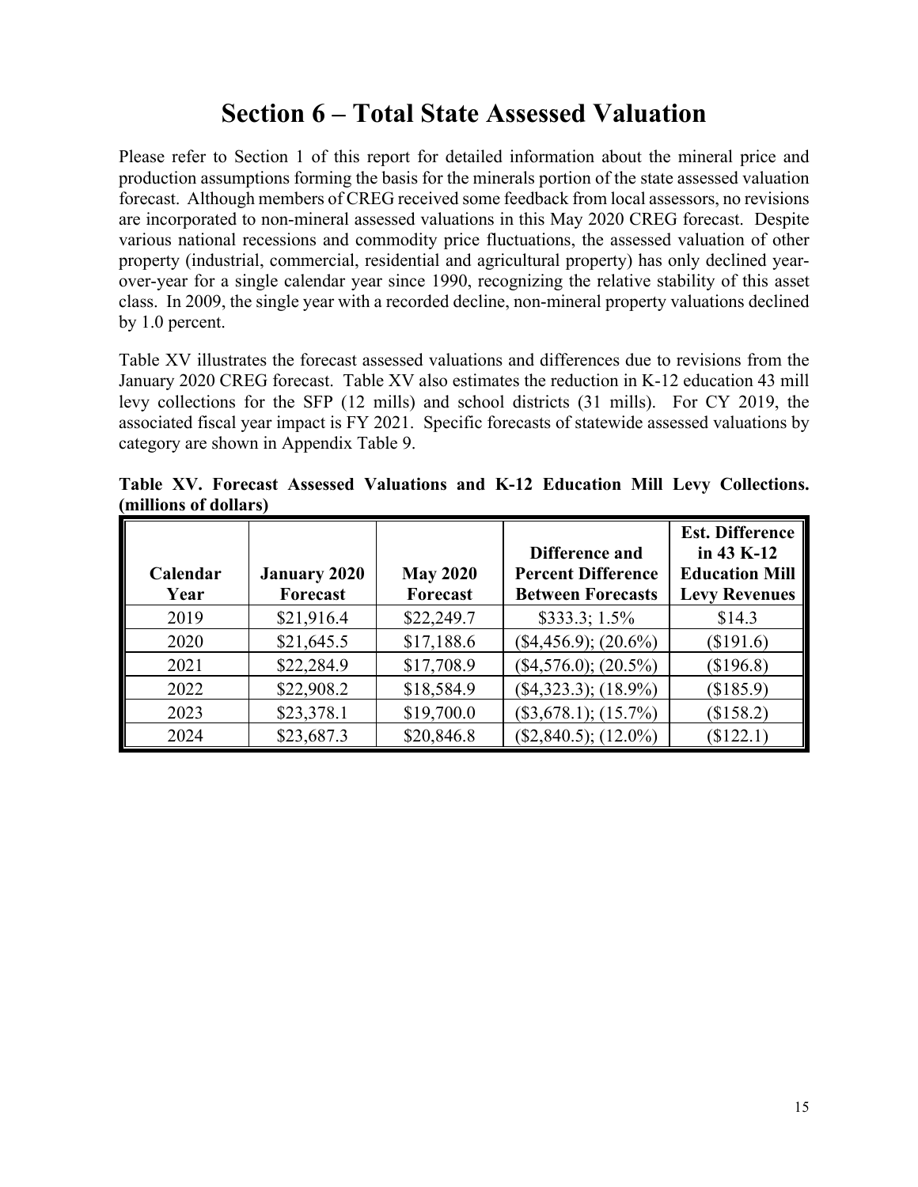# Section 6 – Total State Assessed Valuation

Please refer to Section 1 of this report for detailed information about the mineral price and production assumptions forming the basis for the minerals portion of the state assessed valuation forecast. Although members of CREG received some feedback from local assessors, no revisions are incorporated to non-mineral assessed valuations in this May 2020 CREG forecast. Despite various national recessions and commodity price fluctuations, the assessed valuation of other property (industrial, commercial, residential and agricultural property) has only declined year-over-year for a single calendar year since 1990, recognizing the relative stability of this asset class. In 2009, the single year with a recorded decline, non-mineral property valuations declined by 1.0 percent.

Table XV illustrates the forecast assessed valuations and differences due to revisions from the January 2020 CREG forecast. Table XV also estimates the reduction in K-12 education 43 mill levy collections for the SFP (12 mills) and school districts (31 mills). For CY 2019, the associated fiscal year impact is FY 2021. Specific forecasts of statewide assessed valuations by category are shown in Appendix Table 9.

**Table XV. Forecast Assessed Valuations and K-12 Education Mill Levy Collections. (millions of dollars)**

| Calendar Year | January 2020 Forecast | May 2020 Forecast | Difference and Percent Difference Between Forecasts | Est. Difference in 43 K-12 Education Mill Levy Revenues |
|---|---|---|---|---|
| 2019 | $21,916.4 | $22,249.7 | $333.3; 1.5% | $14.3 |
| 2020 | $21,645.5 | $17,188.6 | ($4,456.9); (20.6%) | ($191.6) |
| 2021 | $22,284.9 | $17,708.9 | ($4,576.0); (20.5%) | ($196.8) |
| 2022 | $22,908.2 | $18,584.9 | ($4,323.3); (18.9%) | ($185.9) |
| 2023 | $23,378.1 | $19,700.0 | ($3,678.1); (15.7%) | ($158.2) |
| 2024 | $23,687.3 | $20,846.8 | ($2,840.5); (12.0%) | ($122.1) |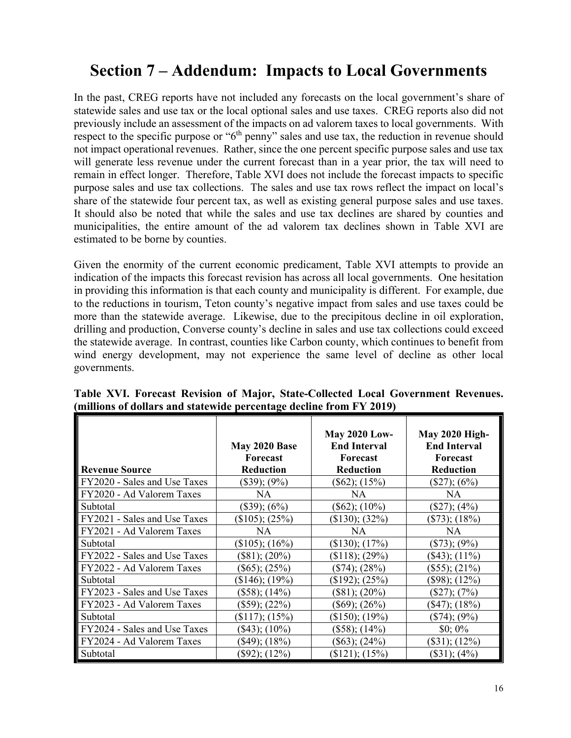# Section 7 – Addendum: Impacts to Local Governments

In the past, CREG reports have not included any forecasts on the local government's share of statewide sales and use tax or the local optional sales and use taxes. CREG reports also did not previously include an assessment of the impacts on ad valorem taxes to local governments. With respect to the specific purpose or "6th penny" sales and use tax, the reduction in revenue should not impact operational revenues. Rather, since the one percent specific purpose sales and use tax will generate less revenue under the current forecast than in a year prior, the tax will need to remain in effect longer. Therefore, Table XVI does not include the forecast impacts to specific purpose sales and use tax collections. The sales and use tax rows reflect the impact on local's share of the statewide four percent tax, as well as existing general purpose sales and use taxes. It should also be noted that while the sales and use tax declines are shared by counties and municipalities, the entire amount of the ad valorem tax declines shown in Table XVI are estimated to be borne by counties.

Given the enormity of the current economic predicament, Table XVI attempts to provide an indication of the impacts this forecast revision has across all local governments. One hesitation in providing this information is that each county and municipality is different. For example, due to the reductions in tourism, Teton county's negative impact from sales and use taxes could be more than the statewide average. Likewise, due to the precipitous decline in oil exploration, drilling and production, Converse county's decline in sales and use tax collections could exceed the statewide average. In contrast, counties like Carbon county, which continues to benefit from wind energy development, may not experience the same level of decline as other local governments.

**Table XVI. Forecast Revision of Major, State-Collected Local Government Revenues. (millions of dollars and statewide percentage decline from FY 2019)**

| Revenue Source | May 2020 Base Forecast Reduction | May 2020 Low-End Interval Forecast Reduction | May 2020 High-End Interval Forecast Reduction |
|---|---|---|---|
| FY2020 - Sales and Use Taxes | ($39); (9%) | ($62); (15%) | ($27); (6%) |
| FY2020 - Ad Valorem Taxes | NA | NA | NA |
| Subtotal | ($39); (6%) | ($62); (10%) | ($27); (4%) |
| FY2021 - Sales and Use Taxes | ($105); (25%) | ($130); (32%) | ($73); (18%) |
| FY2021 - Ad Valorem Taxes | NA | NA | NA |
| Subtotal | ($105); (16%) | ($130); (17%) | ($73); (9%) |
| FY2022 - Sales and Use Taxes | ($81); (20%) | ($118); (29%) | ($43); (11%) |
| FY2022 - Ad Valorem Taxes | ($65); (25%) | ($74); (28%) | ($55); (21%) |
| Subtotal | ($146); (19%) | ($192); (25%) | ($98); (12%) |
| FY2023 - Sales and Use Taxes | ($58); (14%) | ($81); (20%) | ($27); (7%) |
| FY2023 - Ad Valorem Taxes | ($59); (22%) | ($69); (26%) | ($47); (18%) |
| Subtotal | ($117); (15%) | ($150); (19%) | ($74); (9%) |
| FY2024 - Sales and Use Taxes | ($43); (10%) | ($58); (14%) | $0; 0% |
| FY2024 - Ad Valorem Taxes | ($49); (18%) | ($63); (24%) | ($31); (12%) |
| Subtotal | ($92); (12%) | ($121); (15%) | ($31); (4%) |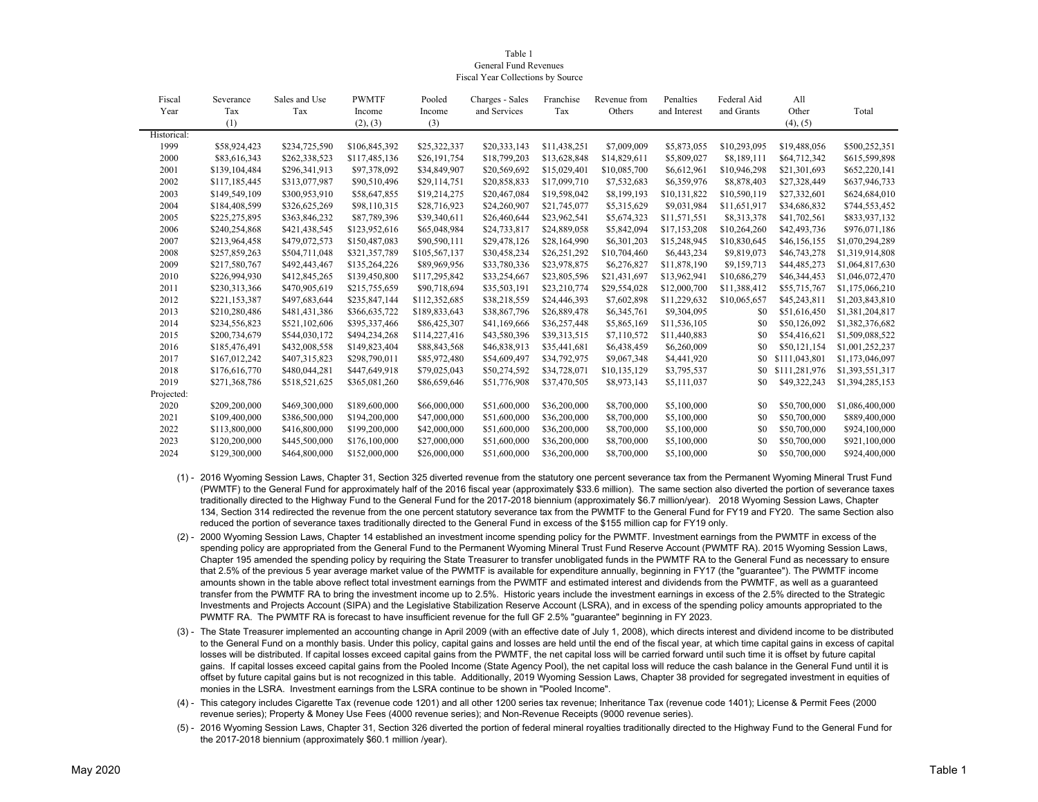Table 1
General Fund Revenues
Fiscal Year Collections by Source

| Fiscal Year | Severance Tax (1) | Sales and Use Tax | PWMTF Income (2), (3) | Pooled Income (3) | Charges - Sales and Services | Franchise Tax | Revenue from Others | Penalties and Interest | Federal Aid and Grants | All Other (4), (5) | Total |
|---|---|---|---|---|---|---|---|---|---|---|---|
| Historical: | | | | | | | | | | | |
| 1999 | $58,924,423 | $234,725,590 | $106,845,392 | $25,322,337 | $20,333,143 | $11,438,251 | $7,009,009 | $5,873,055 | $10,293,095 | $19,488,056 | $500,252,351 |
| 2000 | $83,616,343 | $262,338,523 | $117,485,136 | $26,191,754 | $18,799,203 | $13,628,848 | $14,829,611 | $5,809,027 | $8,189,111 | $64,712,342 | $615,599,898 |
| 2001 | $139,104,484 | $296,341,913 | $97,378,092 | $34,849,907 | $20,569,692 | $15,029,401 | $10,085,700 | $6,612,961 | $10,946,298 | $21,301,693 | $652,220,141 |
| 2002 | $117,185,445 | $313,077,987 | $90,510,496 | $29,114,751 | $20,858,833 | $17,099,710 | $7,532,683 | $6,359,976 | $8,878,403 | $27,328,449 | $637,946,733 |
| 2003 | $149,549,109 | $300,953,910 | $58,647,855 | $19,214,275 | $20,467,084 | $19,598,042 | $8,199,193 | $10,131,822 | $10,590,119 | $27,332,601 | $624,684,010 |
| 2004 | $184,408,599 | $326,625,269 | $98,110,315 | $28,716,923 | $24,260,907 | $21,745,077 | $5,315,629 | $9,031,984 | $11,651,917 | $34,686,832 | $744,553,452 |
| 2005 | $225,275,895 | $363,846,232 | $87,789,396 | $39,340,611 | $26,460,644 | $23,962,541 | $5,674,323 | $11,571,551 | $8,313,378 | $41,702,561 | $833,937,132 |
| 2006 | $240,254,868 | $421,438,545 | $123,952,616 | $65,048,984 | $24,733,817 | $24,889,058 | $5,842,094 | $17,153,208 | $10,264,260 | $42,493,736 | $976,071,186 |
| 2007 | $213,964,458 | $479,072,573 | $150,487,083 | $90,590,111 | $29,478,126 | $28,164,990 | $6,301,203 | $15,248,945 | $10,830,645 | $46,156,155 | $1,070,294,289 |
| 2008 | $257,859,263 | $504,711,048 | $321,357,789 | $105,567,137 | $30,458,234 | $26,251,292 | $10,704,460 | $6,443,234 | $9,819,073 | $46,743,278 | $1,319,914,808 |
| 2009 | $217,580,767 | $492,443,467 | $135,264,226 | $89,969,956 | $33,780,336 | $23,978,875 | $6,276,827 | $11,878,190 | $9,159,713 | $44,485,273 | $1,064,817,630 |
| 2010 | $226,994,930 | $412,845,265 | $139,450,800 | $117,295,842 | $33,254,667 | $23,805,596 | $21,431,697 | $13,962,941 | $10,686,279 | $46,344,453 | $1,046,072,470 |
| 2011 | $230,313,366 | $470,905,619 | $215,755,659 | $90,718,694 | $35,503,191 | $23,210,774 | $29,554,028 | $12,000,700 | $11,388,412 | $55,715,767 | $1,175,066,210 |
| 2012 | $221,153,387 | $497,683,644 | $235,847,144 | $112,352,685 | $38,218,559 | $24,446,393 | $7,602,898 | $11,229,632 | $10,065,657 | $45,243,811 | $1,203,843,810 |
| 2013 | $210,280,486 | $481,431,386 | $366,635,722 | $189,833,643 | $38,867,796 | $26,889,478 | $6,345,761 | $9,304,095 | $0 | $51,616,450 | $1,381,204,817 |
| 2014 | $234,556,823 | $521,102,606 | $395,337,466 | $86,425,307 | $41,169,666 | $36,257,448 | $5,865,169 | $11,536,105 | $0 | $50,126,092 | $1,382,376,682 |
| 2015 | $200,734,679 | $544,030,172 | $494,234,268 | $114,227,416 | $43,580,396 | $39,313,515 | $7,110,572 | $11,440,883 | $0 | $54,416,621 | $1,509,088,522 |
| 2016 | $185,476,491 | $432,008,558 | $149,823,404 | $88,843,568 | $46,838,913 | $35,441,681 | $6,438,459 | $6,260,009 | $0 | $50,121,154 | $1,001,252,237 |
| 2017 | $167,012,242 | $407,315,823 | $298,790,011 | $85,972,480 | $54,609,497 | $34,792,975 | $9,067,348 | $4,441,920 | $0 | $111,043,801 | $1,173,046,097 |
| 2018 | $176,616,770 | $480,044,281 | $447,649,918 | $79,025,043 | $50,274,592 | $34,728,071 | $10,135,129 | $3,795,537 | $0 | $111,281,976 | $1,393,551,317 |
| 2019 | $271,368,786 | $518,521,625 | $365,081,260 | $86,659,646 | $51,776,908 | $37,470,505 | $8,973,143 | $5,111,037 | $0 | $49,322,243 | $1,394,285,153 |
| Projected: | | | | | | | | | | | |
| 2020 | $209,200,000 | $469,300,000 | $189,600,000 | $66,000,000 | $51,600,000 | $36,200,000 | $8,700,000 | $5,100,000 | $0 | $50,700,000 | $1,086,400,000 |
| 2021 | $109,400,000 | $386,500,000 | $194,200,000 | $47,000,000 | $51,600,000 | $36,200,000 | $8,700,000 | $5,100,000 | $0 | $50,700,000 | $889,400,000 |
| 2022 | $113,800,000 | $416,800,000 | $199,200,000 | $42,000,000 | $51,600,000 | $36,200,000 | $8,700,000 | $5,100,000 | $0 | $50,700,000 | $924,100,000 |
| 2023 | $120,200,000 | $445,500,000 | $176,100,000 | $27,000,000 | $51,600,000 | $36,200,000 | $8,700,000 | $5,100,000 | $0 | $50,700,000 | $921,100,000 |
| 2024 | $129,300,000 | $464,800,000 | $152,000,000 | $26,000,000 | $51,600,000 | $36,200,000 | $8,700,000 | $5,100,000 | $0 | $50,700,000 | $924,400,000 |

(1) - 2016 Wyoming Session Laws, Chapter 31, Section 325 diverted revenue from the statutory one percent severance tax from the Permanent Wyoming Mineral Trust Fund (PWMTF) to the General Fund for approximately half of the 2016 fiscal year (approximately $33.6 million). The same section also diverted the portion of severance taxes traditionally directed to the Highway Fund to the General Fund for the 2017-2018 biennium (approximately $6.7 million/year). 2018 Wyoming Session Laws, Chapter 134, Section 314 redirected the revenue from the one percent statutory severance tax from the PWMTF to the General Fund for FY19 and FY20. The same Section also reduced the portion of severance taxes traditionally directed to the General Fund in excess of the $155 million cap for FY19 only.

(2) - 2000 Wyoming Session Laws, Chapter 14 established an investment income spending policy for the PWMTF. Investment earnings from the PWMTF in excess of the spending policy are appropriated from the General Fund to the Permanent Wyoming Mineral Trust Fund Reserve Account (PWMTF RA). 2015 Wyoming Session Laws, Chapter 195 amended the spending policy by requiring the State Treasurer to transfer unobligated funds in the PWMTF RA to the General Fund as necessary to ensure that 2.5% of the previous 5 year average market value of the PWMTF is available for expenditure annually, beginning in FY17 (the "guarantee"). The PWMTF income amounts shown in the table above reflect total investment earnings from the PWMTF and estimated interest and dividends from the PWMTF, as well as a guaranteed transfer from the PWMTF RA to bring the investment income up to 2.5%. Historic years include the investment earnings in excess of the 2.5% directed to the Strategic Investments and Projects Account (SIPA) and the Legislative Stabilization Reserve Account (LSRA), and in excess of the spending policy amounts appropriated to the PWMTF RA. The PWMTF RA is forecast to have insufficient revenue for the full GF 2.5% "guarantee" beginning in FY 2023.

(3) - The State Treasurer implemented an accounting change in April 2009 (with an effective date of July 1, 2008), which directs interest and dividend income to be distributed to the General Fund on a monthly basis. Under this policy, capital gains and losses are held until the end of the fiscal year, at which time capital gains in excess of capital losses will be distributed. If capital losses exceed capital gains from the PWMTF, the net capital loss will be carried forward until such time it is offset by future capital gains. If capital losses exceed capital gains from the Pooled Income (State Agency Pool), the net capital loss will reduce the cash balance in the General Fund until it is offset by future capital gains but is not recognized in this table. Additionally, 2019 Wyoming Session Laws, Chapter 38 provided for segregated investment in equities of monies in the LSRA. Investment earnings from the LSRA continue to be shown in "Pooled Income".

(4) - This category includes Cigarette Tax (revenue code 1201) and all other 1200 series tax revenue; Inheritance Tax (revenue code 1401); License & Permit Fees (2000 revenue series); Property & Money Use Fees (4000 revenue series); and Non-Revenue Receipts (9000 revenue series).

(5) - 2016 Wyoming Session Laws, Chapter 31, Section 326 diverted the portion of federal mineral royalties traditionally directed to the Highway Fund to the General Fund for the 2017-2018 biennium (approximately $60.1 million /year).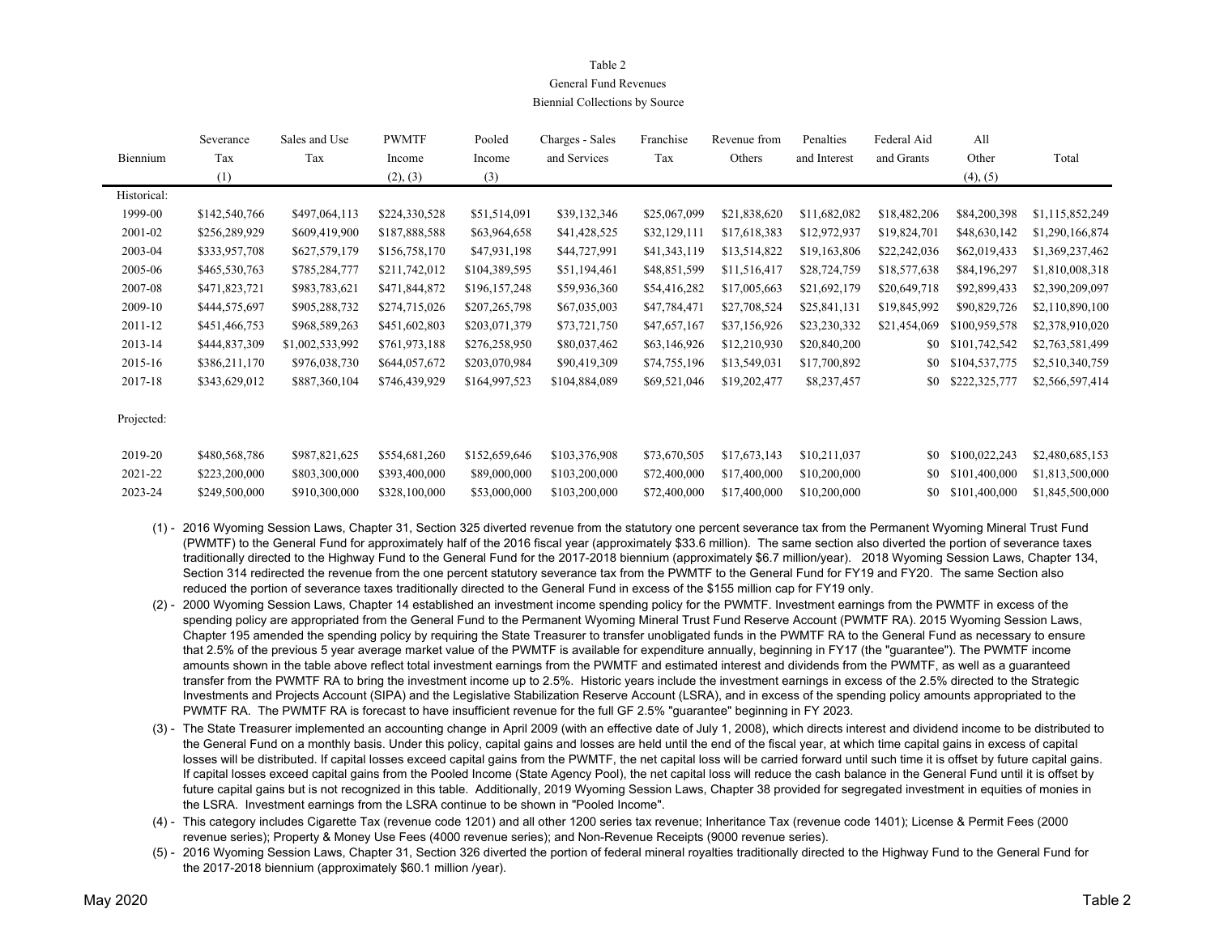Table 2

General Fund Revenues

Biennial Collections by Source

| Biennium | Severance Tax (1) | Sales and Use Tax | PWMTF Income (2), (3) | Pooled Income (3) | Charges - Sales and Services | Franchise Tax | Revenue from Others | Penalties and Interest | Federal Aid and Grants | All Other (4), (5) | Total |
|---|---|---|---|---|---|---|---|---|---|---|---|
| Historical: | | | | | | | | | | | |
| 1999-00 | $142,540,766 | $497,064,113 | $224,330,528 | $51,514,091 | $39,132,346 | $25,067,099 | $21,838,620 | $11,682,082 | $18,482,206 | $84,200,398 | $1,115,852,249 |
| 2001-02 | $256,289,929 | $609,419,900 | $187,888,588 | $63,964,658 | $41,428,525 | $32,129,111 | $17,618,383 | $12,972,937 | $19,824,701 | $48,630,142 | $1,290,166,874 |
| 2003-04 | $333,957,708 | $627,579,179 | $156,758,170 | $47,931,198 | $44,727,991 | $41,343,119 | $13,514,822 | $19,163,806 | $22,242,036 | $62,019,433 | $1,369,237,462 |
| 2005-06 | $465,530,763 | $785,284,777 | $211,742,012 | $104,389,595 | $51,194,461 | $48,851,599 | $11,516,417 | $28,724,759 | $18,577,638 | $84,196,297 | $1,810,008,318 |
| 2007-08 | $471,823,721 | $983,783,621 | $471,844,872 | $196,157,248 | $59,936,360 | $54,416,282 | $17,005,663 | $21,692,179 | $20,649,718 | $92,899,433 | $2,390,209,097 |
| 2009-10 | $444,575,697 | $905,288,732 | $274,715,026 | $207,265,798 | $67,035,003 | $47,784,471 | $27,708,524 | $25,841,131 | $19,845,992 | $90,829,726 | $2,110,890,100 |
| 2011-12 | $451,466,753 | $968,589,263 | $451,602,803 | $203,071,379 | $73,721,750 | $47,657,167 | $37,156,926 | $23,230,332 | $21,454,069 | $100,959,578 | $2,378,910,020 |
| 2013-14 | $444,837,309 | $1,002,533,992 | $761,973,188 | $276,258,950 | $80,037,462 | $63,146,926 | $12,210,930 | $20,840,200 | $0 | $101,742,542 | $2,763,581,499 |
| 2015-16 | $386,211,170 | $976,038,730 | $644,057,672 | $203,070,984 | $90,419,309 | $74,755,196 | $13,549,031 | $17,700,892 | $0 | $104,537,775 | $2,510,340,759 |
| 2017-18 | $343,629,012 | $887,360,104 | $746,439,929 | $164,997,523 | $104,884,089 | $69,521,046 | $19,202,477 | $8,237,457 | $0 | $222,325,777 | $2,566,597,414 |
| Projected: | | | | | | | | | | | |
| 2019-20 | $480,568,786 | $987,821,625 | $554,681,260 | $152,659,646 | $103,376,908 | $73,670,505 | $17,673,143 | $10,211,037 | $0 | $100,022,243 | $2,480,685,153 |
| 2021-22 | $223,200,000 | $803,300,000 | $393,400,000 | $89,000,000 | $103,200,000 | $72,400,000 | $17,400,000 | $10,200,000 | $0 | $101,400,000 | $1,813,500,000 |
| 2023-24 | $249,500,000 | $910,300,000 | $328,100,000 | $53,000,000 | $103,200,000 | $72,400,000 | $17,400,000 | $10,200,000 | $0 | $101,400,000 | $1,845,500,000 |

(1) - 2016 Wyoming Session Laws, Chapter 31, Section 325 diverted revenue from the statutory one percent severance tax from the Permanent Wyoming Mineral Trust Fund (PWMTF) to the General Fund for approximately half of the 2016 fiscal year (approximately $33.6 million). The same section also diverted the portion of severance taxes traditionally directed to the Highway Fund to the General Fund for the 2017-2018 biennium (approximately $6.7 million/year). 2018 Wyoming Session Laws, Chapter 134, Section 314 redirected the revenue from the one percent statutory severance tax from the PWMTF to the General Fund for FY19 and FY20. The same Section also reduced the portion of severance taxes traditionally directed to the General Fund in excess of the $155 million cap for FY19 only.

(2) - 2000 Wyoming Session Laws, Chapter 14 established an investment income spending policy for the PWMTF. Investment earnings from the PWMTF in excess of the spending policy are appropriated from the General Fund to the Permanent Wyoming Mineral Trust Fund Reserve Account (PWMTF RA). 2015 Wyoming Session Laws, Chapter 195 amended the spending policy by requiring the State Treasurer to transfer unobligated funds in the PWMTF RA to the General Fund as necessary to ensure that 2.5% of the previous 5 year average market value of the PWMTF is available for expenditure annually, beginning in FY17 (the "guarantee"). The PWMTF income amounts shown in the table above reflect total investment earnings from the PWMTF and estimated interest and dividends from the PWMTF, as well as a guaranteed transfer from the PWMTF RA to bring the investment income up to 2.5%. Historic years include the investment earnings in excess of the 2.5% directed to the Strategic Investments and Projects Account (SIPA) and the Legislative Stabilization Reserve Account (LSRA), and in excess of the spending policy amounts appropriated to the PWMTF RA. The PWMTF RA is forecast to have insufficient revenue for the full GF 2.5% "guarantee" beginning in FY 2023.

(3) - The State Treasurer implemented an accounting change in April 2009 (with an effective date of July 1, 2008), which directs interest and dividend income to be distributed to the General Fund on a monthly basis. Under this policy, capital gains and losses are held until the end of the fiscal year, at which time capital gains in excess of capital losses will be distributed. If capital losses exceed capital gains from the PWMTF, the net capital loss will be carried forward until such time it is offset by future capital gains. If capital losses exceed capital gains from the Pooled Income (State Agency Pool), the net capital loss will reduce the cash balance in the General Fund until it is offset by future capital gains but is not recognized in this table. Additionally, 2019 Wyoming Session Laws, Chapter 38 provided for segregated investment in equities of monies in the LSRA. Investment earnings from the LSRA continue to be shown in "Pooled Income".

(4) - This category includes Cigarette Tax (revenue code 1201) and all other 1200 series tax revenue; Inheritance Tax (revenue code 1401); License & Permit Fees (2000 revenue series); Property & Money Use Fees (4000 revenue series); and Non-Revenue Receipts (9000 revenue series).

(5) - 2016 Wyoming Session Laws, Chapter 31, Section 326 diverted the portion of federal mineral royalties traditionally directed to the Highway Fund to the General Fund for the 2017-2018 biennium (approximately $60.1 million /year).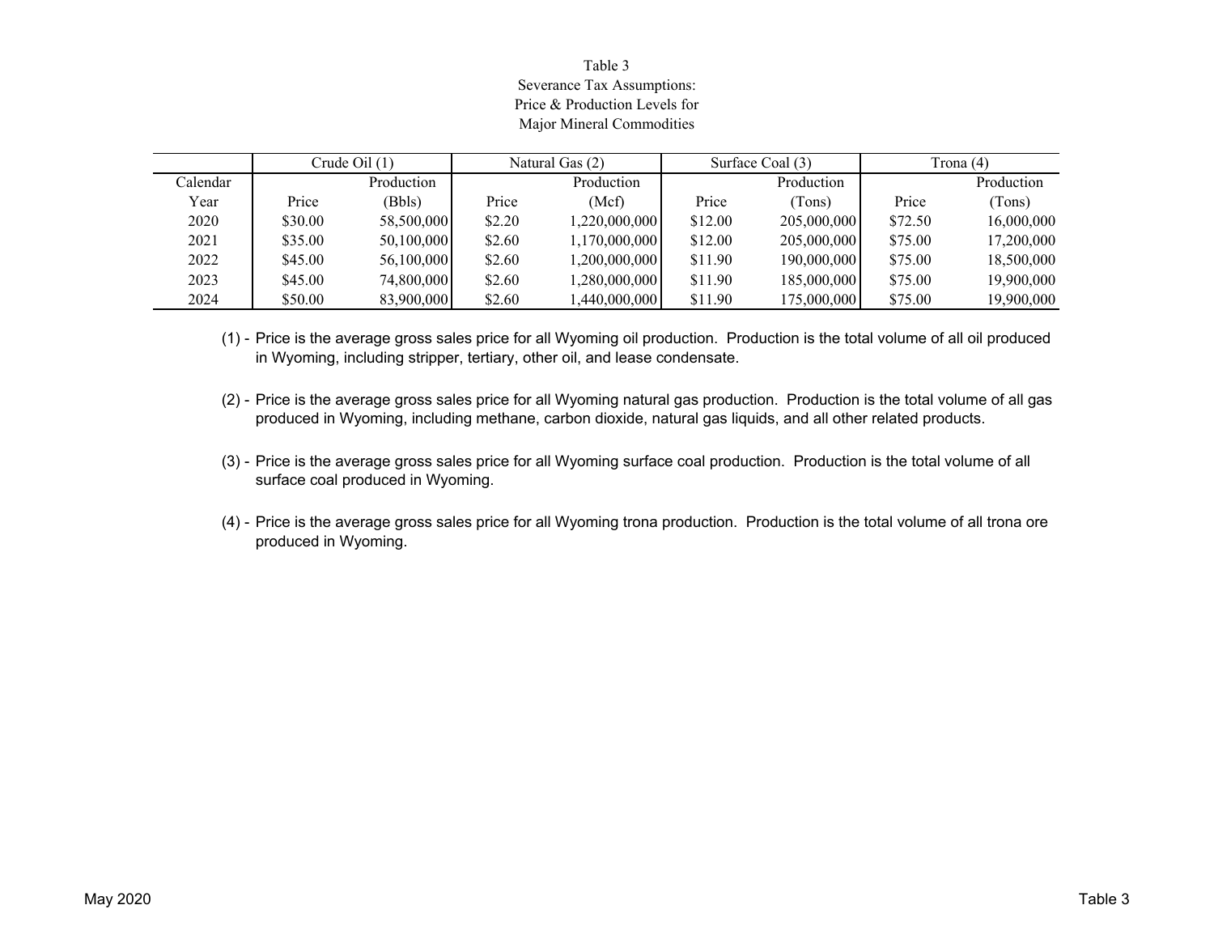Table 3
Severance Tax Assumptions:
Price & Production Levels for
Major Mineral Commodities

| | Crude Oil (1) | | Natural Gas (2) | | Surface Coal (3) | | Trona (4) | |
|---|---|---|---|---|---|---|---|---|
| Calendar Year | Price | Production (Bbls) | Price | Production (Mcf) | Price | Production (Tons) | Price | Production (Tons) |
| 2020 | $30.00 | 58,500,000 | $2.20 | 1,220,000,000 | $12.00 | 205,000,000 | $72.50 | 16,000,000 |
| 2021 | $35.00 | 50,100,000 | $2.60 | 1,170,000,000 | $12.00 | 205,000,000 | $75.00 | 17,200,000 |
| 2022 | $45.00 | 56,100,000 | $2.60 | 1,200,000,000 | $11.90 | 190,000,000 | $75.00 | 18,500,000 |
| 2023 | $45.00 | 74,800,000 | $2.60 | 1,280,000,000 | $11.90 | 185,000,000 | $75.00 | 19,900,000 |
| 2024 | $50.00 | 83,900,000 | $2.60 | 1,440,000,000 | $11.90 | 175,000,000 | $75.00 | 19,900,000 |

(1) - Price is the average gross sales price for all Wyoming oil production. Production is the total volume of all oil produced in Wyoming, including stripper, tertiary, other oil, and lease condensate.

(2) - Price is the average gross sales price for all Wyoming natural gas production. Production is the total volume of all gas produced in Wyoming, including methane, carbon dioxide, natural gas liquids, and all other related products.

(3) - Price is the average gross sales price for all Wyoming surface coal production. Production is the total volume of all surface coal produced in Wyoming.

(4) - Price is the average gross sales price for all Wyoming trona production. Production is the total volume of all trona ore produced in Wyoming.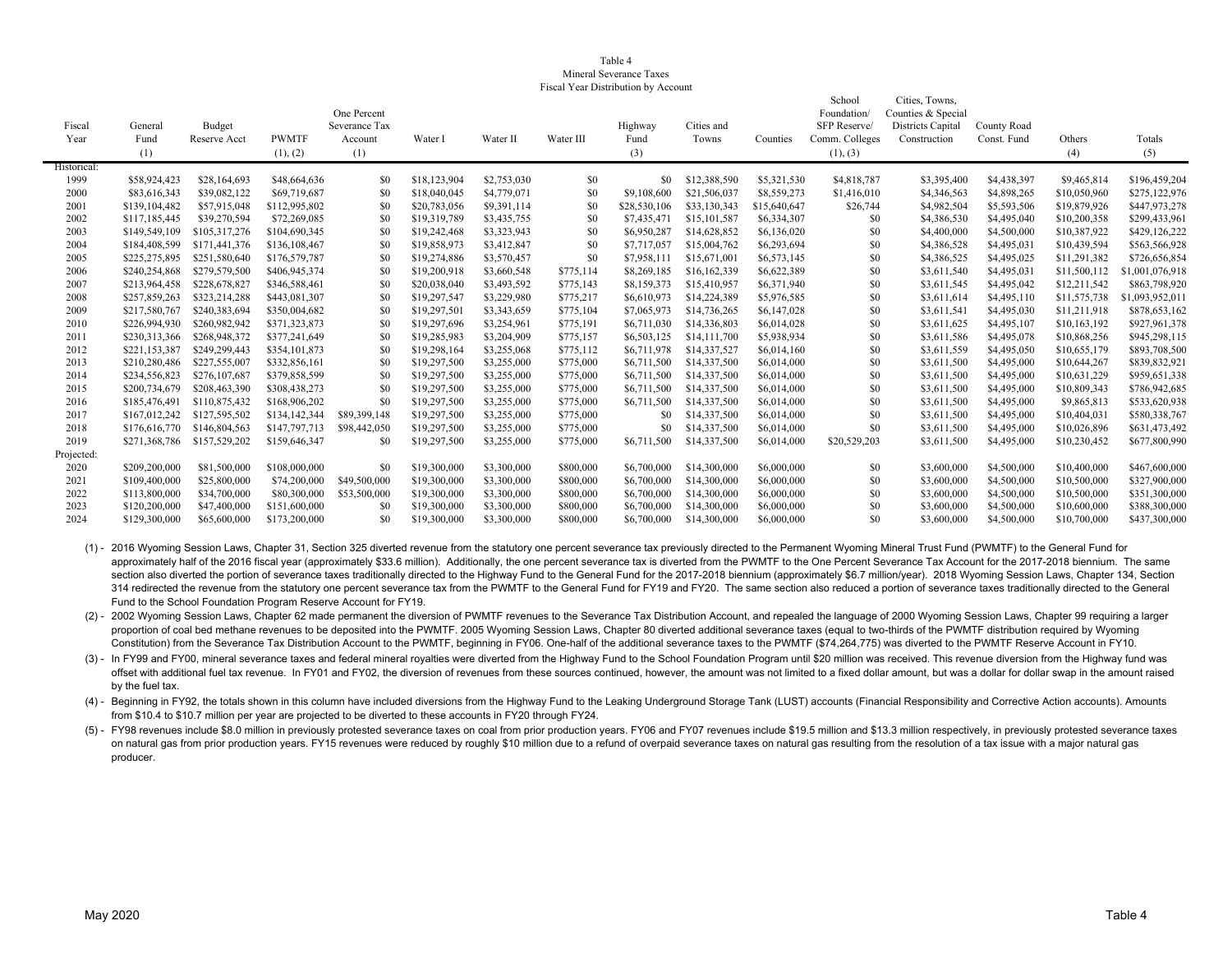Table 4
Mineral Severance Taxes
Fiscal Year Distribution by Account

| Fiscal Year | General Fund (1) | Budget Reserve Acct | PWMTF (1), (2) | One Percent Severance Tax Account (1) | Water I | Water II | Water III | Highway Fund (3) | Cities and Towns | Counties | School Foundation/ SFP Reserve/ Comm. Colleges (1), (3) | Cities, Towns, Counties & Special Districts Capital Construction | County Road Const. Fund | Others (4) | Totals (5) |
|---|---|---|---|---|---|---|---|---|---|---|---|---|---|---|---|
| Historical: | | | | | | | | | | | | | | | |
| 1999 | $58,924,423 | $28,164,693 | $48,664,636 | $0 | $18,123,904 | $2,753,030 | $0 | $0 | $12,388,590 | $5,321,530 | $4,818,787 | $3,395,400 | $4,438,397 | $9,465,814 | $196,459,204 |
| 2000 | $83,616,343 | $39,082,122 | $69,719,687 | $0 | $18,040,045 | $4,779,071 | $0 | $9,108,600 | $21,506,037 | $8,559,273 | $1,416,010 | $4,346,563 | $4,898,265 | $10,050,960 | $275,122,976 |
| 2001 | $139,104,482 | $57,915,048 | $112,995,802 | $0 | $20,783,056 | $9,391,114 | $0 | $28,530,106 | $33,130,343 | $15,640,647 | $26,744 | $4,982,504 | $5,593,506 | $19,879,926 | $447,973,278 |
| 2002 | $117,185,445 | $39,270,594 | $72,269,085 | $0 | $19,319,789 | $3,435,755 | $0 | $7,435,471 | $15,101,587 | $6,334,307 | $0 | $4,386,530 | $4,495,040 | $10,200,358 | $299,433,961 |
| 2003 | $149,549,109 | $105,317,276 | $104,690,345 | $0 | $19,242,468 | $3,323,943 | $0 | $6,950,287 | $14,628,852 | $6,136,020 | $0 | $4,400,000 | $4,500,000 | $10,387,922 | $429,126,222 |
| 2004 | $184,408,599 | $171,441,376 | $136,108,467 | $0 | $19,858,973 | $3,412,847 | $0 | $7,717,057 | $15,004,762 | $6,293,694 | $0 | $4,386,528 | $4,495,031 | $10,439,594 | $563,566,928 |
| 2005 | $225,275,895 | $251,580,640 | $176,579,787 | $0 | $19,274,886 | $3,570,457 | $0 | $7,958,111 | $15,671,001 | $6,573,145 | $0 | $4,386,525 | $4,495,025 | $11,291,382 | $726,656,854 |
| 2006 | $240,254,868 | $279,579,500 | $406,945,374 | $0 | $19,200,918 | $3,660,548 | $775,114 | $8,269,185 | $16,162,339 | $6,622,389 | $0 | $3,611,540 | $4,495,031 | $11,500,112 | $1,001,076,918 |
| 2007 | $213,964,458 | $228,678,827 | $346,588,461 | $0 | $20,038,040 | $3,493,592 | $775,143 | $8,159,373 | $15,410,957 | $6,371,940 | $0 | $3,611,545 | $4,495,042 | $12,211,542 | $863,798,920 |
| 2008 | $257,859,263 | $323,214,288 | $443,081,307 | $0 | $19,297,547 | $3,229,980 | $775,217 | $6,610,973 | $14,224,389 | $5,976,585 | $0 | $3,611,614 | $4,495,110 | $11,575,738 | $1,093,952,011 |
| 2009 | $217,580,767 | $240,383,694 | $350,004,682 | $0 | $19,297,501 | $3,343,659 | $775,104 | $7,065,973 | $14,736,265 | $6,147,028 | $0 | $3,611,541 | $4,495,030 | $11,211,918 | $878,653,162 |
| 2010 | $226,994,930 | $260,982,942 | $371,323,873 | $0 | $19,297,696 | $3,254,961 | $775,191 | $6,711,030 | $14,336,803 | $6,014,028 | $0 | $3,611,625 | $4,495,107 | $10,163,192 | $927,961,378 |
| 2011 | $230,313,366 | $268,948,372 | $377,241,649 | $0 | $19,285,983 | $3,204,909 | $775,157 | $6,503,125 | $14,111,700 | $5,938,934 | $0 | $3,611,586 | $4,495,078 | $10,868,256 | $945,298,115 |
| 2012 | $221,153,387 | $249,299,443 | $354,101,873 | $0 | $19,298,164 | $3,255,068 | $775,112 | $6,711,978 | $14,337,527 | $6,014,160 | $0 | $3,611,559 | $4,495,050 | $10,655,179 | $893,708,500 |
| 2013 | $210,280,486 | $227,555,007 | $332,856,161 | $0 | $19,297,500 | $3,255,000 | $775,000 | $6,711,500 | $14,337,500 | $6,014,000 | $0 | $3,611,500 | $4,495,000 | $10,644,267 | $839,832,921 |
| 2014 | $234,556,823 | $276,107,687 | $379,858,599 | $0 | $19,297,500 | $3,255,000 | $775,000 | $6,711,500 | $14,337,500 | $6,014,000 | $0 | $3,611,500 | $4,495,000 | $10,631,229 | $959,651,338 |
| 2015 | $200,734,679 | $208,463,390 | $308,438,273 | $0 | $19,297,500 | $3,255,000 | $775,000 | $6,711,500 | $14,337,500 | $6,014,000 | $0 | $3,611,500 | $4,495,000 | $10,809,343 | $786,942,685 |
| 2016 | $185,476,491 | $110,875,432 | $168,906,202 | $0 | $19,297,500 | $3,255,000 | $775,000 | $6,711,500 | $14,337,500 | $6,014,000 | $0 | $3,611,500 | $4,495,000 | $9,865,813 | $533,620,938 |
| 2017 | $167,012,242 | $127,595,502 | $134,142,344 | $89,399,148 | $19,297,500 | $3,255,000 | $775,000 | $0 | $14,337,500 | $6,014,000 | $0 | $3,611,500 | $4,495,000 | $10,404,031 | $580,338,767 |
| 2018 | $176,616,770 | $146,804,563 | $147,797,713 | $98,442,050 | $19,297,500 | $3,255,000 | $775,000 | $0 | $14,337,500 | $6,014,000 | $0 | $3,611,500 | $4,495,000 | $10,026,896 | $631,473,492 |
| 2019 | $271,368,786 | $157,529,202 | $159,646,347 | $0 | $19,297,500 | $3,255,000 | $775,000 | $6,711,500 | $14,337,500 | $6,014,000 | $20,529,203 | $3,611,500 | $4,495,000 | $10,230,452 | $677,800,990 |
| Projected: | | | | | | | | | | | | | | | |
| 2020 | $209,200,000 | $81,500,000 | $108,000,000 | $0 | $19,300,000 | $3,300,000 | $800,000 | $6,700,000 | $14,300,000 | $6,000,000 | $0 | $3,600,000 | $4,500,000 | $10,400,000 | $467,600,000 |
| 2021 | $109,400,000 | $25,800,000 | $74,200,000 | $49,500,000 | $19,300,000 | $3,300,000 | $800,000 | $6,700,000 | $14,300,000 | $6,000,000 | $0 | $3,600,000 | $4,500,000 | $10,500,000 | $327,900,000 |
| 2022 | $113,800,000 | $34,700,000 | $80,300,000 | $53,500,000 | $19,300,000 | $3,300,000 | $800,000 | $6,700,000 | $14,300,000 | $6,000,000 | $0 | $3,600,000 | $4,500,000 | $10,500,000 | $351,300,000 |
| 2023 | $120,200,000 | $47,400,000 | $151,600,000 | $0 | $19,300,000 | $3,300,000 | $800,000 | $6,700,000 | $14,300,000 | $6,000,000 | $0 | $3,600,000 | $4,500,000 | $10,600,000 | $388,300,000 |
| 2024 | $129,300,000 | $65,600,000 | $173,200,000 | $0 | $19,300,000 | $3,300,000 | $800,000 | $6,700,000 | $14,300,000 | $6,000,000 | $0 | $3,600,000 | $4,500,000 | $10,700,000 | $437,300,000 |

(1) - 2016 Wyoming Session Laws, Chapter 31, Section 325 diverted revenue from the statutory one percent severance tax previously directed to the Permanent Wyoming Mineral Trust Fund (PWMTF) to the General Fund for approximately half of the 2016 fiscal year (approximately $33.6 million). Additionally, the one percent severance tax is diverted from the PWMTF to the One Percent Severance Tax Account for the 2017-2018 biennium. The same section also diverted the portion of severance taxes traditionally directed to the Highway Fund to the General Fund for the 2017-2018 biennium (approximately $6.7 million/year). 2018 Wyoming Session Laws, Chapter 134, Section 314 redirected the revenue from the statutory one percent severance tax from the PWMTF to the General Fund for FY19 and FY20. The same section also reduced a portion of severance taxes traditionally directed to the General Fund to the School Foundation Program Reserve Account for FY19.

(2) - 2002 Wyoming Session Laws, Chapter 62 made permanent the diversion of PWMTF revenues to the Severance Tax Distribution Account, and repealed the language of 2000 Wyoming Session Laws, Chapter 99 requiring a larger proportion of coal bed methane revenues to be deposited into the PWMTF. 2005 Wyoming Session Laws, Chapter 80 diverted additional severance taxes (equal to two-thirds of the PWMTF distribution required by Wyoming Constitution) from the Severance Tax Distribution Account to the PWMTF, beginning in FY06. One-half of the additional severance taxes to the PWMTF ($74,264,775) was diverted to the PWMTF Reserve Account in FY10.

(3) - In FY99 and FY00, mineral severance taxes and federal mineral royalties were diverted from the Highway Fund to the School Foundation Program until $20 million was received. This revenue diversion from the Highway fund was offset with additional fuel tax revenue. In FY01 and FY02, the diversion of revenues from these sources continued, however, the amount was not limited to a fixed dollar amount, but was a dollar for dollar swap in the amount raised by the fuel tax.

(4) - Beginning in FY92, the totals shown in this column have included diversions from the Highway Fund to the Leaking Underground Storage Tank (LUST) accounts (Financial Responsibility and Corrective Action accounts). Amounts from $10.4 to $10.7 million per year are projected to be diverted to these accounts in FY20 through FY24.

(5) - FY98 revenues include $8.0 million in previously protested severance taxes on coal from prior production years. FY06 and FY07 revenues include $19.5 million and $13.3 million respectively, in previously protested severance taxes on natural gas from prior production years. FY15 revenues were reduced by roughly $10 million due to a refund of overpaid severance taxes on natural gas resulting from the resolution of a tax issue with a major natural gas producer.

May 2020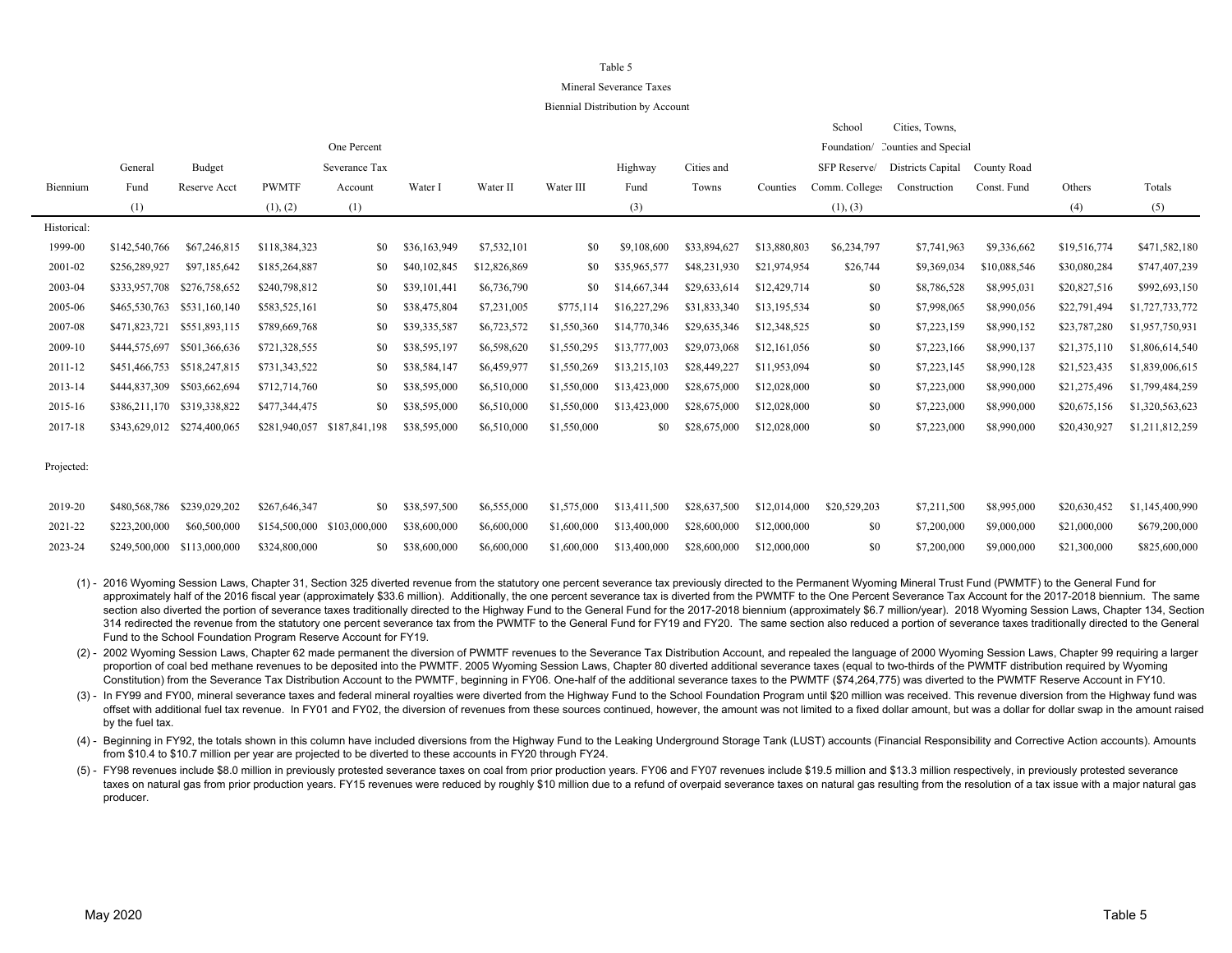Table 5

Mineral Severance Taxes

Biennial Distribution by Account

| Biennium | General Fund (1) | Budget Reserve Acct | PWMTF (1), (2) | One Percent Severance Tax Account (1) | Water I | Water II | Water III | Highway Fund (3) | Cities and Towns | Counties | School Foundation/ SFP Reserve/ Comm. Colleges (1), (3) | Cities, Towns, Counties and Special Districts Capital Construction | County Road Const. Fund | Others (4) | Totals (5) |
|---|---|---|---|---|---|---|---|---|---|---|---|---|---|---|---|
| Historical: | | | | | | | | | | | | | | | |
| 1999-00 | $142,540,766 | $67,246,815 | $118,384,323 | $0 | $36,163,949 | $7,532,101 | $0 | $9,108,600 | $33,894,627 | $13,880,803 | $6,234,797 | $7,741,963 | $9,336,662 | $19,516,774 | $471,582,180 |
| 2001-02 | $256,289,927 | $97,185,642 | $185,264,887 | $0 | $40,102,845 | $12,826,869 | $0 | $35,965,577 | $48,231,930 | $21,974,954 | $26,744 | $9,369,034 | $10,088,546 | $30,080,284 | $747,407,239 |
| 2003-04 | $333,957,708 | $276,758,652 | $240,798,812 | $0 | $39,101,441 | $6,736,790 | $0 | $14,667,344 | $29,633,614 | $12,429,714 | $0 | $8,786,528 | $8,995,031 | $20,827,516 | $992,693,150 |
| 2005-06 | $465,530,763 | $531,160,140 | $583,525,161 | $0 | $38,475,804 | $7,231,005 | $775,114 | $16,227,296 | $31,833,340 | $13,195,534 | $0 | $7,998,065 | $8,990,056 | $22,791,494 | $1,727,733,772 |
| 2007-08 | $471,823,721 | $551,893,115 | $789,669,768 | $0 | $39,335,587 | $6,723,572 | $1,550,360 | $14,770,346 | $29,635,346 | $12,348,525 | $0 | $7,223,159 | $8,990,152 | $23,787,280 | $1,957,750,931 |
| 2009-10 | $444,575,697 | $501,366,636 | $721,328,555 | $0 | $38,595,197 | $6,598,620 | $1,550,295 | $13,777,003 | $29,073,068 | $12,161,056 | $0 | $7,223,166 | $8,990,137 | $21,375,110 | $1,806,614,540 |
| 2011-12 | $451,466,753 | $518,247,815 | $731,343,522 | $0 | $38,584,147 | $6,459,977 | $1,550,269 | $13,215,103 | $28,449,227 | $11,953,094 | $0 | $7,223,145 | $8,990,128 | $21,523,435 | $1,839,006,615 |
| 2013-14 | $444,837,309 | $503,662,694 | $712,714,760 | $0 | $38,595,000 | $6,510,000 | $1,550,000 | $13,423,000 | $28,675,000 | $12,028,000 | $0 | $7,223,000 | $8,990,000 | $21,275,496 | $1,799,484,259 |
| 2015-16 | $386,211,170 | $319,338,822 | $477,344,475 | $0 | $38,595,000 | $6,510,000 | $1,550,000 | $13,423,000 | $28,675,000 | $12,028,000 | $0 | $7,223,000 | $8,990,000 | $20,675,156 | $1,320,563,623 |
| 2017-18 | $343,629,012 | $274,400,065 | $281,940,057 | $187,841,198 | $38,595,000 | $6,510,000 | $1,550,000 | $0 | $28,675,000 | $12,028,000 | $0 | $7,223,000 | $8,990,000 | $20,430,927 | $1,211,812,259 |
| Projected: | | | | | | | | | | | | | | | |
| 2019-20 | $480,568,786 | $239,029,202 | $267,646,347 | $0 | $38,597,500 | $6,555,000 | $1,575,000 | $13,411,500 | $28,637,500 | $12,014,000 | $20,529,203 | $7,211,500 | $8,995,000 | $20,630,452 | $1,145,400,990 |
| 2021-22 | $223,200,000 | $60,500,000 | $154,500,000 | $103,000,000 | $38,600,000 | $6,600,000 | $1,600,000 | $13,400,000 | $28,600,000 | $12,000,000 | $0 | $7,200,000 | $9,000,000 | $21,000,000 | $679,200,000 |
| 2023-24 | $249,500,000 | $113,000,000 | $324,800,000 | $0 | $38,600,000 | $6,600,000 | $1,600,000 | $13,400,000 | $28,600,000 | $12,000,000 | $0 | $7,200,000 | $9,000,000 | $21,300,000 | $825,600,000 |

(1) - 2016 Wyoming Session Laws, Chapter 31, Section 325 diverted revenue from the statutory one percent severance tax previously directed to the Permanent Wyoming Mineral Trust Fund (PWMTF) to the General Fund for approximately half of the 2016 fiscal year (approximately $33.6 million). Additionally, the one percent severance tax is diverted from the PWMTF to the One Percent Severance Tax Account for the 2017-2018 biennium. The same section also diverted the portion of severance taxes traditionally directed to the Highway Fund to the General Fund for the 2017-2018 biennium (approximately $6.7 million/year). 2018 Wyoming Session Laws, Chapter 134, Section 314 redirected the revenue from the statutory one percent severance tax from the PWMTF to the General Fund for FY19 and FY20. The same section also reduced a portion of severance taxes traditionally directed to the General Fund to the School Foundation Program Reserve Account for FY19.

(2) - 2002 Wyoming Session Laws, Chapter 62 made permanent the diversion of PWMTF revenues to the Severance Tax Distribution Account, and repealed the language of 2000 Wyoming Session Laws, Chapter 99 requiring a larger proportion of coal bed methane revenues to be deposited into the PWMTF. 2005 Wyoming Session Laws, Chapter 80 diverted additional severance taxes (equal to two-thirds of the PWMTF distribution required by Wyoming Constitution) from the Severance Tax Distribution Account to the PWMTF, beginning in FY06. One-half of the additional severance taxes to the PWMTF ($74,264,775) was diverted to the PWMTF Reserve Account in FY10.

(3) - In FY99 and FY00, mineral severance taxes and federal mineral royalties were diverted from the Highway Fund to the School Foundation Program until $20 million was received. This revenue diversion from the Highway fund was offset with additional fuel tax revenue. In FY01 and FY02, the diversion of revenues from these sources continued, however, the amount was not limited to a fixed dollar amount, but was a dollar for dollar swap in the amount raised by the fuel tax.

(4) - Beginning in FY92, the totals shown in this column have included diversions from the Highway Fund to the Leaking Underground Storage Tank (LUST) accounts (Financial Responsibility and Corrective Action accounts). Amounts from $10.4 to $10.7 million per year are projected to be diverted to these accounts in FY20 through FY24.

(5) - FY98 revenues include $8.0 million in previously protested severance taxes on coal from prior production years. FY06 and FY07 revenues include $19.5 million and $13.3 million respectively, in previously protested severance taxes on natural gas from prior production years. FY15 revenues were reduced by roughly $10 million due to a refund of overpaid severance taxes on natural gas resulting from the resolution of a tax issue with a major natural gas producer.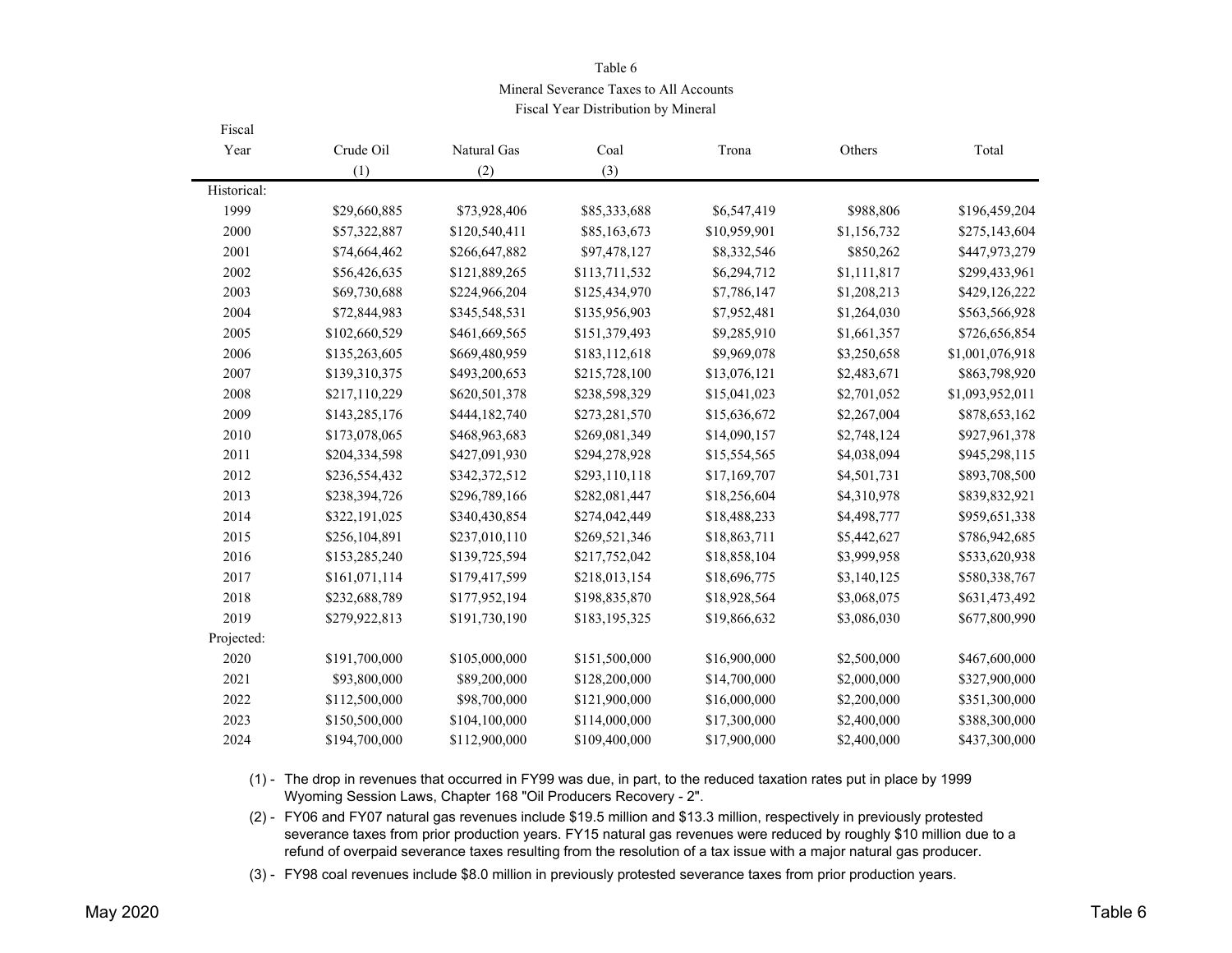Table 6

Mineral Severance Taxes to All Accounts

Fiscal Year Distribution by Mineral

| Fiscal Year | Crude Oil (1) | Natural Gas (2) | Coal (3) | Trona | Others | Total |
|---|---|---|---|---|---|---|
| Historical: | | | | | | |
| 1999 | $29,660,885 | $73,928,406 | $85,333,688 | $6,547,419 | $988,806 | $196,459,204 |
| 2000 | $57,322,887 | $120,540,411 | $85,163,673 | $10,959,901 | $1,156,732 | $275,143,604 |
| 2001 | $74,664,462 | $266,647,882 | $97,478,127 | $8,332,546 | $850,262 | $447,973,279 |
| 2002 | $56,426,635 | $121,889,265 | $113,711,532 | $6,294,712 | $1,111,817 | $299,433,961 |
| 2003 | $69,730,688 | $224,966,204 | $125,434,970 | $7,786,147 | $1,208,213 | $429,126,222 |
| 2004 | $72,844,983 | $345,548,531 | $135,956,903 | $7,952,481 | $1,264,030 | $563,566,928 |
| 2005 | $102,660,529 | $461,669,565 | $151,379,493 | $9,285,910 | $1,661,357 | $726,656,854 |
| 2006 | $135,263,605 | $669,480,959 | $183,112,618 | $9,969,078 | $3,250,658 | $1,001,076,918 |
| 2007 | $139,310,375 | $493,200,653 | $215,728,100 | $13,076,121 | $2,483,671 | $863,798,920 |
| 2008 | $217,110,229 | $620,501,378 | $238,598,329 | $15,041,023 | $2,701,052 | $1,093,952,011 |
| 2009 | $143,285,176 | $444,182,740 | $273,281,570 | $15,636,672 | $2,267,004 | $878,653,162 |
| 2010 | $173,078,065 | $468,963,683 | $269,081,349 | $14,090,157 | $2,748,124 | $927,961,378 |
| 2011 | $204,334,598 | $427,091,930 | $294,278,928 | $15,554,565 | $4,038,094 | $945,298,115 |
| 2012 | $236,554,432 | $342,372,512 | $293,110,118 | $17,169,707 | $4,501,731 | $893,708,500 |
| 2013 | $238,394,726 | $296,789,166 | $282,081,447 | $18,256,604 | $4,310,978 | $839,832,921 |
| 2014 | $322,191,025 | $340,430,854 | $274,042,449 | $18,488,233 | $4,498,777 | $959,651,338 |
| 2015 | $256,104,891 | $237,010,110 | $269,521,346 | $18,863,711 | $5,442,627 | $786,942,685 |
| 2016 | $153,285,240 | $139,725,594 | $217,752,042 | $18,858,104 | $3,999,958 | $533,620,938 |
| 2017 | $161,071,114 | $179,417,599 | $218,013,154 | $18,696,775 | $3,140,125 | $580,338,767 |
| 2018 | $232,688,789 | $177,952,194 | $198,835,870 | $18,928,564 | $3,068,075 | $631,473,492 |
| 2019 | $279,922,813 | $191,730,190 | $183,195,325 | $19,866,632 | $3,086,030 | $677,800,990 |
| Projected: | | | | | | |
| 2020 | $191,700,000 | $105,000,000 | $151,500,000 | $16,900,000 | $2,500,000 | $467,600,000 |
| 2021 | $93,800,000 | $89,200,000 | $128,200,000 | $14,700,000 | $2,000,000 | $327,900,000 |
| 2022 | $112,500,000 | $98,700,000 | $121,900,000 | $16,000,000 | $2,200,000 | $351,300,000 |
| 2023 | $150,500,000 | $104,100,000 | $114,000,000 | $17,300,000 | $2,400,000 | $388,300,000 |
| 2024 | $194,700,000 | $112,900,000 | $109,400,000 | $17,900,000 | $2,400,000 | $437,300,000 |

(1) - The drop in revenues that occurred in FY99 was due, in part, to the reduced taxation rates put in place by 1999 Wyoming Session Laws, Chapter 168 "Oil Producers Recovery - 2".

(2) - FY06 and FY07 natural gas revenues include $19.5 million and $13.3 million, respectively in previously protested severance taxes from prior production years. FY15 natural gas revenues were reduced by roughly $10 million due to a refund of overpaid severance taxes resulting from the resolution of a tax issue with a major natural gas producer.

(3) - FY98 coal revenues include $8.0 million in previously protested severance taxes from prior production years.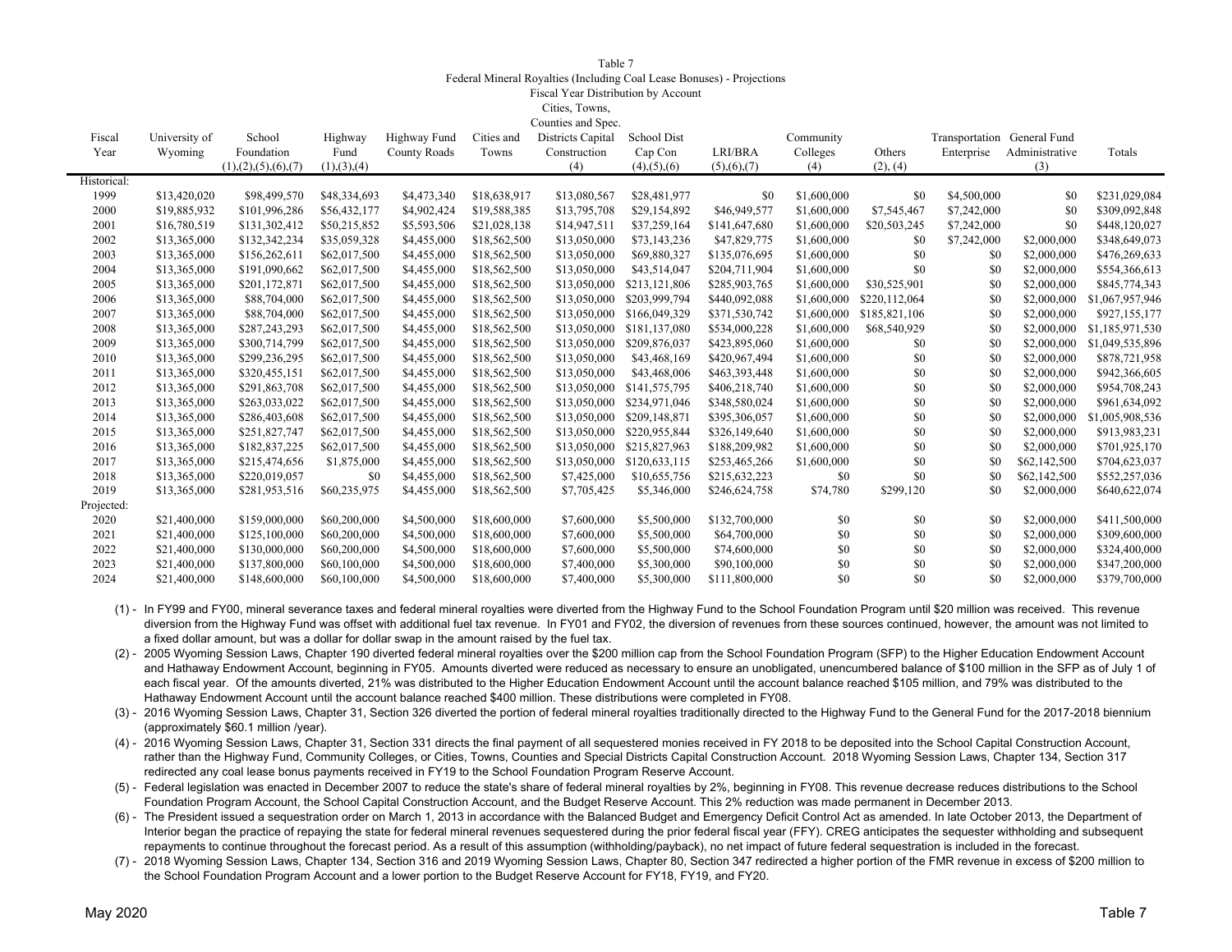Table 7

Federal Mineral Royalties (Including Coal Lease Bonuses) - Projections

Fiscal Year Distribution by Account

| Fiscal Year | University of Wyoming | School Foundation (1),(2),(5),(6),(7) | Highway Fund (1),(3),(4) | Highway Fund County Roads | Cities and Towns | Cities, Towns, Counties and Spec. Districts Capital Construction (4) | School Dist Cap Con (4),(5),(6) | LRI/BRA (5),(6),(7) | Community Colleges (4) | Others (2), (4) | Transportation Enterprise | General Fund Administrative (3) | Totals |
|---|---|---|---|---|---|---|---|---|---|---|---|---|---|
| Historical: | | | | | | | | | | | | | |
| 1999 | $13,420,020 | $98,499,570 | $48,334,693 | $4,473,340 | $18,638,917 | $13,080,567 | $28,481,977 | $0 | $1,600,000 | $0 | $4,500,000 | $0 | $231,029,084 |
| 2000 | $19,885,932 | $101,996,286 | $56,432,177 | $4,902,424 | $19,588,385 | $13,795,708 | $29,154,892 | $46,949,577 | $1,600,000 | $7,545,467 | $7,242,000 | $0 | $309,092,848 |
| 2001 | $16,780,519 | $131,302,412 | $50,215,852 | $5,593,506 | $21,028,138 | $14,947,511 | $37,259,164 | $141,647,680 | $1,600,000 | $20,503,245 | $7,242,000 | $0 | $448,120,027 |
| 2002 | $13,365,000 | $132,342,234 | $35,059,328 | $4,455,000 | $18,562,500 | $13,050,000 | $73,143,236 | $47,829,775 | $1,600,000 | $0 | $7,242,000 | $2,000,000 | $348,649,073 |
| 2003 | $13,365,000 | $156,262,611 | $62,017,500 | $4,455,000 | $18,562,500 | $13,050,000 | $69,880,327 | $135,076,695 | $1,600,000 | $0 | $0 | $2,000,000 | $476,269,633 |
| 2004 | $13,365,000 | $191,090,662 | $62,017,500 | $4,455,000 | $18,562,500 | $13,050,000 | $43,514,047 | $204,711,904 | $1,600,000 | $0 | $0 | $2,000,000 | $554,366,613 |
| 2005 | $13,365,000 | $201,172,871 | $62,017,500 | $4,455,000 | $18,562,500 | $13,050,000 | $213,121,806 | $285,903,765 | $1,600,000 | $30,525,901 | $0 | $2,000,000 | $845,774,343 |
| 2006 | $13,365,000 | $88,704,000 | $62,017,500 | $4,455,000 | $18,562,500 | $13,050,000 | $203,999,794 | $440,092,088 | $1,600,000 | $220,112,064 | $0 | $2,000,000 | $1,067,957,946 |
| 2007 | $13,365,000 | $88,704,000 | $62,017,500 | $4,455,000 | $18,562,500 | $13,050,000 | $166,049,329 | $371,530,742 | $1,600,000 | $185,821,106 | $0 | $2,000,000 | $927,155,177 |
| 2008 | $13,365,000 | $287,243,293 | $62,017,500 | $4,455,000 | $18,562,500 | $13,050,000 | $181,137,080 | $534,000,228 | $1,600,000 | $68,540,929 | $0 | $2,000,000 | $1,185,971,530 |
| 2009 | $13,365,000 | $300,714,799 | $62,017,500 | $4,455,000 | $18,562,500 | $13,050,000 | $209,876,037 | $423,895,060 | $1,600,000 | $0 | $0 | $2,000,000 | $1,049,535,896 |
| 2010 | $13,365,000 | $299,236,295 | $62,017,500 | $4,455,000 | $18,562,500 | $13,050,000 | $43,468,169 | $420,967,494 | $1,600,000 | $0 | $0 | $2,000,000 | $878,721,958 |
| 2011 | $13,365,000 | $320,455,151 | $62,017,500 | $4,455,000 | $18,562,500 | $13,050,000 | $43,468,006 | $463,393,448 | $1,600,000 | $0 | $0 | $2,000,000 | $942,366,605 |
| 2012 | $13,365,000 | $291,863,708 | $62,017,500 | $4,455,000 | $18,562,500 | $13,050,000 | $141,575,795 | $406,218,740 | $1,600,000 | $0 | $0 | $2,000,000 | $954,708,243 |
| 2013 | $13,365,000 | $263,033,022 | $62,017,500 | $4,455,000 | $18,562,500 | $13,050,000 | $234,971,046 | $348,580,024 | $1,600,000 | $0 | $0 | $2,000,000 | $961,634,092 |
| 2014 | $13,365,000 | $286,403,608 | $62,017,500 | $4,455,000 | $18,562,500 | $13,050,000 | $209,148,871 | $395,306,057 | $1,600,000 | $0 | $0 | $2,000,000 | $1,005,908,536 |
| 2015 | $13,365,000 | $251,827,747 | $62,017,500 | $4,455,000 | $18,562,500 | $13,050,000 | $220,955,844 | $326,149,640 | $1,600,000 | $0 | $0 | $2,000,000 | $913,983,231 |
| 2016 | $13,365,000 | $182,837,225 | $62,017,500 | $4,455,000 | $18,562,500 | $13,050,000 | $215,827,963 | $188,209,982 | $1,600,000 | $0 | $0 | $2,000,000 | $701,925,170 |
| 2017 | $13,365,000 | $215,474,656 | $1,875,000 | $4,455,000 | $18,562,500 | $13,050,000 | $120,633,115 | $253,465,266 | $1,600,000 | $0 | $0 | $62,142,500 | $704,623,037 |
| 2018 | $13,365,000 | $220,019,057 | $0 | $4,455,000 | $18,562,500 | $7,425,000 | $10,655,756 | $215,632,223 | $0 | $0 | $0 | $62,142,500 | $552,257,036 |
| 2019 | $13,365,000 | $281,953,516 | $60,235,975 | $4,455,000 | $18,562,500 | $7,705,425 | $5,346,000 | $246,624,758 | $74,780 | $299,120 | $0 | $2,000,000 | $640,622,074 |
| Projected: | | | | | | | | | | | | | |
| 2020 | $21,400,000 | $159,000,000 | $60,200,000 | $4,500,000 | $18,600,000 | $7,600,000 | $5,500,000 | $132,700,000 | $0 | $0 | $0 | $2,000,000 | $411,500,000 |
| 2021 | $21,400,000 | $125,100,000 | $60,200,000 | $4,500,000 | $18,600,000 | $7,600,000 | $5,500,000 | $64,700,000 | $0 | $0 | $0 | $2,000,000 | $309,600,000 |
| 2022 | $21,400,000 | $130,000,000 | $60,200,000 | $4,500,000 | $18,600,000 | $7,600,000 | $5,500,000 | $74,600,000 | $0 | $0 | $0 | $2,000,000 | $324,400,000 |
| 2023 | $21,400,000 | $137,800,000 | $60,100,000 | $4,500,000 | $18,600,000 | $7,400,000 | $5,300,000 | $90,100,000 | $0 | $0 | $0 | $2,000,000 | $347,200,000 |
| 2024 | $21,400,000 | $148,600,000 | $60,100,000 | $4,500,000 | $18,600,000 | $7,400,000 | $5,300,000 | $111,800,000 | $0 | $0 | $0 | $2,000,000 | $379,700,000 |

(1) - In FY99 and FY00, mineral severance taxes and federal mineral royalties were diverted from the Highway Fund to the School Foundation Program until $20 million was received. This revenue diversion from the Highway Fund was offset with additional fuel tax revenue. In FY01 and FY02, the diversion of revenues from these sources continued, however, the amount was not limited to a fixed dollar amount, but was a dollar for dollar swap in the amount raised by the fuel tax.

(2) - 2005 Wyoming Session Laws, Chapter 190 diverted federal mineral royalties over the $200 million cap from the School Foundation Program (SFP) to the Higher Education Endowment Account and Hathaway Endowment Account, beginning in FY05. Amounts diverted were reduced as necessary to ensure an unobligated, unencumbered balance of $100 million in the SFP as of July 1 of each fiscal year. Of the amounts diverted, 21% was distributed to the Higher Education Endowment Account until the account balance reached $105 million, and 79% was distributed to the Hathaway Endowment Account until the account balance reached $400 million. These distributions were completed in FY08.

(3) - 2016 Wyoming Session Laws, Chapter 31, Section 326 diverted the portion of federal mineral royalties traditionally directed to the Highway Fund to the General Fund for the 2017-2018 biennium (approximately $60.1 million /year).

(4) - 2016 Wyoming Session Laws, Chapter 31, Section 331 directs the final payment of all sequestered monies received in FY 2018 to be deposited into the School Capital Construction Account, rather than the Highway Fund, Community Colleges, or Cities, Towns, Counties and Special Districts Capital Construction Account. 2018 Wyoming Session Laws, Chapter 134, Section 317 redirected any coal lease bonus payments received in FY19 to the School Foundation Program Reserve Account.

(5) - Federal legislation was enacted in December 2007 to reduce the state's share of federal mineral royalties by 2%, beginning in FY08. This revenue decrease reduces distributions to the School Foundation Program Account, the School Capital Construction Account, and the Budget Reserve Account. This 2% reduction was made permanent in December 2013.

(6) - The President issued a sequestration order on March 1, 2013 in accordance with the Balanced Budget and Emergency Deficit Control Act as amended. In late October 2013, the Department of Interior began the practice of repaying the state for federal mineral revenues sequestered during the prior federal fiscal year (FFY). CREG anticipates the sequester withholding and subsequent repayments to continue throughout the forecast period. As a result of this assumption (withholding/payback), no net impact of future federal sequestration is included in the forecast.

(7) - 2018 Wyoming Session Laws, Chapter 134, Section 316 and 2019 Wyoming Session Laws, Chapter 80, Section 347 redirected a higher portion of the FMR revenue in excess of $200 million to the School Foundation Program Account and a lower portion to the Budget Reserve Account for FY18, FY19, and FY20.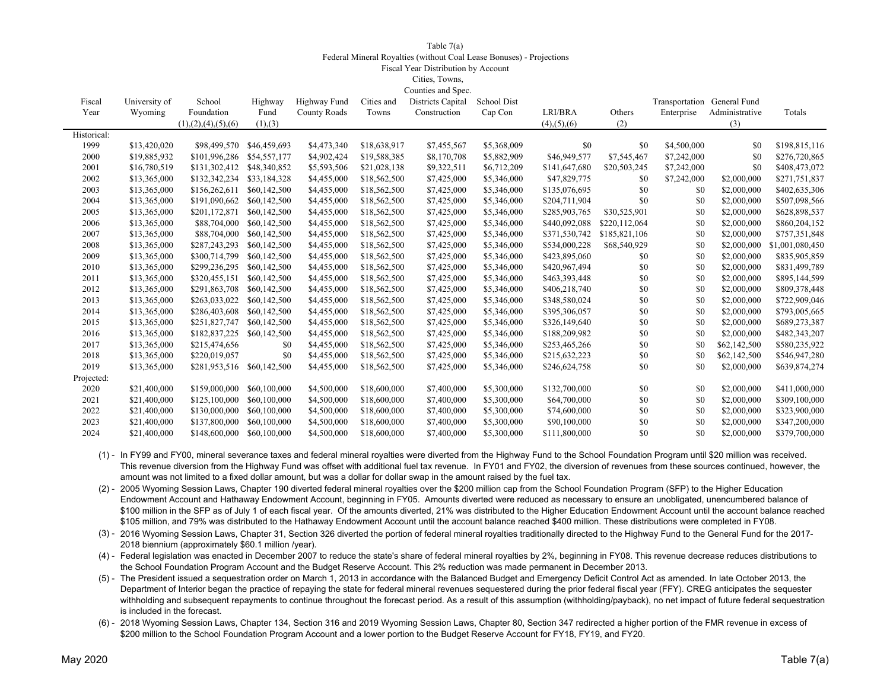Table 7(a)
Federal Mineral Royalties (without Coal Lease Bonuses) - Projections
Fiscal Year Distribution by Account

| Fiscal Year | University of Wyoming | School Foundation (1),(2),(4),(5),(6) | Highway Fund (1),(3) | Highway Fund County Roads | Cities and Towns | Cities, Towns, Counties and Spec. Districts Capital Construction | School Dist Cap Con | LRI/BRA (4),(5),(6) | Others (2) | Transportation Enterprise | General Fund Administrative (3) | Totals |
|---|---|---|---|---|---|---|---|---|---|---|---|---|
| Historical: | | | | | | | | | | | | |
| 1999 | $13,420,020 | $98,499,570 | $46,459,693 | $4,473,340 | $18,638,917 | $7,455,567 | $5,368,009 | $0 | $0 | $4,500,000 | $0 | $198,815,116 |
| 2000 | $19,885,932 | $101,996,286 | $54,557,177 | $4,902,424 | $19,588,385 | $8,170,708 | $5,882,909 | $46,949,577 | $7,545,467 | $7,242,000 | $0 | $276,720,865 |
| 2001 | $16,780,519 | $131,302,412 | $48,340,852 | $5,593,506 | $21,028,138 | $9,322,511 | $6,712,209 | $141,647,680 | $20,503,245 | $7,242,000 | $0 | $408,473,072 |
| 2002 | $13,365,000 | $132,342,234 | $33,184,328 | $4,455,000 | $18,562,500 | $7,425,000 | $5,346,000 | $47,829,775 | $0 | $7,242,000 | $2,000,000 | $271,751,837 |
| 2003 | $13,365,000 | $156,262,611 | $60,142,500 | $4,455,000 | $18,562,500 | $7,425,000 | $5,346,000 | $135,076,695 | $0 | $0 | $2,000,000 | $402,635,306 |
| 2004 | $13,365,000 | $191,090,662 | $60,142,500 | $4,455,000 | $18,562,500 | $7,425,000 | $5,346,000 | $204,711,904 | $0 | $0 | $2,000,000 | $507,098,566 |
| 2005 | $13,365,000 | $201,172,871 | $60,142,500 | $4,455,000 | $18,562,500 | $7,425,000 | $5,346,000 | $285,903,765 | $30,525,901 | $0 | $2,000,000 | $628,898,537 |
| 2006 | $13,365,000 | $88,704,000 | $60,142,500 | $4,455,000 | $18,562,500 | $7,425,000 | $5,346,000 | $440,092,088 | $220,112,064 | $0 | $2,000,000 | $860,204,152 |
| 2007 | $13,365,000 | $88,704,000 | $60,142,500 | $4,455,000 | $18,562,500 | $7,425,000 | $5,346,000 | $371,530,742 | $185,821,106 | $0 | $2,000,000 | $757,351,848 |
| 2008 | $13,365,000 | $287,243,293 | $60,142,500 | $4,455,000 | $18,562,500 | $7,425,000 | $5,346,000 | $534,000,228 | $68,540,929 | $0 | $2,000,000 | $1,001,080,450 |
| 2009 | $13,365,000 | $300,714,799 | $60,142,500 | $4,455,000 | $18,562,500 | $7,425,000 | $5,346,000 | $423,895,060 | $0 | $0 | $2,000,000 | $835,905,859 |
| 2010 | $13,365,000 | $299,236,295 | $60,142,500 | $4,455,000 | $18,562,500 | $7,425,000 | $5,346,000 | $420,967,494 | $0 | $0 | $2,000,000 | $831,499,789 |
| 2011 | $13,365,000 | $320,455,151 | $60,142,500 | $4,455,000 | $18,562,500 | $7,425,000 | $5,346,000 | $463,393,448 | $0 | $0 | $2,000,000 | $895,144,599 |
| 2012 | $13,365,000 | $291,863,708 | $60,142,500 | $4,455,000 | $18,562,500 | $7,425,000 | $5,346,000 | $406,218,740 | $0 | $0 | $2,000,000 | $809,378,448 |
| 2013 | $13,365,000 | $263,033,022 | $60,142,500 | $4,455,000 | $18,562,500 | $7,425,000 | $5,346,000 | $348,580,024 | $0 | $0 | $2,000,000 | $722,909,046 |
| 2014 | $13,365,000 | $286,403,608 | $60,142,500 | $4,455,000 | $18,562,500 | $7,425,000 | $5,346,000 | $395,306,057 | $0 | $0 | $2,000,000 | $793,005,665 |
| 2015 | $13,365,000 | $251,827,747 | $60,142,500 | $4,455,000 | $18,562,500 | $7,425,000 | $5,346,000 | $326,149,640 | $0 | $0 | $2,000,000 | $689,273,387 |
| 2016 | $13,365,000 | $182,837,225 | $60,142,500 | $4,455,000 | $18,562,500 | $7,425,000 | $5,346,000 | $188,209,982 | $0 | $0 | $2,000,000 | $482,343,207 |
| 2017 | $13,365,000 | $215,474,656 | $0 | $4,455,000 | $18,562,500 | $7,425,000 | $5,346,000 | $253,465,266 | $0 | $0 | $62,142,500 | $580,235,922 |
| 2018 | $13,365,000 | $220,019,057 | $0 | $4,455,000 | $18,562,500 | $7,425,000 | $5,346,000 | $215,632,223 | $0 | $0 | $62,142,500 | $546,947,280 |
| 2019 | $13,365,000 | $281,953,516 | $60,142,500 | $4,455,000 | $18,562,500 | $7,425,000 | $5,346,000 | $246,624,758 | $0 | $0 | $2,000,000 | $639,874,274 |
| Projected: | | | | | | | | | | | | |
| 2020 | $21,400,000 | $159,000,000 | $60,100,000 | $4,500,000 | $18,600,000 | $7,400,000 | $5,300,000 | $132,700,000 | $0 | $0 | $2,000,000 | $411,000,000 |
| 2021 | $21,400,000 | $125,100,000 | $60,100,000 | $4,500,000 | $18,600,000 | $7,400,000 | $5,300,000 | $64,700,000 | $0 | $0 | $2,000,000 | $309,100,000 |
| 2022 | $21,400,000 | $130,000,000 | $60,100,000 | $4,500,000 | $18,600,000 | $7,400,000 | $5,300,000 | $74,600,000 | $0 | $0 | $2,000,000 | $323,900,000 |
| 2023 | $21,400,000 | $137,800,000 | $60,100,000 | $4,500,000 | $18,600,000 | $7,400,000 | $5,300,000 | $90,100,000 | $0 | $0 | $2,000,000 | $347,200,000 |
| 2024 | $21,400,000 | $148,600,000 | $60,100,000 | $4,500,000 | $18,600,000 | $7,400,000 | $5,300,000 | $111,800,000 | $0 | $0 | $2,000,000 | $379,700,000 |

(1) - In FY99 and FY00, mineral severance taxes and federal mineral royalties were diverted from the Highway Fund to the School Foundation Program until $20 million was received. This revenue diversion from the Highway Fund was offset with additional fuel tax revenue. In FY01 and FY02, the diversion of revenues from these sources continued, however, the amount was not limited to a fixed dollar amount, but was a dollar for dollar swap in the amount raised by the fuel tax.

(2) - 2005 Wyoming Session Laws, Chapter 190 diverted federal mineral royalties over the $200 million cap from the School Foundation Program (SFP) to the Higher Education Endowment Account and Hathaway Endowment Account, beginning in FY05. Amounts diverted were reduced as necessary to ensure an unobligated, unencumbered balance of $100 million in the SFP as of July 1 of each fiscal year. Of the amounts diverted, 21% was distributed to the Higher Education Endowment Account until the account balance reached $105 million, and 79% was distributed to the Hathaway Endowment Account until the account balance reached $400 million. These distributions were completed in FY08.

(3) - 2016 Wyoming Session Laws, Chapter 31, Section 326 diverted the portion of federal mineral royalties traditionally directed to the Highway Fund to the General Fund for the 2017-2018 biennium (approximately $60.1 million /year).

(4) - Federal legislation was enacted in December 2007 to reduce the state's share of federal mineral royalties by 2%, beginning in FY08. This revenue decrease reduces distributions to the School Foundation Program Account and the Budget Reserve Account. This 2% reduction was made permanent in December 2013.

(5) - The President issued a sequestration order on March 1, 2013 in accordance with the Balanced Budget and Emergency Deficit Control Act as amended. In late October 2013, the Department of Interior began the practice of repaying the state for federal mineral revenues sequestered during the prior federal fiscal year (FFY). CREG anticipates the sequester withholding and subsequent repayments to continue throughout the forecast period. As a result of this assumption (withholding/payback), no net impact of future federal sequestration is included in the forecast.

(6) - 2018 Wyoming Session Laws, Chapter 134, Section 316 and 2019 Wyoming Session Laws, Chapter 80, Section 347 redirected a higher portion of the FMR revenue in excess of $200 million to the School Foundation Program Account and a lower portion to the Budget Reserve Account for FY18, FY19, and FY20.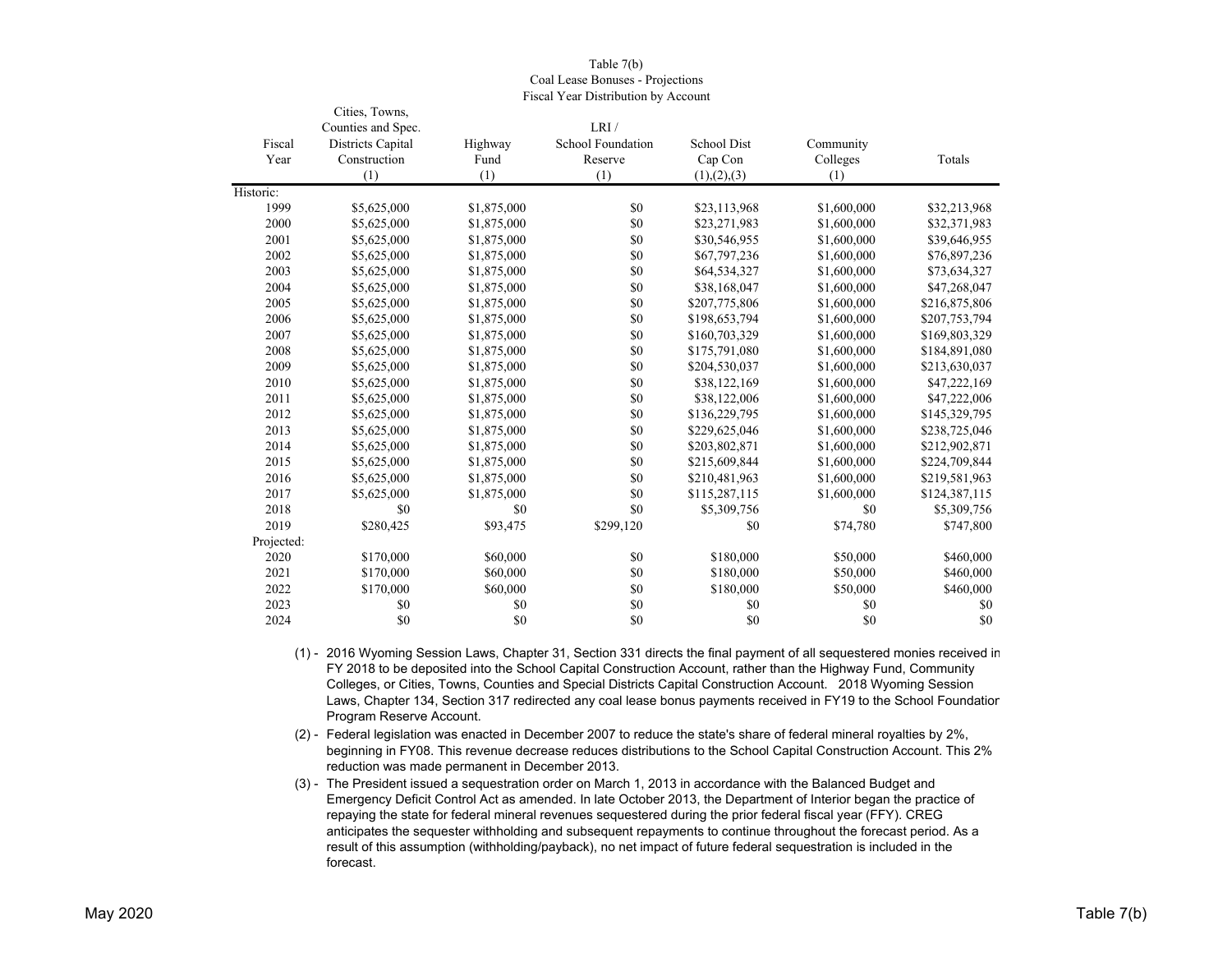# Table 7(b)
## Coal Lease Bonuses - Projections
### Fiscal Year Distribution by Account

| Fiscal Year | Cities, Towns, Counties and Spec. Districts Capital Construction (1) | Highway Fund (1) | LRI / School Foundation Reserve (1) | School Dist Cap Con (1),(2),(3) | Community Colleges (1) | Totals |
|---|---|---|---|---|---|---|
| Historic: | | | | | | |
| 1999 | $5,625,000 | $1,875,000 | $0 | $23,113,968 | $1,600,000 | $32,213,968 |
| 2000 | $5,625,000 | $1,875,000 | $0 | $23,271,983 | $1,600,000 | $32,371,983 |
| 2001 | $5,625,000 | $1,875,000 | $0 | $30,546,955 | $1,600,000 | $39,646,955 |
| 2002 | $5,625,000 | $1,875,000 | $0 | $67,797,236 | $1,600,000 | $76,897,236 |
| 2003 | $5,625,000 | $1,875,000 | $0 | $64,534,327 | $1,600,000 | $73,634,327 |
| 2004 | $5,625,000 | $1,875,000 | $0 | $38,168,047 | $1,600,000 | $47,268,047 |
| 2005 | $5,625,000 | $1,875,000 | $0 | $207,775,806 | $1,600,000 | $216,875,806 |
| 2006 | $5,625,000 | $1,875,000 | $0 | $198,653,794 | $1,600,000 | $207,753,794 |
| 2007 | $5,625,000 | $1,875,000 | $0 | $160,703,329 | $1,600,000 | $169,803,329 |
| 2008 | $5,625,000 | $1,875,000 | $0 | $175,791,080 | $1,600,000 | $184,891,080 |
| 2009 | $5,625,000 | $1,875,000 | $0 | $204,530,037 | $1,600,000 | $213,630,037 |
| 2010 | $5,625,000 | $1,875,000 | $0 | $38,122,169 | $1,600,000 | $47,222,169 |
| 2011 | $5,625,000 | $1,875,000 | $0 | $38,122,006 | $1,600,000 | $47,222,006 |
| 2012 | $5,625,000 | $1,875,000 | $0 | $136,229,795 | $1,600,000 | $145,329,795 |
| 2013 | $5,625,000 | $1,875,000 | $0 | $229,625,046 | $1,600,000 | $238,725,046 |
| 2014 | $5,625,000 | $1,875,000 | $0 | $203,802,871 | $1,600,000 | $212,902,871 |
| 2015 | $5,625,000 | $1,875,000 | $0 | $215,609,844 | $1,600,000 | $224,709,844 |
| 2016 | $5,625,000 | $1,875,000 | $0 | $210,481,963 | $1,600,000 | $219,581,963 |
| 2017 | $5,625,000 | $1,875,000 | $0 | $115,287,115 | $1,600,000 | $124,387,115 |
| 2018 | $0 | $0 | $0 | $5,309,756 | $0 | $5,309,756 |
| 2019 | $280,425 | $93,475 | $299,120 | $0 | $74,780 | $747,800 |
| Projected: | | | | | | |
| 2020 | $170,000 | $60,000 | $0 | $180,000 | $50,000 | $460,000 |
| 2021 | $170,000 | $60,000 | $0 | $180,000 | $50,000 | $460,000 |
| 2022 | $170,000 | $60,000 | $0 | $180,000 | $50,000 | $460,000 |
| 2023 | $0 | $0 | $0 | $0 | $0 | $0 |
| 2024 | $0 | $0 | $0 | $0 | $0 | $0 |

(1) - 2016 Wyoming Session Laws, Chapter 31, Section 331 directs the final payment of all sequestered monies received in FY 2018 to be deposited into the School Capital Construction Account, rather than the Highway Fund, Community Colleges, or Cities, Towns, Counties and Special Districts Capital Construction Account. 2018 Wyoming Session Laws, Chapter 134, Section 317 redirected any coal lease bonus payments received in FY19 to the School Foundation Program Reserve Account.

(2) - Federal legislation was enacted in December 2007 to reduce the state's share of federal mineral royalties by 2%, beginning in FY08. This revenue decrease reduces distributions to the School Capital Construction Account. This 2% reduction was made permanent in December 2013.

(3) - The President issued a sequestration order on March 1, 2013 in accordance with the Balanced Budget and Emergency Deficit Control Act as amended. In late October 2013, the Department of Interior began the practice of repaying the state for federal mineral revenues sequestered during the prior federal fiscal year (FFY). CREG anticipates the sequester withholding and subsequent repayments to continue throughout the forecast period. As a result of this assumption (withholding/payback), no net impact of future federal sequestration is included in the forecast.

May 2020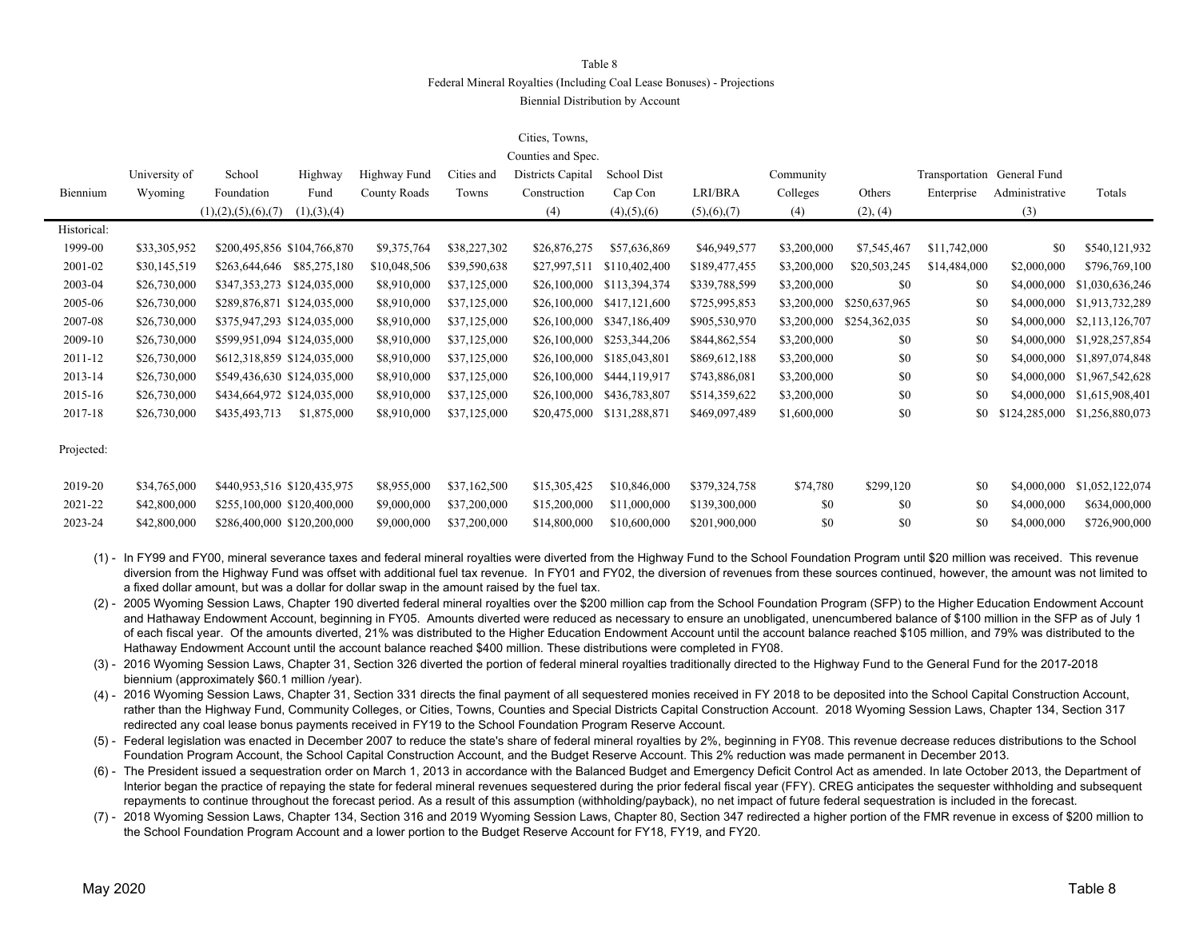# Table 8

## Federal Mineral Royalties (Including Coal Lease Bonuses) - Projections

### Biennial Distribution by Account

| Biennium | University of Wyoming | School Foundation (1),(2),(5),(6),(7) | Highway Fund (1),(3),(4) | Highway Fund County Roads | Cities and Towns | Cities, Towns, Counties and Spec. Districts Capital Construction (4) | School Dist Cap Con (4),(5),(6) | LRI/BRA (5),(6),(7) | Community Colleges (4) | Others (2), (4) | Transportation Enterprise | General Fund Administrative (3) | Totals |
|---|---|---|---|---|---|---|---|---|---|---|---|---|---|
| Historical: | | | | | | | | | | | | | |
| 1999-00 | $33,305,952 | $200,495,856 | $104,766,870 | $9,375,764 | $38,227,302 | $26,876,275 | $57,636,869 | $46,949,577 | $3,200,000 | $7,545,467 | $11,742,000 | $0 | $540,121,932 |
| 2001-02 | $30,145,519 | $263,644,646 | $85,275,180 | $10,048,506 | $39,590,638 | $27,997,511 | $110,402,400 | $189,477,455 | $3,200,000 | $20,503,245 | $14,484,000 | $2,000,000 | $796,769,100 |
| 2003-04 | $26,730,000 | $347,353,273 | $124,035,000 | $8,910,000 | $37,125,000 | $26,100,000 | $113,394,374 | $339,788,599 | $3,200,000 | $0 | $0 | $4,000,000 | $1,030,636,246 |
| 2005-06 | $26,730,000 | $289,876,871 | $124,035,000 | $8,910,000 | $37,125,000 | $26,100,000 | $417,121,600 | $725,995,853 | $3,200,000 | $250,637,965 | $0 | $4,000,000 | $1,913,732,289 |
| 2007-08 | $26,730,000 | $375,947,293 | $124,035,000 | $8,910,000 | $37,125,000 | $26,100,000 | $347,186,409 | $905,530,970 | $3,200,000 | $254,362,035 | $0 | $4,000,000 | $2,113,126,707 |
| 2009-10 | $26,730,000 | $599,951,094 | $124,035,000 | $8,910,000 | $37,125,000 | $26,100,000 | $253,344,206 | $844,862,554 | $3,200,000 | $0 | $0 | $4,000,000 | $1,928,257,854 |
| 2011-12 | $26,730,000 | $612,318,859 | $124,035,000 | $8,910,000 | $37,125,000 | $26,100,000 | $185,043,801 | $869,612,188 | $3,200,000 | $0 | $0 | $4,000,000 | $1,897,074,848 |
| 2013-14 | $26,730,000 | $549,436,630 | $124,035,000 | $8,910,000 | $37,125,000 | $26,100,000 | $444,119,917 | $743,886,081 | $3,200,000 | $0 | $0 | $4,000,000 | $1,967,542,628 |
| 2015-16 | $26,730,000 | $434,664,972 | $124,035,000 | $8,910,000 | $37,125,000 | $26,100,000 | $436,783,807 | $514,359,622 | $3,200,000 | $0 | $0 | $4,000,000 | $1,615,908,401 |
| 2017-18 | $26,730,000 | $435,493,713 | $1,875,000 | $8,910,000 | $37,125,000 | $20,475,000 | $131,288,871 | $469,097,489 | $1,600,000 | $0 | $0 | $124,285,000 | $1,256,880,073 |
| Projected: | | | | | | | | | | | | | |
| 2019-20 | $34,765,000 | $440,953,516 | $120,435,975 | $8,955,000 | $37,162,500 | $15,305,425 | $10,846,000 | $379,324,758 | $74,780 | $299,120 | $0 | $4,000,000 | $1,052,122,074 |
| 2021-22 | $42,800,000 | $255,100,000 | $120,400,000 | $9,000,000 | $37,200,000 | $15,200,000 | $11,000,000 | $139,300,000 | $0 | $0 | $0 | $4,000,000 | $634,000,000 |
| 2023-24 | $42,800,000 | $286,400,000 | $120,200,000 | $9,000,000 | $37,200,000 | $14,800,000 | $10,600,000 | $201,900,000 | $0 | $0 | $0 | $4,000,000 | $726,900,000 |

(1) - In FY99 and FY00, mineral severance taxes and federal mineral royalties were diverted from the Highway Fund to the School Foundation Program until $20 million was received. This revenue diversion from the Highway Fund was offset with additional fuel tax revenue. In FY01 and FY02, the diversion of revenues from these sources continued, however, the amount was not limited to a fixed dollar amount, but was a dollar for dollar swap in the amount raised by the fuel tax.

(2) - 2005 Wyoming Session Laws, Chapter 190 diverted federal mineral royalties over the $200 million cap from the School Foundation Program (SFP) to the Higher Education Endowment Account and Hathaway Endowment Account, beginning in FY05. Amounts diverted were reduced as necessary to ensure an unobligated, unencumbered balance of $100 million in the SFP as of July 1 of each fiscal year. Of the amounts diverted, 21% was distributed to the Higher Education Endowment Account until the account balance reached $105 million, and 79% was distributed to the Hathaway Endowment Account until the account balance reached $400 million. These distributions were completed in FY08.

(3) - 2016 Wyoming Session Laws, Chapter 31, Section 326 diverted the portion of federal mineral royalties traditionally directed to the Highway Fund to the General Fund for the 2017-2018 biennium (approximately $60.1 million /year).

(4) - 2016 Wyoming Session Laws, Chapter 31, Section 331 directs the final payment of all sequestered monies received in FY 2018 to be deposited into the School Capital Construction Account, rather than the Highway Fund, Community Colleges, or Cities, Towns, Counties and Special Districts Capital Construction Account. 2018 Wyoming Session Laws, Chapter 134, Section 317 redirected any coal lease bonus payments received in FY19 to the School Foundation Program Reserve Account.

(5) - Federal legislation was enacted in December 2007 to reduce the state's share of federal mineral royalties by 2%, beginning in FY08. This revenue decrease reduces distributions to the School Foundation Program Account, the School Capital Construction Account, and the Budget Reserve Account. This 2% reduction was made permanent in December 2013.

(6) - The President issued a sequestration order on March 1, 2013 in accordance with the Balanced Budget and Emergency Deficit Control Act as amended. In late October 2013, the Department of Interior began the practice of repaying the state for federal mineral revenues sequestered during the prior federal fiscal year (FFY). CREG anticipates the sequester withholding and subsequent repayments to continue throughout the forecast period. As a result of this assumption (withholding/payback), no net impact of future federal sequestration is included in the forecast.

(7) - 2018 Wyoming Session Laws, Chapter 134, Section 316 and 2019 Wyoming Session Laws, Chapter 80, Section 347 redirected a higher portion of the FMR revenue in excess of $200 million to the School Foundation Program Account and a lower portion to the Budget Reserve Account for FY18, FY19, and FY20.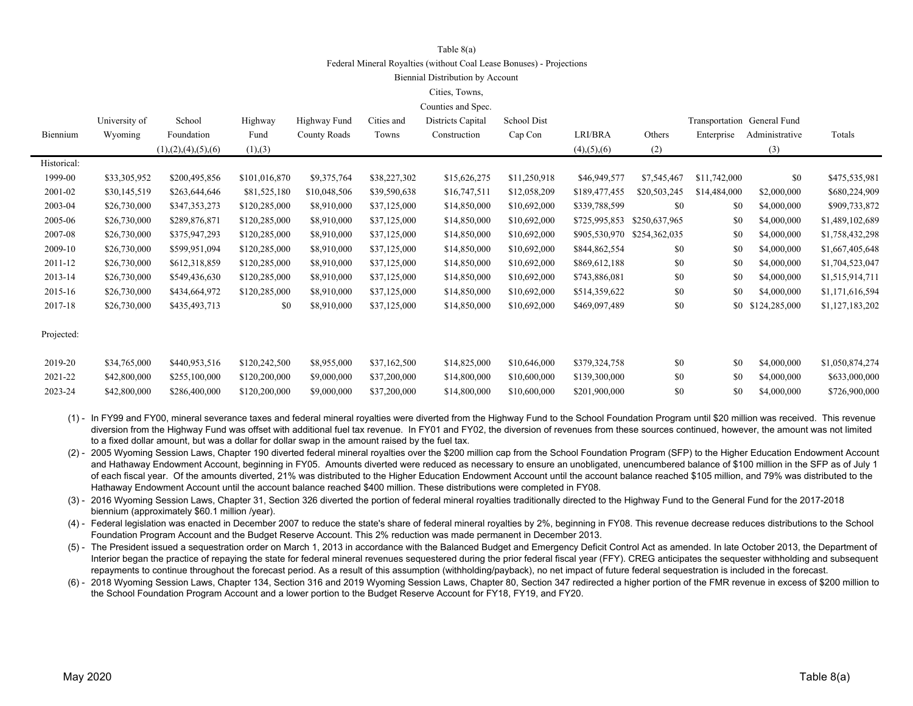Table 8(a)

Federal Mineral Royalties (without Coal Lease Bonuses) - Projections

Biennial Distribution by Account

| Biennium | University of Wyoming | School Foundation (1),(2),(4),(5),(6) | Highway Fund (1),(3) | Highway Fund County Roads | Cities and Towns | Cities, Towns, Counties and Spec. Districts Capital Construction | School Dist Cap Con | LRI/BRA (4),(5),(6) | Others (2) | Transportation Enterprise | General Fund Administrative (3) | Totals |
|---|---|---|---|---|---|---|---|---|---|---|---|---|
| Historical: | | | | | | | | | | | | |
| 1999-00 | $33,305,952 | $200,495,856 | $101,016,870 | $9,375,764 | $38,227,302 | $15,626,275 | $11,250,918 | $46,949,577 | $7,545,467 | $11,742,000 | $0 | $475,535,981 |
| 2001-02 | $30,145,519 | $263,644,646 | $81,525,180 | $10,048,506 | $39,590,638 | $16,747,511 | $12,058,209 | $189,477,455 | $20,503,245 | $14,484,000 | $2,000,000 | $680,224,909 |
| 2003-04 | $26,730,000 | $347,353,273 | $120,285,000 | $8,910,000 | $37,125,000 | $14,850,000 | $10,692,000 | $339,788,599 | $0 | $0 | $4,000,000 | $909,733,872 |
| 2005-06 | $26,730,000 | $289,876,871 | $120,285,000 | $8,910,000 | $37,125,000 | $14,850,000 | $10,692,000 | $725,995,853 | $250,637,965 | $0 | $4,000,000 | $1,489,102,689 |
| 2007-08 | $26,730,000 | $375,947,293 | $120,285,000 | $8,910,000 | $37,125,000 | $14,850,000 | $10,692,000 | $905,530,970 | $254,362,035 | $0 | $4,000,000 | $1,758,432,298 |
| 2009-10 | $26,730,000 | $599,951,094 | $120,285,000 | $8,910,000 | $37,125,000 | $14,850,000 | $10,692,000 | $844,862,554 | $0 | $0 | $4,000,000 | $1,667,405,648 |
| 2011-12 | $26,730,000 | $612,318,859 | $120,285,000 | $8,910,000 | $37,125,000 | $14,850,000 | $10,692,000 | $869,612,188 | $0 | $0 | $4,000,000 | $1,704,523,047 |
| 2013-14 | $26,730,000 | $549,436,630 | $120,285,000 | $8,910,000 | $37,125,000 | $14,850,000 | $10,692,000 | $743,886,081 | $0 | $0 | $4,000,000 | $1,515,914,711 |
| 2015-16 | $26,730,000 | $434,664,972 | $120,285,000 | $8,910,000 | $37,125,000 | $14,850,000 | $10,692,000 | $514,359,622 | $0 | $0 | $4,000,000 | $1,171,616,594 |
| 2017-18 | $26,730,000 | $435,493,713 | $0 | $8,910,000 | $37,125,000 | $14,850,000 | $10,692,000 | $469,097,489 | $0 | $0 | $124,285,000 | $1,127,183,202 |
| Projected: | | | | | | | | | | | | |
| 2019-20 | $34,765,000 | $440,953,516 | $120,242,500 | $8,955,000 | $37,162,500 | $14,825,000 | $10,646,000 | $379,324,758 | $0 | $0 | $4,000,000 | $1,050,874,274 |
| 2021-22 | $42,800,000 | $255,100,000 | $120,200,000 | $9,000,000 | $37,200,000 | $14,800,000 | $10,600,000 | $139,300,000 | $0 | $0 | $4,000,000 | $633,000,000 |
| 2023-24 | $42,800,000 | $286,400,000 | $120,200,000 | $9,000,000 | $37,200,000 | $14,800,000 | $10,600,000 | $201,900,000 | $0 | $0 | $4,000,000 | $726,900,000 |

(1) - In FY99 and FY00, mineral severance taxes and federal mineral royalties were diverted from the Highway Fund to the School Foundation Program until $20 million was received. This revenue diversion from the Highway Fund was offset with additional fuel tax revenue. In FY01 and FY02, the diversion of revenues from these sources continued, however, the amount was not limited to a fixed dollar amount, but was a dollar for dollar swap in the amount raised by the fuel tax.

(2) - 2005 Wyoming Session Laws, Chapter 190 diverted federal mineral royalties over the $200 million cap from the School Foundation Program (SFP) to the Higher Education Endowment Account and Hathaway Endowment Account, beginning in FY05. Amounts diverted were reduced as necessary to ensure an unobligated, unencumbered balance of $100 million in the SFP as of July 1 of each fiscal year. Of the amounts diverted, 21% was distributed to the Higher Education Endowment Account until the account balance reached $105 million, and 79% was distributed to the Hathaway Endowment Account until the account balance reached $400 million. These distributions were completed in FY08.

(3) - 2016 Wyoming Session Laws, Chapter 31, Section 326 diverted the portion of federal mineral royalties traditionally directed to the Highway Fund to the General Fund for the 2017-2018 biennium (approximately $60.1 million /year).

(4) - Federal legislation was enacted in December 2007 to reduce the state's share of federal mineral royalties by 2%, beginning in FY08. This revenue decrease reduces distributions to the School Foundation Program Account and the Budget Reserve Account. This 2% reduction was made permanent in December 2013.

(5) - The President issued a sequestration order on March 1, 2013 in accordance with the Balanced Budget and Emergency Deficit Control Act as amended. In late October 2013, the Department of Interior began the practice of repaying the state for federal mineral revenues sequestered during the prior federal fiscal year (FFY). CREG anticipates the sequester withholding and subsequent repayments to continue throughout the forecast period. As a result of this assumption (withholding/payback), no net impact of future federal sequestration is included in the forecast.

(6) - 2018 Wyoming Session Laws, Chapter 134, Section 316 and 2019 Wyoming Session Laws, Chapter 80, Section 347 redirected a higher portion of the FMR revenue in excess of $200 million to the School Foundation Program Account and a lower portion to the Budget Reserve Account for FY18, FY19, and FY20.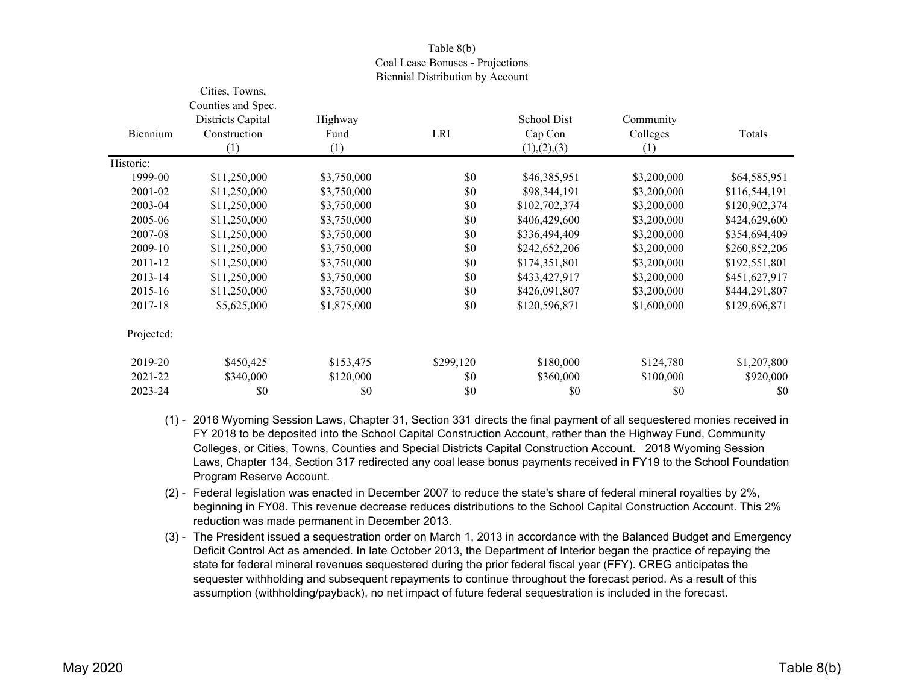Table 8(b)
Coal Lease Bonuses - Projections
Biennial Distribution by Account

| Biennium | Cities, Towns, Counties and Spec. Districts Capital Construction (1) | Highway Fund (1) | LRI | School Dist Cap Con (1),(2),(3) | Community Colleges (1) | Totals |
|---|---|---|---|---|---|---|
| Historic: | | | | | | |
| 1999-00 | $11,250,000 | $3,750,000 | $0 | $46,385,951 | $3,200,000 | $64,585,951 |
| 2001-02 | $11,250,000 | $3,750,000 | $0 | $98,344,191 | $3,200,000 | $116,544,191 |
| 2003-04 | $11,250,000 | $3,750,000 | $0 | $102,702,374 | $3,200,000 | $120,902,374 |
| 2005-06 | $11,250,000 | $3,750,000 | $0 | $406,429,600 | $3,200,000 | $424,629,600 |
| 2007-08 | $11,250,000 | $3,750,000 | $0 | $336,494,409 | $3,200,000 | $354,694,409 |
| 2009-10 | $11,250,000 | $3,750,000 | $0 | $242,652,206 | $3,200,000 | $260,852,206 |
| 2011-12 | $11,250,000 | $3,750,000 | $0 | $174,351,801 | $3,200,000 | $192,551,801 |
| 2013-14 | $11,250,000 | $3,750,000 | $0 | $433,427,917 | $3,200,000 | $451,627,917 |
| 2015-16 | $11,250,000 | $3,750,000 | $0 | $426,091,807 | $3,200,000 | $444,291,807 |
| 2017-18 | $5,625,000 | $1,875,000 | $0 | $120,596,871 | $1,600,000 | $129,696,871 |
| Projected: | | | | | | |
| 2019-20 | $450,425 | $153,475 | $299,120 | $180,000 | $124,780 | $1,207,800 |
| 2021-22 | $340,000 | $120,000 | $0 | $360,000 | $100,000 | $920,000 |
| 2023-24 | $0 | $0 | $0 | $0 | $0 | $0 |

(1) - 2016 Wyoming Session Laws, Chapter 31, Section 331 directs the final payment of all sequestered monies received in FY 2018 to be deposited into the School Capital Construction Account, rather than the Highway Fund, Community Colleges, or Cities, Towns, Counties and Special Districts Capital Construction Account. 2018 Wyoming Session Laws, Chapter 134, Section 317 redirected any coal lease bonus payments received in FY19 to the School Foundation Program Reserve Account.

(2) - Federal legislation was enacted in December 2007 to reduce the state's share of federal mineral royalties by 2%, beginning in FY08. This revenue decrease reduces distributions to the School Capital Construction Account. This 2% reduction was made permanent in December 2013.

(3) - The President issued a sequestration order on March 1, 2013 in accordance with the Balanced Budget and Emergency Deficit Control Act as amended. In late October 2013, the Department of Interior began the practice of repaying the state for federal mineral revenues sequestered during the prior federal fiscal year (FFY). CREG anticipates the sequester withholding and subsequent repayments to continue throughout the forecast period. As a result of this assumption (withholding/payback), no net impact of future federal sequestration is included in the forecast.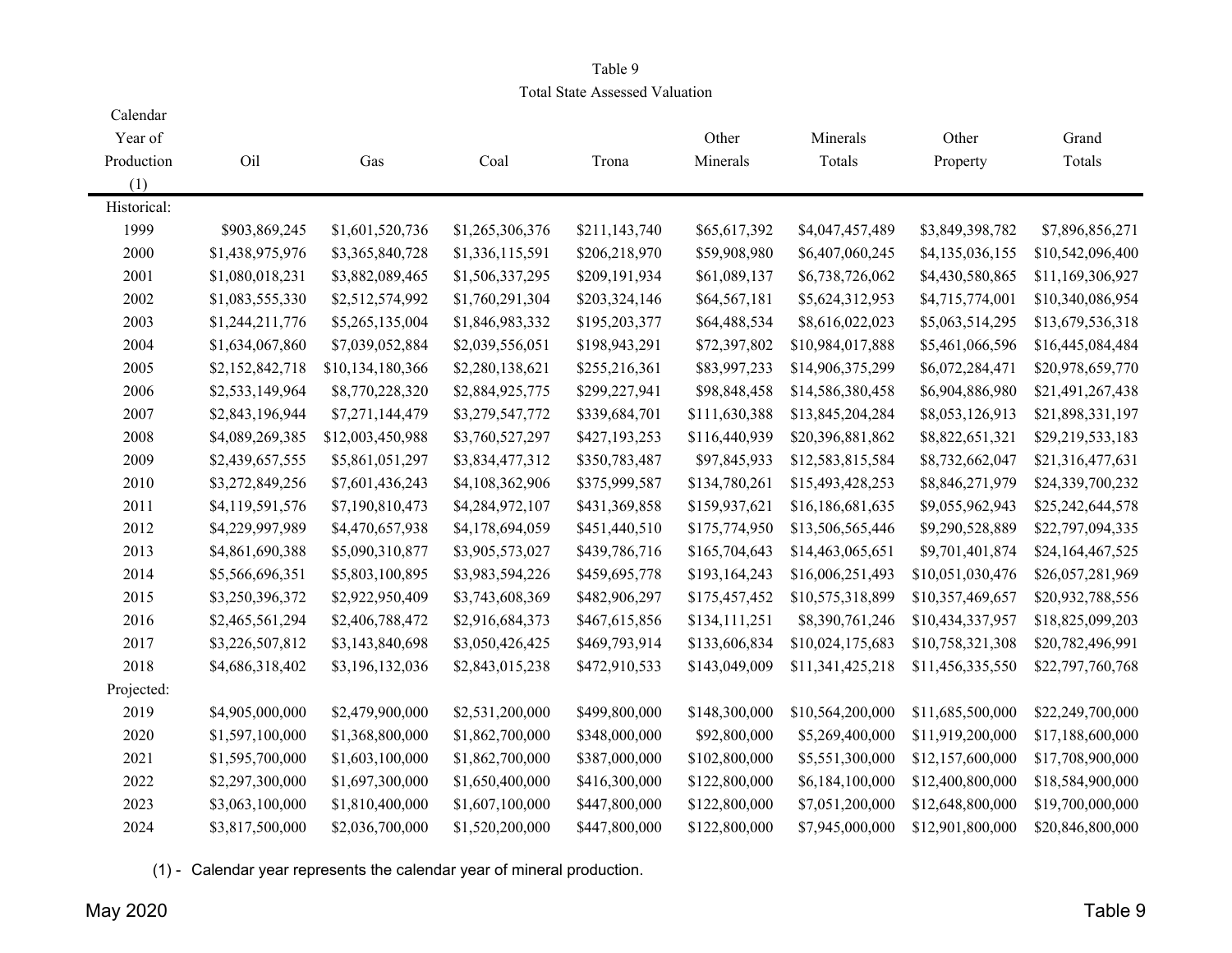Table 9

Total State Assessed Valuation

| Calendar Year of Production (1) | Oil | Gas | Coal | Trona | Other Minerals | Minerals Totals | Other Property | Grand Totals |
|---|---|---|---|---|---|---|---|---|
| Historical: | | | | | | | | |
| 1999 | $903,869,245 | $1,601,520,736 | $1,265,306,376 | $211,143,740 | $65,617,392 | $4,047,457,489 | $3,849,398,782 | $7,896,856,271 |
| 2000 | $1,438,975,976 | $3,365,840,728 | $1,336,115,591 | $206,218,970 | $59,908,980 | $6,407,060,245 | $4,135,036,155 | $10,542,096,400 |
| 2001 | $1,080,018,231 | $3,882,089,465 | $1,506,337,295 | $209,191,934 | $61,089,137 | $6,738,726,062 | $4,430,580,865 | $11,169,306,927 |
| 2002 | $1,083,555,330 | $2,512,574,992 | $1,760,291,304 | $203,324,146 | $64,567,181 | $5,624,312,953 | $4,715,774,001 | $10,340,086,954 |
| 2003 | $1,244,211,776 | $5,265,135,004 | $1,846,983,332 | $195,203,377 | $64,488,534 | $8,616,022,023 | $5,063,514,295 | $13,679,536,318 |
| 2004 | $1,634,067,860 | $7,039,052,884 | $2,039,556,051 | $198,943,291 | $72,397,802 | $10,984,017,888 | $5,461,066,596 | $16,445,084,484 |
| 2005 | $2,152,842,718 | $10,134,180,366 | $2,280,138,621 | $255,216,361 | $83,997,233 | $14,906,375,299 | $6,072,284,471 | $20,978,659,770 |
| 2006 | $2,533,149,964 | $8,770,228,320 | $2,884,925,775 | $299,227,941 | $98,848,458 | $14,586,380,458 | $6,904,886,980 | $21,491,267,438 |
| 2007 | $2,843,196,944 | $7,271,144,479 | $3,279,547,772 | $339,684,701 | $111,630,388 | $13,845,204,284 | $8,053,126,913 | $21,898,331,197 |
| 2008 | $4,089,269,385 | $12,003,450,988 | $3,760,527,297 | $427,193,253 | $116,440,939 | $20,396,881,862 | $8,822,651,321 | $29,219,533,183 |
| 2009 | $2,439,657,555 | $5,861,051,297 | $3,834,477,312 | $350,783,487 | $97,845,933 | $12,583,815,584 | $8,732,662,047 | $21,316,477,631 |
| 2010 | $3,272,849,256 | $7,601,436,243 | $4,108,362,906 | $375,999,587 | $134,780,261 | $15,493,428,253 | $8,846,271,979 | $24,339,700,232 |
| 2011 | $4,119,591,576 | $7,190,810,473 | $4,284,972,107 | $431,369,858 | $159,937,621 | $16,186,681,635 | $9,055,962,943 | $25,242,644,578 |
| 2012 | $4,229,997,989 | $4,470,657,938 | $4,178,694,059 | $451,440,510 | $175,774,950 | $13,506,565,446 | $9,290,528,889 | $22,797,094,335 |
| 2013 | $4,861,690,388 | $5,090,310,877 | $3,905,573,027 | $439,786,716 | $165,704,643 | $14,463,065,651 | $9,701,401,874 | $24,164,467,525 |
| 2014 | $5,566,696,351 | $5,803,100,895 | $3,983,594,226 | $459,695,778 | $193,164,243 | $16,006,251,493 | $10,051,030,476 | $26,057,281,969 |
| 2015 | $3,250,396,372 | $2,922,950,409 | $3,743,608,369 | $482,906,297 | $175,457,452 | $10,575,318,899 | $10,357,469,657 | $20,932,788,556 |
| 2016 | $2,465,561,294 | $2,406,788,472 | $2,916,684,373 | $467,615,856 | $134,111,251 | $8,390,761,246 | $10,434,337,957 | $18,825,099,203 |
| 2017 | $3,226,507,812 | $3,143,840,698 | $3,050,426,425 | $469,793,914 | $133,606,834 | $10,024,175,683 | $10,758,321,308 | $20,782,496,991 |
| 2018 | $4,686,318,402 | $3,196,132,036 | $2,843,015,238 | $472,910,533 | $143,049,009 | $11,341,425,218 | $11,456,335,550 | $22,797,760,768 |
| Projected: | | | | | | | | |
| 2019 | $4,905,000,000 | $2,479,900,000 | $2,531,200,000 | $499,800,000 | $148,300,000 | $10,564,200,000 | $11,685,500,000 | $22,249,700,000 |
| 2020 | $1,597,100,000 | $1,368,800,000 | $1,862,700,000 | $348,000,000 | $92,800,000 | $5,269,400,000 | $11,919,200,000 | $17,188,600,000 |
| 2021 | $1,595,700,000 | $1,603,100,000 | $1,862,700,000 | $387,000,000 | $102,800,000 | $5,551,300,000 | $12,157,600,000 | $17,708,900,000 |
| 2022 | $2,297,300,000 | $1,697,300,000 | $1,650,400,000 | $416,300,000 | $122,800,000 | $6,184,100,000 | $12,400,800,000 | $18,584,900,000 |
| 2023 | $3,063,100,000 | $1,810,400,000 | $1,607,100,000 | $447,800,000 | $122,800,000 | $7,051,200,000 | $12,648,800,000 | $19,700,000,000 |
| 2024 | $3,817,500,000 | $2,036,700,000 | $1,520,200,000 | $447,800,000 | $122,800,000 | $7,945,000,000 | $12,901,800,000 | $20,846,800,000 |

(1) - Calendar year represents the calendar year of mineral production.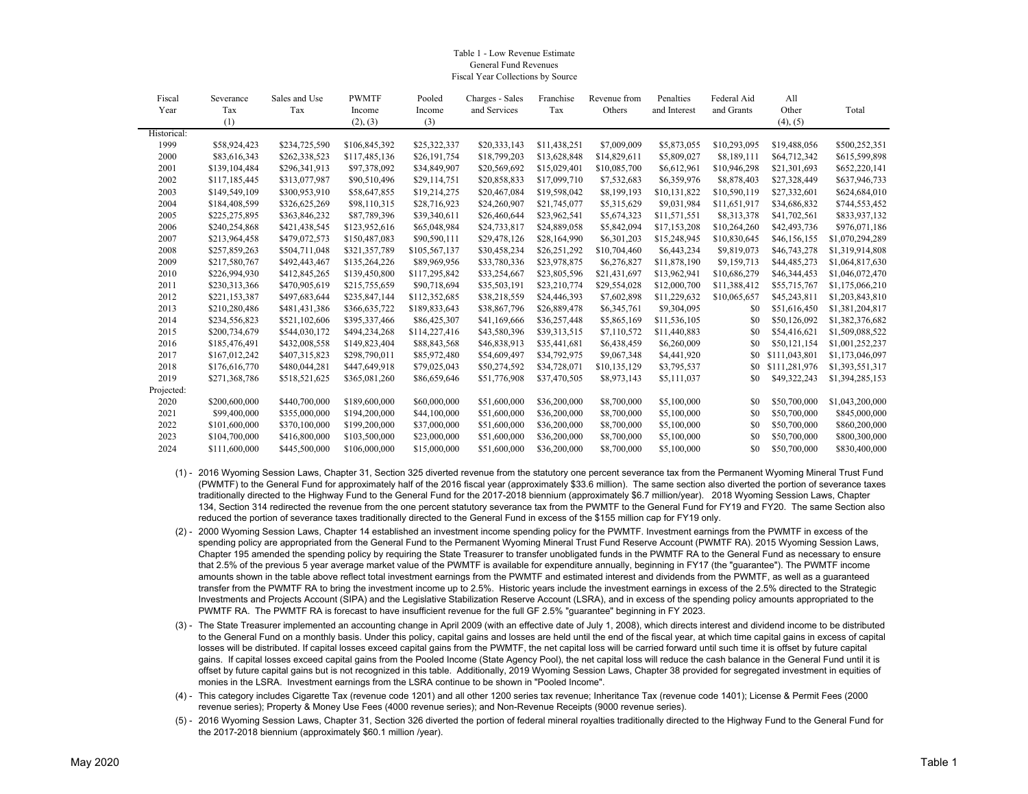Table 1 - Low Revenue Estimate
General Fund Revenues
Fiscal Year Collections by Source

| Fiscal Year | Severance Tax (1) | Sales and Use Tax | PWMTF Income (2), (3) | Pooled Income (3) | Charges - Sales and Services | Franchise Tax | Revenue from Others | Penalties and Interest | Federal Aid and Grants | All Other (4), (5) | Total |
|---|---|---|---|---|---|---|---|---|---|---|---|
| Historical: | | | | | | | | | | | |
| 1999 | $58,924,423 | $234,725,590 | $106,845,392 | $25,322,337 | $20,333,143 | $11,438,251 | $7,009,009 | $5,873,055 | $10,293,095 | $19,488,056 | $500,252,351 |
| 2000 | $83,616,343 | $262,338,523 | $117,485,136 | $26,191,754 | $18,799,203 | $13,628,848 | $14,829,611 | $5,809,027 | $8,189,111 | $64,712,342 | $615,599,898 |
| 2001 | $139,104,484 | $296,341,913 | $97,378,092 | $34,849,907 | $20,569,692 | $15,029,401 | $10,085,700 | $6,612,961 | $10,946,298 | $21,301,693 | $652,220,141 |
| 2002 | $117,185,445 | $313,077,987 | $90,510,496 | $29,114,751 | $20,858,833 | $17,099,710 | $7,532,683 | $6,359,976 | $8,878,403 | $27,328,449 | $637,946,733 |
| 2003 | $149,549,109 | $300,953,910 | $58,647,855 | $19,214,275 | $20,467,084 | $19,598,042 | $8,199,193 | $10,131,822 | $10,590,119 | $27,332,601 | $624,684,010 |
| 2004 | $184,408,599 | $326,625,269 | $98,110,315 | $28,716,923 | $24,260,907 | $21,745,077 | $5,315,629 | $9,031,984 | $11,651,917 | $34,686,832 | $744,553,452 |
| 2005 | $225,275,895 | $363,846,232 | $87,789,396 | $39,340,611 | $26,460,644 | $23,962,541 | $5,674,323 | $11,571,551 | $8,313,378 | $41,702,561 | $833,937,132 |
| 2006 | $240,254,868 | $421,438,545 | $123,952,616 | $65,048,984 | $24,733,817 | $24,889,058 | $5,842,094 | $17,153,208 | $10,264,260 | $42,493,736 | $976,071,186 |
| 2007 | $213,964,458 | $479,072,573 | $150,487,083 | $90,590,111 | $29,478,126 | $28,164,990 | $6,301,203 | $15,248,945 | $10,830,645 | $46,156,155 | $1,070,294,289 |
| 2008 | $257,859,263 | $504,711,048 | $321,357,789 | $105,567,137 | $30,458,234 | $26,251,292 | $10,704,460 | $6,443,234 | $9,819,073 | $46,743,278 | $1,319,914,808 |
| 2009 | $217,580,767 | $492,443,467 | $135,264,226 | $89,969,956 | $33,780,336 | $23,978,875 | $6,276,827 | $11,878,190 | $9,159,713 | $44,485,273 | $1,064,817,630 |
| 2010 | $226,994,930 | $412,845,265 | $139,450,800 | $117,295,842 | $33,254,667 | $23,805,596 | $21,431,697 | $13,962,941 | $10,686,279 | $46,344,453 | $1,046,072,470 |
| 2011 | $230,313,366 | $470,905,619 | $215,755,659 | $90,718,694 | $35,503,191 | $23,210,774 | $29,554,028 | $12,000,700 | $11,388,412 | $55,715,767 | $1,175,066,210 |
| 2012 | $221,153,387 | $497,683,644 | $235,847,144 | $112,352,685 | $38,218,559 | $24,446,393 | $7,602,898 | $11,229,632 | $10,065,657 | $45,243,811 | $1,203,843,810 |
| 2013 | $210,280,486 | $481,431,386 | $366,635,722 | $189,833,643 | $38,867,796 | $26,889,478 | $6,345,761 | $9,304,095 | $0 | $51,616,450 | $1,381,204,817 |
| 2014 | $234,556,823 | $521,102,606 | $395,337,466 | $86,425,307 | $41,169,666 | $36,257,448 | $5,865,169 | $11,536,105 | $0 | $50,126,092 | $1,382,376,682 |
| 2015 | $200,734,679 | $544,030,172 | $494,234,268 | $114,227,416 | $43,580,396 | $39,313,515 | $7,110,572 | $11,440,883 | $0 | $54,416,621 | $1,509,088,522 |
| 2016 | $185,476,491 | $432,008,558 | $149,823,404 | $88,843,568 | $46,838,913 | $35,441,681 | $6,438,459 | $6,260,009 | $0 | $50,121,154 | $1,001,252,237 |
| 2017 | $167,012,242 | $407,315,823 | $298,790,011 | $85,972,480 | $54,609,497 | $34,792,975 | $9,067,348 | $4,441,920 | $0 | $111,043,801 | $1,173,046,097 |
| 2018 | $176,616,770 | $480,044,281 | $447,649,918 | $79,025,043 | $50,274,592 | $34,728,071 | $10,135,129 | $3,795,537 | $0 | $111,281,976 | $1,393,551,317 |
| 2019 | $271,368,786 | $518,521,625 | $365,081,260 | $86,659,646 | $51,776,908 | $37,470,505 | $8,973,143 | $5,111,037 | $0 | $49,322,243 | $1,394,285,153 |
| Projected: | | | | | | | | | | | |
| 2020 | $200,600,000 | $440,700,000 | $189,600,000 | $60,000,000 | $51,600,000 | $36,200,000 | $8,700,000 | $5,100,000 | $0 | $50,700,000 | $1,043,200,000 |
| 2021 | $99,400,000 | $355,000,000 | $194,200,000 | $44,100,000 | $51,600,000 | $36,200,000 | $8,700,000 | $5,100,000 | $0 | $50,700,000 | $845,000,000 |
| 2022 | $101,600,000 | $370,100,000 | $199,200,000 | $37,000,000 | $51,600,000 | $36,200,000 | $8,700,000 | $5,100,000 | $0 | $50,700,000 | $860,200,000 |
| 2023 | $104,700,000 | $416,800,000 | $103,500,000 | $23,000,000 | $51,600,000 | $36,200,000 | $8,700,000 | $5,100,000 | $0 | $50,700,000 | $800,300,000 |
| 2024 | $111,600,000 | $445,500,000 | $106,000,000 | $15,000,000 | $51,600,000 | $36,200,000 | $8,700,000 | $5,100,000 | $0 | $50,700,000 | $830,400,000 |

(1) - 2016 Wyoming Session Laws, Chapter 31, Section 325 diverted revenue from the statutory one percent severance tax from the Permanent Wyoming Mineral Trust Fund (PWMTF) to the General Fund for approximately half of the 2016 fiscal year (approximately $33.6 million). The same section also diverted the portion of severance taxes traditionally directed to the Highway Fund to the General Fund for the 2017-2018 biennium (approximately $6.7 million/year). 2018 Wyoming Session Laws, Chapter 134, Section 314 redirected the revenue from the one percent statutory severance tax from the PWMTF to the General Fund for FY19 and FY20. The same Section also reduced the portion of severance taxes traditionally directed to the General Fund in excess of the $155 million cap for FY19 only.

(2) - 2000 Wyoming Session Laws, Chapter 14 established an investment income spending policy for the PWMTF. Investment earnings from the PWMTF in excess of the spending policy are appropriated from the General Fund to the Permanent Wyoming Mineral Trust Fund Reserve Account (PWMTF RA). 2015 Wyoming Session Laws, Chapter 195 amended the spending policy by requiring the State Treasurer to transfer unobligated funds in the PWMTF RA to the General Fund as necessary to ensure that 2.5% of the previous 5 year average market value of the PWMTF is available for expenditure annually, beginning in FY17 (the "guarantee"). The PWMTF income amounts shown in the table above reflect total investment earnings from the PWMTF and estimated interest and dividends from the PWMTF, as well as a guaranteed transfer from the PWMTF RA to bring the investment income up to 2.5%. Historic years include the investment earnings in excess of the 2.5% directed to the Strategic Investments and Projects Account (SIPA) and the Legislative Stabilization Reserve Account (LSRA), and in excess of the spending policy amounts appropriated to the PWMTF RA. The PWMTF RA is forecast to have insufficient revenue for the full GF 2.5% "guarantee" beginning in FY 2023.

(3) - The State Treasurer implemented an accounting change in April 2009 (with an effective date of July 1, 2008), which directs interest and dividend income to be distributed to the General Fund on a monthly basis. Under this policy, capital gains and losses are held until the end of the fiscal year, at which time capital gains in excess of capital losses will be distributed. If capital losses exceed capital gains from the PWMTF, the net capital loss will be carried forward until such time it is offset by future capital gains. If capital losses exceed capital gains from the Pooled Income (State Agency Pool), the net capital loss will reduce the cash balance in the General Fund until it is offset by future capital gains but is not recognized in this table. Additionally, 2019 Wyoming Session Laws, Chapter 38 provided for segregated investment in equities of monies in the LSRA. Investment earnings from the LSRA continue to be shown in "Pooled Income".

(4) - This category includes Cigarette Tax (revenue code 1201) and all other 1200 series tax revenue; Inheritance Tax (revenue code 1401); License & Permit Fees (2000 revenue series); Property & Money Use Fees (4000 revenue series); and Non-Revenue Receipts (9000 revenue series).

(5) - 2016 Wyoming Session Laws, Chapter 31, Section 326 diverted the portion of federal mineral royalties traditionally directed to the Highway Fund to the General Fund for the 2017-2018 biennium (approximately $60.1 million /year).

May 2020 Table 1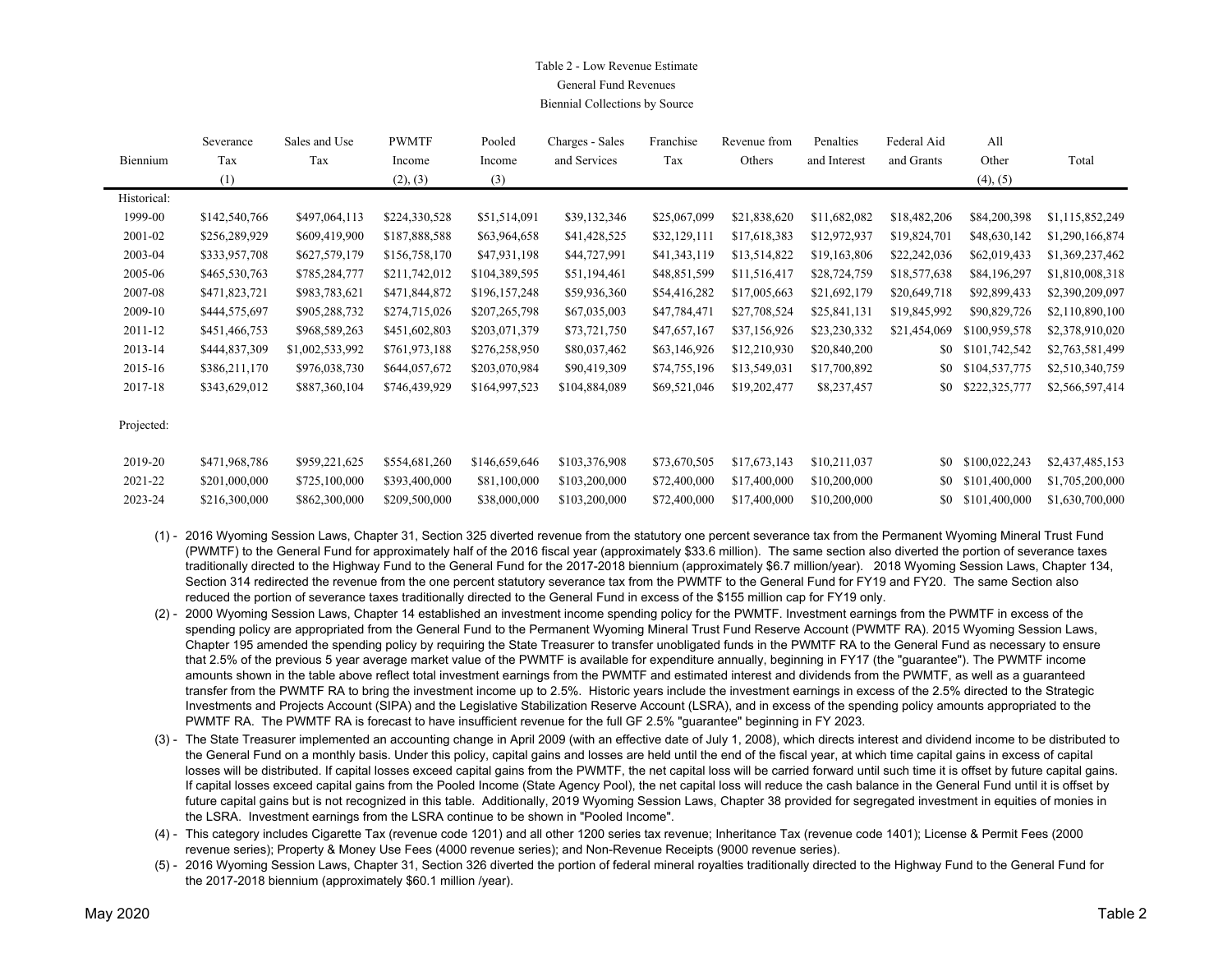Table 2 - Low Revenue Estimate

General Fund Revenues

Biennial Collections by Source

| Biennium | Severance Tax (1) | Sales and Use Tax | PWMTF Income (2), (3) | Pooled Income (3) | Charges - Sales and Services | Franchise Tax | Revenue from Others | Penalties and Interest | Federal Aid and Grants | All Other (4), (5) | Total |
|---|---|---|---|---|---|---|---|---|---|---|---|
| Historical: | | | | | | | | | | | |
| 1999-00 | $142,540,766 | $497,064,113 | $224,330,528 | $51,514,091 | $39,132,346 | $25,067,099 | $21,838,620 | $11,682,082 | $18,482,206 | $84,200,398 | $1,115,852,249 |
| 2001-02 | $256,289,929 | $609,419,900 | $187,888,588 | $63,964,658 | $41,428,525 | $32,129,111 | $17,618,383 | $12,972,937 | $19,824,701 | $48,630,142 | $1,290,166,874 |
| 2003-04 | $333,957,708 | $627,579,179 | $156,758,170 | $47,931,198 | $44,727,991 | $41,343,119 | $13,514,822 | $19,163,806 | $22,242,036 | $62,019,433 | $1,369,237,462 |
| 2005-06 | $465,530,763 | $785,284,777 | $211,742,012 | $104,389,595 | $51,194,461 | $48,851,599 | $11,516,417 | $28,724,759 | $18,577,638 | $84,196,297 | $1,810,008,318 |
| 2007-08 | $471,823,721 | $983,783,621 | $471,844,872 | $196,157,248 | $59,936,360 | $54,416,282 | $17,005,663 | $21,692,179 | $20,649,718 | $92,899,433 | $2,390,209,097 |
| 2009-10 | $444,575,697 | $905,288,732 | $274,715,026 | $207,265,798 | $67,035,003 | $47,784,471 | $27,708,524 | $25,841,131 | $19,845,992 | $90,829,726 | $2,110,890,100 |
| 2011-12 | $451,466,753 | $968,589,263 | $451,602,803 | $203,071,379 | $73,721,750 | $47,657,167 | $37,156,926 | $23,230,332 | $21,454,069 | $100,959,578 | $2,378,910,020 |
| 2013-14 | $444,837,309 | $1,002,533,992 | $761,973,188 | $276,258,950 | $80,037,462 | $63,146,926 | $12,210,930 | $20,840,200 | $0 | $101,742,542 | $2,763,581,499 |
| 2015-16 | $386,211,170 | $976,038,730 | $644,057,672 | $203,070,984 | $90,419,309 | $74,755,196 | $13,549,031 | $17,700,892 | $0 | $104,537,775 | $2,510,340,759 |
| 2017-18 | $343,629,012 | $887,360,104 | $746,439,929 | $164,997,523 | $104,884,089 | $69,521,046 | $19,202,477 | $8,237,457 | $0 | $222,325,777 | $2,566,597,414 |
| Projected: | | | | | | | | | | | |
| 2019-20 | $471,968,786 | $959,221,625 | $554,681,260 | $146,659,646 | $103,376,908 | $73,670,505 | $17,673,143 | $10,211,037 | $0 | $100,022,243 | $2,437,485,153 |
| 2021-22 | $201,000,000 | $725,100,000 | $393,400,000 | $81,100,000 | $103,200,000 | $72,400,000 | $17,400,000 | $10,200,000 | $0 | $101,400,000 | $1,705,200,000 |
| 2023-24 | $216,300,000 | $862,300,000 | $209,500,000 | $38,000,000 | $103,200,000 | $72,400,000 | $17,400,000 | $10,200,000 | $0 | $101,400,000 | $1,630,700,000 |

(1) - 2016 Wyoming Session Laws, Chapter 31, Section 325 diverted revenue from the statutory one percent severance tax from the Permanent Wyoming Mineral Trust Fund (PWMTF) to the General Fund for approximately half of the 2016 fiscal year (approximately $33.6 million). The same section also diverted the portion of severance taxes traditionally directed to the Highway Fund to the General Fund for the 2017-2018 biennium (approximately $6.7 million/year). 2018 Wyoming Session Laws, Chapter 134, Section 314 redirected the revenue from the one percent statutory severance tax from the PWMTF to the General Fund for FY19 and FY20. The same Section also reduced the portion of severance taxes traditionally directed to the General Fund in excess of the $155 million cap for FY19 only.

(2) - 2000 Wyoming Session Laws, Chapter 14 established an investment income spending policy for the PWMTF. Investment earnings from the PWMTF in excess of the spending policy are appropriated from the General Fund to the Permanent Wyoming Mineral Trust Fund Reserve Account (PWMTF RA). 2015 Wyoming Session Laws, Chapter 195 amended the spending policy by requiring the State Treasurer to transfer unobligated funds in the PWMTF RA to the General Fund as necessary to ensure that 2.5% of the previous 5 year average market value of the PWMTF is available for expenditure annually, beginning in FY17 (the "guarantee"). The PWMTF income amounts shown in the table above reflect total investment earnings from the PWMTF and estimated interest and dividends from the PWMTF, as well as a guaranteed transfer from the PWMTF RA to bring the investment income up to 2.5%. Historic years include the investment earnings in excess of the 2.5% directed to the Strategic Investments and Projects Account (SIPA) and the Legislative Stabilization Reserve Account (LSRA), and in excess of the spending policy amounts appropriated to the PWMTF RA. The PWMTF RA is forecast to have insufficient revenue for the full GF 2.5% "guarantee" beginning in FY 2023.

(3) - The State Treasurer implemented an accounting change in April 2009 (with an effective date of July 1, 2008), which directs interest and dividend income to be distributed to the General Fund on a monthly basis. Under this policy, capital gains and losses are held until the end of the fiscal year, at which time capital gains in excess of capital losses will be distributed. If capital losses exceed capital gains from the PWMTF, the net capital loss will be carried forward until such time it is offset by future capital gains. If capital losses exceed capital gains from the Pooled Income (State Agency Pool), the net capital loss will reduce the cash balance in the General Fund until it is offset by future capital gains but is not recognized in this table. Additionally, 2019 Wyoming Session Laws, Chapter 38 provided for segregated investment in equities of monies in the LSRA. Investment earnings from the LSRA continue to be shown in "Pooled Income".

(4) - This category includes Cigarette Tax (revenue code 1201) and all other 1200 series tax revenue; Inheritance Tax (revenue code 1401); License & Permit Fees (2000 revenue series); Property & Money Use Fees (4000 revenue series); and Non-Revenue Receipts (9000 revenue series).

(5) - 2016 Wyoming Session Laws, Chapter 31, Section 326 diverted the portion of federal mineral royalties traditionally directed to the Highway Fund to the General Fund for the 2017-2018 biennium (approximately $60.1 million /year).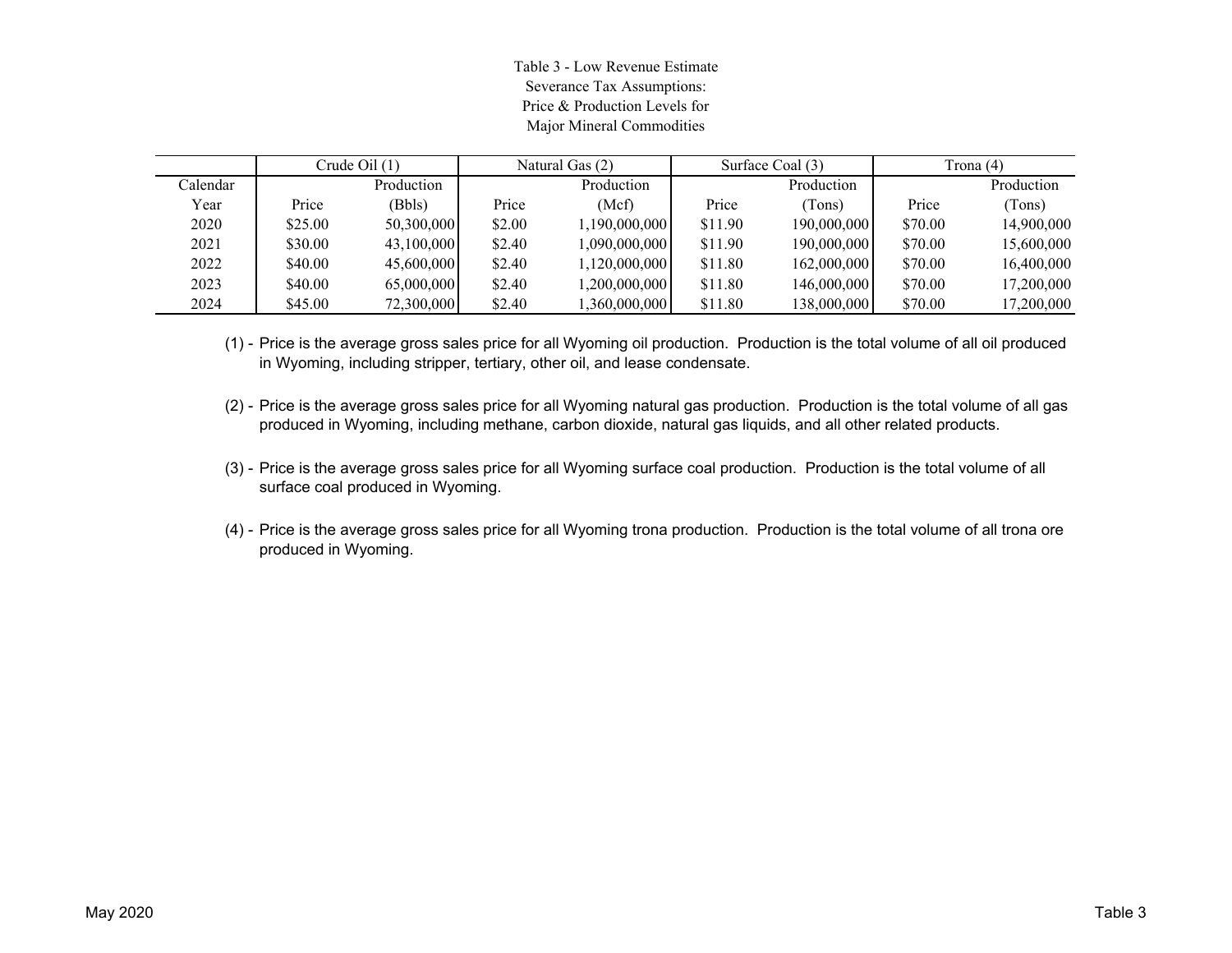Table 3 - Low Revenue Estimate
Severance Tax Assumptions:
Price & Production Levels for
Major Mineral Commodities

| | Crude Oil (1) | | Natural Gas (2) | | Surface Coal (3) | | Trona (4) | |
|---|---|---|---|---|---|---|---|---|
| Calendar Year | Price | Production (Bbls) | Price | Production (Mcf) | Price | Production (Tons) | Price | Production (Tons) |
| 2020 | $25.00 | 50,300,000 | $2.00 | 1,190,000,000 | $11.90 | 190,000,000 | $70.00 | 14,900,000 |
| 2021 | $30.00 | 43,100,000 | $2.40 | 1,090,000,000 | $11.90 | 190,000,000 | $70.00 | 15,600,000 |
| 2022 | $40.00 | 45,600,000 | $2.40 | 1,120,000,000 | $11.80 | 162,000,000 | $70.00 | 16,400,000 |
| 2023 | $40.00 | 65,000,000 | $2.40 | 1,200,000,000 | $11.80 | 146,000,000 | $70.00 | 17,200,000 |
| 2024 | $45.00 | 72,300,000 | $2.40 | 1,360,000,000 | $11.80 | 138,000,000 | $70.00 | 17,200,000 |

(1) - Price is the average gross sales price for all Wyoming oil production. Production is the total volume of all oil produced in Wyoming, including stripper, tertiary, other oil, and lease condensate.

(2) - Price is the average gross sales price for all Wyoming natural gas production. Production is the total volume of all gas produced in Wyoming, including methane, carbon dioxide, natural gas liquids, and all other related products.

(3) - Price is the average gross sales price for all Wyoming surface coal production. Production is the total volume of all surface coal produced in Wyoming.

(4) - Price is the average gross sales price for all Wyoming trona production. Production is the total volume of all trona ore produced in Wyoming.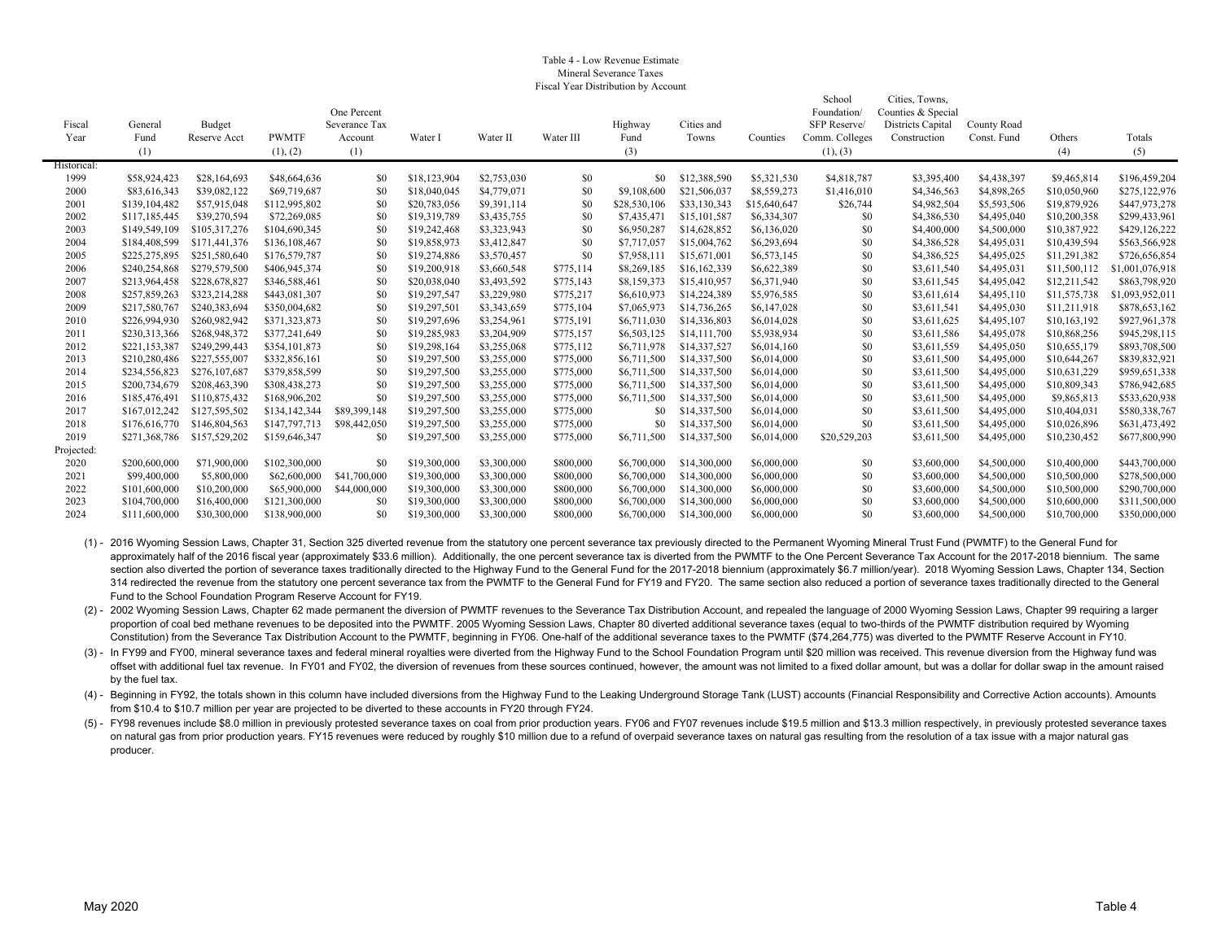Table 4 - Low Revenue Estimate
Mineral Severance Taxes
Fiscal Year Distribution by Account

| Fiscal Year | General Fund (1) | Budget Reserve Acct | PWMTF (1), (2) | One Percent Severance Tax Account (1) | Water I | Water II | Water III | Highway Fund (3) | Cities and Towns | Counties | School Foundation/ SFP Reserve/ Comm. Colleges (1), (3) | Cities, Towns, Counties & Special Districts Capital Construction | County Road Const. Fund | Others (4) | Totals (5) |
|---|---|---|---|---|---|---|---|---|---|---|---|---|---|---|---|
| Historical: | | | | | | | | | | | | | | | |
| 1999 | $58,924,423 | $28,164,693 | $48,664,636 | $0 | $18,123,904 | $2,753,030 | $0 | $0 | $12,388,590 | $5,321,530 | $4,818,787 | $3,395,400 | $4,438,397 | $9,465,814 | $196,459,204 |
| 2000 | $83,616,343 | $39,082,122 | $69,719,687 | $0 | $18,040,045 | $4,779,071 | $0 | $9,108,600 | $21,506,037 | $8,559,273 | $1,416,010 | $4,346,563 | $4,898,265 | $10,050,960 | $275,122,976 |
| 2001 | $139,104,482 | $57,915,048 | $112,995,802 | $0 | $20,783,056 | $9,391,114 | $0 | $28,530,106 | $33,130,343 | $15,640,647 | $26,744 | $4,982,504 | $5,593,506 | $19,879,926 | $447,973,278 |
| 2002 | $117,185,445 | $39,270,594 | $72,269,085 | $0 | $19,319,789 | $3,435,755 | $0 | $7,435,471 | $15,101,587 | $6,334,307 | $0 | $4,386,530 | $4,495,040 | $10,200,358 | $299,433,961 |
| 2003 | $149,549,109 | $105,317,276 | $104,690,345 | $0 | $19,242,468 | $3,323,943 | $0 | $6,950,287 | $14,628,852 | $6,136,020 | $0 | $4,400,000 | $4,500,000 | $10,387,922 | $429,126,222 |
| 2004 | $184,408,599 | $171,441,376 | $136,108,467 | $0 | $19,858,973 | $3,412,847 | $0 | $7,717,057 | $15,004,762 | $6,293,694 | $0 | $4,386,528 | $4,495,031 | $10,439,594 | $563,566,928 |
| 2005 | $225,275,895 | $251,580,640 | $176,579,787 | $0 | $19,274,886 | $3,570,457 | $0 | $7,958,111 | $15,671,001 | $6,573,145 | $0 | $4,386,525 | $4,495,025 | $11,291,382 | $726,656,854 |
| 2006 | $240,254,868 | $279,579,500 | $406,945,374 | $0 | $19,200,918 | $3,660,548 | $775,114 | $8,269,185 | $16,162,339 | $6,622,389 | $0 | $3,611,540 | $4,495,031 | $11,500,112 | $1,001,076,918 |
| 2007 | $213,964,458 | $228,678,827 | $346,588,461 | $0 | $20,038,040 | $3,493,592 | $775,143 | $8,159,373 | $15,410,957 | $6,371,940 | $0 | $3,611,545 | $4,495,042 | $12,211,542 | $863,798,920 |
| 2008 | $257,859,263 | $323,214,288 | $443,081,307 | $0 | $19,297,547 | $3,229,980 | $775,217 | $6,610,973 | $14,224,389 | $5,976,585 | $0 | $3,611,614 | $4,495,110 | $11,575,738 | $1,093,952,011 |
| 2009 | $217,580,767 | $240,383,694 | $350,004,682 | $0 | $19,297,501 | $3,343,659 | $775,104 | $7,065,973 | $14,736,265 | $6,147,028 | $0 | $3,611,541 | $4,495,030 | $11,211,918 | $878,653,162 |
| 2010 | $226,994,930 | $260,982,942 | $371,323,873 | $0 | $19,297,696 | $3,254,961 | $775,191 | $6,711,030 | $14,336,803 | $6,014,028 | $0 | $3,611,625 | $4,495,107 | $10,163,192 | $927,961,378 |
| 2011 | $230,313,366 | $268,948,372 | $377,241,649 | $0 | $19,285,983 | $3,204,909 | $775,157 | $6,503,125 | $14,111,700 | $5,938,934 | $0 | $3,611,586 | $4,495,078 | $10,868,256 | $945,298,115 |
| 2012 | $221,153,387 | $249,299,443 | $354,101,873 | $0 | $19,298,164 | $3,255,068 | $775,112 | $6,711,978 | $14,337,527 | $6,014,160 | $0 | $3,611,559 | $4,495,050 | $10,655,179 | $893,708,500 |
| 2013 | $210,280,486 | $227,555,007 | $332,856,161 | $0 | $19,297,500 | $3,255,000 | $775,000 | $6,711,500 | $14,337,500 | $6,014,000 | $0 | $3,611,500 | $4,495,000 | $10,644,267 | $839,832,921 |
| 2014 | $234,556,823 | $276,107,687 | $379,858,599 | $0 | $19,297,500 | $3,255,000 | $775,000 | $6,711,500 | $14,337,500 | $6,014,000 | $0 | $3,611,500 | $4,495,000 | $10,631,229 | $959,651,338 |
| 2015 | $200,734,679 | $208,463,390 | $308,438,273 | $0 | $19,297,500 | $3,255,000 | $775,000 | $6,711,500 | $14,337,500 | $6,014,000 | $0 | $3,611,500 | $4,495,000 | $10,809,343 | $786,942,685 |
| 2016 | $185,476,491 | $110,875,432 | $168,906,202 | $0 | $19,297,500 | $3,255,000 | $775,000 | $6,711,500 | $14,337,500 | $6,014,000 | $0 | $3,611,500 | $4,495,000 | $9,865,813 | $533,620,938 |
| 2017 | $167,012,242 | $127,595,502 | $134,142,344 | $89,399,148 | $19,297,500 | $3,255,000 | $775,000 | $0 | $14,337,500 | $6,014,000 | $0 | $3,611,500 | $4,495,000 | $10,404,031 | $580,338,767 |
| 2018 | $176,616,770 | $146,804,563 | $147,797,713 | $98,442,050 | $19,297,500 | $3,255,000 | $775,000 | $0 | $14,337,500 | $6,014,000 | $0 | $3,611,500 | $4,495,000 | $10,026,896 | $631,473,492 |
| 2019 | $271,368,786 | $157,529,202 | $159,646,347 | $0 | $19,297,500 | $3,255,000 | $775,000 | $6,711,500 | $14,337,500 | $6,014,000 | $20,529,203 | $3,611,500 | $4,495,000 | $10,230,452 | $677,800,990 |
| Projected: | | | | | | | | | | | | | | | |
| 2020 | $200,600,000 | $71,900,000 | $102,300,000 | $0 | $19,300,000 | $3,300,000 | $800,000 | $6,700,000 | $14,300,000 | $6,000,000 | $0 | $3,600,000 | $4,500,000 | $10,400,000 | $443,700,000 |
| 2021 | $99,400,000 | $5,800,000 | $62,600,000 | $41,700,000 | $19,300,000 | $3,300,000 | $800,000 | $6,700,000 | $14,300,000 | $6,000,000 | $0 | $3,600,000 | $4,500,000 | $10,500,000 | $278,500,000 |
| 2022 | $101,600,000 | $10,200,000 | $65,900,000 | $44,000,000 | $19,300,000 | $3,300,000 | $800,000 | $6,700,000 | $14,300,000 | $6,000,000 | $0 | $3,600,000 | $4,500,000 | $10,500,000 | $290,700,000 |
| 2023 | $104,700,000 | $16,400,000 | $121,300,000 | $0 | $19,300,000 | $3,300,000 | $800,000 | $6,700,000 | $14,300,000 | $6,000,000 | $0 | $3,600,000 | $4,500,000 | $10,600,000 | $311,500,000 |
| 2024 | $111,600,000 | $30,300,000 | $138,900,000 | $0 | $19,300,000 | $3,300,000 | $800,000 | $6,700,000 | $14,300,000 | $6,000,000 | $0 | $3,600,000 | $4,500,000 | $10,700,000 | $350,000,000 |

(1) - 2016 Wyoming Session Laws, Chapter 31, Section 325 diverted revenue from the statutory one percent severance tax previously directed to the Permanent Wyoming Mineral Trust Fund (PWMTF) to the General Fund for approximately half of the 2016 fiscal year (approximately $33.6 million). Additionally, the one percent severance tax is diverted from the PWMTF to the One Percent Severance Tax Account for the 2017-2018 biennium. The same section also diverted the portion of severance taxes traditionally directed to the Highway Fund to the General Fund for the 2017-2018 biennium (approximately $6.7 million/year). 2018 Wyoming Session Laws, Chapter 134, Section 314 redirected the revenue from the statutory one percent severance tax from the PWMTF to the General Fund for FY19 and FY20. The same section also reduced a portion of severance taxes traditionally directed to the General Fund to the School Foundation Program Reserve Account for FY19.

(2) - 2002 Wyoming Session Laws, Chapter 62 made permanent the diversion of PWMTF revenues to the Severance Tax Distribution Account, and repealed the language of 2000 Wyoming Session Laws, Chapter 99 requiring a larger proportion of coal bed methane revenues to be deposited into the PWMTF. 2005 Wyoming Session Laws, Chapter 80 diverted additional severance taxes (equal to two-thirds of the PWMTF distribution required by Wyoming Constitution) from the Severance Tax Distribution Account to the PWMTF, beginning in FY06. One-half of the additional severance taxes to the PWMTF ($74,264,775) was diverted to the PWMTF Reserve Account in FY10.

(3) - In FY99 and FY00, mineral severance taxes and federal mineral royalties were diverted from the Highway Fund to the School Foundation Program until $20 million was received. This revenue diversion from the Highway fund was offset with additional fuel tax revenue. In FY01 and FY02, the diversion of revenues from these sources continued, however, the amount was not limited to a fixed dollar amount, but was a dollar for dollar swap in the amount raised by the fuel tax.

(4) - Beginning in FY92, the totals shown in this column have included diversions from the Highway Fund to the Leaking Underground Storage Tank (LUST) accounts (Financial Responsibility and Corrective Action accounts). Amounts from $10.4 to $10.7 million per year are projected to be diverted to these accounts in FY20 through FY24.

(5) - FY98 revenues include $8.0 million in previously protested severance taxes on coal from prior production years. FY06 and FY07 revenues include $19.5 million and $13.3 million respectively, in previously protested severance taxes on natural gas from prior production years. FY15 revenues were reduced by roughly $10 million due to a refund of overpaid severance taxes on natural gas resulting from the resolution of a tax issue with a major natural gas producer.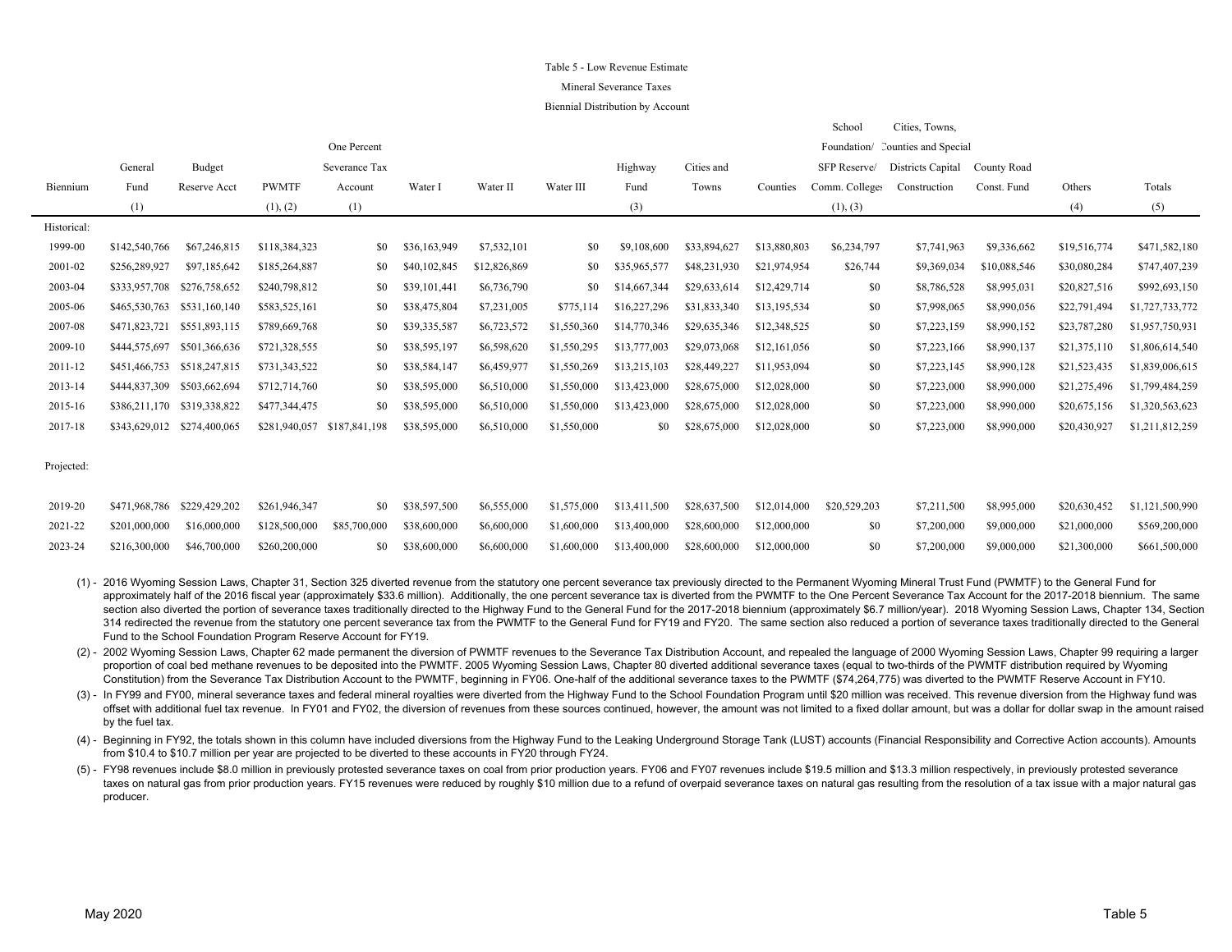Table 5 - Low Revenue Estimate

Mineral Severance Taxes

Biennial Distribution by Account

| Biennium | General Fund (1) | Budget Reserve Acct | PWMTF (1), (2) | One Percent Severance Tax Account (1) | Water I | Water II | Water III | Highway Fund (3) | Cities and Towns | Counties | School Foundation/ SFP Reserve/ Comm. Colleges (1), (3) | Cities, Towns, Counties and Special Districts Capital Construction | County Road Const. Fund | Others (4) | Totals (5) |
|---|---|---|---|---|---|---|---|---|---|---|---|---|---|---|---|
| Historical: | | | | | | | | | | | | | | | |
| 1999-00 | $142,540,766 | $67,246,815 | $118,384,323 | $0 | $36,163,949 | $7,532,101 | $0 | $9,108,600 | $33,894,627 | $13,880,803 | $6,234,797 | $7,741,963 | $9,336,662 | $19,516,774 | $471,582,180 |
| 2001-02 | $256,289,927 | $97,185,642 | $185,264,887 | $0 | $40,102,845 | $12,826,869 | $0 | $35,965,577 | $48,231,930 | $21,974,954 | $26,744 | $9,369,034 | $10,088,546 | $30,080,284 | $747,407,239 |
| 2003-04 | $333,957,708 | $276,758,652 | $240,798,812 | $0 | $39,101,441 | $6,736,790 | $0 | $14,667,344 | $29,633,614 | $12,429,714 | $0 | $8,786,528 | $8,995,031 | $20,827,516 | $992,693,150 |
| 2005-06 | $465,530,763 | $531,160,140 | $583,525,161 | $0 | $38,475,804 | $7,231,005 | $775,114 | $16,227,296 | $31,833,340 | $13,195,534 | $0 | $7,998,065 | $8,990,056 | $22,791,494 | $1,727,733,772 |
| 2007-08 | $471,823,721 | $551,893,115 | $789,669,768 | $0 | $39,335,587 | $6,723,572 | $1,550,360 | $14,770,346 | $29,635,346 | $12,348,525 | $0 | $7,223,159 | $8,990,152 | $23,787,280 | $1,957,750,931 |
| 2009-10 | $444,575,697 | $501,366,636 | $721,328,555 | $0 | $38,595,197 | $6,598,620 | $1,550,295 | $13,777,003 | $29,073,068 | $12,161,056 | $0 | $7,223,166 | $8,990,137 | $21,375,110 | $1,806,614,540 |
| 2011-12 | $451,466,753 | $518,247,815 | $731,343,522 | $0 | $38,584,147 | $6,459,977 | $1,550,269 | $13,215,103 | $28,449,227 | $11,953,094 | $0 | $7,223,145 | $8,990,128 | $21,523,435 | $1,839,006,615 |
| 2013-14 | $444,837,309 | $503,662,694 | $712,714,760 | $0 | $38,595,000 | $6,510,000 | $1,550,000 | $13,423,000 | $28,675,000 | $12,028,000 | $0 | $7,223,000 | $8,990,000 | $21,275,496 | $1,799,484,259 |
| 2015-16 | $386,211,170 | $319,338,822 | $477,344,475 | $0 | $38,595,000 | $6,510,000 | $1,550,000 | $13,423,000 | $28,675,000 | $12,028,000 | $0 | $7,223,000 | $8,990,000 | $20,675,156 | $1,320,563,623 |
| 2017-18 | $343,629,012 | $274,400,065 | $281,940,057 | $187,841,198 | $38,595,000 | $6,510,000 | $1,550,000 | $0 | $28,675,000 | $12,028,000 | $0 | $7,223,000 | $8,990,000 | $20,430,927 | $1,211,812,259 |
| Projected: | | | | | | | | | | | | | | | |
| 2019-20 | $471,968,786 | $229,429,202 | $261,946,347 | $0 | $38,597,500 | $6,555,000 | $1,575,000 | $13,411,500 | $28,637,500 | $12,014,000 | $20,529,203 | $7,211,500 | $8,995,000 | $20,630,452 | $1,121,500,990 |
| 2021-22 | $201,000,000 | $16,000,000 | $128,500,000 | $85,700,000 | $38,600,000 | $6,600,000 | $1,600,000 | $13,400,000 | $28,600,000 | $12,000,000 | $0 | $7,200,000 | $9,000,000 | $21,000,000 | $569,200,000 |
| 2023-24 | $216,300,000 | $46,700,000 | $260,200,000 | $0 | $38,600,000 | $6,600,000 | $1,600,000 | $13,400,000 | $28,600,000 | $12,000,000 | $0 | $7,200,000 | $9,000,000 | $21,300,000 | $661,500,000 |

(1) - 2016 Wyoming Session Laws, Chapter 31, Section 325 diverted revenue from the statutory one percent severance tax previously directed to the Permanent Wyoming Mineral Trust Fund (PWMTF) to the General Fund for approximately half of the 2016 fiscal year (approximately $33.6 million). Additionally, the one percent severance tax is diverted from the PWMTF to the One Percent Severance Tax Account for the 2017-2018 biennium. The same section also diverted the portion of severance taxes traditionally directed to the Highway Fund to the General Fund for the 2017-2018 biennium (approximately $6.7 million/year). 2018 Wyoming Session Laws, Chapter 134, Section 314 redirected the revenue from the statutory one percent severance tax from the PWMTF to the General Fund for FY19 and FY20. The same section also reduced a portion of severance taxes traditionally directed to the General Fund to the School Foundation Program Reserve Account for FY19.

(2) - 2002 Wyoming Session Laws, Chapter 62 made permanent the diversion of PWMTF revenues to the Severance Tax Distribution Account, and repealed the language of 2000 Wyoming Session Laws, Chapter 99 requiring a larger proportion of coal bed methane revenues to be deposited into the PWMTF. 2005 Wyoming Session Laws, Chapter 80 diverted additional severance taxes (equal to two-thirds of the PWMTF distribution required by Wyoming Constitution) from the Severance Tax Distribution Account to the PWMTF, beginning in FY06. One-half of the additional severance taxes to the PWMTF ($74,264,775) was diverted to the PWMTF Reserve Account in FY10.

(3) - In FY99 and FY00, mineral severance taxes and federal mineral royalties were diverted from the Highway Fund to the School Foundation Program until $20 million was received. This revenue diversion from the Highway fund was offset with additional fuel tax revenue. In FY01 and FY02, the diversion of revenues from these sources continued, however, the amount was not limited to a fixed dollar amount, but was a dollar for dollar swap in the amount raised by the fuel tax.

(4) - Beginning in FY92, the totals shown in this column have included diversions from the Highway Fund to the Leaking Underground Storage Tank (LUST) accounts (Financial Responsibility and Corrective Action accounts). Amounts from $10.4 to $10.7 million per year are projected to be diverted to these accounts in FY20 through FY24.

(5) - FY98 revenues include $8.0 million in previously protested severance taxes on coal from prior production years. FY06 and FY07 revenues include $19.5 million and $13.3 million respectively, in previously protested severance taxes on natural gas from prior production years. FY15 revenues were reduced by roughly $10 million due to a refund of overpaid severance taxes on natural gas resulting from the resolution of a tax issue with a major natural gas producer.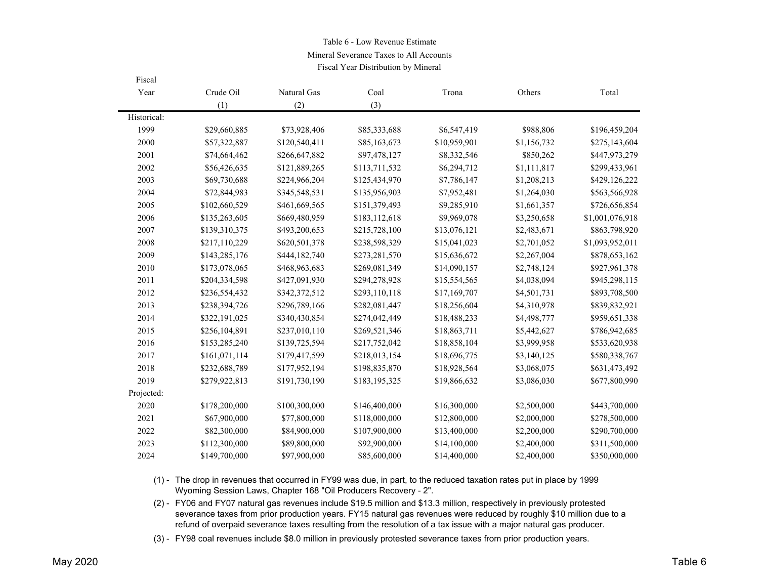# Table 6 - Low Revenue Estimate

## Mineral Severance Taxes to All Accounts

### Fiscal Year Distribution by Mineral

| Fiscal Year | Crude Oil (1) | Natural Gas (2) | Coal (3) | Trona | Others | Total |
|---|---|---|---|---|---|---|
| Historical: | | | | | | |
| 1999 | $29,660,885 | $73,928,406 | $85,333,688 | $6,547,419 | $988,806 | $196,459,204 |
| 2000 | $57,322,887 | $120,540,411 | $85,163,673 | $10,959,901 | $1,156,732 | $275,143,604 |
| 2001 | $74,664,462 | $266,647,882 | $97,478,127 | $8,332,546 | $850,262 | $447,973,279 |
| 2002 | $56,426,635 | $121,889,265 | $113,711,532 | $6,294,712 | $1,111,817 | $299,433,961 |
| 2003 | $69,730,688 | $224,966,204 | $125,434,970 | $7,786,147 | $1,208,213 | $429,126,222 |
| 2004 | $72,844,983 | $345,548,531 | $135,956,903 | $7,952,481 | $1,264,030 | $563,566,928 |
| 2005 | $102,660,529 | $461,669,565 | $151,379,493 | $9,285,910 | $1,661,357 | $726,656,854 |
| 2006 | $135,263,605 | $669,480,959 | $183,112,618 | $9,969,078 | $3,250,658 | $1,001,076,918 |
| 2007 | $139,310,375 | $493,200,653 | $215,728,100 | $13,076,121 | $2,483,671 | $863,798,920 |
| 2008 | $217,110,229 | $620,501,378 | $238,598,329 | $15,041,023 | $2,701,052 | $1,093,952,011 |
| 2009 | $143,285,176 | $444,182,740 | $273,281,570 | $15,636,672 | $2,267,004 | $878,653,162 |
| 2010 | $173,078,065 | $468,963,683 | $269,081,349 | $14,090,157 | $2,748,124 | $927,961,378 |
| 2011 | $204,334,598 | $427,091,930 | $294,278,928 | $15,554,565 | $4,038,094 | $945,298,115 |
| 2012 | $236,554,432 | $342,372,512 | $293,110,118 | $17,169,707 | $4,501,731 | $893,708,500 |
| 2013 | $238,394,726 | $296,789,166 | $282,081,447 | $18,256,604 | $4,310,978 | $839,832,921 |
| 2014 | $322,191,025 | $340,430,854 | $274,042,449 | $18,488,233 | $4,498,777 | $959,651,338 |
| 2015 | $256,104,891 | $237,010,110 | $269,521,346 | $18,863,711 | $5,442,627 | $786,942,685 |
| 2016 | $153,285,240 | $139,725,594 | $217,752,042 | $18,858,104 | $3,999,958 | $533,620,938 |
| 2017 | $161,071,114 | $179,417,599 | $218,013,154 | $18,696,775 | $3,140,125 | $580,338,767 |
| 2018 | $232,688,789 | $177,952,194 | $198,835,870 | $18,928,564 | $3,068,075 | $631,473,492 |
| 2019 | $279,922,813 | $191,730,190 | $183,195,325 | $19,866,632 | $3,086,030 | $677,800,990 |
| Projected: | | | | | | |
| 2020 | $178,200,000 | $100,300,000 | $146,400,000 | $16,300,000 | $2,500,000 | $443,700,000 |
| 2021 | $67,900,000 | $77,800,000 | $118,000,000 | $12,800,000 | $2,000,000 | $278,500,000 |
| 2022 | $82,300,000 | $84,900,000 | $107,900,000 | $13,400,000 | $2,200,000 | $290,700,000 |
| 2023 | $112,300,000 | $89,800,000 | $92,900,000 | $14,100,000 | $2,400,000 | $311,500,000 |
| 2024 | $149,700,000 | $97,900,000 | $85,600,000 | $14,400,000 | $2,400,000 | $350,000,000 |

(1) - The drop in revenues that occurred in FY99 was due, in part, to the reduced taxation rates put in place by 1999 Wyoming Session Laws, Chapter 168 "Oil Producers Recovery - 2".

(2) - FY06 and FY07 natural gas revenues include $19.5 million and $13.3 million, respectively in previously protested severance taxes from prior production years. FY15 natural gas revenues were reduced by roughly $10 million due to a refund of overpaid severance taxes resulting from the resolution of a tax issue with a major natural gas producer.

(3) - FY98 coal revenues include $8.0 million in previously protested severance taxes from prior production years.

May 2020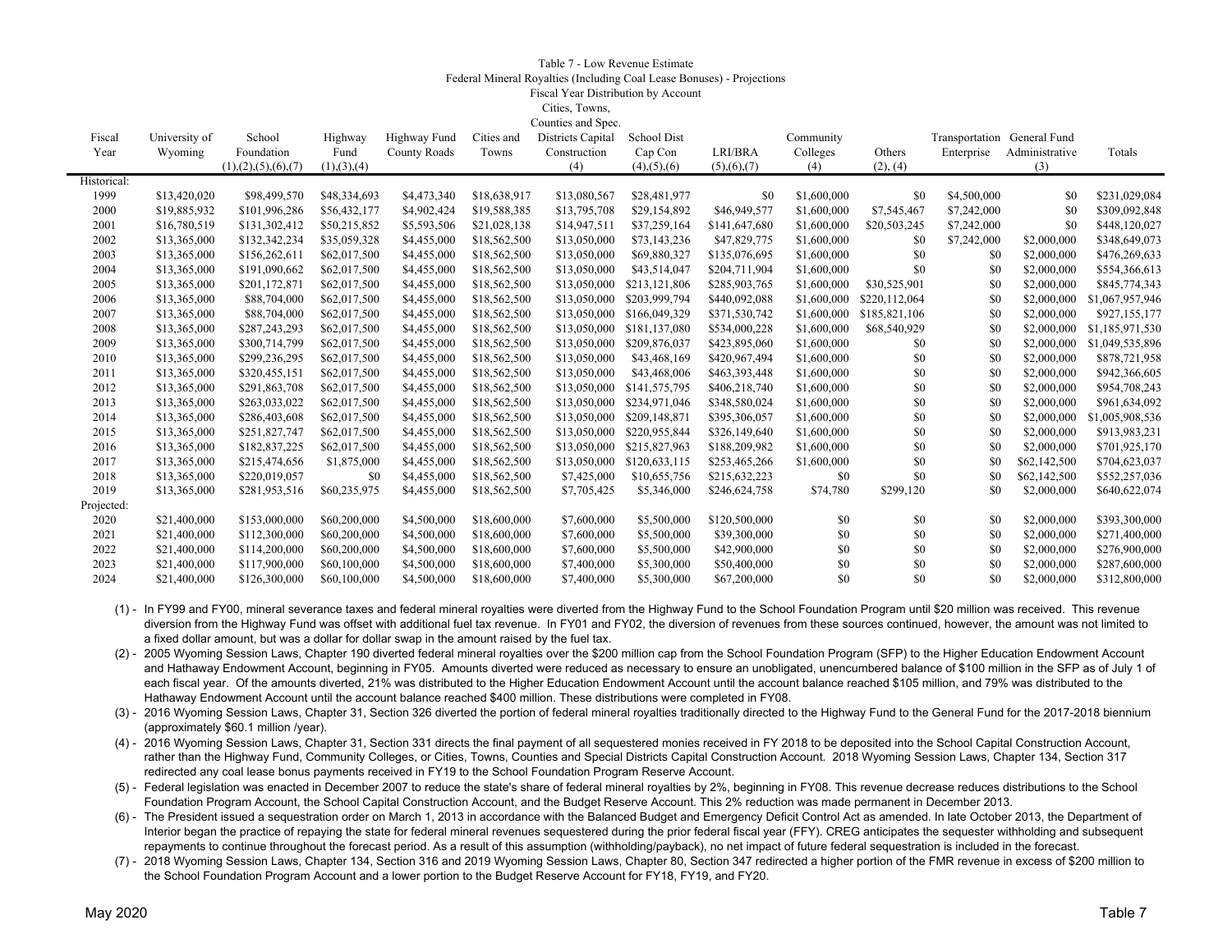Table 7 - Low Revenue Estimate

Federal Mineral Royalties (Including Coal Lease Bonuses) - Projections

Fiscal Year Distribution by Account

| Fiscal Year | University of Wyoming | School Foundation (1),(2),(5),(6),(7) | Highway Fund (1),(3),(4) | Highway Fund County Roads | Cities and Towns | Cities, Towns, Counties and Spec. Districts Capital Construction (4) | School Dist Cap Con (4),(5),(6) | LRI/BRA (5),(6),(7) | Community Colleges (4) | Others (2), (4) | Transportation Enterprise | General Fund Administrative (3) | Totals |
|---|---|---|---|---|---|---|---|---|---|---|---|---|---|
| Historical: | | | | | | | | | | | | | |
| 1999 | $13,420,020 | $98,499,570 | $48,334,693 | $4,473,340 | $18,638,917 | $13,080,567 | $28,481,977 | $0 | $1,600,000 | $0 | $4,500,000 | $0 | $231,029,084 |
| 2000 | $19,885,932 | $101,996,286 | $56,432,177 | $4,902,424 | $19,588,385 | $13,795,708 | $29,154,892 | $46,949,577 | $1,600,000 | $7,545,467 | $7,242,000 | $0 | $309,092,848 |
| 2001 | $16,780,519 | $131,302,412 | $50,215,852 | $5,593,506 | $21,028,138 | $14,947,511 | $37,259,164 | $141,647,680 | $1,600,000 | $20,503,245 | $7,242,000 | $0 | $448,120,027 |
| 2002 | $13,365,000 | $132,342,234 | $35,059,328 | $4,455,000 | $18,562,500 | $13,050,000 | $73,143,236 | $47,829,775 | $1,600,000 | $0 | $7,242,000 | $2,000,000 | $348,649,073 |
| 2003 | $13,365,000 | $156,262,611 | $62,017,500 | $4,455,000 | $18,562,500 | $13,050,000 | $69,880,327 | $135,076,695 | $1,600,000 | $0 | $0 | $2,000,000 | $476,269,633 |
| 2004 | $13,365,000 | $191,090,662 | $62,017,500 | $4,455,000 | $18,562,500 | $13,050,000 | $43,514,047 | $204,711,904 | $1,600,000 | $0 | $0 | $2,000,000 | $554,366,613 |
| 2005 | $13,365,000 | $201,172,871 | $62,017,500 | $4,455,000 | $18,562,500 | $13,050,000 | $213,121,806 | $285,903,765 | $1,600,000 | $30,525,901 | $0 | $2,000,000 | $845,774,343 |
| 2006 | $13,365,000 | $88,704,000 | $62,017,500 | $4,455,000 | $18,562,500 | $13,050,000 | $203,999,794 | $440,092,088 | $1,600,000 | $220,112,064 | $0 | $2,000,000 | $1,067,957,946 |
| 2007 | $13,365,000 | $88,704,000 | $62,017,500 | $4,455,000 | $18,562,500 | $13,050,000 | $166,049,329 | $371,530,742 | $1,600,000 | $185,821,106 | $0 | $2,000,000 | $927,155,177 |
| 2008 | $13,365,000 | $287,243,293 | $62,017,500 | $4,455,000 | $18,562,500 | $13,050,000 | $181,137,080 | $534,000,228 | $1,600,000 | $68,540,929 | $0 | $2,000,000 | $1,185,971,530 |
| 2009 | $13,365,000 | $300,714,799 | $62,017,500 | $4,455,000 | $18,562,500 | $13,050,000 | $209,876,037 | $423,895,060 | $1,600,000 | $0 | $0 | $2,000,000 | $1,049,535,896 |
| 2010 | $13,365,000 | $299,236,295 | $62,017,500 | $4,455,000 | $18,562,500 | $13,050,000 | $43,468,169 | $420,967,494 | $1,600,000 | $0 | $0 | $2,000,000 | $878,721,958 |
| 2011 | $13,365,000 | $320,455,151 | $62,017,500 | $4,455,000 | $18,562,500 | $13,050,000 | $43,468,006 | $463,393,448 | $1,600,000 | $0 | $0 | $2,000,000 | $942,366,605 |
| 2012 | $13,365,000 | $291,863,708 | $62,017,500 | $4,455,000 | $18,562,500 | $13,050,000 | $141,575,795 | $406,218,740 | $1,600,000 | $0 | $0 | $2,000,000 | $954,708,243 |
| 2013 | $13,365,000 | $263,033,022 | $62,017,500 | $4,455,000 | $18,562,500 | $13,050,000 | $234,971,046 | $348,580,024 | $1,600,000 | $0 | $0 | $2,000,000 | $961,634,092 |
| 2014 | $13,365,000 | $286,403,608 | $62,017,500 | $4,455,000 | $18,562,500 | $13,050,000 | $209,148,871 | $395,306,057 | $1,600,000 | $0 | $0 | $2,000,000 | $1,005,908,536 |
| 2015 | $13,365,000 | $251,827,747 | $62,017,500 | $4,455,000 | $18,562,500 | $13,050,000 | $220,955,844 | $326,149,640 | $1,600,000 | $0 | $0 | $2,000,000 | $913,983,231 |
| 2016 | $13,365,000 | $182,837,225 | $62,017,500 | $4,455,000 | $18,562,500 | $13,050,000 | $215,827,963 | $188,209,982 | $1,600,000 | $0 | $0 | $2,000,000 | $701,925,170 |
| 2017 | $13,365,000 | $215,474,656 | $1,875,000 | $4,455,000 | $18,562,500 | $13,050,000 | $120,633,115 | $253,465,266 | $1,600,000 | $0 | $0 | $62,142,500 | $704,623,037 |
| 2018 | $13,365,000 | $220,019,057 | $0 | $4,455,000 | $18,562,500 | $7,425,000 | $10,655,756 | $215,632,223 | $0 | $0 | $0 | $62,142,500 | $552,257,036 |
| 2019 | $13,365,000 | $281,953,516 | $60,235,975 | $4,455,000 | $18,562,500 | $7,705,425 | $5,346,000 | $246,624,758 | $74,780 | $299,120 | $0 | $2,000,000 | $640,622,074 |
| Projected: | | | | | | | | | | | | | |
| 2020 | $21,400,000 | $153,000,000 | $60,200,000 | $4,500,000 | $18,600,000 | $7,600,000 | $5,500,000 | $120,500,000 | $0 | $0 | $0 | $2,000,000 | $393,300,000 |
| 2021 | $21,400,000 | $112,300,000 | $60,200,000 | $4,500,000 | $18,600,000 | $7,600,000 | $5,500,000 | $39,300,000 | $0 | $0 | $0 | $2,000,000 | $271,400,000 |
| 2022 | $21,400,000 | $114,200,000 | $60,200,000 | $4,500,000 | $18,600,000 | $7,600,000 | $5,500,000 | $42,900,000 | $0 | $0 | $0 | $2,000,000 | $276,900,000 |
| 2023 | $21,400,000 | $117,900,000 | $60,100,000 | $4,500,000 | $18,600,000 | $7,400,000 | $5,300,000 | $50,400,000 | $0 | $0 | $0 | $2,000,000 | $287,600,000 |
| 2024 | $21,400,000 | $126,300,000 | $60,100,000 | $4,500,000 | $18,600,000 | $7,400,000 | $5,300,000 | $67,200,000 | $0 | $0 | $0 | $2,000,000 | $312,800,000 |

(1) - In FY99 and FY00, mineral severance taxes and federal mineral royalties were diverted from the Highway Fund to the School Foundation Program until $20 million was received. This revenue diversion from the Highway Fund was offset with additional fuel tax revenue. In FY01 and FY02, the diversion of revenues from these sources continued, however, the amount was not limited to a fixed dollar amount, but was a dollar for dollar swap in the amount raised by the fuel tax.

(2) - 2005 Wyoming Session Laws, Chapter 190 diverted federal mineral royalties over the $200 million cap from the School Foundation Program (SFP) to the Higher Education Endowment Account and Hathaway Endowment Account, beginning in FY05. Amounts diverted were reduced as necessary to ensure an unobligated, unencumbered balance of $100 million in the SFP as of July 1 of each fiscal year. Of the amounts diverted, 21% was distributed to the Higher Education Endowment Account until the account balance reached $105 million, and 79% was distributed to the Hathaway Endowment Account until the account balance reached $400 million. These distributions were completed in FY08.

(3) - 2016 Wyoming Session Laws, Chapter 31, Section 326 diverted the portion of federal mineral royalties traditionally directed to the Highway Fund to the General Fund for the 2017-2018 biennium (approximately $60.1 million /year).

(4) - 2016 Wyoming Session Laws, Chapter 31, Section 331 directs the final payment of all sequestered monies received in FY 2018 to be deposited into the School Capital Construction Account, rather than the Highway Fund, Community Colleges, or Cities, Towns, Counties and Special Districts Capital Construction Account. 2018 Wyoming Session Laws, Chapter 134, Section 317 redirected any coal lease bonus payments received in FY19 to the School Foundation Program Reserve Account.

(5) - Federal legislation was enacted in December 2007 to reduce the state's share of federal mineral royalties by 2%, beginning in FY08. This revenue decrease reduces distributions to the School Foundation Program Account, the School Capital Construction Account, and the Budget Reserve Account. This 2% reduction was made permanent in December 2013.

(6) - The President issued a sequestration order on March 1, 2013 in accordance with the Balanced Budget and Emergency Deficit Control Act as amended. In late October 2013, the Department of Interior began the practice of repaying the state for federal mineral revenues sequestered during the prior federal fiscal year (FFY). CREG anticipates the sequester withholding and subsequent repayments to continue throughout the forecast period. As a result of this assumption (withholding/payback), no net impact of future federal sequestration is included in the forecast.

(7) - 2018 Wyoming Session Laws, Chapter 134, Section 316 and 2019 Wyoming Session Laws, Chapter 80, Section 347 redirected a higher portion of the FMR revenue in excess of $200 million to the School Foundation Program Account and a lower portion to the Budget Reserve Account for FY18, FY19, and FY20.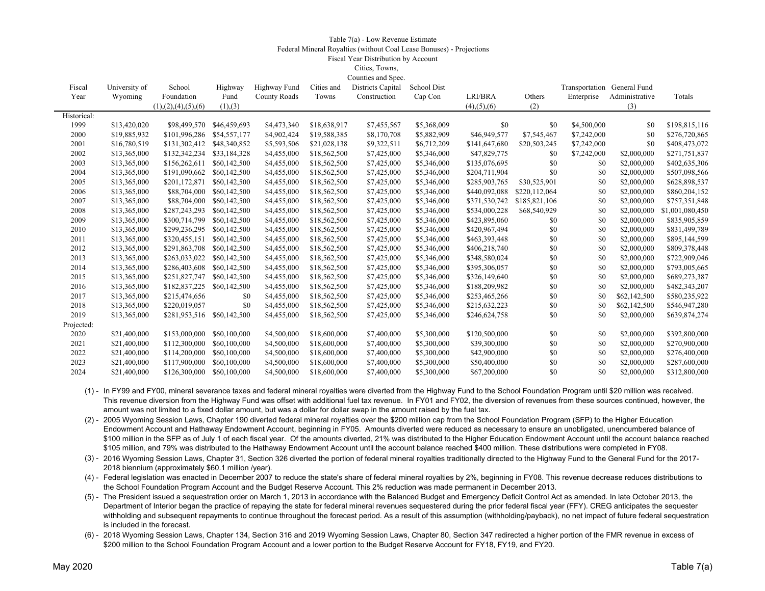# Table 7(a) - Low Revenue Estimate

## Federal Mineral Royalties (without Coal Lease Bonuses) - Projections

### Fiscal Year Distribution by Account

| Fiscal Year | University of Wyoming | School Foundation (1),(2),(4),(5),(6) | Highway Fund (1),(3) | Highway Fund County Roads | Cities and Towns | Cities, Towns, Counties and Spec. Districts Capital Construction | School Dist Cap Con | LRI/BRA (4),(5),(6) | Others (2) | Transportation Enterprise | General Fund Administrative (3) | Totals |
|---|---|---|---|---|---|---|---|---|---|---|---|---|
| Historical: | | | | | | | | | | | | |
| 1999 | $13,420,020 | $98,499,570 | $46,459,693 | $4,473,340 | $18,638,917 | $7,455,567 | $5,368,009 | $0 | $0 | $4,500,000 | $0 | $198,815,116 |
| 2000 | $19,885,932 | $101,996,286 | $54,557,177 | $4,902,424 | $19,588,385 | $8,170,708 | $5,882,909 | $46,949,577 | $7,545,467 | $7,242,000 | $0 | $276,720,865 |
| 2001 | $16,780,519 | $131,302,412 | $48,340,852 | $5,593,506 | $21,028,138 | $9,322,511 | $6,712,209 | $141,647,680 | $20,503,245 | $7,242,000 | $0 | $408,473,072 |
| 2002 | $13,365,000 | $132,342,234 | $33,184,328 | $4,455,000 | $18,562,500 | $7,425,000 | $5,346,000 | $47,829,775 | $0 | $7,242,000 | $2,000,000 | $271,751,837 |
| 2003 | $13,365,000 | $156,262,611 | $60,142,500 | $4,455,000 | $18,562,500 | $7,425,000 | $5,346,000 | $135,076,695 | $0 | $0 | $2,000,000 | $402,635,306 |
| 2004 | $13,365,000 | $191,090,662 | $60,142,500 | $4,455,000 | $18,562,500 | $7,425,000 | $5,346,000 | $204,711,904 | $0 | $0 | $2,000,000 | $507,098,566 |
| 2005 | $13,365,000 | $201,172,871 | $60,142,500 | $4,455,000 | $18,562,500 | $7,425,000 | $5,346,000 | $285,903,765 | $30,525,901 | $0 | $2,000,000 | $628,898,537 |
| 2006 | $13,365,000 | $88,704,000 | $60,142,500 | $4,455,000 | $18,562,500 | $7,425,000 | $5,346,000 | $440,092,088 | $220,112,064 | $0 | $2,000,000 | $860,204,152 |
| 2007 | $13,365,000 | $88,704,000 | $60,142,500 | $4,455,000 | $18,562,500 | $7,425,000 | $5,346,000 | $371,530,742 | $185,821,106 | $0 | $2,000,000 | $757,351,848 |
| 2008 | $13,365,000 | $287,243,293 | $60,142,500 | $4,455,000 | $18,562,500 | $7,425,000 | $5,346,000 | $534,000,228 | $68,540,929 | $0 | $2,000,000 | $1,001,080,450 |
| 2009 | $13,365,000 | $300,714,799 | $60,142,500 | $4,455,000 | $18,562,500 | $7,425,000 | $5,346,000 | $423,895,060 | $0 | $0 | $2,000,000 | $835,905,859 |
| 2010 | $13,365,000 | $299,236,295 | $60,142,500 | $4,455,000 | $18,562,500 | $7,425,000 | $5,346,000 | $420,967,494 | $0 | $0 | $2,000,000 | $831,499,789 |
| 2011 | $13,365,000 | $320,455,151 | $60,142,500 | $4,455,000 | $18,562,500 | $7,425,000 | $5,346,000 | $463,393,448 | $0 | $0 | $2,000,000 | $895,144,599 |
| 2012 | $13,365,000 | $291,863,708 | $60,142,500 | $4,455,000 | $18,562,500 | $7,425,000 | $5,346,000 | $406,218,740 | $0 | $0 | $2,000,000 | $809,378,448 |
| 2013 | $13,365,000 | $263,033,022 | $60,142,500 | $4,455,000 | $18,562,500 | $7,425,000 | $5,346,000 | $348,580,024 | $0 | $0 | $2,000,000 | $722,909,046 |
| 2014 | $13,365,000 | $286,403,608 | $60,142,500 | $4,455,000 | $18,562,500 | $7,425,000 | $5,346,000 | $395,306,057 | $0 | $0 | $2,000,000 | $793,005,665 |
| 2015 | $13,365,000 | $251,827,747 | $60,142,500 | $4,455,000 | $18,562,500 | $7,425,000 | $5,346,000 | $326,149,640 | $0 | $0 | $2,000,000 | $689,273,387 |
| 2016 | $13,365,000 | $182,837,225 | $60,142,500 | $4,455,000 | $18,562,500 | $7,425,000 | $5,346,000 | $188,209,982 | $0 | $0 | $2,000,000 | $482,343,207 |
| 2017 | $13,365,000 | $215,474,656 | $0 | $4,455,000 | $18,562,500 | $7,425,000 | $5,346,000 | $253,465,266 | $0 | $0 | $62,142,500 | $580,235,922 |
| 2018 | $13,365,000 | $220,019,057 | $0 | $4,455,000 | $18,562,500 | $7,425,000 | $5,346,000 | $215,632,223 | $0 | $0 | $62,142,500 | $546,947,280 |
| 2019 | $13,365,000 | $281,953,516 | $60,142,500 | $4,455,000 | $18,562,500 | $7,425,000 | $5,346,000 | $246,624,758 | $0 | $0 | $2,000,000 | $639,874,274 |
| Projected: | | | | | | | | | | | | |
| 2020 | $21,400,000 | $153,000,000 | $60,100,000 | $4,500,000 | $18,600,000 | $7,400,000 | $5,300,000 | $120,500,000 | $0 | $0 | $2,000,000 | $392,800,000 |
| 2021 | $21,400,000 | $112,300,000 | $60,100,000 | $4,500,000 | $18,600,000 | $7,400,000 | $5,300,000 | $39,300,000 | $0 | $0 | $2,000,000 | $270,900,000 |
| 2022 | $21,400,000 | $114,200,000 | $60,100,000 | $4,500,000 | $18,600,000 | $7,400,000 | $5,300,000 | $42,900,000 | $0 | $0 | $2,000,000 | $276,400,000 |
| 2023 | $21,400,000 | $117,900,000 | $60,100,000 | $4,500,000 | $18,600,000 | $7,400,000 | $5,300,000 | $50,400,000 | $0 | $0 | $2,000,000 | $287,600,000 |
| 2024 | $21,400,000 | $126,300,000 | $60,100,000 | $4,500,000 | $18,600,000 | $7,400,000 | $5,300,000 | $67,200,000 | $0 | $0 | $2,000,000 | $312,800,000 |

(1) - In FY99 and FY00, mineral severance taxes and federal mineral royalties were diverted from the Highway Fund to the School Foundation Program until $20 million was received. This revenue diversion from the Highway Fund was offset with additional fuel tax revenue. In FY01 and FY02, the diversion of revenues from these sources continued, however, the amount was not limited to a fixed dollar amount, but was a dollar for dollar swap in the amount raised by the fuel tax.

(2) - 2005 Wyoming Session Laws, Chapter 190 diverted federal mineral royalties over the $200 million cap from the School Foundation Program (SFP) to the Higher Education Endowment Account and Hathaway Endowment Account, beginning in FY05. Amounts diverted were reduced as necessary to ensure an unobligated, unencumbered balance of $100 million in the SFP as of July 1 of each fiscal year. Of the amounts diverted, 21% was distributed to the Higher Education Endowment Account until the account balance reached $105 million, and 79% was distributed to the Hathaway Endowment Account until the account balance reached $400 million. These distributions were completed in FY08.

(3) - 2016 Wyoming Session Laws, Chapter 31, Section 326 diverted the portion of federal mineral royalties traditionally directed to the Highway Fund to the General Fund for the 2017-2018 biennium (approximately $60.1 million /year).

(4) - Federal legislation was enacted in December 2007 to reduce the state's share of federal mineral royalties by 2%, beginning in FY08. This revenue decrease reduces distributions to the School Foundation Program Account and the Budget Reserve Account. This 2% reduction was made permanent in December 2013.

(5) - The President issued a sequestration order on March 1, 2013 in accordance with the Balanced Budget and Emergency Deficit Control Act as amended. In late October 2013, the Department of Interior began the practice of repaying the state for federal mineral revenues sequestered during the prior federal fiscal year (FFY). CREG anticipates the sequester withholding and subsequent repayments to continue throughout the forecast period. As a result of this assumption (withholding/payback), no net impact of future federal sequestration is included in the forecast.

(6) - 2018 Wyoming Session Laws, Chapter 134, Section 316 and 2019 Wyoming Session Laws, Chapter 80, Section 347 redirected a higher portion of the FMR revenue in excess of $200 million to the School Foundation Program Account and a lower portion to the Budget Reserve Account for FY18, FY19, and FY20.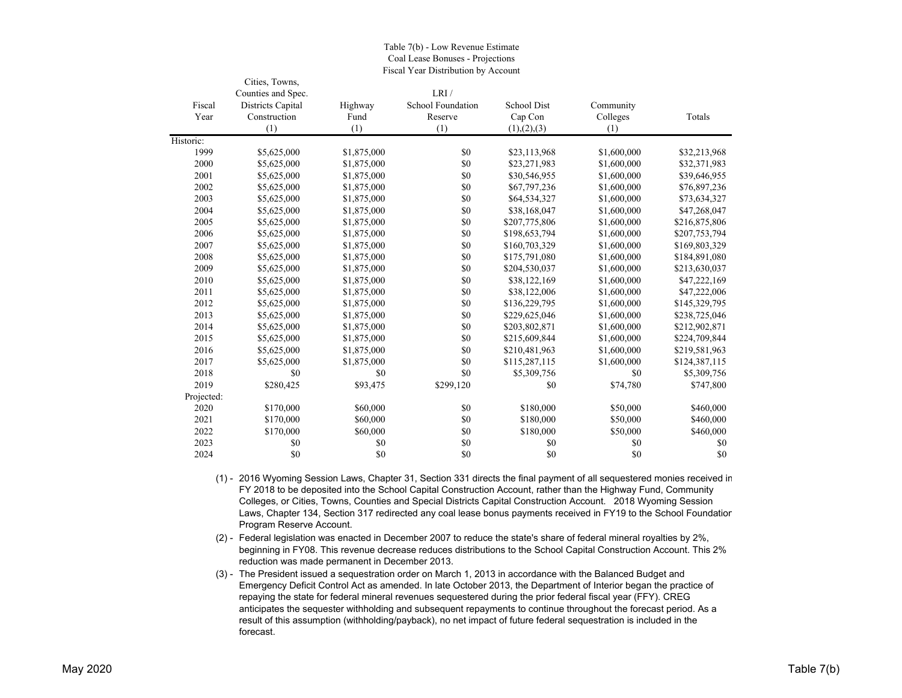Table 7(b) - Low Revenue Estimate
Coal Lease Bonuses - Projections
Fiscal Year Distribution by Account

| Fiscal Year | Cities, Towns, Counties and Spec. Districts Capital Construction (1) | Highway Fund (1) | LRI / School Foundation Reserve (1) | School Dist Cap Con (1),(2),(3) | Community Colleges (1) | Totals |
|---|---|---|---|---|---|---|
| Historic: | | | | | | |
| 1999 | $5,625,000 | $1,875,000 | $0 | $23,113,968 | $1,600,000 | $32,213,968 |
| 2000 | $5,625,000 | $1,875,000 | $0 | $23,271,983 | $1,600,000 | $32,371,983 |
| 2001 | $5,625,000 | $1,875,000 | $0 | $30,546,955 | $1,600,000 | $39,646,955 |
| 2002 | $5,625,000 | $1,875,000 | $0 | $67,797,236 | $1,600,000 | $76,897,236 |
| 2003 | $5,625,000 | $1,875,000 | $0 | $64,534,327 | $1,600,000 | $73,634,327 |
| 2004 | $5,625,000 | $1,875,000 | $0 | $38,168,047 | $1,600,000 | $47,268,047 |
| 2005 | $5,625,000 | $1,875,000 | $0 | $207,775,806 | $1,600,000 | $216,875,806 |
| 2006 | $5,625,000 | $1,875,000 | $0 | $198,653,794 | $1,600,000 | $207,753,794 |
| 2007 | $5,625,000 | $1,875,000 | $0 | $160,703,329 | $1,600,000 | $169,803,329 |
| 2008 | $5,625,000 | $1,875,000 | $0 | $175,791,080 | $1,600,000 | $184,891,080 |
| 2009 | $5,625,000 | $1,875,000 | $0 | $204,530,037 | $1,600,000 | $213,630,037 |
| 2010 | $5,625,000 | $1,875,000 | $0 | $38,122,169 | $1,600,000 | $47,222,169 |
| 2011 | $5,625,000 | $1,875,000 | $0 | $38,122,006 | $1,600,000 | $47,222,006 |
| 2012 | $5,625,000 | $1,875,000 | $0 | $136,229,795 | $1,600,000 | $145,329,795 |
| 2013 | $5,625,000 | $1,875,000 | $0 | $229,625,046 | $1,600,000 | $238,725,046 |
| 2014 | $5,625,000 | $1,875,000 | $0 | $203,802,871 | $1,600,000 | $212,902,871 |
| 2015 | $5,625,000 | $1,875,000 | $0 | $215,609,844 | $1,600,000 | $224,709,844 |
| 2016 | $5,625,000 | $1,875,000 | $0 | $210,481,963 | $1,600,000 | $219,581,963 |
| 2017 | $5,625,000 | $1,875,000 | $0 | $115,287,115 | $1,600,000 | $124,387,115 |
| 2018 | $0 | $0 | $0 | $5,309,756 | $0 | $5,309,756 |
| 2019 | $280,425 | $93,475 | $299,120 | $0 | $74,780 | $747,800 |
| Projected: | | | | | | |
| 2020 | $170,000 | $60,000 | $0 | $180,000 | $50,000 | $460,000 |
| 2021 | $170,000 | $60,000 | $0 | $180,000 | $50,000 | $460,000 |
| 2022 | $170,000 | $60,000 | $0 | $180,000 | $50,000 | $460,000 |
| 2023 | $0 | $0 | $0 | $0 | $0 | $0 |
| 2024 | $0 | $0 | $0 | $0 | $0 | $0 |

(1) - 2016 Wyoming Session Laws, Chapter 31, Section 331 directs the final payment of all sequestered monies received in FY 2018 to be deposited into the School Capital Construction Account, rather than the Highway Fund, Community Colleges, or Cities, Towns, Counties and Special Districts Capital Construction Account. 2018 Wyoming Session Laws, Chapter 134, Section 317 redirected any coal lease bonus payments received in FY19 to the School Foundation Program Reserve Account.

(2) - Federal legislation was enacted in December 2007 to reduce the state's share of federal mineral royalties by 2%, beginning in FY08. This revenue decrease reduces distributions to the School Capital Construction Account. This 2% reduction was made permanent in December 2013.

(3) - The President issued a sequestration order on March 1, 2013 in accordance with the Balanced Budget and Emergency Deficit Control Act as amended. In late October 2013, the Department of Interior began the practice of repaying the state for federal mineral revenues sequestered during the prior federal fiscal year (FFY). CREG anticipates the sequester withholding and subsequent repayments to continue throughout the forecast period. As a result of this assumption (withholding/payback), no net impact of future federal sequestration is included in the forecast.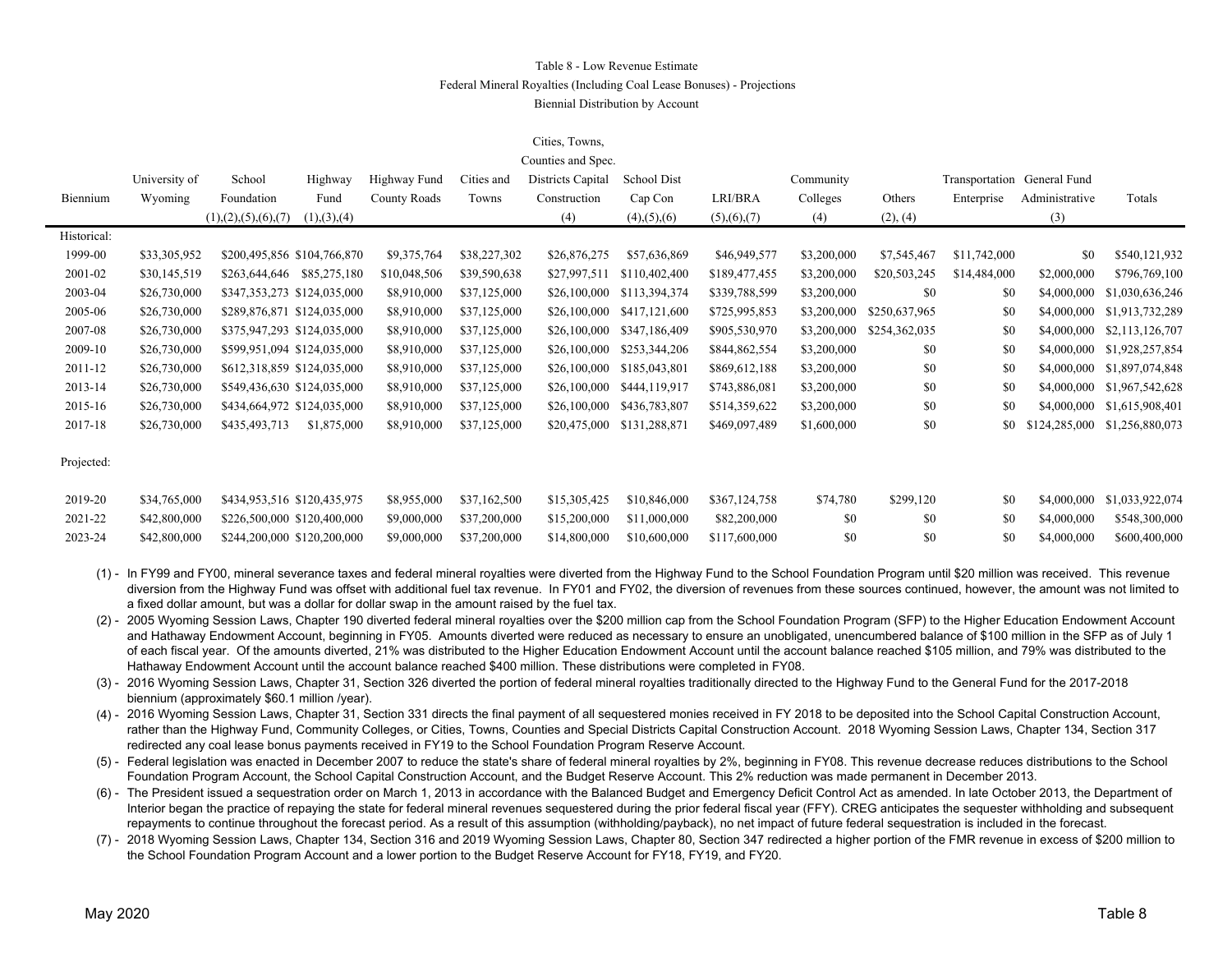# Table 8 - Low Revenue Estimate

## Federal Mineral Royalties (Including Coal Lease Bonuses) - Projections

### Biennial Distribution by Account

| Biennium | University of Wyoming | School Foundation (1),(2),(5),(6),(7) | Highway Fund (1),(3),(4) | Highway Fund County Roads | Cities and Towns | Cities, Towns, Counties and Spec. Districts Capital Construction (4) | School Dist Cap Con (4),(5),(6) | LRI/BRA (5),(6),(7) | Community Colleges (4) | Others (2), (4) | Transportation Enterprise | General Fund Administrative (3) | Totals |
|---|---|---|---|---|---|---|---|---|---|---|---|---|---|
| Historical: | | | | | | | | | | | | | |
| 1999-00 | $33,305,952 | $200,495,856 | $104,766,870 | $9,375,764 | $38,227,302 | $26,876,275 | $57,636,869 | $46,949,577 | $3,200,000 | $7,545,467 | $11,742,000 | $0 | $540,121,932 |
| 2001-02 | $30,145,519 | $263,644,646 | $85,275,180 | $10,048,506 | $39,590,638 | $27,997,511 | $110,402,400 | $189,477,455 | $3,200,000 | $20,503,245 | $14,484,000 | $2,000,000 | $796,769,100 |
| 2003-04 | $26,730,000 | $347,353,273 | $124,035,000 | $8,910,000 | $37,125,000 | $26,100,000 | $113,394,374 | $339,788,599 | $3,200,000 | $0 | $0 | $4,000,000 | $1,030,636,246 |
| 2005-06 | $26,730,000 | $289,876,871 | $124,035,000 | $8,910,000 | $37,125,000 | $26,100,000 | $417,121,600 | $725,995,853 | $3,200,000 | $250,637,965 | $0 | $4,000,000 | $1,913,732,289 |
| 2007-08 | $26,730,000 | $375,947,293 | $124,035,000 | $8,910,000 | $37,125,000 | $26,100,000 | $347,186,409 | $905,530,970 | $3,200,000 | $254,362,035 | $0 | $4,000,000 | $2,113,126,707 |
| 2009-10 | $26,730,000 | $599,951,094 | $124,035,000 | $8,910,000 | $37,125,000 | $26,100,000 | $253,344,206 | $844,862,554 | $3,200,000 | $0 | $0 | $4,000,000 | $1,928,257,854 |
| 2011-12 | $26,730,000 | $612,318,859 | $124,035,000 | $8,910,000 | $37,125,000 | $26,100,000 | $185,043,801 | $869,612,188 | $3,200,000 | $0 | $0 | $4,000,000 | $1,897,074,848 |
| 2013-14 | $26,730,000 | $549,436,630 | $124,035,000 | $8,910,000 | $37,125,000 | $26,100,000 | $444,119,917 | $743,886,081 | $3,200,000 | $0 | $0 | $4,000,000 | $1,967,542,628 |
| 2015-16 | $26,730,000 | $434,664,972 | $124,035,000 | $8,910,000 | $37,125,000 | $26,100,000 | $436,783,807 | $514,359,622 | $3,200,000 | $0 | $0 | $4,000,000 | $1,615,908,401 |
| 2017-18 | $26,730,000 | $435,493,713 | $1,875,000 | $8,910,000 | $37,125,000 | $20,475,000 | $131,288,871 | $469,097,489 | $1,600,000 | $0 | $0 | $124,285,000 | $1,256,880,073 |
| Projected: | | | | | | | | | | | | | |
| 2019-20 | $34,765,000 | $434,953,516 | $120,435,975 | $8,955,000 | $37,162,500 | $15,305,425 | $10,846,000 | $367,124,758 | $74,780 | $299,120 | $0 | $4,000,000 | $1,033,922,074 |
| 2021-22 | $42,800,000 | $226,500,000 | $120,400,000 | $9,000,000 | $37,200,000 | $15,200,000 | $11,000,000 | $82,200,000 | $0 | $0 | $0 | $4,000,000 | $548,300,000 |
| 2023-24 | $42,800,000 | $244,200,000 | $120,200,000 | $9,000,000 | $37,200,000 | $14,800,000 | $10,600,000 | $117,600,000 | $0 | $0 | $0 | $4,000,000 | $600,400,000 |

(1) - In FY99 and FY00, mineral severance taxes and federal mineral royalties were diverted from the Highway Fund to the School Foundation Program until $20 million was received. This revenue diversion from the Highway Fund was offset with additional fuel tax revenue. In FY01 and FY02, the diversion of revenues from these sources continued, however, the amount was not limited to a fixed dollar amount, but was a dollar for dollar swap in the amount raised by the fuel tax.

(2) - 2005 Wyoming Session Laws, Chapter 190 diverted federal mineral royalties over the $200 million cap from the School Foundation Program (SFP) to the Higher Education Endowment Account and Hathaway Endowment Account, beginning in FY05. Amounts diverted were reduced as necessary to ensure an unobligated, unencumbered balance of $100 million in the SFP as of July 1 of each fiscal year. Of the amounts diverted, 21% was distributed to the Higher Education Endowment Account until the account balance reached $105 million, and 79% was distributed to the Hathaway Endowment Account until the account balance reached $400 million. These distributions were completed in FY08.

(3) - 2016 Wyoming Session Laws, Chapter 31, Section 326 diverted the portion of federal mineral royalties traditionally directed to the Highway Fund to the General Fund for the 2017-2018 biennium (approximately $60.1 million /year).

(4) - 2016 Wyoming Session Laws, Chapter 31, Section 331 directs the final payment of all sequestered monies received in FY 2018 to be deposited into the School Capital Construction Account, rather than the Highway Fund, Community Colleges, or Cities, Towns, Counties and Special Districts Capital Construction Account. 2018 Wyoming Session Laws, Chapter 134, Section 317 redirected any coal lease bonus payments received in FY19 to the School Foundation Program Reserve Account.

(5) - Federal legislation was enacted in December 2007 to reduce the state's share of federal mineral royalties by 2%, beginning in FY08. This revenue decrease reduces distributions to the School Foundation Program Account, the School Capital Construction Account, and the Budget Reserve Account. This 2% reduction was made permanent in December 2013.

(6) - The President issued a sequestration order on March 1, 2013 in accordance with the Balanced Budget and Emergency Deficit Control Act as amended. In late October 2013, the Department of Interior began the practice of repaying the state for federal mineral revenues sequestered during the prior federal fiscal year (FFY). CREG anticipates the sequester withholding and subsequent repayments to continue throughout the forecast period. As a result of this assumption (withholding/payback), no net impact of future federal sequestration is included in the forecast.

(7) - 2018 Wyoming Session Laws, Chapter 134, Section 316 and 2019 Wyoming Session Laws, Chapter 80, Section 347 redirected a higher portion of the FMR revenue in excess of $200 million to the School Foundation Program Account and a lower portion to the Budget Reserve Account for FY18, FY19, and FY20.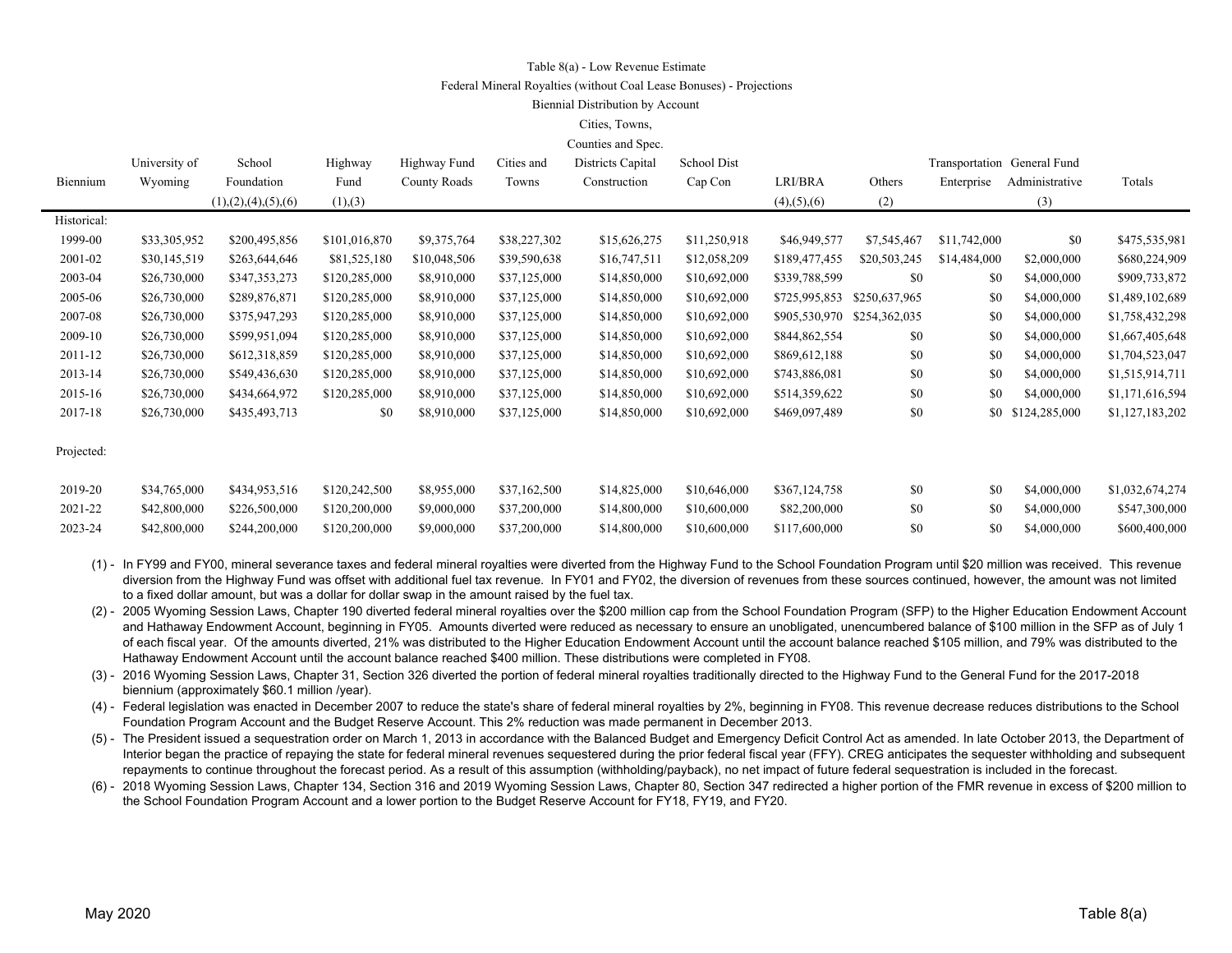Table 8(a) - Low Revenue Estimate

Federal Mineral Royalties (without Coal Lease Bonuses) - Projections

Biennial Distribution by Account

| Biennium | University of Wyoming | School Foundation (1),(2),(4),(5),(6) | Highway Fund (1),(3) | Highway Fund County Roads | Cities and Towns | Cities, Towns, Counties and Spec. Districts Capital Construction | School Dist Cap Con | LRI/BRA (4),(5),(6) | Others (2) | Transportation Enterprise | General Fund Administrative (3) | Totals |
|---|---|---|---|---|---|---|---|---|---|---|---|---|
| Historical: | | | | | | | | | | | | |
| 1999-00 | $33,305,952 | $200,495,856 | $101,016,870 | $9,375,764 | $38,227,302 | $15,626,275 | $11,250,918 | $46,949,577 | $7,545,467 | $11,742,000 | $0 | $475,535,981 |
| 2001-02 | $30,145,519 | $263,644,646 | $81,525,180 | $10,048,506 | $39,590,638 | $16,747,511 | $12,058,209 | $189,477,455 | $20,503,245 | $14,484,000 | $2,000,000 | $680,224,909 |
| 2003-04 | $26,730,000 | $347,353,273 | $120,285,000 | $8,910,000 | $37,125,000 | $14,850,000 | $10,692,000 | $339,788,599 | $0 | $0 | $4,000,000 | $909,733,872 |
| 2005-06 | $26,730,000 | $289,876,871 | $120,285,000 | $8,910,000 | $37,125,000 | $14,850,000 | $10,692,000 | $725,995,853 | $250,637,965 | $0 | $4,000,000 | $1,489,102,689 |
| 2007-08 | $26,730,000 | $375,947,293 | $120,285,000 | $8,910,000 | $37,125,000 | $14,850,000 | $10,692,000 | $905,530,970 | $254,362,035 | $0 | $4,000,000 | $1,758,432,298 |
| 2009-10 | $26,730,000 | $599,951,094 | $120,285,000 | $8,910,000 | $37,125,000 | $14,850,000 | $10,692,000 | $844,862,554 | $0 | $0 | $4,000,000 | $1,667,405,648 |
| 2011-12 | $26,730,000 | $612,318,859 | $120,285,000 | $8,910,000 | $37,125,000 | $14,850,000 | $10,692,000 | $869,612,188 | $0 | $0 | $4,000,000 | $1,704,523,047 |
| 2013-14 | $26,730,000 | $549,436,630 | $120,285,000 | $8,910,000 | $37,125,000 | $14,850,000 | $10,692,000 | $743,886,081 | $0 | $0 | $4,000,000 | $1,515,914,711 |
| 2015-16 | $26,730,000 | $434,664,972 | $120,285,000 | $8,910,000 | $37,125,000 | $14,850,000 | $10,692,000 | $514,359,622 | $0 | $0 | $4,000,000 | $1,171,616,594 |
| 2017-18 | $26,730,000 | $435,493,713 | $0 | $8,910,000 | $37,125,000 | $14,850,000 | $10,692,000 | $469,097,489 | $0 | $0 | $124,285,000 | $1,127,183,202 |
| Projected: | | | | | | | | | | | | |
| 2019-20 | $34,765,000 | $434,953,516 | $120,242,500 | $8,955,000 | $37,162,500 | $14,825,000 | $10,646,000 | $367,124,758 | $0 | $0 | $4,000,000 | $1,032,674,274 |
| 2021-22 | $42,800,000 | $226,500,000 | $120,200,000 | $9,000,000 | $37,200,000 | $14,800,000 | $10,600,000 | $82,200,000 | $0 | $0 | $4,000,000 | $547,300,000 |
| 2023-24 | $42,800,000 | $244,200,000 | $120,200,000 | $9,000,000 | $37,200,000 | $14,800,000 | $10,600,000 | $117,600,000 | $0 | $0 | $4,000,000 | $600,400,000 |

(1) - In FY99 and FY00, mineral severance taxes and federal mineral royalties were diverted from the Highway Fund to the School Foundation Program until $20 million was received. This revenue diversion from the Highway Fund was offset with additional fuel tax revenue. In FY01 and FY02, the diversion of revenues from these sources continued, however, the amount was not limited to a fixed dollar amount, but was a dollar for dollar swap in the amount raised by the fuel tax.

(2) - 2005 Wyoming Session Laws, Chapter 190 diverted federal mineral royalties over the $200 million cap from the School Foundation Program (SFP) to the Higher Education Endowment Account and Hathaway Endowment Account, beginning in FY05. Amounts diverted were reduced as necessary to ensure an unobligated, unencumbered balance of $100 million in the SFP as of July 1 of each fiscal year. Of the amounts diverted, 21% was distributed to the Higher Education Endowment Account until the account balance reached $105 million, and 79% was distributed to the Hathaway Endowment Account until the account balance reached $400 million. These distributions were completed in FY08.

(3) - 2016 Wyoming Session Laws, Chapter 31, Section 326 diverted the portion of federal mineral royalties traditionally directed to the Highway Fund to the General Fund for the 2017-2018 biennium (approximately $60.1 million /year).

(4) - Federal legislation was enacted in December 2007 to reduce the state's share of federal mineral royalties by 2%, beginning in FY08. This revenue decrease reduces distributions to the School Foundation Program Account and the Budget Reserve Account. This 2% reduction was made permanent in December 2013.

(5) - The President issued a sequestration order on March 1, 2013 in accordance with the Balanced Budget and Emergency Deficit Control Act as amended. In late October 2013, the Department of Interior began the practice of repaying the state for federal mineral revenues sequestered during the prior federal fiscal year (FFY). CREG anticipates the sequester withholding and subsequent repayments to continue throughout the forecast period. As a result of this assumption (withholding/payback), no net impact of future federal sequestration is included in the forecast.

(6) - 2018 Wyoming Session Laws, Chapter 134, Section 316 and 2019 Wyoming Session Laws, Chapter 80, Section 347 redirected a higher portion of the FMR revenue in excess of $200 million to the School Foundation Program Account and a lower portion to the Budget Reserve Account for FY18, FY19, and FY20.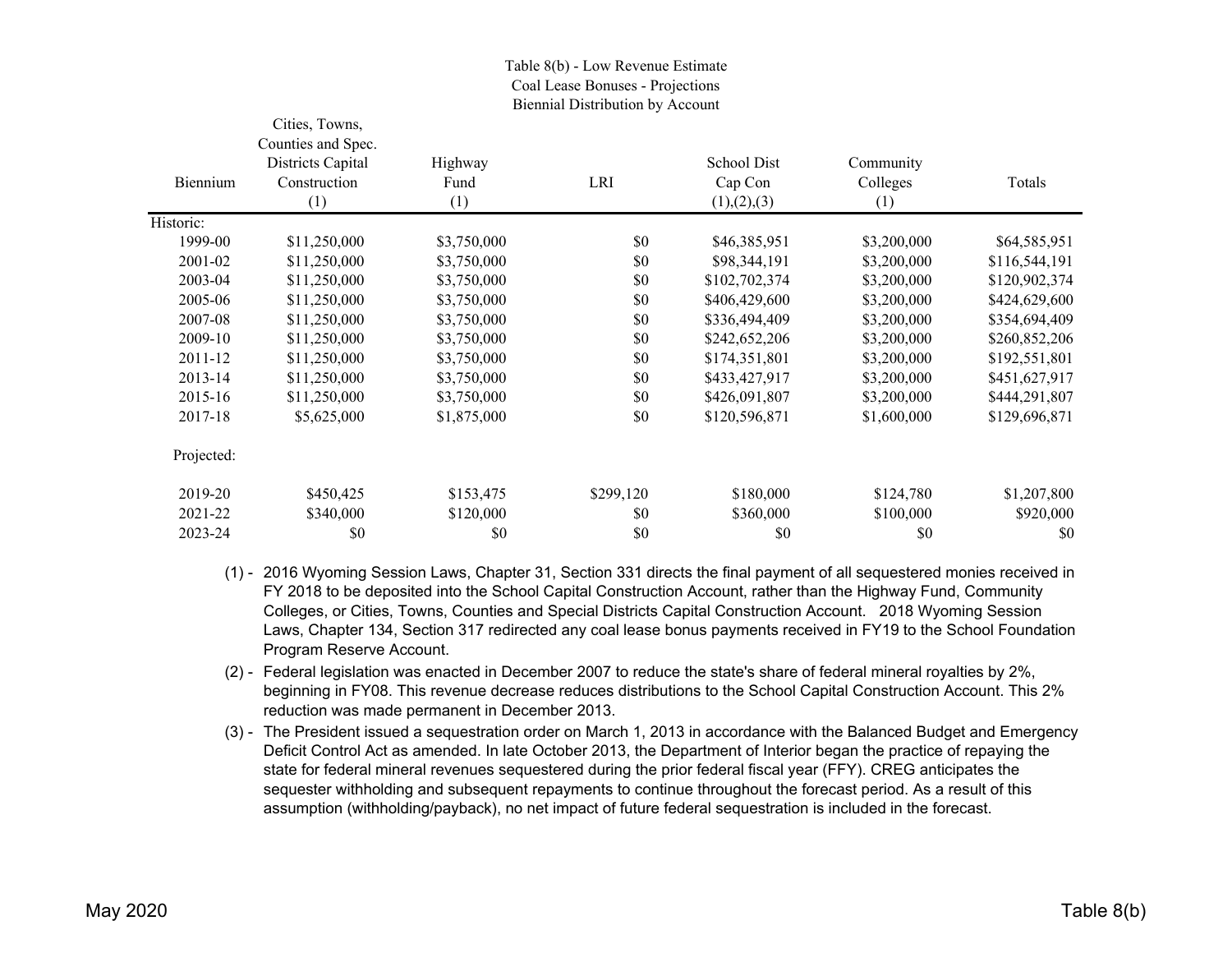Table 8(b) - Low Revenue Estimate
Coal Lease Bonuses - Projections
Biennial Distribution by Account

| Biennium | Cities, Towns, Counties and Spec. Districts Capital Construction (1) | Highway Fund (1) | LRI | School Dist Cap Con (1),(2),(3) | Community Colleges (1) | Totals |
|---|---|---|---|---|---|---|
| Historic: | | | | | | |
| 1999-00 | $11,250,000 | $3,750,000 | $0 | $46,385,951 | $3,200,000 | $64,585,951 |
| 2001-02 | $11,250,000 | $3,750,000 | $0 | $98,344,191 | $3,200,000 | $116,544,191 |
| 2003-04 | $11,250,000 | $3,750,000 | $0 | $102,702,374 | $3,200,000 | $120,902,374 |
| 2005-06 | $11,250,000 | $3,750,000 | $0 | $406,429,600 | $3,200,000 | $424,629,600 |
| 2007-08 | $11,250,000 | $3,750,000 | $0 | $336,494,409 | $3,200,000 | $354,694,409 |
| 2009-10 | $11,250,000 | $3,750,000 | $0 | $242,652,206 | $3,200,000 | $260,852,206 |
| 2011-12 | $11,250,000 | $3,750,000 | $0 | $174,351,801 | $3,200,000 | $192,551,801 |
| 2013-14 | $11,250,000 | $3,750,000 | $0 | $433,427,917 | $3,200,000 | $451,627,917 |
| 2015-16 | $11,250,000 | $3,750,000 | $0 | $426,091,807 | $3,200,000 | $444,291,807 |
| 2017-18 | $5,625,000 | $1,875,000 | $0 | $120,596,871 | $1,600,000 | $129,696,871 |
| Projected: | | | | | | |
| 2019-20 | $450,425 | $153,475 | $299,120 | $180,000 | $124,780 | $1,207,800 |
| 2021-22 | $340,000 | $120,000 | $0 | $360,000 | $100,000 | $920,000 |
| 2023-24 | $0 | $0 | $0 | $0 | $0 | $0 |

(1) - 2016 Wyoming Session Laws, Chapter 31, Section 331 directs the final payment of all sequestered monies received in FY 2018 to be deposited into the School Capital Construction Account, rather than the Highway Fund, Community Colleges, or Cities, Towns, Counties and Special Districts Capital Construction Account. 2018 Wyoming Session Laws, Chapter 134, Section 317 redirected any coal lease bonus payments received in FY19 to the School Foundation Program Reserve Account.

(2) - Federal legislation was enacted in December 2007 to reduce the state's share of federal mineral royalties by 2%, beginning in FY08. This revenue decrease reduces distributions to the School Capital Construction Account. This 2% reduction was made permanent in December 2013.

(3) - The President issued a sequestration order on March 1, 2013 in accordance with the Balanced Budget and Emergency Deficit Control Act as amended. In late October 2013, the Department of Interior began the practice of repaying the state for federal mineral revenues sequestered during the prior federal fiscal year (FFY). CREG anticipates the sequester withholding and subsequent repayments to continue throughout the forecast period. As a result of this assumption (withholding/payback), no net impact of future federal sequestration is included in the forecast.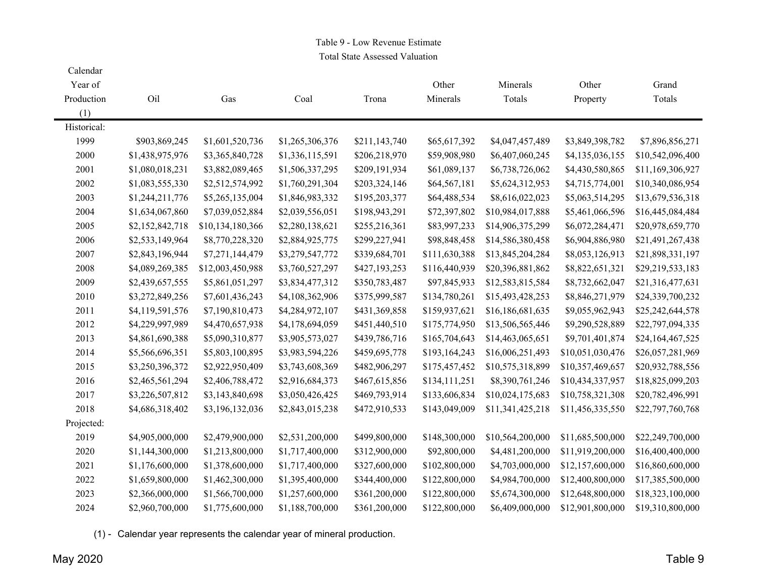Table 9 - Low Revenue Estimate

Total State Assessed Valuation

| Calendar Year of Production (1) | Oil | Gas | Coal | Trona | Other Minerals | Minerals Totals | Other Property | Grand Totals |
|---|---|---|---|---|---|---|---|---|
| Historical: | | | | | | | | |
| 1999 | $903,869,245 | $1,601,520,736 | $1,265,306,376 | $211,143,740 | $65,617,392 | $4,047,457,489 | $3,849,398,782 | $7,896,856,271 |
| 2000 | $1,438,975,976 | $3,365,840,728 | $1,336,115,591 | $206,218,970 | $59,908,980 | $6,407,060,245 | $4,135,036,155 | $10,542,096,400 |
| 2001 | $1,080,018,231 | $3,882,089,465 | $1,506,337,295 | $209,191,934 | $61,089,137 | $6,738,726,062 | $4,430,580,865 | $11,169,306,927 |
| 2002 | $1,083,555,330 | $2,512,574,992 | $1,760,291,304 | $203,324,146 | $64,567,181 | $5,624,312,953 | $4,715,774,001 | $10,340,086,954 |
| 2003 | $1,244,211,776 | $5,265,135,004 | $1,846,983,332 | $195,203,377 | $64,488,534 | $8,616,022,023 | $5,063,514,295 | $13,679,536,318 |
| 2004 | $1,634,067,860 | $7,039,052,884 | $2,039,556,051 | $198,943,291 | $72,397,802 | $10,984,017,888 | $5,461,066,596 | $16,445,084,484 |
| 2005 | $2,152,842,718 | $10,134,180,366 | $2,280,138,621 | $255,216,361 | $83,997,233 | $14,906,375,299 | $6,072,284,471 | $20,978,659,770 |
| 2006 | $2,533,149,964 | $8,770,228,320 | $2,884,925,775 | $299,227,941 | $98,848,458 | $14,586,380,458 | $6,904,886,980 | $21,491,267,438 |
| 2007 | $2,843,196,944 | $7,271,144,479 | $3,279,547,772 | $339,684,701 | $111,630,388 | $13,845,204,284 | $8,053,126,913 | $21,898,331,197 |
| 2008 | $4,089,269,385 | $12,003,450,988 | $3,760,527,297 | $427,193,253 | $116,440,939 | $20,396,881,862 | $8,822,651,321 | $29,219,533,183 |
| 2009 | $2,439,657,555 | $5,861,051,297 | $3,834,477,312 | $350,783,487 | $97,845,933 | $12,583,815,584 | $8,732,662,047 | $21,316,477,631 |
| 2010 | $3,272,849,256 | $7,601,436,243 | $4,108,362,906 | $375,999,587 | $134,780,261 | $15,493,428,253 | $8,846,271,979 | $24,339,700,232 |
| 2011 | $4,119,591,576 | $7,190,810,473 | $4,284,972,107 | $431,369,858 | $159,937,621 | $16,186,681,635 | $9,055,962,943 | $25,242,644,578 |
| 2012 | $4,229,997,989 | $4,470,657,938 | $4,178,694,059 | $451,440,510 | $175,774,950 | $13,506,565,446 | $9,290,528,889 | $22,797,094,335 |
| 2013 | $4,861,690,388 | $5,090,310,877 | $3,905,573,027 | $439,786,716 | $165,704,643 | $14,463,065,651 | $9,701,401,874 | $24,164,467,525 |
| 2014 | $5,566,696,351 | $5,803,100,895 | $3,983,594,226 | $459,695,778 | $193,164,243 | $16,006,251,493 | $10,051,030,476 | $26,057,281,969 |
| 2015 | $3,250,396,372 | $2,922,950,409 | $3,743,608,369 | $482,906,297 | $175,457,452 | $10,575,318,899 | $10,357,469,657 | $20,932,788,556 |
| 2016 | $2,465,561,294 | $2,406,788,472 | $2,916,684,373 | $467,615,856 | $134,111,251 | $8,390,761,246 | $10,434,337,957 | $18,825,099,203 |
| 2017 | $3,226,507,812 | $3,143,840,698 | $3,050,426,425 | $469,793,914 | $133,606,834 | $10,024,175,683 | $10,758,321,308 | $20,782,496,991 |
| 2018 | $4,686,318,402 | $3,196,132,036 | $2,843,015,238 | $472,910,533 | $143,049,009 | $11,341,425,218 | $11,456,335,550 | $22,797,760,768 |
| Projected: | | | | | | | | |
| 2019 | $4,905,000,000 | $2,479,900,000 | $2,531,200,000 | $499,800,000 | $148,300,000 | $10,564,200,000 | $11,685,500,000 | $22,249,700,000 |
| 2020 | $1,144,300,000 | $1,213,800,000 | $1,717,400,000 | $312,900,000 | $92,800,000 | $4,481,200,000 | $11,919,200,000 | $16,400,400,000 |
| 2021 | $1,176,600,000 | $1,378,600,000 | $1,717,400,000 | $327,600,000 | $102,800,000 | $4,703,000,000 | $12,157,600,000 | $16,860,600,000 |
| 2022 | $1,659,800,000 | $1,462,300,000 | $1,395,400,000 | $344,400,000 | $122,800,000 | $4,984,700,000 | $12,400,800,000 | $17,385,500,000 |
| 2023 | $2,366,000,000 | $1,566,700,000 | $1,257,600,000 | $361,200,000 | $122,800,000 | $5,674,300,000 | $12,648,800,000 | $18,323,100,000 |
| 2024 | $2,960,700,000 | $1,775,600,000 | $1,188,700,000 | $361,200,000 | $122,800,000 | $6,409,000,000 | $12,901,800,000 | $19,310,800,000 |

(1) - Calendar year represents the calendar year of mineral production.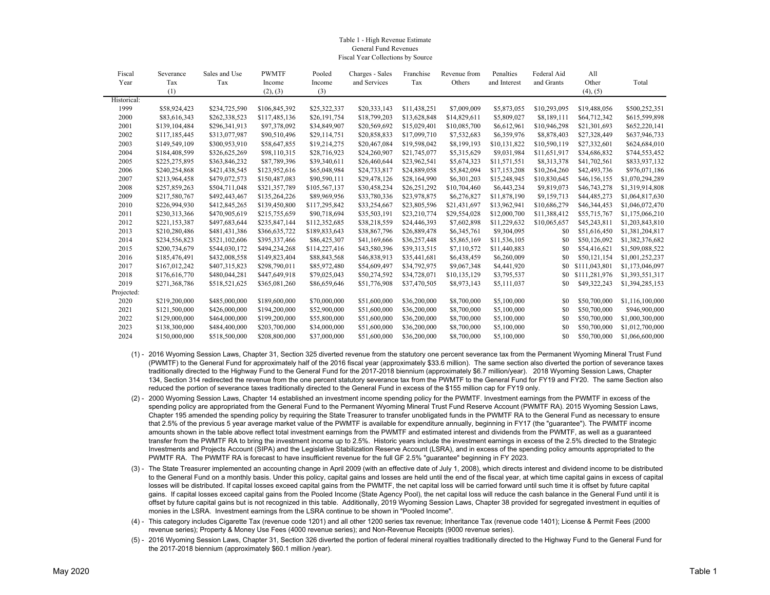Table 1 - High Revenue Estimate
General Fund Revenues
Fiscal Year Collections by Source

| Fiscal Year | Severance Tax (1) | Sales and Use Tax | PWMTF Income (2), (3) | Pooled Income (3) | Charges - Sales and Services | Franchise Tax | Revenue from Others | Penalties and Interest | Federal Aid and Grants | All Other (4), (5) | Total |
|---|---|---|---|---|---|---|---|---|---|---|---|
| Historical: | | | | | | | | | | | |
| 1999 | $58,924,423 | $234,725,590 | $106,845,392 | $25,322,337 | $20,333,143 | $11,438,251 | $7,009,009 | $5,873,055 | $10,293,095 | $19,488,056 | $500,252,351 |
| 2000 | $83,616,343 | $262,338,523 | $117,485,136 | $26,191,754 | $18,799,203 | $13,628,848 | $14,829,611 | $5,809,027 | $8,189,111 | $64,712,342 | $615,599,898 |
| 2001 | $139,104,484 | $296,341,913 | $97,378,092 | $34,849,907 | $20,569,692 | $15,029,401 | $10,085,700 | $6,612,961 | $10,946,298 | $21,301,693 | $652,220,141 |
| 2002 | $117,185,445 | $313,077,987 | $90,510,496 | $29,114,751 | $20,858,833 | $17,099,710 | $7,532,683 | $6,359,976 | $8,878,403 | $27,328,449 | $637,946,733 |
| 2003 | $149,549,109 | $300,953,910 | $58,647,855 | $19,214,275 | $20,467,084 | $19,598,042 | $8,199,193 | $10,131,822 | $10,590,119 | $27,332,601 | $624,684,010 |
| 2004 | $184,408,599 | $326,625,269 | $98,110,315 | $28,716,923 | $24,260,907 | $21,745,077 | $5,315,629 | $9,031,984 | $11,651,917 | $34,686,832 | $744,553,452 |
| 2005 | $225,275,895 | $363,846,232 | $87,789,396 | $39,340,611 | $26,460,644 | $23,962,541 | $5,674,323 | $11,571,551 | $8,313,378 | $41,702,561 | $833,937,132 |
| 2006 | $240,254,868 | $421,438,545 | $123,952,616 | $65,048,984 | $24,733,817 | $24,889,058 | $5,842,094 | $17,153,208 | $10,264,260 | $42,493,736 | $976,071,186 |
| 2007 | $213,964,458 | $479,072,573 | $150,487,083 | $90,590,111 | $29,478,126 | $28,164,990 | $6,301,203 | $15,248,945 | $10,830,645 | $46,156,155 | $1,070,294,289 |
| 2008 | $257,859,263 | $504,711,048 | $321,357,789 | $105,567,137 | $30,458,234 | $26,251,292 | $10,704,460 | $6,443,234 | $9,819,073 | $46,743,278 | $1,319,914,808 |
| 2009 | $217,580,767 | $492,443,467 | $135,264,226 | $89,969,956 | $33,780,336 | $23,978,875 | $6,276,827 | $11,878,190 | $9,159,713 | $44,485,273 | $1,064,817,630 |
| 2010 | $226,994,930 | $412,845,265 | $139,450,800 | $117,295,842 | $33,254,667 | $23,805,596 | $21,431,697 | $13,962,941 | $10,686,279 | $46,344,453 | $1,046,072,470 |
| 2011 | $230,313,366 | $470,905,619 | $215,755,659 | $90,718,694 | $35,503,191 | $23,210,774 | $29,554,028 | $12,000,700 | $11,388,412 | $55,715,767 | $1,175,066,210 |
| 2012 | $221,153,387 | $497,683,644 | $235,847,144 | $112,352,685 | $38,218,559 | $24,446,393 | $7,602,898 | $11,229,632 | $10,065,657 | $45,243,811 | $1,203,843,810 |
| 2013 | $210,280,486 | $481,431,386 | $366,635,722 | $189,833,643 | $38,867,796 | $26,889,478 | $6,345,761 | $9,304,095 | $0 | $51,616,450 | $1,381,204,817 |
| 2014 | $234,556,823 | $521,102,606 | $395,337,466 | $86,425,307 | $41,169,666 | $36,257,448 | $5,865,169 | $11,536,105 | $0 | $50,126,092 | $1,382,376,682 |
| 2015 | $200,734,679 | $544,030,172 | $494,234,268 | $114,227,416 | $43,580,396 | $39,313,515 | $7,110,572 | $11,440,883 | $0 | $54,416,621 | $1,509,088,522 |
| 2016 | $185,476,491 | $432,008,558 | $149,823,404 | $88,843,568 | $46,838,913 | $35,441,681 | $6,438,459 | $6,260,009 | $0 | $50,121,154 | $1,001,252,237 |
| 2017 | $167,012,242 | $407,315,823 | $298,790,011 | $85,972,480 | $54,609,497 | $34,792,975 | $9,067,348 | $4,441,920 | $0 | $111,043,801 | $1,173,046,097 |
| 2018 | $176,616,770 | $480,044,281 | $447,649,918 | $79,025,043 | $50,274,592 | $34,728,071 | $10,135,129 | $3,795,537 | $0 | $111,281,976 | $1,393,551,317 |
| 2019 | $271,368,786 | $518,521,625 | $365,081,260 | $86,659,646 | $51,776,908 | $37,470,505 | $8,973,143 | $5,111,037 | $0 | $49,322,243 | $1,394,285,153 |
| Projected: | | | | | | | | | | | |
| 2020 | $219,200,000 | $485,000,000 | $189,600,000 | $70,000,000 | $51,600,000 | $36,200,000 | $8,700,000 | $5,100,000 | $0 | $50,700,000 | $1,116,100,000 |
| 2021 | $121,500,000 | $426,000,000 | $194,200,000 | $52,900,000 | $51,600,000 | $36,200,000 | $8,700,000 | $5,100,000 | $0 | $50,700,000 | $946,900,000 |
| 2022 | $129,000,000 | $464,000,000 | $199,200,000 | $55,800,000 | $51,600,000 | $36,200,000 | $8,700,000 | $5,100,000 | $0 | $50,700,000 | $1,000,300,000 |
| 2023 | $138,300,000 | $484,400,000 | $203,700,000 | $34,000,000 | $51,600,000 | $36,200,000 | $8,700,000 | $5,100,000 | $0 | $50,700,000 | $1,012,700,000 |
| 2024 | $150,000,000 | $518,500,000 | $208,800,000 | $37,000,000 | $51,600,000 | $36,200,000 | $8,700,000 | $5,100,000 | $0 | $50,700,000 | $1,066,600,000 |

(1) - 2016 Wyoming Session Laws, Chapter 31, Section 325 diverted revenue from the statutory one percent severance tax from the Permanent Wyoming Mineral Trust Fund (PWMTF) to the General Fund for approximately half of the 2016 fiscal year (approximately $33.6 million). The same section also diverted the portion of severance taxes traditionally directed to the Highway Fund to the General Fund for the 2017-2018 biennium (approximately $6.7 million/year). 2018 Wyoming Session Laws, Chapter 134, Section 314 redirected the revenue from the one percent statutory severance tax from the PWMTF to the General Fund for FY19 and FY20. The same Section also reduced the portion of severance taxes traditionally directed to the General Fund in excess of the $155 million cap for FY19 only.

(2) - 2000 Wyoming Session Laws, Chapter 14 established an investment income spending policy for the PWMTF. Investment earnings from the PWMTF in excess of the spending policy are appropriated from the General Fund to the Permanent Wyoming Mineral Trust Fund Reserve Account (PWMTF RA). 2015 Wyoming Session Laws, Chapter 195 amended the spending policy by requiring the State Treasurer to transfer unobligated funds in the PWMTF RA to the General Fund as necessary to ensure that 2.5% of the previous 5 year average market value of the PWMTF is available for expenditure annually, beginning in FY17 (the "guarantee"). The PWMTF income amounts shown in the table above reflect total investment earnings from the PWMTF and estimated interest and dividends from the PWMTF, as well as a guaranteed transfer from the PWMTF RA to bring the investment income up to 2.5%. Historic years include the investment earnings in excess of the 2.5% directed to the Strategic Investments and Projects Account (SIPA) and the Legislative Stabilization Reserve Account (LSRA), and in excess of the spending policy amounts appropriated to the PWMTF RA. The PWMTF RA is forecast to have insufficient revenue for the full GF 2.5% "guarantee" beginning in FY 2023.

(3) - The State Treasurer implemented an accounting change in April 2009 (with an effective date of July 1, 2008), which directs interest and dividend income to be distributed to the General Fund on a monthly basis. Under this policy, capital gains and losses are held until the end of the fiscal year, at which time capital gains in excess of capital losses will be distributed. If capital losses exceed capital gains from the PWMTF, the net capital loss will be carried forward until such time it is offset by future capital gains. If capital losses exceed capital gains from the Pooled Income (State Agency Pool), the net capital loss will reduce the cash balance in the General Fund until it is offset by future capital gains but is not recognized in this table. Additionally, 2019 Wyoming Session Laws, Chapter 38 provided for segregated investment in equities of monies in the LSRA. Investment earnings from the LSRA continue to be shown in "Pooled Income".

(4) - This category includes Cigarette Tax (revenue code 1201) and all other 1200 series tax revenue; Inheritance Tax (revenue code 1401); License & Permit Fees (2000 revenue series); Property & Money Use Fees (4000 revenue series); and Non-Revenue Receipts (9000 revenue series).

(5) - 2016 Wyoming Session Laws, Chapter 31, Section 326 diverted the portion of federal mineral royalties traditionally directed to the Highway Fund to the General Fund for the 2017-2018 biennium (approximately $60.1 million /year).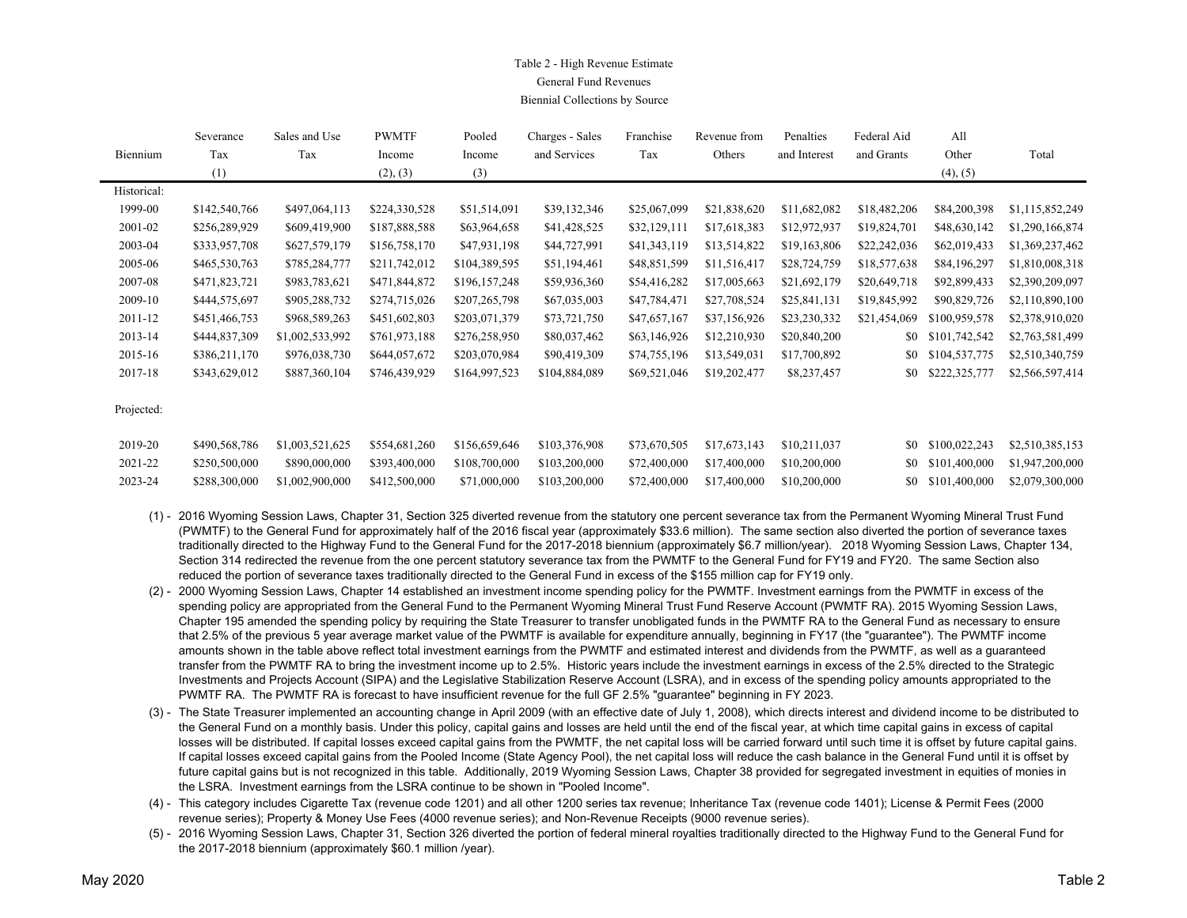# Table 2 - High Revenue Estimate

## General Fund Revenues

### Biennial Collections by Source

| Biennium | Severance Tax (1) | Sales and Use Tax | PWMTF Income (2), (3) | Pooled Income (3) | Charges - Sales and Services | Franchise Tax | Revenue from Others | Penalties and Interest | Federal Aid and Grants | All Other (4), (5) | Total |
|---|---|---|---|---|---|---|---|---|---|---|---|
| Historical: | | | | | | | | | | | |
| 1999-00 | $142,540,766 | $497,064,113 | $224,330,528 | $51,514,091 | $39,132,346 | $25,067,099 | $21,838,620 | $11,682,082 | $18,482,206 | $84,200,398 | $1,115,852,249 |
| 2001-02 | $256,289,929 | $609,419,900 | $187,888,588 | $63,964,658 | $41,428,525 | $32,129,111 | $17,618,383 | $12,972,937 | $19,824,701 | $48,630,142 | $1,290,166,874 |
| 2003-04 | $333,957,708 | $627,579,179 | $156,758,170 | $47,931,198 | $44,727,991 | $41,343,119 | $13,514,822 | $19,163,806 | $22,242,036 | $62,019,433 | $1,369,237,462 |
| 2005-06 | $465,530,763 | $785,284,777 | $211,742,012 | $104,389,595 | $51,194,461 | $48,851,599 | $11,516,417 | $28,724,759 | $18,577,638 | $84,196,297 | $1,810,008,318 |
| 2007-08 | $471,823,721 | $983,783,621 | $471,844,872 | $196,157,248 | $59,936,360 | $54,416,282 | $17,005,663 | $21,692,179 | $20,649,718 | $92,899,433 | $2,390,209,097 |
| 2009-10 | $444,575,697 | $905,288,732 | $274,715,026 | $207,265,798 | $67,035,003 | $47,784,471 | $27,708,524 | $25,841,131 | $19,845,992 | $90,829,726 | $2,110,890,100 |
| 2011-12 | $451,466,753 | $968,589,263 | $451,602,803 | $203,071,379 | $73,721,750 | $47,657,167 | $37,156,926 | $23,230,332 | $21,454,069 | $100,959,578 | $2,378,910,020 |
| 2013-14 | $444,837,309 | $1,002,533,992 | $761,973,188 | $276,258,950 | $80,037,462 | $63,146,926 | $12,210,930 | $20,840,200 | $0 | $101,742,542 | $2,763,581,499 |
| 2015-16 | $386,211,170 | $976,038,730 | $644,057,672 | $203,070,984 | $90,419,309 | $74,755,196 | $13,549,031 | $17,700,892 | $0 | $104,537,775 | $2,510,340,759 |
| 2017-18 | $343,629,012 | $887,360,104 | $746,439,929 | $164,997,523 | $104,884,089 | $69,521,046 | $19,202,477 | $8,237,457 | $0 | $222,325,777 | $2,566,597,414 |
| Projected: | | | | | | | | | | | |
| 2019-20 | $490,568,786 | $1,003,521,625 | $554,681,260 | $156,659,646 | $103,376,908 | $73,670,505 | $17,673,143 | $10,211,037 | $0 | $100,022,243 | $2,510,385,153 |
| 2021-22 | $250,500,000 | $890,000,000 | $393,400,000 | $108,700,000 | $103,200,000 | $72,400,000 | $17,400,000 | $10,200,000 | $0 | $101,400,000 | $1,947,200,000 |
| 2023-24 | $288,300,000 | $1,002,900,000 | $412,500,000 | $71,000,000 | $103,200,000 | $72,400,000 | $17,400,000 | $10,200,000 | $0 | $101,400,000 | $2,079,300,000 |

(1) - 2016 Wyoming Session Laws, Chapter 31, Section 325 diverted revenue from the statutory one percent severance tax from the Permanent Wyoming Mineral Trust Fund (PWMTF) to the General Fund for approximately half of the 2016 fiscal year (approximately $33.6 million). The same section also diverted the portion of severance taxes traditionally directed to the Highway Fund to the General Fund for the 2017-2018 biennium (approximately $6.7 million/year). 2018 Wyoming Session Laws, Chapter 134, Section 314 redirected the revenue from the one percent statutory severance tax from the PWMTF to the General Fund for FY19 and FY20. The same Section also reduced the portion of severance taxes traditionally directed to the General Fund in excess of the $155 million cap for FY19 only.

(2) - 2000 Wyoming Session Laws, Chapter 14 established an investment income spending policy for the PWMTF. Investment earnings from the PWMTF in excess of the spending policy are appropriated from the General Fund to the Permanent Wyoming Mineral Trust Fund Reserve Account (PWMTF RA). 2015 Wyoming Session Laws, Chapter 195 amended the spending policy by requiring the State Treasurer to transfer unobligated funds in the PWMTF RA to the General Fund as necessary to ensure that 2.5% of the previous 5 year average market value of the PWMTF is available for expenditure annually, beginning in FY17 (the "guarantee"). The PWMTF income amounts shown in the table above reflect total investment earnings from the PWMTF and estimated interest and dividends from the PWMTF, as well as a guaranteed transfer from the PWMTF RA to bring the investment income up to 2.5%. Historic years include the investment earnings in excess of the 2.5% directed to the Strategic Investments and Projects Account (SIPA) and the Legislative Stabilization Reserve Account (LSRA), and in excess of the spending policy amounts appropriated to the PWMTF RA. The PWMTF RA is forecast to have insufficient revenue for the full GF 2.5% "guarantee" beginning in FY 2023.

(3) - The State Treasurer implemented an accounting change in April 2009 (with an effective date of July 1, 2008), which directs interest and dividend income to be distributed to the General Fund on a monthly basis. Under this policy, capital gains and losses are held until the end of the fiscal year, at which time capital gains in excess of capital losses will be distributed. If capital losses exceed capital gains from the PWMTF, the net capital loss will be carried forward until such time it is offset by future capital gains. If capital losses exceed capital gains from the Pooled Income (State Agency Pool), the net capital loss will reduce the cash balance in the General Fund until it is offset by future capital gains but is not recognized in this table. Additionally, 2019 Wyoming Session Laws, Chapter 38 provided for segregated investment in equities of monies in the LSRA. Investment earnings from the LSRA continue to be shown in "Pooled Income".

(4) - This category includes Cigarette Tax (revenue code 1201) and all other 1200 series tax revenue; Inheritance Tax (revenue code 1401); License & Permit Fees (2000 revenue series); Property & Money Use Fees (4000 revenue series); and Non-Revenue Receipts (9000 revenue series).

(5) - 2016 Wyoming Session Laws, Chapter 31, Section 326 diverted the portion of federal mineral royalties traditionally directed to the Highway Fund to the General Fund for the 2017-2018 biennium (approximately $60.1 million /year).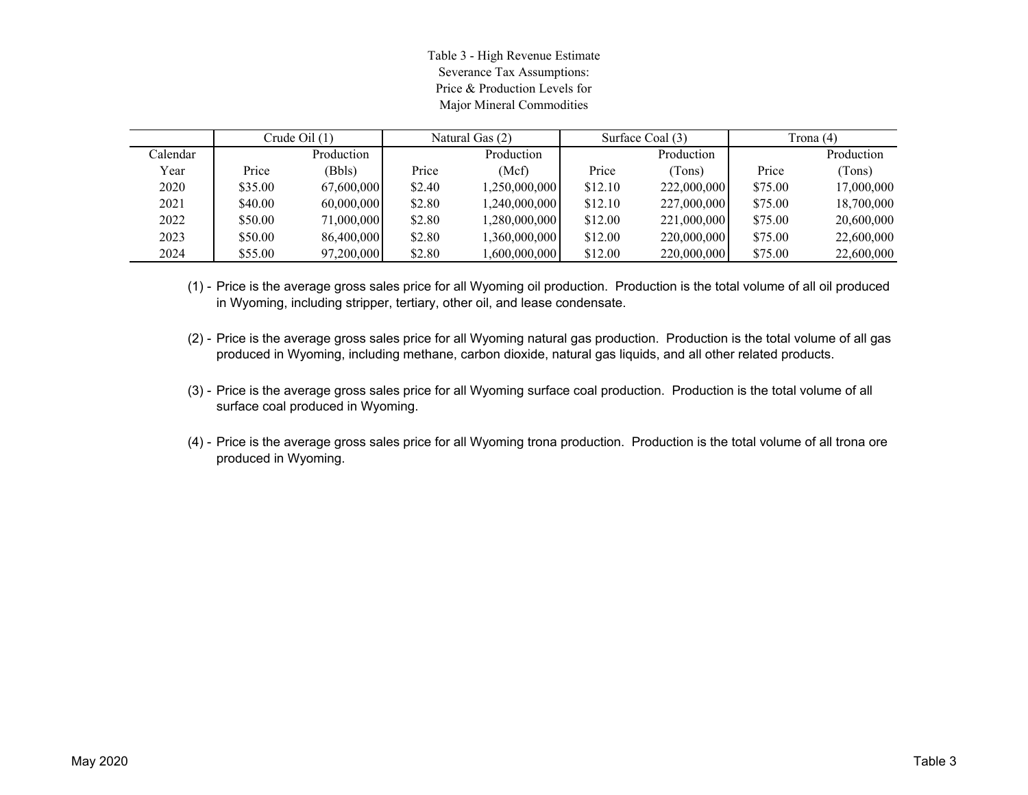# Table 3 - High Revenue Estimate
## Severance Tax Assumptions:
## Price & Production Levels for
## Major Mineral Commodities

| | Crude Oil (1) | | Natural Gas (2) | | Surface Coal (3) | | Trona (4) | |
|---|---|---|---|---|---|---|---|---|
| Calendar Year | Price | Production (Bbls) | Price | Production (Mcf) | Price | Production (Tons) | Price | Production (Tons) |
| 2020 | $35.00 | 67,600,000 | $2.40 | 1,250,000,000 | $12.10 | 222,000,000 | $75.00 | 17,000,000 |
| 2021 | $40.00 | 60,000,000 | $2.80 | 1,240,000,000 | $12.10 | 227,000,000 | $75.00 | 18,700,000 |
| 2022 | $50.00 | 71,000,000 | $2.80 | 1,280,000,000 | $12.00 | 221,000,000 | $75.00 | 20,600,000 |
| 2023 | $50.00 | 86,400,000 | $2.80 | 1,360,000,000 | $12.00 | 220,000,000 | $75.00 | 22,600,000 |
| 2024 | $55.00 | 97,200,000 | $2.80 | 1,600,000,000 | $12.00 | 220,000,000 | $75.00 | 22,600,000 |

(1) - Price is the average gross sales price for all Wyoming oil production. Production is the total volume of all oil produced in Wyoming, including stripper, tertiary, other oil, and lease condensate.

(2) - Price is the average gross sales price for all Wyoming natural gas production. Production is the total volume of all gas produced in Wyoming, including methane, carbon dioxide, natural gas liquids, and all other related products.

(3) - Price is the average gross sales price for all Wyoming surface coal production. Production is the total volume of all surface coal produced in Wyoming.

(4) - Price is the average gross sales price for all Wyoming trona production. Production is the total volume of all trona ore produced in Wyoming.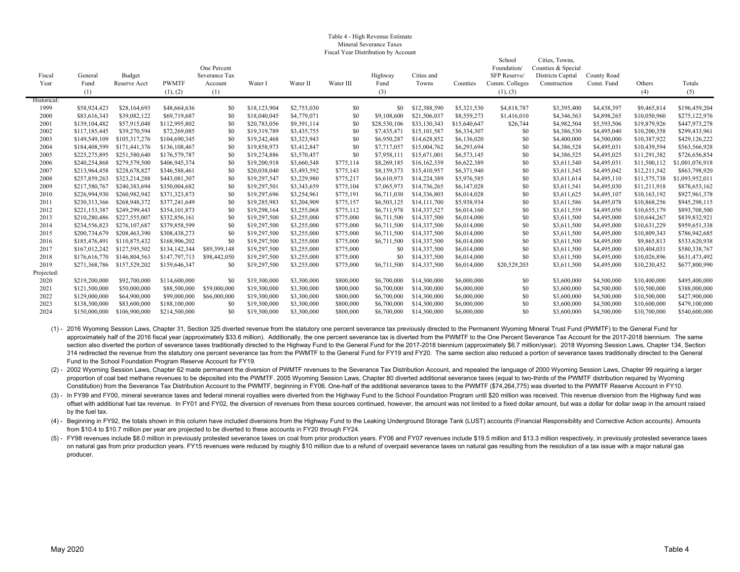# Table 4 - High Revenue Estimate
## Mineral Severance Taxes
### Fiscal Year Distribution by Account

| Fiscal Year | General Fund (1) | Budget Reserve Acct | PWMTF (1), (2) | One Percent Severance Tax Account (1) | Water I | Water II | Water III | Highway Fund (3) | Cities and Towns | Counties | School Foundation/ SFP Reserve/ Comm. Colleges (1), (3) | Cities, Towns, Counties & Special Districts Capital Construction | County Road Const. Fund | Others (4) | Totals (5) |
|---|---|---|---|---|---|---|---|---|---|---|---|---|---|---|---|
| Historical: | | | | | | | | | | | | | | | |
| 1999 | $58,924,423 | $28,164,693 | $48,664,636 | $0 | $18,123,904 | $2,753,030 | $0 | $0 | $12,388,590 | $5,321,530 | $4,818,787 | $3,395,400 | $4,438,397 | $9,465,814 | $196,459,204 |
| 2000 | $83,616,343 | $39,082,122 | $69,719,687 | $0 | $18,040,045 | $4,779,071 | $0 | $9,108,600 | $21,506,037 | $8,559,273 | $1,416,010 | $4,346,563 | $4,898,265 | $10,050,960 | $275,122,976 |
| 2001 | $139,104,482 | $57,915,048 | $112,995,802 | $0 | $20,783,056 | $9,391,114 | $0 | $28,530,106 | $33,130,343 | $15,640,647 | $26,744 | $4,982,504 | $5,593,506 | $19,879,926 | $447,973,278 |
| 2002 | $117,185,445 | $39,270,594 | $72,269,085 | $0 | $19,319,789 | $3,435,755 | $0 | $7,435,471 | $15,101,587 | $6,334,307 | $0 | $4,386,530 | $4,495,040 | $10,200,358 | $299,433,961 |
| 2003 | $149,549,109 | $105,317,276 | $104,690,345 | $0 | $19,242,468 | $3,323,943 | $0 | $6,950,287 | $14,628,852 | $6,136,020 | $0 | $4,400,000 | $4,500,000 | $10,387,922 | $429,126,222 |
| 2004 | $184,408,599 | $171,441,376 | $136,108,467 | $0 | $19,858,973 | $3,412,847 | $0 | $7,717,057 | $15,004,762 | $6,293,694 | $0 | $4,386,528 | $4,495,031 | $10,439,594 | $563,566,928 |
| 2005 | $225,275,895 | $251,580,640 | $176,579,787 | $0 | $19,274,886 | $3,570,457 | $0 | $7,958,111 | $15,671,001 | $6,573,145 | $0 | $4,386,525 | $4,495,025 | $11,291,382 | $726,656,854 |
| 2006 | $240,254,868 | $279,579,500 | $406,945,374 | $0 | $19,200,918 | $3,660,548 | $775,114 | $8,269,185 | $16,162,339 | $6,622,389 | $0 | $3,611,540 | $4,495,031 | $11,500,112 | $1,001,076,918 |
| 2007 | $213,964,458 | $228,678,827 | $346,588,461 | $0 | $20,038,040 | $3,493,592 | $775,143 | $8,159,373 | $15,410,957 | $6,371,940 | $0 | $3,611,545 | $4,495,042 | $12,211,542 | $863,798,920 |
| 2008 | $257,859,263 | $323,214,288 | $443,081,307 | $0 | $19,297,547 | $3,229,980 | $775,217 | $6,610,973 | $14,224,389 | $5,976,585 | $0 | $3,611,614 | $4,495,110 | $11,575,738 | $1,093,952,011 |
| 2009 | $217,580,767 | $240,383,694 | $350,004,682 | $0 | $19,297,501 | $3,343,659 | $775,104 | $7,065,973 | $14,736,265 | $6,147,028 | $0 | $3,611,541 | $4,495,030 | $11,211,918 | $878,653,162 |
| 2010 | $226,994,930 | $260,982,942 | $371,323,873 | $0 | $19,297,696 | $3,254,961 | $775,191 | $6,711,030 | $14,336,803 | $6,014,028 | $0 | $3,611,625 | $4,495,107 | $10,163,192 | $927,961,378 |
| 2011 | $230,313,366 | $268,948,372 | $377,241,649 | $0 | $19,285,983 | $3,204,909 | $775,157 | $6,503,125 | $14,111,700 | $5,938,934 | $0 | $3,611,586 | $4,495,078 | $10,868,256 | $945,298,115 |
| 2012 | $221,153,387 | $249,299,443 | $354,101,873 | $0 | $19,298,164 | $3,255,068 | $775,112 | $6,711,978 | $14,337,527 | $6,014,160 | $0 | $3,611,559 | $4,495,050 | $10,655,179 | $893,708,500 |
| 2013 | $210,280,486 | $227,555,007 | $332,856,161 | $0 | $19,297,500 | $3,255,000 | $775,000 | $6,711,500 | $14,337,500 | $6,014,000 | $0 | $3,611,500 | $4,495,000 | $10,644,267 | $839,832,921 |
| 2014 | $234,556,823 | $276,107,687 | $379,858,599 | $0 | $19,297,500 | $3,255,000 | $775,000 | $6,711,500 | $14,337,500 | $6,014,000 | $0 | $3,611,500 | $4,495,000 | $10,631,229 | $959,651,338 |
| 2015 | $200,734,679 | $208,463,390 | $308,438,273 | $0 | $19,297,500 | $3,255,000 | $775,000 | $6,711,500 | $14,337,500 | $6,014,000 | $0 | $3,611,500 | $4,495,000 | $10,809,343 | $786,942,685 |
| 2016 | $185,476,491 | $110,875,432 | $168,906,202 | $0 | $19,297,500 | $3,255,000 | $775,000 | $6,711,500 | $14,337,500 | $6,014,000 | $0 | $3,611,500 | $4,495,000 | $9,865,813 | $533,620,938 |
| 2017 | $167,012,242 | $127,595,502 | $134,142,344 | $89,399,148 | $19,297,500 | $3,255,000 | $775,000 | $0 | $14,337,500 | $6,014,000 | $0 | $3,611,500 | $4,495,000 | $10,404,031 | $580,338,767 |
| 2018 | $176,616,770 | $146,804,563 | $147,797,713 | $98,442,050 | $19,297,500 | $3,255,000 | $775,000 | $0 | $14,337,500 | $6,014,000 | $0 | $3,611,500 | $4,495,000 | $10,026,896 | $631,473,492 |
| 2019 | $271,368,786 | $157,529,202 | $159,646,347 | $0 | $19,297,500 | $3,255,000 | $775,000 | $6,711,500 | $14,337,500 | $6,014,000 | $20,529,203 | $3,611,500 | $4,495,000 | $10,230,452 | $677,800,990 |
| Projected: | | | | | | | | | | | | | | | |
| 2020 | $219,200,000 | $92,700,000 | $114,600,000 | $0 | $19,300,000 | $3,300,000 | $800,000 | $6,700,000 | $14,300,000 | $6,000,000 | $0 | $3,600,000 | $4,500,000 | $10,400,000 | $495,400,000 |
| 2021 | $121,500,000 | $50,000,000 | $88,500,000 | $59,000,000 | $19,300,000 | $3,300,000 | $800,000 | $6,700,000 | $14,300,000 | $6,000,000 | $0 | $3,600,000 | $4,500,000 | $10,500,000 | $388,000,000 |
| 2022 | $129,000,000 | $64,900,000 | $99,000,000 | $66,000,000 | $19,300,000 | $3,300,000 | $800,000 | $6,700,000 | $14,300,000 | $6,000,000 | $0 | $3,600,000 | $4,500,000 | $10,500,000 | $427,900,000 |
| 2023 | $138,300,000 | $83,600,000 | $188,100,000 | $0 | $19,300,000 | $3,300,000 | $800,000 | $6,700,000 | $14,300,000 | $6,000,000 | $0 | $3,600,000 | $4,500,000 | $10,600,000 | $479,100,000 |
| 2024 | $150,000,000 | $106,900,000 | $214,500,000 | $0 | $19,300,000 | $3,300,000 | $800,000 | $6,700,000 | $14,300,000 | $6,000,000 | $0 | $3,600,000 | $4,500,000 | $10,700,000 | $540,600,000 |

(1) - 2016 Wyoming Session Laws, Chapter 31, Section 325 diverted revenue from the statutory one percent severance tax previously directed to the Permanent Wyoming Mineral Trust Fund (PWMTF) to the General Fund for approximately half of the 2016 fiscal year (approximately $33.6 million). Additionally, the one percent severance tax is diverted from the PWMTF to the One Percent Severance Tax Account for the 2017-2018 biennium. The same section also diverted the portion of severance taxes traditionally directed to the Highway Fund to the General Fund for the 2017-2018 biennium (approximately $6.7 million/year). 2018 Wyoming Session Laws, Chapter 134, Section 314 redirected the revenue from the statutory one percent severance tax from the PWMTF to the General Fund for FY19 and FY20. The same section also reduced a portion of severance taxes traditionally directed to the General Fund to the School Foundation Program Reserve Account for FY19.

(2) - 2002 Wyoming Session Laws, Chapter 62 made permanent the diversion of PWMTF revenues to the Severance Tax Distribution Account, and repealed the language of 2000 Wyoming Session Laws, Chapter 99 requiring a larger proportion of coal bed methane revenues to be deposited into the PWMTF. 2005 Wyoming Session Laws, Chapter 80 diverted additional severance taxes (equal to two-thirds of the PWMTF distribution required by Wyoming Constitution) from the Severance Tax Distribution Account to the PWMTF, beginning in FY06. One-half of the additional severance taxes to the PWMTF ($74,264,775) was diverted to the PWMTF Reserve Account in FY10.

(3) - In FY99 and FY00, mineral severance taxes and federal mineral royalties were diverted from the Highway Fund to the School Foundation Program until $20 million was received. This revenue diversion from the Highway fund was offset with additional fuel tax revenue. In FY01 and FY02, the diversion of revenues from these sources continued, however, the amount was not limited to a fixed dollar amount, but was a dollar for dollar swap in the amount raised by the fuel tax.

(4) - Beginning in FY92, the totals shown in this column have included diversions from the Highway Fund to the Leaking Underground Storage Tank (LUST) accounts (Financial Responsibility and Corrective Action accounts). Amounts from $10.4 to $10.7 million per year are projected to be diverted to these accounts in FY20 through FY24.

(5) - FY98 revenues include $8.0 million in previously protested severance taxes on coal from prior production years. FY06 and FY07 revenues include $19.5 million and $13.3 million respectively, in previously protested severance taxes on natural gas from prior production years. FY15 revenues were reduced by roughly $10 million due to a refund of overpaid severance taxes on natural gas resulting from the resolution of a tax issue with a major natural gas producer.

May 2020 — Table 4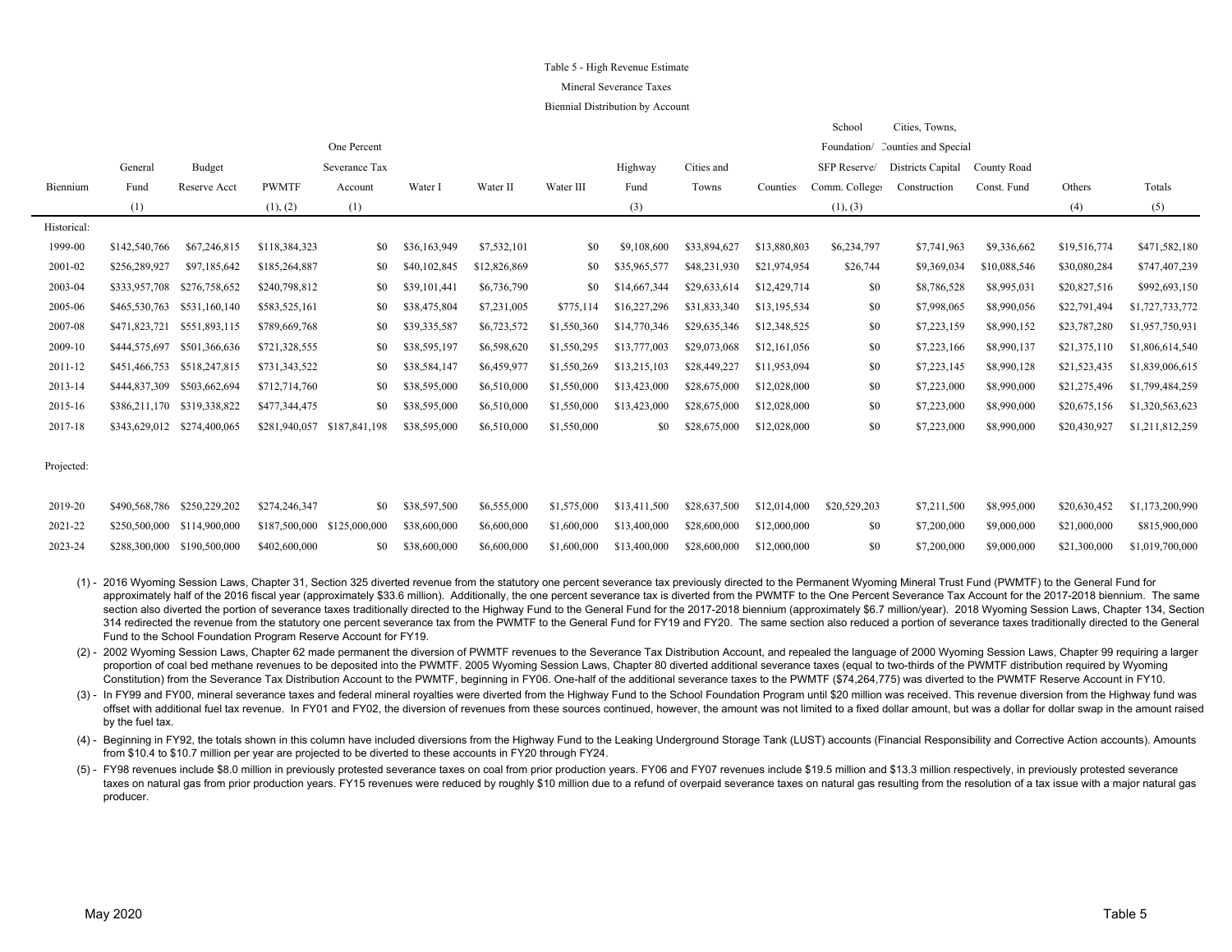Table 5 - High Revenue Estimate

Mineral Severance Taxes

Biennial Distribution by Account

| Biennium | General Fund (1) | Budget Reserve Acct | PWMTF (1), (2) | One Percent Severance Tax Account (1) | Water I | Water II | Water III | Highway Fund (3) | Cities and Towns | Counties | School Foundation/ SFP Reserve/ Comm. Colleges (1), (3) | Cities, Towns, Counties and Special Districts Capital Construction | County Road Const. Fund | Others (4) | Totals (5) |
|---|---|---|---|---|---|---|---|---|---|---|---|---|---|---|---|
| Historical: | | | | | | | | | | | | | | | |
| 1999-00 | $142,540,766 | $67,246,815 | $118,384,323 | $0 | $36,163,949 | $7,532,101 | $0 | $9,108,600 | $33,894,627 | $13,880,803 | $6,234,797 | $7,741,963 | $9,336,662 | $19,516,774 | $471,582,180 |
| 2001-02 | $256,289,927 | $97,185,642 | $185,264,887 | $0 | $40,102,845 | $12,826,869 | $0 | $35,965,577 | $48,231,930 | $21,974,954 | $26,744 | $9,369,034 | $10,088,546 | $30,080,284 | $747,407,239 |
| 2003-04 | $333,957,708 | $276,758,652 | $240,798,812 | $0 | $39,101,441 | $6,736,790 | $0 | $14,667,344 | $29,633,614 | $12,429,714 | $0 | $8,786,528 | $8,995,031 | $20,827,516 | $992,693,150 |
| 2005-06 | $465,530,763 | $531,160,140 | $583,525,161 | $0 | $38,475,804 | $7,231,005 | $775,114 | $16,227,296 | $31,833,340 | $13,195,534 | $0 | $7,998,065 | $8,990,056 | $22,791,494 | $1,727,733,772 |
| 2007-08 | $471,823,721 | $551,893,115 | $789,669,768 | $0 | $39,335,587 | $6,723,572 | $1,550,360 | $14,770,346 | $29,635,346 | $12,348,525 | $0 | $7,223,159 | $8,990,152 | $23,787,280 | $1,957,750,931 |
| 2009-10 | $444,575,697 | $501,366,636 | $721,328,555 | $0 | $38,595,197 | $6,598,620 | $1,550,295 | $13,777,003 | $29,073,068 | $12,161,056 | $0 | $7,223,166 | $8,990,137 | $21,375,110 | $1,806,614,540 |
| 2011-12 | $451,466,753 | $518,247,815 | $731,343,522 | $0 | $38,584,147 | $6,459,977 | $1,550,269 | $13,215,103 | $28,449,227 | $11,953,094 | $0 | $7,223,145 | $8,990,128 | $21,523,435 | $1,839,006,615 |
| 2013-14 | $444,837,309 | $503,662,694 | $712,714,760 | $0 | $38,595,000 | $6,510,000 | $1,550,000 | $13,423,000 | $28,675,000 | $12,028,000 | $0 | $7,223,000 | $8,990,000 | $21,275,496 | $1,799,484,259 |
| 2015-16 | $386,211,170 | $319,338,822 | $477,344,475 | $0 | $38,595,000 | $6,510,000 | $1,550,000 | $13,423,000 | $28,675,000 | $12,028,000 | $0 | $7,223,000 | $8,990,000 | $20,675,156 | $1,320,563,623 |
| 2017-18 | $343,629,012 | $274,400,065 | $281,940,057 | $187,841,198 | $38,595,000 | $6,510,000 | $1,550,000 | $0 | $28,675,000 | $12,028,000 | $0 | $7,223,000 | $8,990,000 | $20,430,927 | $1,211,812,259 |
| Projected: | | | | | | | | | | | | | | | |
| 2019-20 | $490,568,786 | $250,229,202 | $274,246,347 | $0 | $38,597,500 | $6,555,000 | $1,575,000 | $13,411,500 | $28,637,500 | $12,014,000 | $20,529,203 | $7,211,500 | $8,995,000 | $20,630,452 | $1,173,200,990 |
| 2021-22 | $250,500,000 | $114,900,000 | $187,500,000 | $125,000,000 | $38,600,000 | $6,600,000 | $1,600,000 | $13,400,000 | $28,600,000 | $12,000,000 | $0 | $7,200,000 | $9,000,000 | $21,000,000 | $815,900,000 |
| 2023-24 | $288,300,000 | $190,500,000 | $402,600,000 | $0 | $38,600,000 | $6,600,000 | $1,600,000 | $13,400,000 | $28,600,000 | $12,000,000 | $0 | $7,200,000 | $9,000,000 | $21,300,000 | $1,019,700,000 |

(1) - 2016 Wyoming Session Laws, Chapter 31, Section 325 diverted revenue from the statutory one percent severance tax previously directed to the Permanent Wyoming Mineral Trust Fund (PWMTF) to the General Fund for approximately half of the 2016 fiscal year (approximately $33.6 million). Additionally, the one percent severance tax is diverted from the PWMTF to the One Percent Severance Tax Account for the 2017-2018 biennium. The same section also diverted the portion of severance taxes traditionally directed to the Highway Fund to the General Fund for the 2017-2018 biennium (approximately $6.7 million/year). 2018 Wyoming Session Laws, Chapter 134, Section 314 redirected the revenue from the statutory one percent severance tax from the PWMTF to the General Fund for FY19 and FY20. The same section also reduced a portion of severance taxes traditionally directed to the General Fund to the School Foundation Program Reserve Account for FY19.

(2) - 2002 Wyoming Session Laws, Chapter 62 made permanent the diversion of PWMTF revenues to the Severance Tax Distribution Account, and repealed the language of 2000 Wyoming Session Laws, Chapter 99 requiring a larger proportion of coal bed methane revenues to be deposited into the PWMTF. 2005 Wyoming Session Laws, Chapter 80 diverted additional severance taxes (equal to two-thirds of the PWMTF distribution required by Wyoming Constitution) from the Severance Tax Distribution Account to the PWMTF, beginning in FY06. One-half of the additional severance taxes to the PWMTF ($74,264,775) was diverted to the PWMTF Reserve Account in FY10.

(3) - In FY99 and FY00, mineral severance taxes and federal mineral royalties were diverted from the Highway Fund to the School Foundation Program until $20 million was received. This revenue diversion from the Highway fund was offset with additional fuel tax revenue. In FY01 and FY02, the diversion of revenues from these sources continued, however, the amount was not limited to a fixed dollar amount, but was a dollar for dollar swap in the amount raised by the fuel tax.

(4) - Beginning in FY92, the totals shown in this column have included diversions from the Highway Fund to the Leaking Underground Storage Tank (LUST) accounts (Financial Responsibility and Corrective Action accounts). Amounts from $10.4 to $10.7 million per year are projected to be diverted to these accounts in FY20 through FY24.

(5) - FY98 revenues include $8.0 million in previously protested severance taxes on coal from prior production years. FY06 and FY07 revenues include $19.5 million and $13.3 million respectively, in previously protested severance taxes on natural gas from prior production years. FY15 revenues were reduced by roughly $10 million due to a refund of overpaid severance taxes on natural gas resulting from the resolution of a tax issue with a major natural gas producer.

May 2020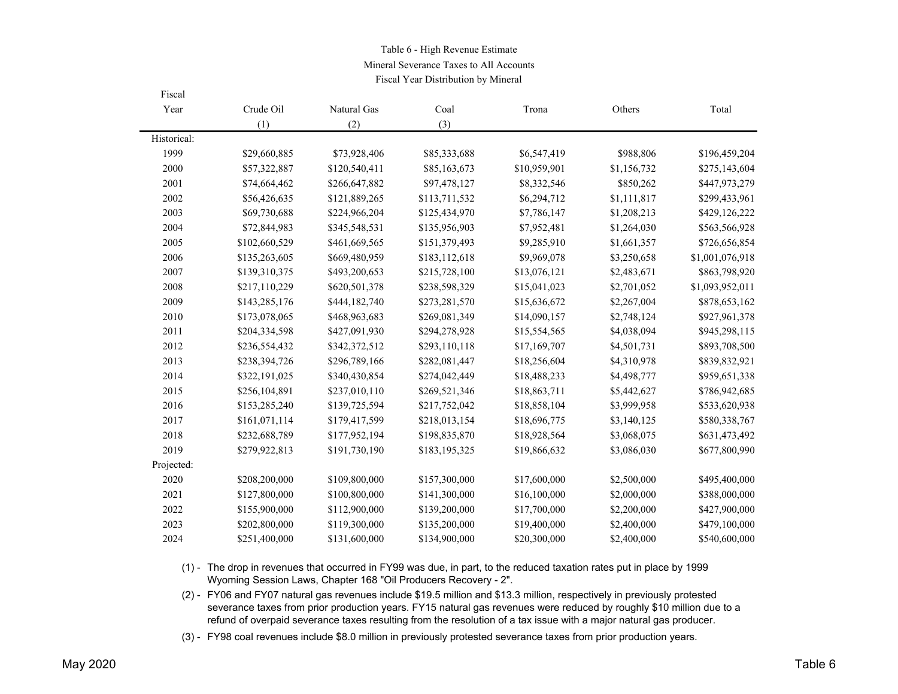Table 6 - High Revenue Estimate
Mineral Severance Taxes to All Accounts
Fiscal Year Distribution by Mineral

| Fiscal Year | Crude Oil (1) | Natural Gas (2) | Coal (3) | Trona | Others | Total |
|---|---|---|---|---|---|---|
| Historical: | | | | | | |
| 1999 | $29,660,885 | $73,928,406 | $85,333,688 | $6,547,419 | $988,806 | $196,459,204 |
| 2000 | $57,322,887 | $120,540,411 | $85,163,673 | $10,959,901 | $1,156,732 | $275,143,604 |
| 2001 | $74,664,462 | $266,647,882 | $97,478,127 | $8,332,546 | $850,262 | $447,973,279 |
| 2002 | $56,426,635 | $121,889,265 | $113,711,532 | $6,294,712 | $1,111,817 | $299,433,961 |
| 2003 | $69,730,688 | $224,966,204 | $125,434,970 | $7,786,147 | $1,208,213 | $429,126,222 |
| 2004 | $72,844,983 | $345,548,531 | $135,956,903 | $7,952,481 | $1,264,030 | $563,566,928 |
| 2005 | $102,660,529 | $461,669,565 | $151,379,493 | $9,285,910 | $1,661,357 | $726,656,854 |
| 2006 | $135,263,605 | $669,480,959 | $183,112,618 | $9,969,078 | $3,250,658 | $1,001,076,918 |
| 2007 | $139,310,375 | $493,200,653 | $215,728,100 | $13,076,121 | $2,483,671 | $863,798,920 |
| 2008 | $217,110,229 | $620,501,378 | $238,598,329 | $15,041,023 | $2,701,052 | $1,093,952,011 |
| 2009 | $143,285,176 | $444,182,740 | $273,281,570 | $15,636,672 | $2,267,004 | $878,653,162 |
| 2010 | $173,078,065 | $468,963,683 | $269,081,349 | $14,090,157 | $2,748,124 | $927,961,378 |
| 2011 | $204,334,598 | $427,091,930 | $294,278,928 | $15,554,565 | $4,038,094 | $945,298,115 |
| 2012 | $236,554,432 | $342,372,512 | $293,110,118 | $17,169,707 | $4,501,731 | $893,708,500 |
| 2013 | $238,394,726 | $296,789,166 | $282,081,447 | $18,256,604 | $4,310,978 | $839,832,921 |
| 2014 | $322,191,025 | $340,430,854 | $274,042,449 | $18,488,233 | $4,498,777 | $959,651,338 |
| 2015 | $256,104,891 | $237,010,110 | $269,521,346 | $18,863,711 | $5,442,627 | $786,942,685 |
| 2016 | $153,285,240 | $139,725,594 | $217,752,042 | $18,858,104 | $3,999,958 | $533,620,938 |
| 2017 | $161,071,114 | $179,417,599 | $218,013,154 | $18,696,775 | $3,140,125 | $580,338,767 |
| 2018 | $232,688,789 | $177,952,194 | $198,835,870 | $18,928,564 | $3,068,075 | $631,473,492 |
| 2019 | $279,922,813 | $191,730,190 | $183,195,325 | $19,866,632 | $3,086,030 | $677,800,990 |
| Projected: | | | | | | |
| 2020 | $208,200,000 | $109,800,000 | $157,300,000 | $17,600,000 | $2,500,000 | $495,400,000 |
| 2021 | $127,800,000 | $100,800,000 | $141,300,000 | $16,100,000 | $2,000,000 | $388,000,000 |
| 2022 | $155,900,000 | $112,900,000 | $139,200,000 | $17,700,000 | $2,200,000 | $427,900,000 |
| 2023 | $202,800,000 | $119,300,000 | $135,200,000 | $19,400,000 | $2,400,000 | $479,100,000 |
| 2024 | $251,400,000 | $131,600,000 | $134,900,000 | $20,300,000 | $2,400,000 | $540,600,000 |

(1) - The drop in revenues that occurred in FY99 was due, in part, to the reduced taxation rates put in place by 1999 Wyoming Session Laws, Chapter 168 "Oil Producers Recovery - 2".

(2) - FY06 and FY07 natural gas revenues include $19.5 million and $13.3 million, respectively in previously protested severance taxes from prior production years. FY15 natural gas revenues were reduced by roughly $10 million due to a refund of overpaid severance taxes resulting from the resolution of a tax issue with a major natural gas producer.

(3) - FY98 coal revenues include $8.0 million in previously protested severance taxes from prior production years.

May 2020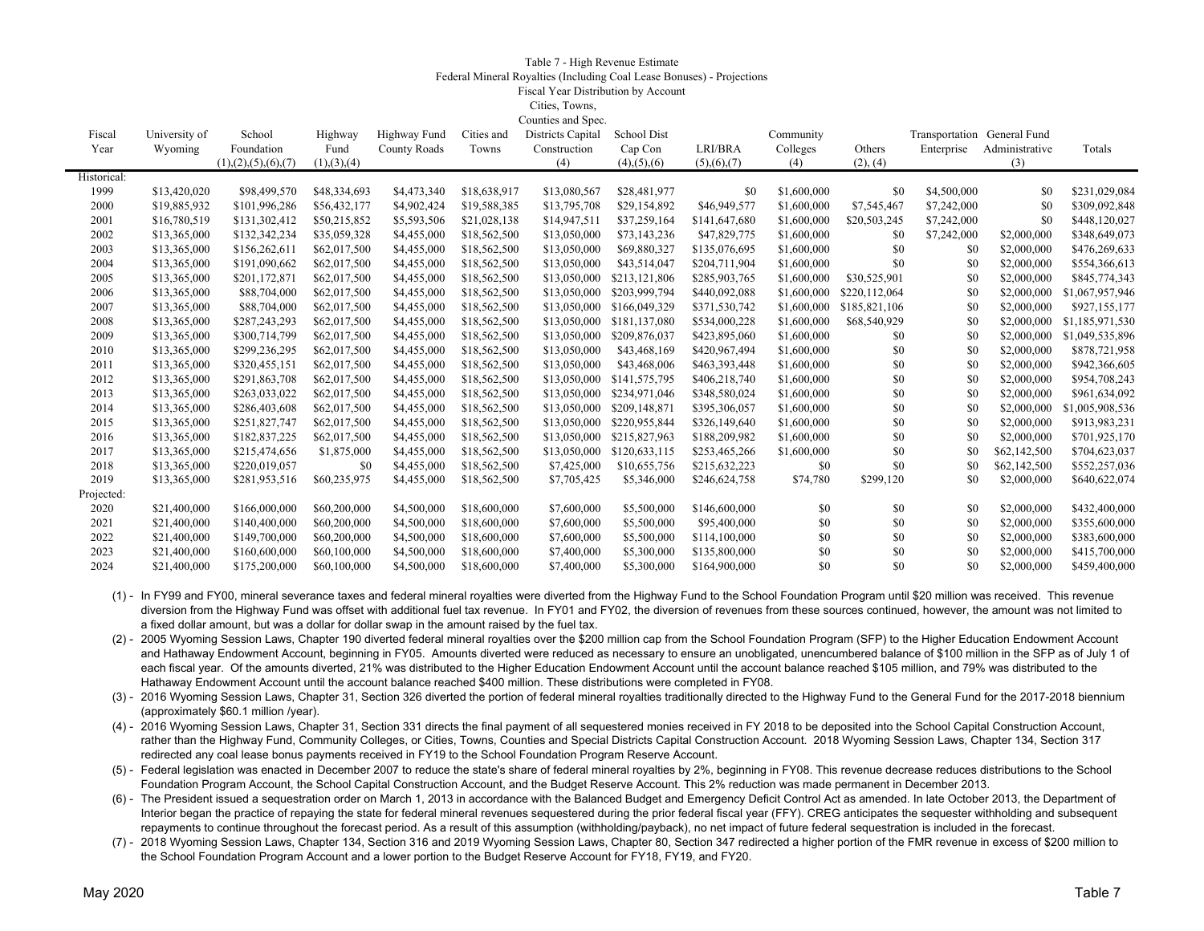Table 7 - High Revenue Estimate
Federal Mineral Royalties (Including Coal Lease Bonuses) - Projections
Fiscal Year Distribution by Account

| Fiscal Year | University of Wyoming | School Foundation (1),(2),(5),(6),(7) | Highway Fund (1),(3),(4) | Highway Fund County Roads | Cities and Towns | Cities, Towns, Counties and Spec. Districts Capital Construction (4) | School Dist Cap Con (4),(5),(6) | LRI/BRA (5),(6),(7) | Community Colleges (4) | Others (2), (4) | Transportation Enterprise | General Fund Administrative (3) | Totals |
|---|---|---|---|---|---|---|---|---|---|---|---|---|---|
| Historical: | | | | | | | | | | | | | |
| 1999 | $13,420,020 | $98,499,570 | $48,334,693 | $4,473,340 | $18,638,917 | $13,080,567 | $28,481,977 | $0 | $1,600,000 | $0 | $4,500,000 | $0 | $231,029,084 |
| 2000 | $19,885,932 | $101,996,286 | $56,432,177 | $4,902,424 | $19,588,385 | $13,795,708 | $29,154,892 | $46,949,577 | $1,600,000 | $7,545,467 | $7,242,000 | $0 | $309,092,848 |
| 2001 | $16,780,519 | $131,302,412 | $50,215,852 | $5,593,506 | $21,028,138 | $14,947,511 | $37,259,164 | $141,647,680 | $1,600,000 | $20,503,245 | $7,242,000 | $0 | $448,120,027 |
| 2002 | $13,365,000 | $132,342,234 | $35,059,328 | $4,455,000 | $18,562,500 | $13,050,000 | $73,143,236 | $47,829,775 | $1,600,000 | $0 | $7,242,000 | $2,000,000 | $348,649,073 |
| 2003 | $13,365,000 | $156,262,611 | $62,017,500 | $4,455,000 | $18,562,500 | $13,050,000 | $69,880,327 | $135,076,695 | $1,600,000 | $0 | $0 | $2,000,000 | $476,269,633 |
| 2004 | $13,365,000 | $191,090,662 | $62,017,500 | $4,455,000 | $18,562,500 | $13,050,000 | $43,514,047 | $204,711,904 | $1,600,000 | $0 | $0 | $2,000,000 | $554,366,613 |
| 2005 | $13,365,000 | $201,172,871 | $62,017,500 | $4,455,000 | $18,562,500 | $13,050,000 | $213,121,806 | $285,903,765 | $1,600,000 | $30,525,901 | $0 | $2,000,000 | $845,774,343 |
| 2006 | $13,365,000 | $88,704,000 | $62,017,500 | $4,455,000 | $18,562,500 | $13,050,000 | $203,999,794 | $440,092,088 | $1,600,000 | $220,112,064 | $0 | $2,000,000 | $1,067,957,946 |
| 2007 | $13,365,000 | $88,704,000 | $62,017,500 | $4,455,000 | $18,562,500 | $13,050,000 | $166,049,329 | $371,530,742 | $1,600,000 | $185,821,106 | $0 | $2,000,000 | $927,155,177 |
| 2008 | $13,365,000 | $287,243,293 | $62,017,500 | $4,455,000 | $18,562,500 | $13,050,000 | $181,137,080 | $534,000,228 | $1,600,000 | $68,540,929 | $0 | $2,000,000 | $1,185,971,530 |
| 2009 | $13,365,000 | $300,714,799 | $62,017,500 | $4,455,000 | $18,562,500 | $13,050,000 | $209,876,037 | $423,895,060 | $1,600,000 | $0 | $0 | $2,000,000 | $1,049,535,896 |
| 2010 | $13,365,000 | $299,236,295 | $62,017,500 | $4,455,000 | $18,562,500 | $13,050,000 | $43,468,169 | $420,967,494 | $1,600,000 | $0 | $0 | $2,000,000 | $878,721,958 |
| 2011 | $13,365,000 | $320,455,151 | $62,017,500 | $4,455,000 | $18,562,500 | $13,050,000 | $43,468,006 | $463,393,448 | $1,600,000 | $0 | $0 | $2,000,000 | $942,366,605 |
| 2012 | $13,365,000 | $291,863,708 | $62,017,500 | $4,455,000 | $18,562,500 | $13,050,000 | $141,575,795 | $406,218,740 | $1,600,000 | $0 | $0 | $2,000,000 | $954,708,243 |
| 2013 | $13,365,000 | $263,033,022 | $62,017,500 | $4,455,000 | $18,562,500 | $13,050,000 | $234,971,046 | $348,580,024 | $1,600,000 | $0 | $0 | $2,000,000 | $961,634,092 |
| 2014 | $13,365,000 | $286,403,608 | $62,017,500 | $4,455,000 | $18,562,500 | $13,050,000 | $209,148,871 | $395,306,057 | $1,600,000 | $0 | $0 | $2,000,000 | $1,005,908,536 |
| 2015 | $13,365,000 | $251,827,747 | $62,017,500 | $4,455,000 | $18,562,500 | $13,050,000 | $220,955,844 | $326,149,640 | $1,600,000 | $0 | $0 | $2,000,000 | $913,983,231 |
| 2016 | $13,365,000 | $182,837,225 | $62,017,500 | $4,455,000 | $18,562,500 | $13,050,000 | $215,827,963 | $188,209,982 | $1,600,000 | $0 | $0 | $2,000,000 | $701,925,170 |
| 2017 | $13,365,000 | $215,474,656 | $1,875,000 | $4,455,000 | $18,562,500 | $13,050,000 | $120,633,115 | $253,465,266 | $1,600,000 | $0 | $0 | $62,142,500 | $704,623,037 |
| 2018 | $13,365,000 | $220,019,057 | $0 | $4,455,000 | $18,562,500 | $7,425,000 | $10,655,756 | $215,632,223 | $0 | $0 | $0 | $62,142,500 | $552,257,036 |
| 2019 | $13,365,000 | $281,953,516 | $60,235,975 | $4,455,000 | $18,562,500 | $7,705,425 | $5,346,000 | $246,624,758 | $74,780 | $299,120 | $0 | $2,000,000 | $640,622,074 |
| Projected: | | | | | | | | | | | | | |
| 2020 | $21,400,000 | $166,000,000 | $60,200,000 | $4,500,000 | $18,600,000 | $7,600,000 | $5,500,000 | $146,600,000 | $0 | $0 | $0 | $2,000,000 | $432,400,000 |
| 2021 | $21,400,000 | $140,400,000 | $60,200,000 | $4,500,000 | $18,600,000 | $7,600,000 | $5,500,000 | $95,400,000 | $0 | $0 | $0 | $2,000,000 | $355,600,000 |
| 2022 | $21,400,000 | $149,700,000 | $60,200,000 | $4,500,000 | $18,600,000 | $7,600,000 | $5,500,000 | $114,100,000 | $0 | $0 | $0 | $2,000,000 | $383,600,000 |
| 2023 | $21,400,000 | $160,600,000 | $60,100,000 | $4,500,000 | $18,600,000 | $7,400,000 | $5,300,000 | $135,800,000 | $0 | $0 | $0 | $2,000,000 | $415,700,000 |
| 2024 | $21,400,000 | $175,200,000 | $60,100,000 | $4,500,000 | $18,600,000 | $7,400,000 | $5,300,000 | $164,900,000 | $0 | $0 | $0 | $2,000,000 | $459,400,000 |

(1) - In FY99 and FY00, mineral severance taxes and federal mineral royalties were diverted from the Highway Fund to the School Foundation Program until $20 million was received. This revenue diversion from the Highway Fund was offset with additional fuel tax revenue. In FY01 and FY02, the diversion of revenues from these sources continued, however, the amount was not limited to a fixed dollar amount, but was a dollar for dollar swap in the amount raised by the fuel tax.

(2) - 2005 Wyoming Session Laws, Chapter 190 diverted federal mineral royalties over the $200 million cap from the School Foundation Program (SFP) to the Higher Education Endowment Account and Hathaway Endowment Account, beginning in FY05. Amounts diverted were reduced as necessary to ensure an unobligated, unencumbered balance of $100 million in the SFP as of July 1 of each fiscal year. Of the amounts diverted, 21% was distributed to the Higher Education Endowment Account until the account balance reached $105 million, and 79% was distributed to the Hathaway Endowment Account until the account balance reached $400 million. These distributions were completed in FY08.

(3) - 2016 Wyoming Session Laws, Chapter 31, Section 326 diverted the portion of federal mineral royalties traditionally directed to the Highway Fund to the General Fund for the 2017-2018 biennium (approximately $60.1 million /year).

(4) - 2016 Wyoming Session Laws, Chapter 31, Section 331 directs the final payment of all sequestered monies received in FY 2018 to be deposited into the School Capital Construction Account, rather than the Highway Fund, Community Colleges, or Cities, Towns, Counties and Special Districts Capital Construction Account. 2018 Wyoming Session Laws, Chapter 134, Section 317 redirected any coal lease bonus payments received in FY19 to the School Foundation Program Reserve Account.

(5) - Federal legislation was enacted in December 2007 to reduce the state's share of federal mineral royalties by 2%, beginning in FY08. This revenue decrease reduces distributions to the School Foundation Program Account, the School Capital Construction Account, and the Budget Reserve Account. This 2% reduction was made permanent in December 2013.

(6) - The President issued a sequestration order on March 1, 2013 in accordance with the Balanced Budget and Emergency Deficit Control Act as amended. In late October 2013, the Department of Interior began the practice of repaying the state for federal mineral revenues sequestered during the prior federal fiscal year (FFY). CREG anticipates the sequester withholding and subsequent repayments to continue throughout the forecast period. As a result of this assumption (withholding/payback), no net impact of future federal sequestration is included in the forecast.

(7) - 2018 Wyoming Session Laws, Chapter 134, Section 316 and 2019 Wyoming Session Laws, Chapter 80, Section 347 redirected a higher portion of the FMR revenue in excess of $200 million to the School Foundation Program Account and a lower portion to the Budget Reserve Account for FY18, FY19, and FY20.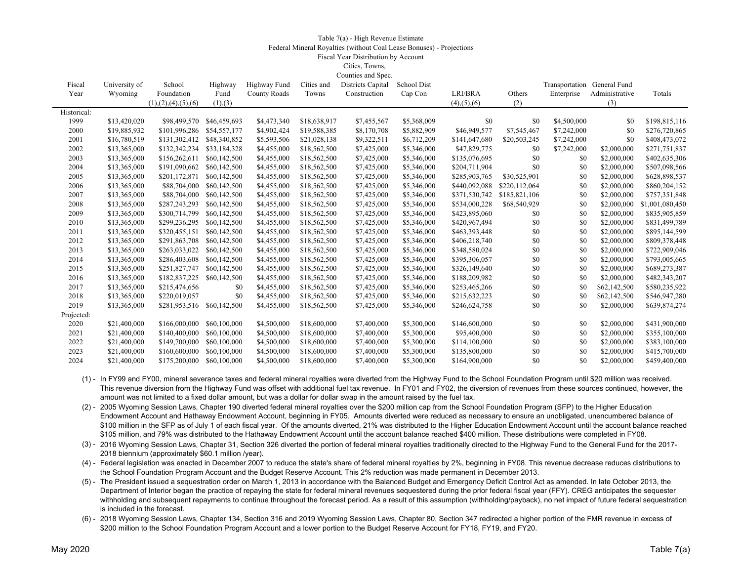Table 7(a) - High Revenue Estimate

Federal Mineral Royalties (without Coal Lease Bonuses) - Projections

Fiscal Year Distribution by Account

| Fiscal Year | University of Wyoming | School Foundation (1),(2),(4),(5),(6) | Highway Fund (1),(3) | Highway Fund County Roads | Cities and Towns | Cities, Towns, Counties and Spec. Districts Capital Construction | School Dist Cap Con | LRI/BRA (4),(5),(6) | Others (2) | Transportation Enterprise | General Fund Administrative (3) | Totals |
|---|---|---|---|---|---|---|---|---|---|---|---|---|
| Historical: | | | | | | | | | | | | |
| 1999 | $13,420,020 | $98,499,570 | $46,459,693 | $4,473,340 | $18,638,917 | $7,455,567 | $5,368,009 | $0 | $0 | $4,500,000 | $0 | $198,815,116 |
| 2000 | $19,885,932 | $101,996,286 | $54,557,177 | $4,902,424 | $19,588,385 | $8,170,708 | $5,882,909 | $46,949,577 | $7,545,467 | $7,242,000 | $0 | $276,720,865 |
| 2001 | $16,780,519 | $131,302,412 | $48,340,852 | $5,593,506 | $21,028,138 | $9,322,511 | $6,712,209 | $141,647,680 | $20,503,245 | $7,242,000 | $0 | $408,473,072 |
| 2002 | $13,365,000 | $132,342,234 | $33,184,328 | $4,455,000 | $18,562,500 | $7,425,000 | $5,346,000 | $47,829,775 | $0 | $7,242,000 | $2,000,000 | $271,751,837 |
| 2003 | $13,365,000 | $156,262,611 | $60,142,500 | $4,455,000 | $18,562,500 | $7,425,000 | $5,346,000 | $135,076,695 | $0 | $0 | $2,000,000 | $402,635,306 |
| 2004 | $13,365,000 | $191,090,662 | $60,142,500 | $4,455,000 | $18,562,500 | $7,425,000 | $5,346,000 | $204,711,904 | $0 | $0 | $2,000,000 | $507,098,566 |
| 2005 | $13,365,000 | $201,172,871 | $60,142,500 | $4,455,000 | $18,562,500 | $7,425,000 | $5,346,000 | $285,903,765 | $30,525,901 | $0 | $2,000,000 | $628,898,537 |
| 2006 | $13,365,000 | $88,704,000 | $60,142,500 | $4,455,000 | $18,562,500 | $7,425,000 | $5,346,000 | $440,092,088 | $220,112,064 | $0 | $2,000,000 | $860,204,152 |
| 2007 | $13,365,000 | $88,704,000 | $60,142,500 | $4,455,000 | $18,562,500 | $7,425,000 | $5,346,000 | $371,530,742 | $185,821,106 | $0 | $2,000,000 | $757,351,848 |
| 2008 | $13,365,000 | $287,243,293 | $60,142,500 | $4,455,000 | $18,562,500 | $7,425,000 | $5,346,000 | $534,000,228 | $68,540,929 | $0 | $2,000,000 | $1,001,080,450 |
| 2009 | $13,365,000 | $300,714,799 | $60,142,500 | $4,455,000 | $18,562,500 | $7,425,000 | $5,346,000 | $423,895,060 | $0 | $0 | $2,000,000 | $835,905,859 |
| 2010 | $13,365,000 | $299,236,295 | $60,142,500 | $4,455,000 | $18,562,500 | $7,425,000 | $5,346,000 | $420,967,494 | $0 | $0 | $2,000,000 | $831,499,789 |
| 2011 | $13,365,000 | $320,455,151 | $60,142,500 | $4,455,000 | $18,562,500 | $7,425,000 | $5,346,000 | $463,393,448 | $0 | $0 | $2,000,000 | $895,144,599 |
| 2012 | $13,365,000 | $291,863,708 | $60,142,500 | $4,455,000 | $18,562,500 | $7,425,000 | $5,346,000 | $406,218,740 | $0 | $0 | $2,000,000 | $809,378,448 |
| 2013 | $13,365,000 | $263,033,022 | $60,142,500 | $4,455,000 | $18,562,500 | $7,425,000 | $5,346,000 | $348,580,024 | $0 | $0 | $2,000,000 | $722,909,046 |
| 2014 | $13,365,000 | $286,403,608 | $60,142,500 | $4,455,000 | $18,562,500 | $7,425,000 | $5,346,000 | $395,306,057 | $0 | $0 | $2,000,000 | $793,005,665 |
| 2015 | $13,365,000 | $251,827,747 | $60,142,500 | $4,455,000 | $18,562,500 | $7,425,000 | $5,346,000 | $326,149,640 | $0 | $0 | $2,000,000 | $689,273,387 |
| 2016 | $13,365,000 | $182,837,225 | $60,142,500 | $4,455,000 | $18,562,500 | $7,425,000 | $5,346,000 | $188,209,982 | $0 | $0 | $2,000,000 | $482,343,207 |
| 2017 | $13,365,000 | $215,474,656 | $0 | $4,455,000 | $18,562,500 | $7,425,000 | $5,346,000 | $253,465,266 | $0 | $0 | $62,142,500 | $580,235,922 |
| 2018 | $13,365,000 | $220,019,057 | $0 | $4,455,000 | $18,562,500 | $7,425,000 | $5,346,000 | $215,632,223 | $0 | $0 | $62,142,500 | $546,947,280 |
| 2019 | $13,365,000 | $281,953,516 | $60,142,500 | $4,455,000 | $18,562,500 | $7,425,000 | $5,346,000 | $246,624,758 | $0 | $0 | $2,000,000 | $639,874,274 |
| Projected: | | | | | | | | | | | | |
| 2020 | $21,400,000 | $166,000,000 | $60,100,000 | $4,500,000 | $18,600,000 | $7,400,000 | $5,300,000 | $146,600,000 | $0 | $0 | $2,000,000 | $431,900,000 |
| 2021 | $21,400,000 | $140,400,000 | $60,100,000 | $4,500,000 | $18,600,000 | $7,400,000 | $5,300,000 | $95,400,000 | $0 | $0 | $2,000,000 | $355,100,000 |
| 2022 | $21,400,000 | $149,700,000 | $60,100,000 | $4,500,000 | $18,600,000 | $7,400,000 | $5,300,000 | $114,100,000 | $0 | $0 | $2,000,000 | $383,100,000 |
| 2023 | $21,400,000 | $160,600,000 | $60,100,000 | $4,500,000 | $18,600,000 | $7,400,000 | $5,300,000 | $135,800,000 | $0 | $0 | $2,000,000 | $415,700,000 |
| 2024 | $21,400,000 | $175,200,000 | $60,100,000 | $4,500,000 | $18,600,000 | $7,400,000 | $5,300,000 | $164,900,000 | $0 | $0 | $2,000,000 | $459,400,000 |

(1) - In FY99 and FY00, mineral severance taxes and federal mineral royalties were diverted from the Highway Fund to the School Foundation Program until $20 million was received. This revenue diversion from the Highway Fund was offset with additional fuel tax revenue. In FY01 and FY02, the diversion of revenues from these sources continued, however, the amount was not limited to a fixed dollar amount, but was a dollar for dollar swap in the amount raised by the fuel tax.

(2) - 2005 Wyoming Session Laws, Chapter 190 diverted federal mineral royalties over the $200 million cap from the School Foundation Program (SFP) to the Higher Education Endowment Account and Hathaway Endowment Account, beginning in FY05. Amounts diverted were reduced as necessary to ensure an unobligated, unencumbered balance of $100 million in the SFP as of July 1 of each fiscal year. Of the amounts diverted, 21% was distributed to the Higher Education Endowment Account until the account balance reached $105 million, and 79% was distributed to the Hathaway Endowment Account until the account balance reached $400 million. These distributions were completed in FY08.

(3) - 2016 Wyoming Session Laws, Chapter 31, Section 326 diverted the portion of federal mineral royalties traditionally directed to the Highway Fund to the General Fund for the 2017-2018 biennium (approximately $60.1 million /year).

(4) - Federal legislation was enacted in December 2007 to reduce the state's share of federal mineral royalties by 2%, beginning in FY08. This revenue decrease reduces distributions to the School Foundation Program Account and the Budget Reserve Account. This 2% reduction was made permanent in December 2013.

(5) - The President issued a sequestration order on March 1, 2013 in accordance with the Balanced Budget and Emergency Deficit Control Act as amended. In late October 2013, the Department of Interior began the practice of repaying the state for federal mineral revenues sequestered during the prior federal fiscal year (FFY). CREG anticipates the sequester withholding and subsequent repayments to continue throughout the forecast period. As a result of this assumption (withholding/payback), no net impact of future federal sequestration is included in the forecast.

(6) - 2018 Wyoming Session Laws, Chapter 134, Section 316 and 2019 Wyoming Session Laws, Chapter 80, Section 347 redirected a higher portion of the FMR revenue in excess of $200 million to the School Foundation Program Account and a lower portion to the Budget Reserve Account for FY18, FY19, and FY20.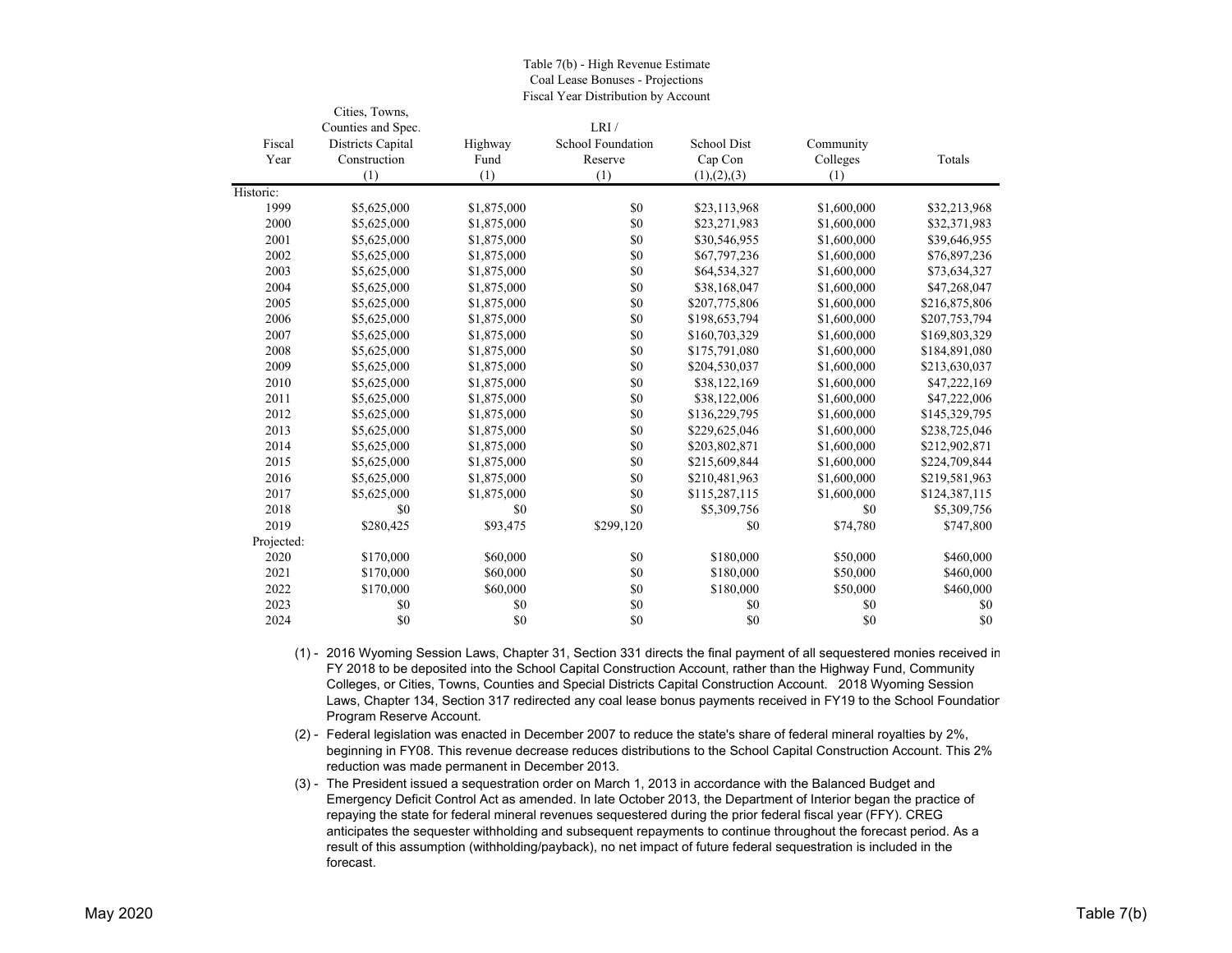Table 7(b) - High Revenue Estimate
Coal Lease Bonuses - Projections
Fiscal Year Distribution by Account

| Fiscal Year | Cities, Towns, Counties and Spec. Districts Capital Construction (1) | Highway Fund (1) | LRI / School Foundation Reserve (1) | School Dist Cap Con (1),(2),(3) | Community Colleges (1) | Totals |
|---|---|---|---|---|---|---|
| Historic: | | | | | | |
| 1999 | $5,625,000 | $1,875,000 | $0 | $23,113,968 | $1,600,000 | $32,213,968 |
| 2000 | $5,625,000 | $1,875,000 | $0 | $23,271,983 | $1,600,000 | $32,371,983 |
| 2001 | $5,625,000 | $1,875,000 | $0 | $30,546,955 | $1,600,000 | $39,646,955 |
| 2002 | $5,625,000 | $1,875,000 | $0 | $67,797,236 | $1,600,000 | $76,897,236 |
| 2003 | $5,625,000 | $1,875,000 | $0 | $64,534,327 | $1,600,000 | $73,634,327 |
| 2004 | $5,625,000 | $1,875,000 | $0 | $38,168,047 | $1,600,000 | $47,268,047 |
| 2005 | $5,625,000 | $1,875,000 | $0 | $207,775,806 | $1,600,000 | $216,875,806 |
| 2006 | $5,625,000 | $1,875,000 | $0 | $198,653,794 | $1,600,000 | $207,753,794 |
| 2007 | $5,625,000 | $1,875,000 | $0 | $160,703,329 | $1,600,000 | $169,803,329 |
| 2008 | $5,625,000 | $1,875,000 | $0 | $175,791,080 | $1,600,000 | $184,891,080 |
| 2009 | $5,625,000 | $1,875,000 | $0 | $204,530,037 | $1,600,000 | $213,630,037 |
| 2010 | $5,625,000 | $1,875,000 | $0 | $38,122,169 | $1,600,000 | $47,222,169 |
| 2011 | $5,625,000 | $1,875,000 | $0 | $38,122,006 | $1,600,000 | $47,222,006 |
| 2012 | $5,625,000 | $1,875,000 | $0 | $136,229,795 | $1,600,000 | $145,329,795 |
| 2013 | $5,625,000 | $1,875,000 | $0 | $229,625,046 | $1,600,000 | $238,725,046 |
| 2014 | $5,625,000 | $1,875,000 | $0 | $203,802,871 | $1,600,000 | $212,902,871 |
| 2015 | $5,625,000 | $1,875,000 | $0 | $215,609,844 | $1,600,000 | $224,709,844 |
| 2016 | $5,625,000 | $1,875,000 | $0 | $210,481,963 | $1,600,000 | $219,581,963 |
| 2017 | $5,625,000 | $1,875,000 | $0 | $115,287,115 | $1,600,000 | $124,387,115 |
| 2018 | $0 | $0 | $0 | $5,309,756 | $0 | $5,309,756 |
| 2019 | $280,425 | $93,475 | $299,120 | $0 | $74,780 | $747,800 |
| Projected: | | | | | | |
| 2020 | $170,000 | $60,000 | $0 | $180,000 | $50,000 | $460,000 |
| 2021 | $170,000 | $60,000 | $0 | $180,000 | $50,000 | $460,000 |
| 2022 | $170,000 | $60,000 | $0 | $180,000 | $50,000 | $460,000 |
| 2023 | $0 | $0 | $0 | $0 | $0 | $0 |
| 2024 | $0 | $0 | $0 | $0 | $0 | $0 |

(1) - 2016 Wyoming Session Laws, Chapter 31, Section 331 directs the final payment of all sequestered monies received in FY 2018 to be deposited into the School Capital Construction Account, rather than the Highway Fund, Community Colleges, or Cities, Towns, Counties and Special Districts Capital Construction Account. 2018 Wyoming Session Laws, Chapter 134, Section 317 redirected any coal lease bonus payments received in FY19 to the School Foundation Program Reserve Account.

(2) - Federal legislation was enacted in December 2007 to reduce the state's share of federal mineral royalties by 2%, beginning in FY08. This revenue decrease reduces distributions to the School Capital Construction Account. This 2% reduction was made permanent in December 2013.

(3) - The President issued a sequestration order on March 1, 2013 in accordance with the Balanced Budget and Emergency Deficit Control Act as amended. In late October 2013, the Department of Interior began the practice of repaying the state for federal mineral revenues sequestered during the prior federal fiscal year (FFY). CREG anticipates the sequester withholding and subsequent repayments to continue throughout the forecast period. As a result of this assumption (withholding/payback), no net impact of future federal sequestration is included in the forecast.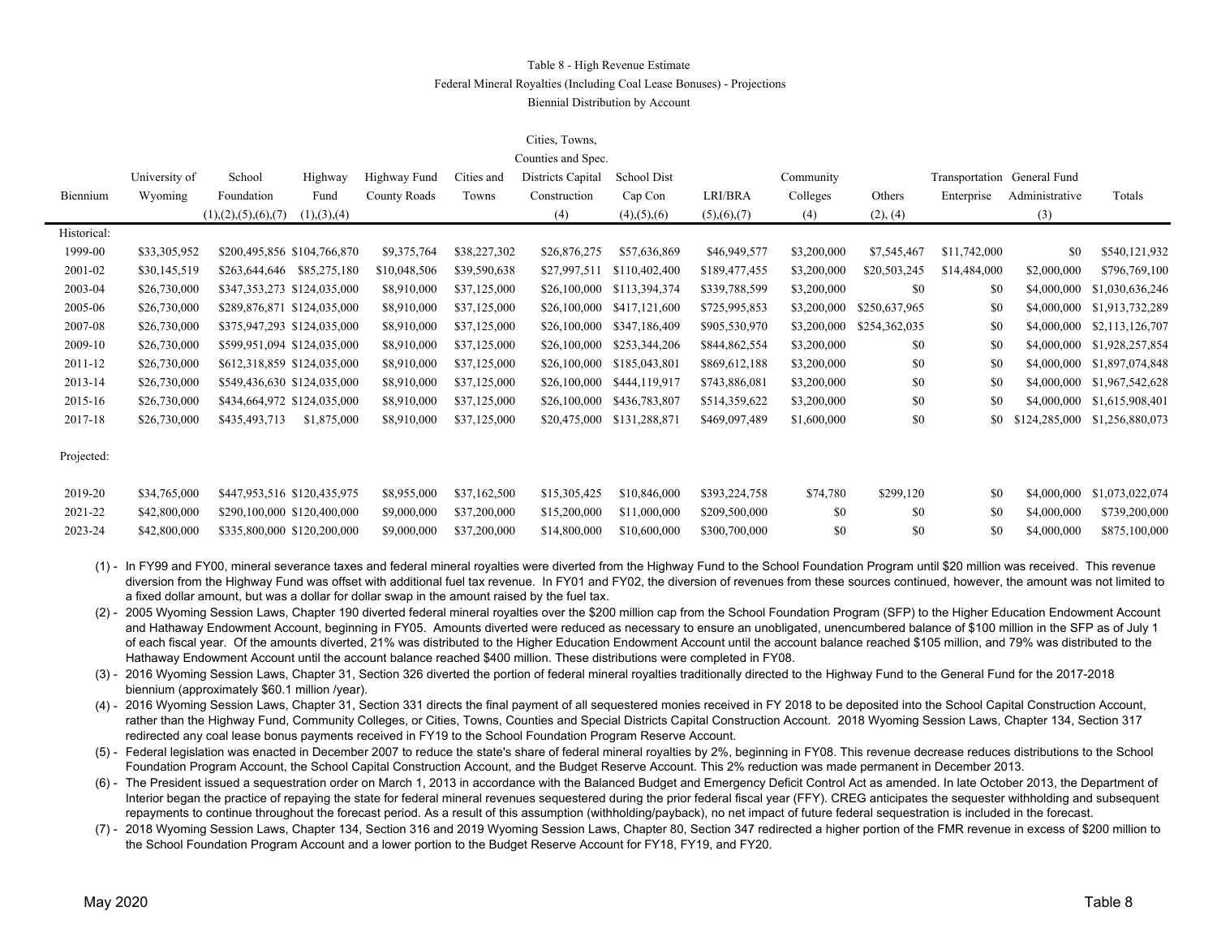Table 8 - High Revenue Estimate

Federal Mineral Royalties (Including Coal Lease Bonuses) - Projections

Biennial Distribution by Account

| Biennium | University of Wyoming | School Foundation (1),(2),(5),(6),(7) | Highway Fund (1),(3),(4) | Highway Fund County Roads | Cities and Towns | Cities, Towns, Counties and Spec. Districts Capital Construction (4) | School Dist Cap Con (4),(5),(6) | LRI/BRA (5),(6),(7) | Community Colleges (4) | Others (2), (4) | Transportation Enterprise | General Fund Administrative (3) | Totals |
|---|---|---|---|---|---|---|---|---|---|---|---|---|---|
| Historical: | | | | | | | | | | | | | |
| 1999-00 | $33,305,952 | $200,495,856 | $104,766,870 | $9,375,764 | $38,227,302 | $26,876,275 | $57,636,869 | $46,949,577 | $3,200,000 | $7,545,467 | $11,742,000 | $0 | $540,121,932 |
| 2001-02 | $30,145,519 | $263,644,646 | $85,275,180 | $10,048,506 | $39,590,638 | $27,997,511 | $110,402,400 | $189,477,455 | $3,200,000 | $20,503,245 | $14,484,000 | $2,000,000 | $796,769,100 |
| 2003-04 | $26,730,000 | $347,353,273 | $124,035,000 | $8,910,000 | $37,125,000 | $26,100,000 | $113,394,374 | $339,788,599 | $3,200,000 | $0 | $0 | $4,000,000 | $1,030,636,246 |
| 2005-06 | $26,730,000 | $289,876,871 | $124,035,000 | $8,910,000 | $37,125,000 | $26,100,000 | $417,121,600 | $725,995,853 | $3,200,000 | $250,637,965 | $0 | $4,000,000 | $1,913,732,289 |
| 2007-08 | $26,730,000 | $375,947,293 | $124,035,000 | $8,910,000 | $37,125,000 | $26,100,000 | $347,186,409 | $905,530,970 | $3,200,000 | $254,362,035 | $0 | $4,000,000 | $2,113,126,707 |
| 2009-10 | $26,730,000 | $599,951,094 | $124,035,000 | $8,910,000 | $37,125,000 | $26,100,000 | $253,344,206 | $844,862,554 | $3,200,000 | $0 | $0 | $4,000,000 | $1,928,257,854 |
| 2011-12 | $26,730,000 | $612,318,859 | $124,035,000 | $8,910,000 | $37,125,000 | $26,100,000 | $185,043,801 | $869,612,188 | $3,200,000 | $0 | $0 | $4,000,000 | $1,897,074,848 |
| 2013-14 | $26,730,000 | $549,436,630 | $124,035,000 | $8,910,000 | $37,125,000 | $26,100,000 | $444,119,917 | $743,886,081 | $3,200,000 | $0 | $0 | $4,000,000 | $1,967,542,628 |
| 2015-16 | $26,730,000 | $434,664,972 | $124,035,000 | $8,910,000 | $37,125,000 | $26,100,000 | $436,783,807 | $514,359,622 | $3,200,000 | $0 | $0 | $4,000,000 | $1,615,908,401 |
| 2017-18 | $26,730,000 | $435,493,713 | $1,875,000 | $8,910,000 | $37,125,000 | $20,475,000 | $131,288,871 | $469,097,489 | $1,600,000 | $0 | $0 | $124,285,000 | $1,256,880,073 |
| Projected: | | | | | | | | | | | | | |
| 2019-20 | $34,765,000 | $447,953,516 | $120,435,975 | $8,955,000 | $37,162,500 | $15,305,425 | $10,846,000 | $393,224,758 | $74,780 | $299,120 | $0 | $4,000,000 | $1,073,022,074 |
| 2021-22 | $42,800,000 | $290,100,000 | $120,400,000 | $9,000,000 | $37,200,000 | $15,200,000 | $11,000,000 | $209,500,000 | $0 | $0 | $0 | $4,000,000 | $739,200,000 |
| 2023-24 | $42,800,000 | $335,800,000 | $120,200,000 | $9,000,000 | $37,200,000 | $14,800,000 | $10,600,000 | $300,700,000 | $0 | $0 | $0 | $4,000,000 | $875,100,000 |

(1) - In FY99 and FY00, mineral severance taxes and federal mineral royalties were diverted from the Highway Fund to the School Foundation Program until $20 million was received. This revenue diversion from the Highway Fund was offset with additional fuel tax revenue. In FY01 and FY02, the diversion of revenues from these sources continued, however, the amount was not limited to a fixed dollar amount, but was a dollar for dollar swap in the amount raised by the fuel tax.

(2) - 2005 Wyoming Session Laws, Chapter 190 diverted federal mineral royalties over the $200 million cap from the School Foundation Program (SFP) to the Higher Education Endowment Account and Hathaway Endowment Account, beginning in FY05. Amounts diverted were reduced as necessary to ensure an unobligated, unencumbered balance of $100 million in the SFP as of July 1 of each fiscal year. Of the amounts diverted, 21% was distributed to the Higher Education Endowment Account until the account balance reached $105 million, and 79% was distributed to the Hathaway Endowment Account until the account balance reached $400 million. These distributions were completed in FY08.

(3) - 2016 Wyoming Session Laws, Chapter 31, Section 326 diverted the portion of federal mineral royalties traditionally directed to the Highway Fund to the General Fund for the 2017-2018 biennium (approximately $60.1 million /year).

(4) - 2016 Wyoming Session Laws, Chapter 31, Section 331 directs the final payment of all sequestered monies received in FY 2018 to be deposited into the School Capital Construction Account, rather than the Highway Fund, Community Colleges, or Cities, Towns, Counties and Special Districts Capital Construction Account. 2018 Wyoming Session Laws, Chapter 134, Section 317 redirected any coal lease bonus payments received in FY19 to the School Foundation Program Reserve Account.

(5) - Federal legislation was enacted in December 2007 to reduce the state's share of federal mineral royalties by 2%, beginning in FY08. This revenue decrease reduces distributions to the School Foundation Program Account, the School Capital Construction Account, and the Budget Reserve Account. This 2% reduction was made permanent in December 2013.

(6) - The President issued a sequestration order on March 1, 2013 in accordance with the Balanced Budget and Emergency Deficit Control Act as amended. In late October 2013, the Department of Interior began the practice of repaying the state for federal mineral revenues sequestered during the prior federal fiscal year (FFY). CREG anticipates the sequester withholding and subsequent repayments to continue throughout the forecast period. As a result of this assumption (withholding/payback), no net impact of future federal sequestration is included in the forecast.

(7) - 2018 Wyoming Session Laws, Chapter 134, Section 316 and 2019 Wyoming Session Laws, Chapter 80, Section 347 redirected a higher portion of the FMR revenue in excess of $200 million to the School Foundation Program Account and a lower portion to the Budget Reserve Account for FY18, FY19, and FY20.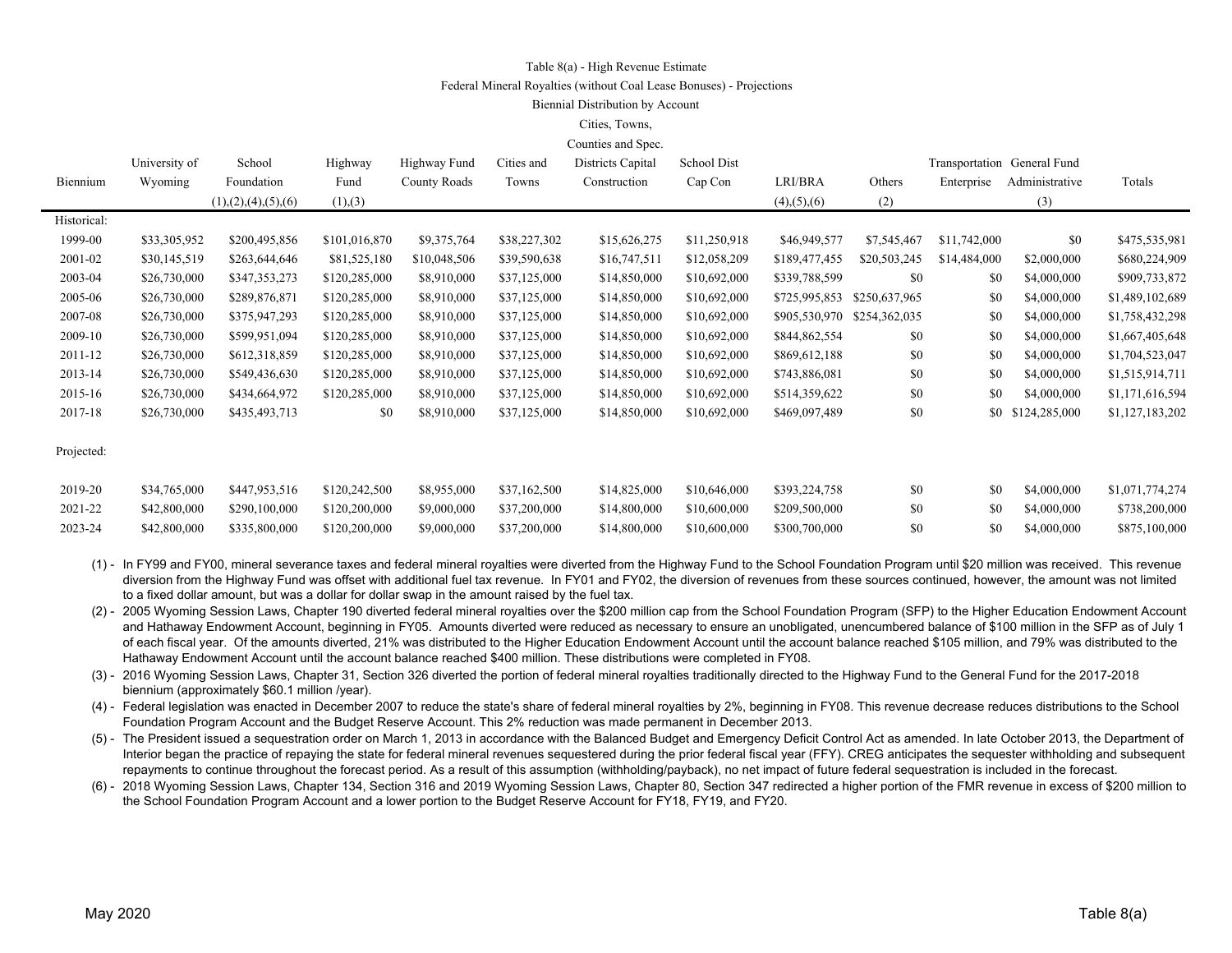Table 8(a) - High Revenue Estimate

Federal Mineral Royalties (without Coal Lease Bonuses) - Projections

Biennial Distribution by Account

| Biennium | University of Wyoming | School Foundation (1),(2),(4),(5),(6) | Highway Fund (1),(3) | Highway Fund County Roads | Cities and Towns | Cities, Towns, Counties and Spec. Districts Capital Construction | School Dist Cap Con | LRI/BRA (4),(5),(6) | Others (2) | Transportation Enterprise | General Fund Administrative (3) | Totals |
|---|---|---|---|---|---|---|---|---|---|---|---|---|
| Historical: | | | | | | | | | | | | |
| 1999-00 | $33,305,952 | $200,495,856 | $101,016,870 | $9,375,764 | $38,227,302 | $15,626,275 | $11,250,918 | $46,949,577 | $7,545,467 | $11,742,000 | $0 | $475,535,981 |
| 2001-02 | $30,145,519 | $263,644,646 | $81,525,180 | $10,048,506 | $39,590,638 | $16,747,511 | $12,058,209 | $189,477,455 | $20,503,245 | $14,484,000 | $2,000,000 | $680,224,909 |
| 2003-04 | $26,730,000 | $347,353,273 | $120,285,000 | $8,910,000 | $37,125,000 | $14,850,000 | $10,692,000 | $339,788,599 | $0 | $0 | $4,000,000 | $909,733,872 |
| 2005-06 | $26,730,000 | $289,876,871 | $120,285,000 | $8,910,000 | $37,125,000 | $14,850,000 | $10,692,000 | $725,995,853 | $250,637,965 | $0 | $4,000,000 | $1,489,102,689 |
| 2007-08 | $26,730,000 | $375,947,293 | $120,285,000 | $8,910,000 | $37,125,000 | $14,850,000 | $10,692,000 | $905,530,970 | $254,362,035 | $0 | $4,000,000 | $1,758,432,298 |
| 2009-10 | $26,730,000 | $599,951,094 | $120,285,000 | $8,910,000 | $37,125,000 | $14,850,000 | $10,692,000 | $844,862,554 | $0 | $0 | $4,000,000 | $1,667,405,648 |
| 2011-12 | $26,730,000 | $612,318,859 | $120,285,000 | $8,910,000 | $37,125,000 | $14,850,000 | $10,692,000 | $869,612,188 | $0 | $0 | $4,000,000 | $1,704,523,047 |
| 2013-14 | $26,730,000 | $549,436,630 | $120,285,000 | $8,910,000 | $37,125,000 | $14,850,000 | $10,692,000 | $743,886,081 | $0 | $0 | $4,000,000 | $1,515,914,711 |
| 2015-16 | $26,730,000 | $434,664,972 | $120,285,000 | $8,910,000 | $37,125,000 | $14,850,000 | $10,692,000 | $514,359,622 | $0 | $0 | $4,000,000 | $1,171,616,594 |
| 2017-18 | $26,730,000 | $435,493,713 | $0 | $8,910,000 | $37,125,000 | $14,850,000 | $10,692,000 | $469,097,489 | $0 | $0 | $124,285,000 | $1,127,183,202 |
| Projected: | | | | | | | | | | | | |
| 2019-20 | $34,765,000 | $447,953,516 | $120,242,500 | $8,955,000 | $37,162,500 | $14,825,000 | $10,646,000 | $393,224,758 | $0 | $0 | $4,000,000 | $1,071,774,274 |
| 2021-22 | $42,800,000 | $290,100,000 | $120,200,000 | $9,000,000 | $37,200,000 | $14,800,000 | $10,600,000 | $209,500,000 | $0 | $0 | $4,000,000 | $738,200,000 |
| 2023-24 | $42,800,000 | $335,800,000 | $120,200,000 | $9,000,000 | $37,200,000 | $14,800,000 | $10,600,000 | $300,700,000 | $0 | $0 | $4,000,000 | $875,100,000 |

(1) - In FY99 and FY00, mineral severance taxes and federal mineral royalties were diverted from the Highway Fund to the School Foundation Program until $20 million was received. This revenue diversion from the Highway Fund was offset with additional fuel tax revenue. In FY01 and FY02, the diversion of revenues from these sources continued, however, the amount was not limited to a fixed dollar amount, but was a dollar for dollar swap in the amount raised by the fuel tax.

(2) - 2005 Wyoming Session Laws, Chapter 190 diverted federal mineral royalties over the $200 million cap from the School Foundation Program (SFP) to the Higher Education Endowment Account and Hathaway Endowment Account, beginning in FY05. Amounts diverted were reduced as necessary to ensure an unobligated, unencumbered balance of $100 million in the SFP as of July 1 of each fiscal year. Of the amounts diverted, 21% was distributed to the Higher Education Endowment Account until the account balance reached $105 million, and 79% was distributed to the Hathaway Endowment Account until the account balance reached $400 million. These distributions were completed in FY08.

(3) - 2016 Wyoming Session Laws, Chapter 31, Section 326 diverted the portion of federal mineral royalties traditionally directed to the Highway Fund to the General Fund for the 2017-2018 biennium (approximately $60.1 million /year).

(4) - Federal legislation was enacted in December 2007 to reduce the state's share of federal mineral royalties by 2%, beginning in FY08. This revenue decrease reduces distributions to the School Foundation Program Account and the Budget Reserve Account. This 2% reduction was made permanent in December 2013.

(5) - The President issued a sequestration order on March 1, 2013 in accordance with the Balanced Budget and Emergency Deficit Control Act as amended. In late October 2013, the Department of Interior began the practice of repaying the state for federal mineral revenues sequestered during the prior federal fiscal year (FFY). CREG anticipates the sequester withholding and subsequent repayments to continue throughout the forecast period. As a result of this assumption (withholding/payback), no net impact of future federal sequestration is included in the forecast.

(6) - 2018 Wyoming Session Laws, Chapter 134, Section 316 and 2019 Wyoming Session Laws, Chapter 80, Section 347 redirected a higher portion of the FMR revenue in excess of $200 million to the School Foundation Program Account and a lower portion to the Budget Reserve Account for FY18, FY19, and FY20.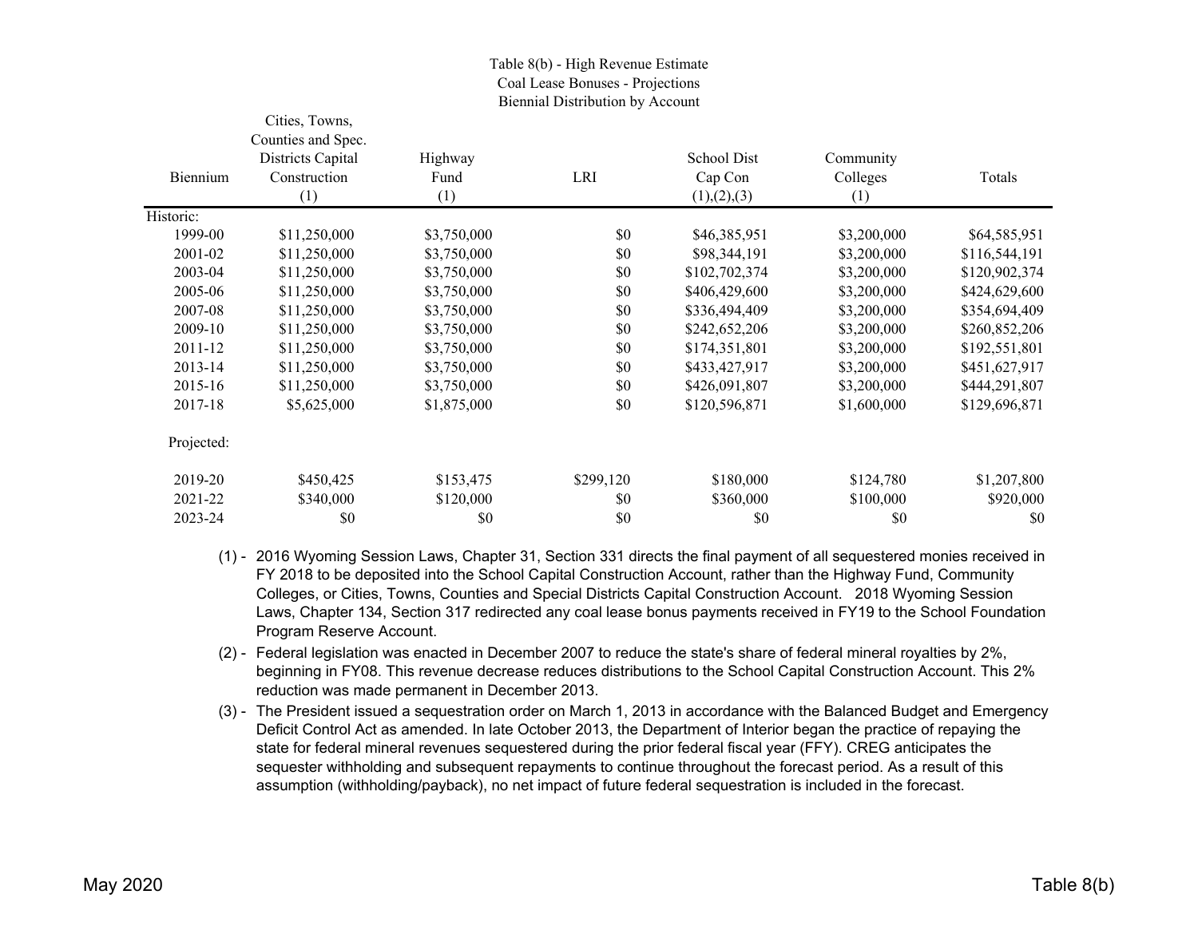# Table 8(b) - High Revenue Estimate
## Coal Lease Bonuses - Projections
### Biennial Distribution by Account

| Biennium | Cities, Towns, Counties and Spec. Districts Capital Construction (1) | Highway Fund (1) | LRI | School Dist Cap Con (1),(2),(3) | Community Colleges (1) | Totals |
|---|---|---|---|---|---|---|
| Historic: | | | | | | |
| 1999-00 | $11,250,000 | $3,750,000 | $0 | $46,385,951 | $3,200,000 | $64,585,951 |
| 2001-02 | $11,250,000 | $3,750,000 | $0 | $98,344,191 | $3,200,000 | $116,544,191 |
| 2003-04 | $11,250,000 | $3,750,000 | $0 | $102,702,374 | $3,200,000 | $120,902,374 |
| 2005-06 | $11,250,000 | $3,750,000 | $0 | $406,429,600 | $3,200,000 | $424,629,600 |
| 2007-08 | $11,250,000 | $3,750,000 | $0 | $336,494,409 | $3,200,000 | $354,694,409 |
| 2009-10 | $11,250,000 | $3,750,000 | $0 | $242,652,206 | $3,200,000 | $260,852,206 |
| 2011-12 | $11,250,000 | $3,750,000 | $0 | $174,351,801 | $3,200,000 | $192,551,801 |
| 2013-14 | $11,250,000 | $3,750,000 | $0 | $433,427,917 | $3,200,000 | $451,627,917 |
| 2015-16 | $11,250,000 | $3,750,000 | $0 | $426,091,807 | $3,200,000 | $444,291,807 |
| 2017-18 | $5,625,000 | $1,875,000 | $0 | $120,596,871 | $1,600,000 | $129,696,871 |
| Projected: | | | | | | |
| 2019-20 | $450,425 | $153,475 | $299,120 | $180,000 | $124,780 | $1,207,800 |
| 2021-22 | $340,000 | $120,000 | $0 | $360,000 | $100,000 | $920,000 |
| 2023-24 | $0 | $0 | $0 | $0 | $0 | $0 |

(1) - 2016 Wyoming Session Laws, Chapter 31, Section 331 directs the final payment of all sequestered monies received in FY 2018 to be deposited into the School Capital Construction Account, rather than the Highway Fund, Community Colleges, or Cities, Towns, Counties and Special Districts Capital Construction Account. 2018 Wyoming Session Laws, Chapter 134, Section 317 redirected any coal lease bonus payments received in FY19 to the School Foundation Program Reserve Account.

(2) - Federal legislation was enacted in December 2007 to reduce the state's share of federal mineral royalties by 2%, beginning in FY08. This revenue decrease reduces distributions to the School Capital Construction Account. This 2% reduction was made permanent in December 2013.

(3) - The President issued a sequestration order on March 1, 2013 in accordance with the Balanced Budget and Emergency Deficit Control Act as amended. In late October 2013, the Department of Interior began the practice of repaying the state for federal mineral revenues sequestered during the prior federal fiscal year (FFY). CREG anticipates the sequester withholding and subsequent repayments to continue throughout the forecast period. As a result of this assumption (withholding/payback), no net impact of future federal sequestration is included in the forecast.

May 2020 Table 8(b)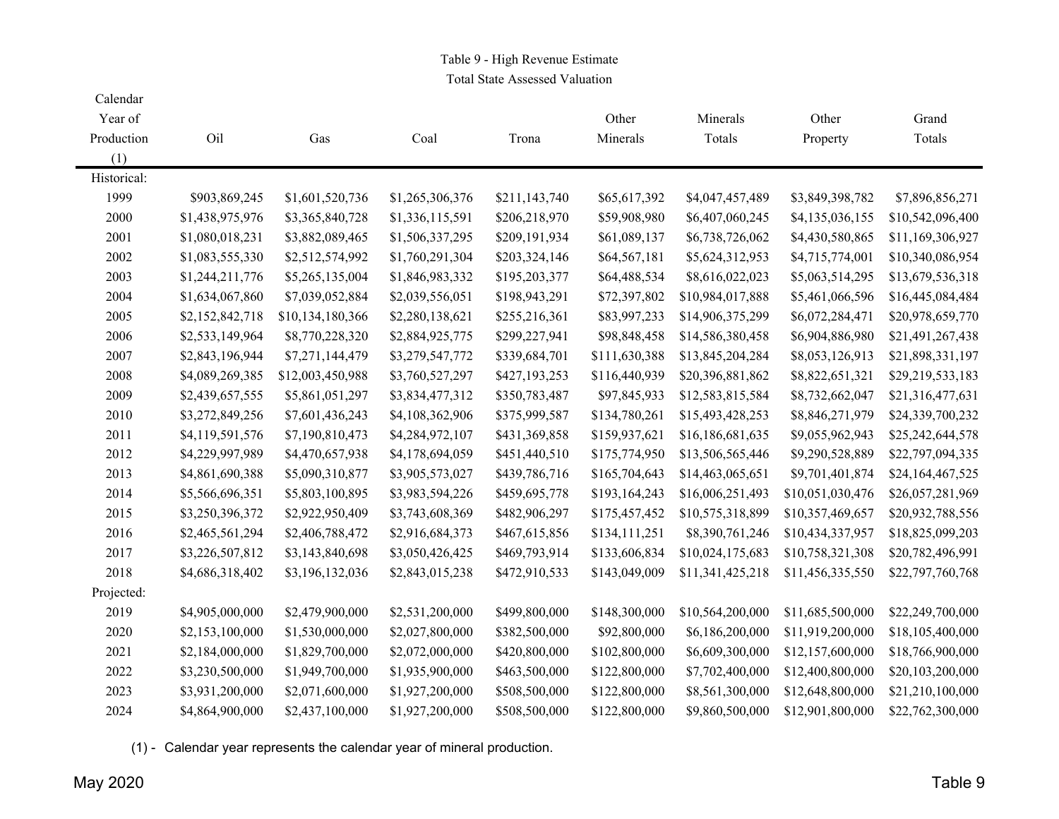Table 9 - High Revenue Estimate

Total State Assessed Valuation

| Calendar Year of Production (1) | Oil | Gas | Coal | Trona | Other Minerals | Minerals Totals | Other Property | Grand Totals |
|---|---|---|---|---|---|---|---|---|
| Historical: | | | | | | | | |
| 1999 | $903,869,245 | $1,601,520,736 | $1,265,306,376 | $211,143,740 | $65,617,392 | $4,047,457,489 | $3,849,398,782 | $7,896,856,271 |
| 2000 | $1,438,975,976 | $3,365,840,728 | $1,336,115,591 | $206,218,970 | $59,908,980 | $6,407,060,245 | $4,135,036,155 | $10,542,096,400 |
| 2001 | $1,080,018,231 | $3,882,089,465 | $1,506,337,295 | $209,191,934 | $61,089,137 | $6,738,726,062 | $4,430,580,865 | $11,169,306,927 |
| 2002 | $1,083,555,330 | $2,512,574,992 | $1,760,291,304 | $203,324,146 | $64,567,181 | $5,624,312,953 | $4,715,774,001 | $10,340,086,954 |
| 2003 | $1,244,211,776 | $5,265,135,004 | $1,846,983,332 | $195,203,377 | $64,488,534 | $8,616,022,023 | $5,063,514,295 | $13,679,536,318 |
| 2004 | $1,634,067,860 | $7,039,052,884 | $2,039,556,051 | $198,943,291 | $72,397,802 | $10,984,017,888 | $5,461,066,596 | $16,445,084,484 |
| 2005 | $2,152,842,718 | $10,134,180,366 | $2,280,138,621 | $255,216,361 | $83,997,233 | $14,906,375,299 | $6,072,284,471 | $20,978,659,770 |
| 2006 | $2,533,149,964 | $8,770,228,320 | $2,884,925,775 | $299,227,941 | $98,848,458 | $14,586,380,458 | $6,904,886,980 | $21,491,267,438 |
| 2007 | $2,843,196,944 | $7,271,144,479 | $3,279,547,772 | $339,684,701 | $111,630,388 | $13,845,204,284 | $8,053,126,913 | $21,898,331,197 |
| 2008 | $4,089,269,385 | $12,003,450,988 | $3,760,527,297 | $427,193,253 | $116,440,939 | $20,396,881,862 | $8,822,651,321 | $29,219,533,183 |
| 2009 | $2,439,657,555 | $5,861,051,297 | $3,834,477,312 | $350,783,487 | $97,845,933 | $12,583,815,584 | $8,732,662,047 | $21,316,477,631 |
| 2010 | $3,272,849,256 | $7,601,436,243 | $4,108,362,906 | $375,999,587 | $134,780,261 | $15,493,428,253 | $8,846,271,979 | $24,339,700,232 |
| 2011 | $4,119,591,576 | $7,190,810,473 | $4,284,972,107 | $431,369,858 | $159,937,621 | $16,186,681,635 | $9,055,962,943 | $25,242,644,578 |
| 2012 | $4,229,997,989 | $4,470,657,938 | $4,178,694,059 | $451,440,510 | $175,774,950 | $13,506,565,446 | $9,290,528,889 | $22,797,094,335 |
| 2013 | $4,861,690,388 | $5,090,310,877 | $3,905,573,027 | $439,786,716 | $165,704,643 | $14,463,065,651 | $9,701,401,874 | $24,164,467,525 |
| 2014 | $5,566,696,351 | $5,803,100,895 | $3,983,594,226 | $459,695,778 | $193,164,243 | $16,006,251,493 | $10,051,030,476 | $26,057,281,969 |
| 2015 | $3,250,396,372 | $2,922,950,409 | $3,743,608,369 | $482,906,297 | $175,457,452 | $10,575,318,899 | $10,357,469,657 | $20,932,788,556 |
| 2016 | $2,465,561,294 | $2,406,788,472 | $2,916,684,373 | $467,615,856 | $134,111,251 | $8,390,761,246 | $10,434,337,957 | $18,825,099,203 |
| 2017 | $3,226,507,812 | $3,143,840,698 | $3,050,426,425 | $469,793,914 | $133,606,834 | $10,024,175,683 | $10,758,321,308 | $20,782,496,991 |
| 2018 | $4,686,318,402 | $3,196,132,036 | $2,843,015,238 | $472,910,533 | $143,049,009 | $11,341,425,218 | $11,456,335,550 | $22,797,760,768 |
| Projected: | | | | | | | | |
| 2019 | $4,905,000,000 | $2,479,900,000 | $2,531,200,000 | $499,800,000 | $148,300,000 | $10,564,200,000 | $11,685,500,000 | $22,249,700,000 |
| 2020 | $2,153,100,000 | $1,530,000,000 | $2,027,800,000 | $382,500,000 | $92,800,000 | $6,186,200,000 | $11,919,200,000 | $18,105,400,000 |
| 2021 | $2,184,000,000 | $1,829,700,000 | $2,072,000,000 | $420,800,000 | $102,800,000 | $6,609,300,000 | $12,157,600,000 | $18,766,900,000 |
| 2022 | $3,230,500,000 | $1,949,700,000 | $1,935,900,000 | $463,500,000 | $122,800,000 | $7,702,400,000 | $12,400,800,000 | $20,103,200,000 |
| 2023 | $3,931,200,000 | $2,071,600,000 | $1,927,200,000 | $508,500,000 | $122,800,000 | $8,561,300,000 | $12,648,800,000 | $21,210,100,000 |
| 2024 | $4,864,900,000 | $2,437,100,000 | $1,927,200,000 | $508,500,000 | $122,800,000 | $9,860,500,000 | $12,901,800,000 | $22,762,300,000 |

(1) - Calendar year represents the calendar year of mineral production.

May 2020